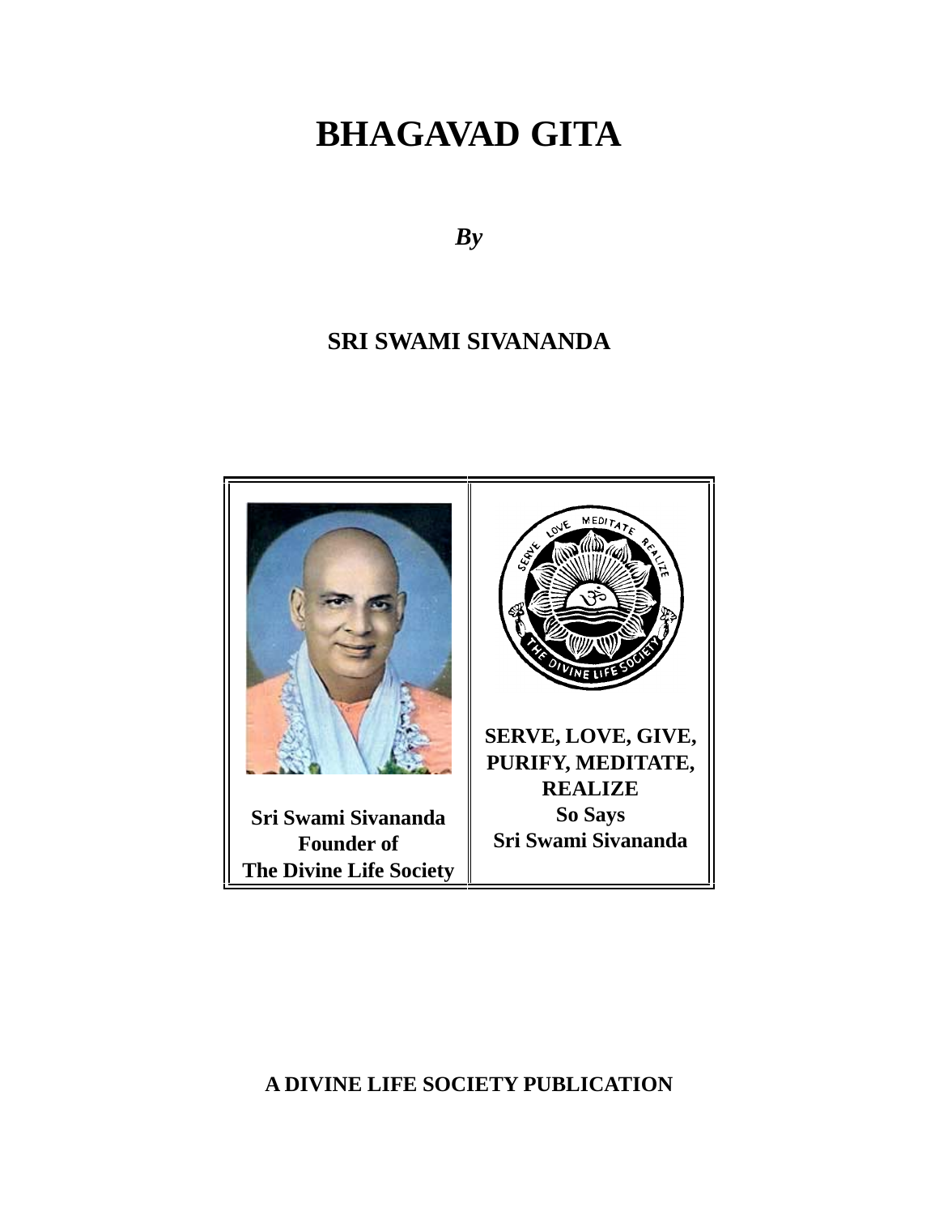# BHAGAVAD GITA

***By***

## SRI SWAMI SIVANANDA

| **Sri Swami Sivananda**<br>**Founder of**<br>**The Divine Life Society** | **SERVE, LOVE, GIVE, PURIFY, MEDITATE, REALIZE**<br>**So Says**<br>**Sri Swami Sivananda** |
|---|---|

**A DIVINE LIFE SOCIETY PUBLICATION**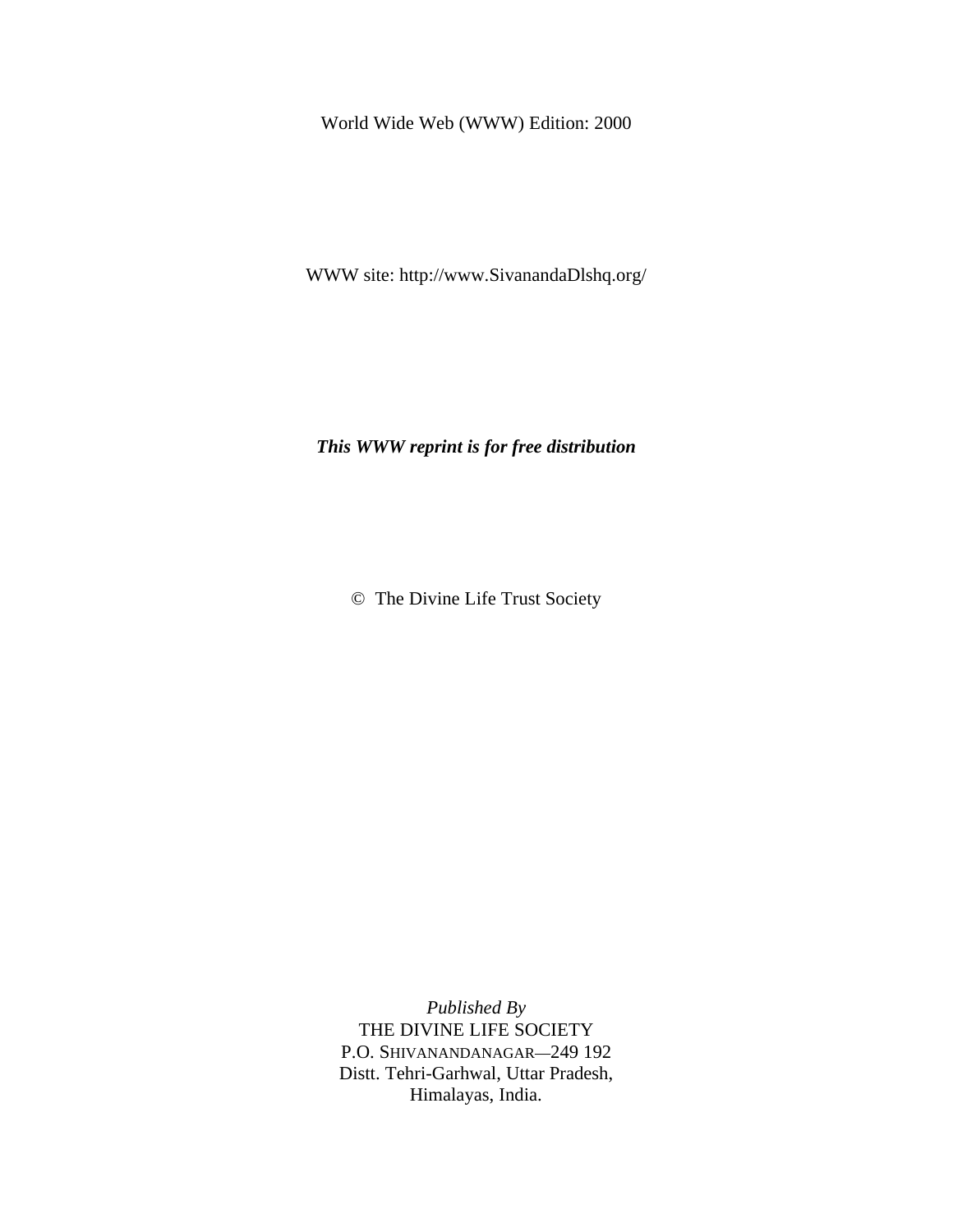World Wide Web (WWW) Edition: 2000

WWW site: http://www.SivanandaDlshq.org/

***This WWW reprint is for free distribution***

© The Divine Life Trust Society

*Published By*
THE DIVINE LIFE SOCIETY
P.O. SHIVANANDANAGAR—249 192
Distt. Tehri-Garhwal, Uttar Pradesh,
Himalayas, India.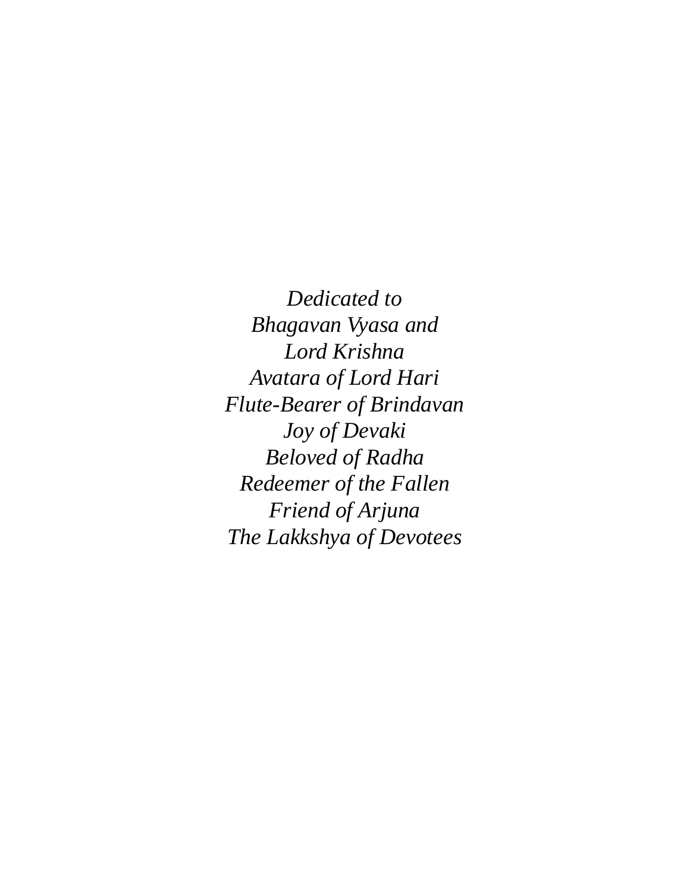*Dedicated to*
*Bhagavan Vyasa and*
*Lord Krishna*
*Avatara of Lord Hari*
*Flute-Bearer of Brindavan*
*Joy of Devaki*
*Beloved of Radha*
*Redeemer of the Fallen*
*Friend of Arjuna*
*The Lakkshya of Devotees*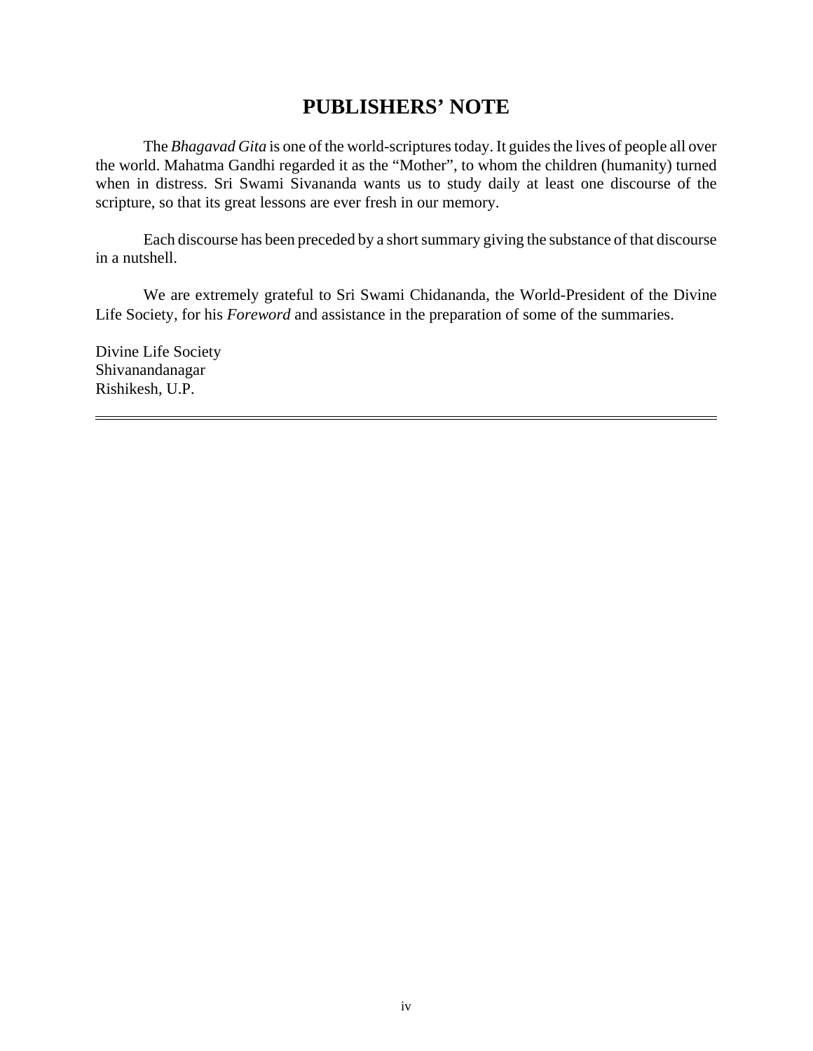# PUBLISHERS' NOTE

The *Bhagavad Gita* is one of the world-scriptures today. It guides the lives of people all over the world. Mahatma Gandhi regarded it as the "Mother", to whom the children (humanity) turned when in distress. Sri Swami Sivananda wants us to study daily at least one discourse of the scripture, so that its great lessons are ever fresh in our memory.

Each discourse has been preceded by a short summary giving the substance of that discourse in a nutshell.

We are extremely grateful to Sri Swami Chidananda, the World-President of the Divine Life Society, for his *Foreword* and assistance in the preparation of some of the summaries.

Divine Life Society
Shivanandanagar
Rishikesh, U.P.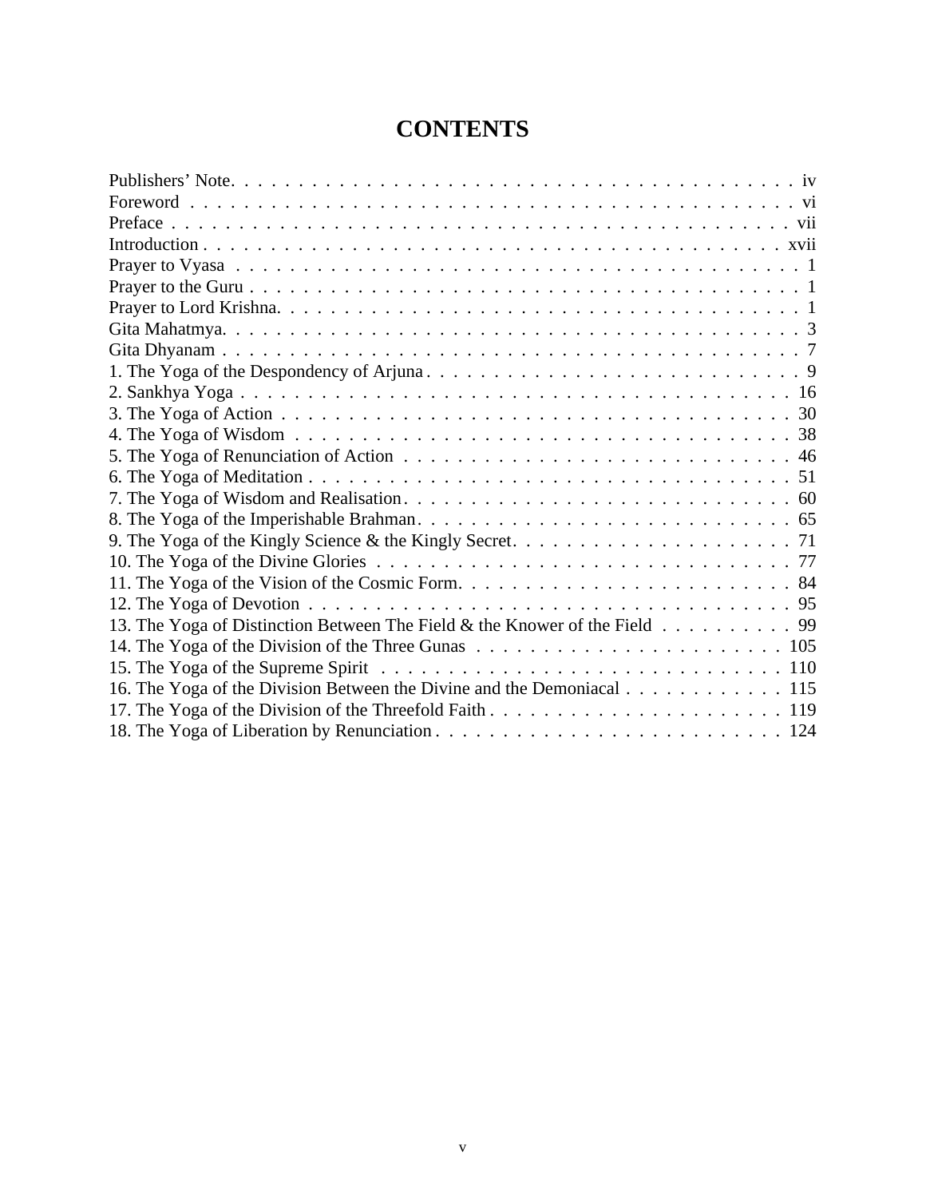# CONTENTS

| | |
|---|---|
| Publishers' Note | iv |
| Foreword | vi |
| Preface | vii |
| Introduction | xvii |
| Prayer to Vyasa | 1 |
| Prayer to the Guru | 1 |
| Prayer to Lord Krishna | 1 |
| Gita Mahatmya | 3 |
| Gita Dhyanam | 7 |
| 1. The Yoga of the Despondency of Arjuna | 9 |
| 2. Sankhya Yoga | 16 |
| 3. The Yoga of Action | 30 |
| 4. The Yoga of Wisdom | 38 |
| 5. The Yoga of Renunciation of Action | 46 |
| 6. The Yoga of Meditation | 51 |
| 7. The Yoga of Wisdom and Realisation | 60 |
| 8. The Yoga of the Imperishable Brahman | 65 |
| 9. The Yoga of the Kingly Science & the Kingly Secret | 71 |
| 10. The Yoga of the Divine Glories | 77 |
| 11. The Yoga of the Vision of the Cosmic Form | 84 |
| 12. The Yoga of Devotion | 95 |
| 13. The Yoga of Distinction Between The Field & the Knower of the Field | 99 |
| 14. The Yoga of the Division of the Three Gunas | 105 |
| 15. The Yoga of the Supreme Spirit | 110 |
| 16. The Yoga of the Division Between the Divine and the Demoniacal | 115 |
| 17. The Yoga of the Division of the Threefold Faith | 119 |
| 18. The Yoga of Liberation by Renunciation | 124 |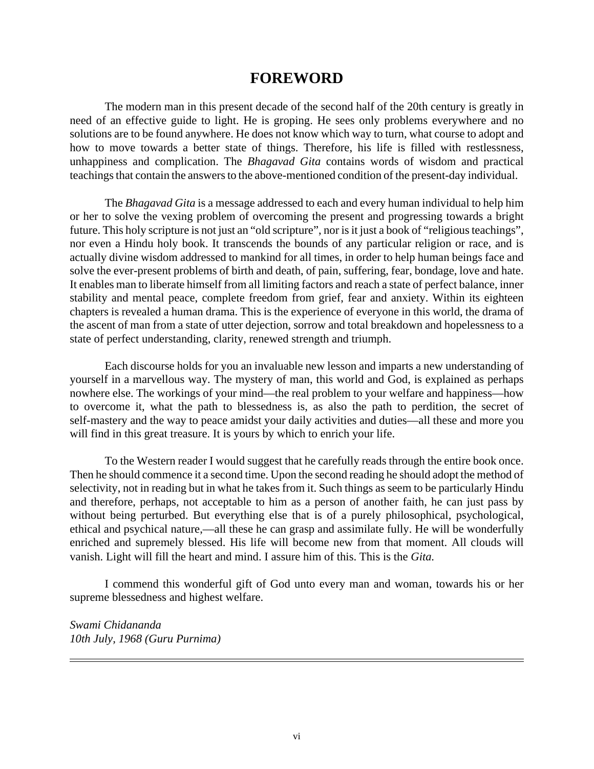# FOREWORD

The modern man in this present decade of the second half of the 20th century is greatly in need of an effective guide to light. He is groping. He sees only problems everywhere and no solutions are to be found anywhere. He does not know which way to turn, what course to adopt and how to move towards a better state of things. Therefore, his life is filled with restlessness, unhappiness and complication. The *Bhagavad Gita* contains words of wisdom and practical teachings that contain the answers to the above-mentioned condition of the present-day individual.

The *Bhagavad Gita* is a message addressed to each and every human individual to help him or her to solve the vexing problem of overcoming the present and progressing towards a bright future. This holy scripture is not just an "old scripture", nor is it just a book of "religious teachings", nor even a Hindu holy book. It transcends the bounds of any particular religion or race, and is actually divine wisdom addressed to mankind for all times, in order to help human beings face and solve the ever-present problems of birth and death, of pain, suffering, fear, bondage, love and hate. It enables man to liberate himself from all limiting factors and reach a state of perfect balance, inner stability and mental peace, complete freedom from grief, fear and anxiety. Within its eighteen chapters is revealed a human drama. This is the experience of everyone in this world, the drama of the ascent of man from a state of utter dejection, sorrow and total breakdown and hopelessness to a state of perfect understanding, clarity, renewed strength and triumph.

Each discourse holds for you an invaluable new lesson and imparts a new understanding of yourself in a marvellous way. The mystery of man, this world and God, is explained as perhaps nowhere else. The workings of your mind—the real problem to your welfare and happiness—how to overcome it, what the path to blessedness is, as also the path to perdition, the secret of self-mastery and the way to peace amidst your daily activities and duties—all these and more you will find in this great treasure. It is yours by which to enrich your life.

To the Western reader I would suggest that he carefully reads through the entire book once. Then he should commence it a second time. Upon the second reading he should adopt the method of selectivity, not in reading but in what he takes from it. Such things as seem to be particularly Hindu and therefore, perhaps, not acceptable to him as a person of another faith, he can just pass by without being perturbed. But everything else that is of a purely philosophical, psychological, ethical and psychical nature,—all these he can grasp and assimilate fully. He will be wonderfully enriched and supremely blessed. His life will become new from that moment. All clouds will vanish. Light will fill the heart and mind. I assure him of this. This is the *Gita.*

I commend this wonderful gift of God unto every man and woman, towards his or her supreme blessedness and highest welfare.

*Swami Chidananda*
*10th July, 1968 (Guru Purnima)*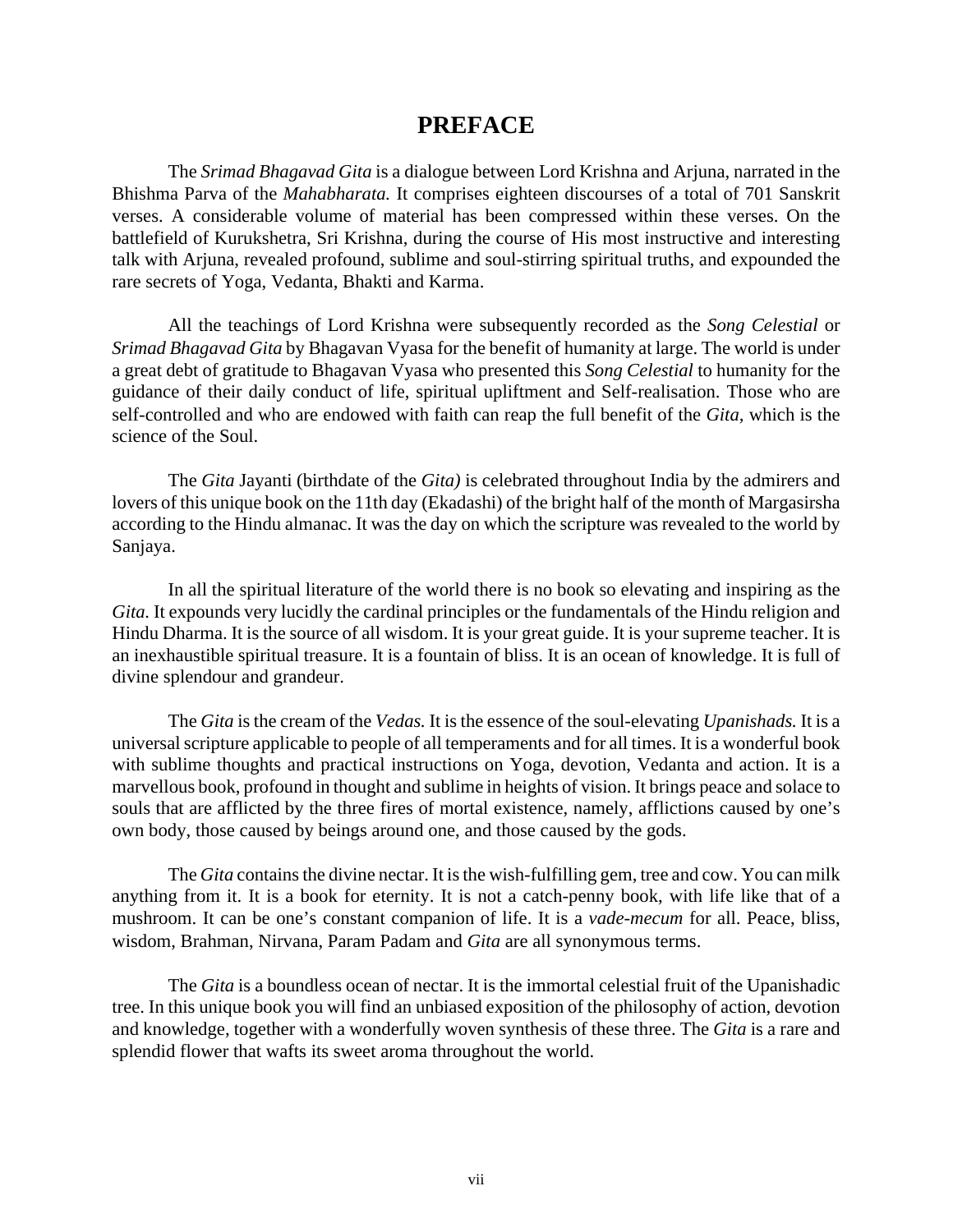# PREFACE

The *Srimad Bhagavad Gita* is a dialogue between Lord Krishna and Arjuna, narrated in the Bhishma Parva of the *Mahabharata.* It comprises eighteen discourses of a total of 701 Sanskrit verses. A considerable volume of material has been compressed within these verses. On the battlefield of Kurukshetra, Sri Krishna, during the course of His most instructive and interesting talk with Arjuna, revealed profound, sublime and soul-stirring spiritual truths, and expounded the rare secrets of Yoga, Vedanta, Bhakti and Karma.

All the teachings of Lord Krishna were subsequently recorded as the *Song Celestial* or *Srimad Bhagavad Gita* by Bhagavan Vyasa for the benefit of humanity at large. The world is under a great debt of gratitude to Bhagavan Vyasa who presented this *Song Celestial* to humanity for the guidance of their daily conduct of life, spiritual upliftment and Self-realisation. Those who are self-controlled and who are endowed with faith can reap the full benefit of the *Gita,* which is the science of the Soul.

The *Gita* Jayanti (birthdate of the *Gita)* is celebrated throughout India by the admirers and lovers of this unique book on the 11th day (Ekadashi) of the bright half of the month of Margasirsha according to the Hindu almanac. It was the day on which the scripture was revealed to the world by Sanjaya.

In all the spiritual literature of the world there is no book so elevating and inspiring as the *Gita.* It expounds very lucidly the cardinal principles or the fundamentals of the Hindu religion and Hindu Dharma. It is the source of all wisdom. It is your great guide. It is your supreme teacher. It is an inexhaustible spiritual treasure. It is a fountain of bliss. It is an ocean of knowledge. It is full of divine splendour and grandeur.

The *Gita* is the cream of the *Vedas.* It is the essence of the soul-elevating *Upanishads.* It is a universal scripture applicable to people of all temperaments and for all times. It is a wonderful book with sublime thoughts and practical instructions on Yoga, devotion, Vedanta and action. It is a marvellous book, profound in thought and sublime in heights of vision. It brings peace and solace to souls that are afflicted by the three fires of mortal existence, namely, afflictions caused by one's own body, those caused by beings around one, and those caused by the gods.

The *Gita* contains the divine nectar. It is the wish-fulfilling gem, tree and cow. You can milk anything from it. It is a book for eternity. It is not a catch-penny book, with life like that of a mushroom. It can be one's constant companion of life. It is a *vade-mecum* for all. Peace, bliss, wisdom, Brahman, Nirvana, Param Padam and *Gita* are all synonymous terms.

The *Gita* is a boundless ocean of nectar. It is the immortal celestial fruit of the Upanishadic tree. In this unique book you will find an unbiased exposition of the philosophy of action, devotion and knowledge, together with a wonderfully woven synthesis of these three. The *Gita* is a rare and splendid flower that wafts its sweet aroma throughout the world.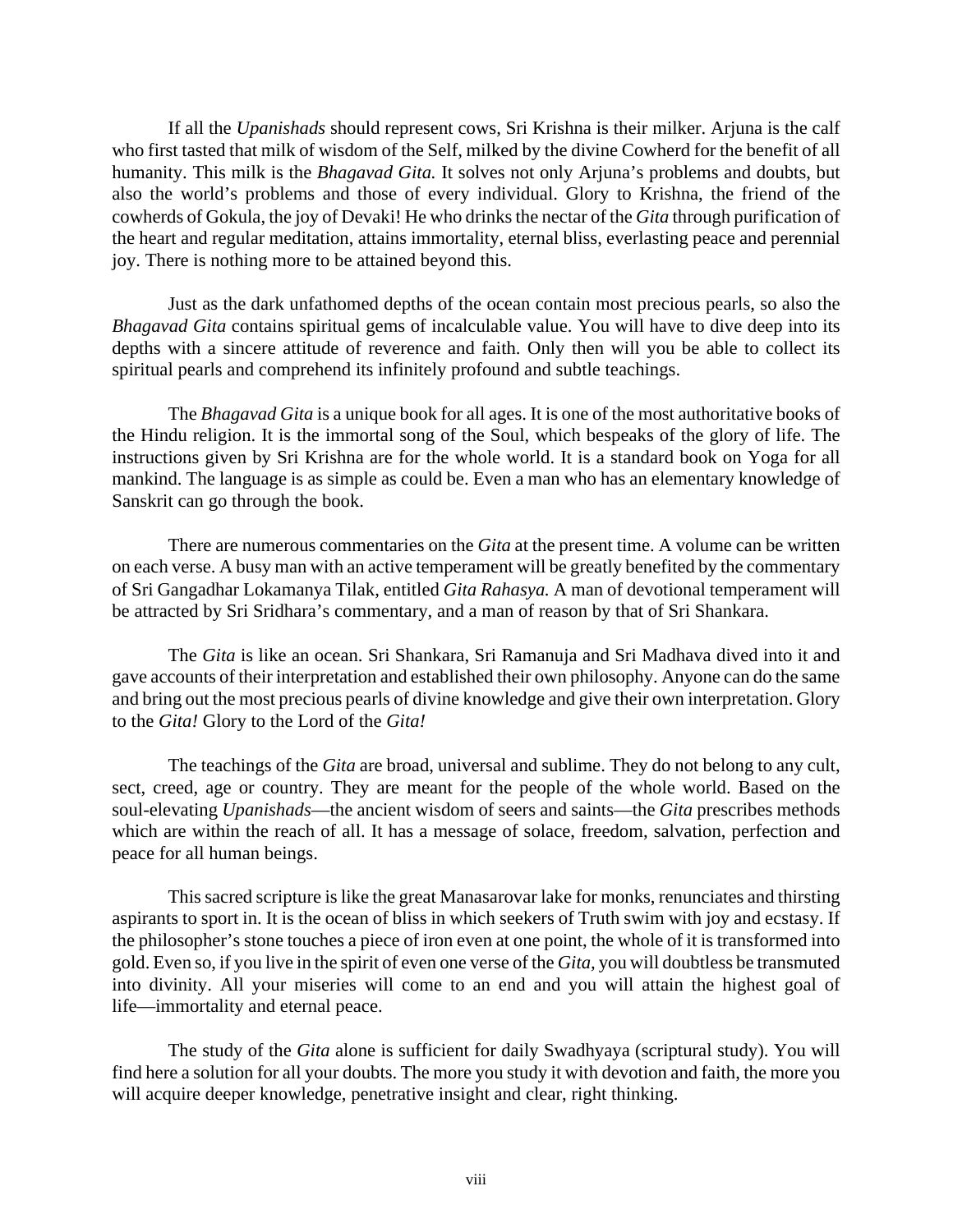If all the *Upanishads* should represent cows, Sri Krishna is their milker. Arjuna is the calf who first tasted that milk of wisdom of the Self, milked by the divine Cowherd for the benefit of all humanity. This milk is the *Bhagavad Gita.* It solves not only Arjuna's problems and doubts, but also the world's problems and those of every individual. Glory to Krishna, the friend of the cowherds of Gokula, the joy of Devaki! He who drinks the nectar of the *Gita* through purification of the heart and regular meditation, attains immortality, eternal bliss, everlasting peace and perennial joy. There is nothing more to be attained beyond this.

Just as the dark unfathomed depths of the ocean contain most precious pearls, so also the *Bhagavad Gita* contains spiritual gems of incalculable value. You will have to dive deep into its depths with a sincere attitude of reverence and faith. Only then will you be able to collect its spiritual pearls and comprehend its infinitely profound and subtle teachings.

The *Bhagavad Gita* is a unique book for all ages. It is one of the most authoritative books of the Hindu religion. It is the immortal song of the Soul, which bespeaks of the glory of life. The instructions given by Sri Krishna are for the whole world. It is a standard book on Yoga for all mankind. The language is as simple as could be. Even a man who has an elementary knowledge of Sanskrit can go through the book.

There are numerous commentaries on the *Gita* at the present time. A volume can be written on each verse. A busy man with an active temperament will be greatly benefited by the commentary of Sri Gangadhar Lokamanya Tilak, entitled *Gita Rahasya.* A man of devotional temperament will be attracted by Sri Sridhara's commentary, and a man of reason by that of Sri Shankara.

The *Gita* is like an ocean. Sri Shankara, Sri Ramanuja and Sri Madhava dived into it and gave accounts of their interpretation and established their own philosophy. Anyone can do the same and bring out the most precious pearls of divine knowledge and give their own interpretation. Glory to the *Gita!* Glory to the Lord of the *Gita!*

The teachings of the *Gita* are broad, universal and sublime. They do not belong to any cult, sect, creed, age or country. They are meant for the people of the whole world. Based on the soul-elevating *Upanishads*—the ancient wisdom of seers and saints—the *Gita* prescribes methods which are within the reach of all. It has a message of solace, freedom, salvation, perfection and peace for all human beings.

This sacred scripture is like the great Manasarovar lake for monks, renunciates and thirsting aspirants to sport in. It is the ocean of bliss in which seekers of Truth swim with joy and ecstasy. If the philosopher's stone touches a piece of iron even at one point, the whole of it is transformed into gold. Even so, if you live in the spirit of even one verse of the *Gita,* you will doubtless be transmuted into divinity. All your miseries will come to an end and you will attain the highest goal of life—immortality and eternal peace.

The study of the *Gita* alone is sufficient for daily Swadhyaya (scriptural study). You will find here a solution for all your doubts. The more you study it with devotion and faith, the more you will acquire deeper knowledge, penetrative insight and clear, right thinking.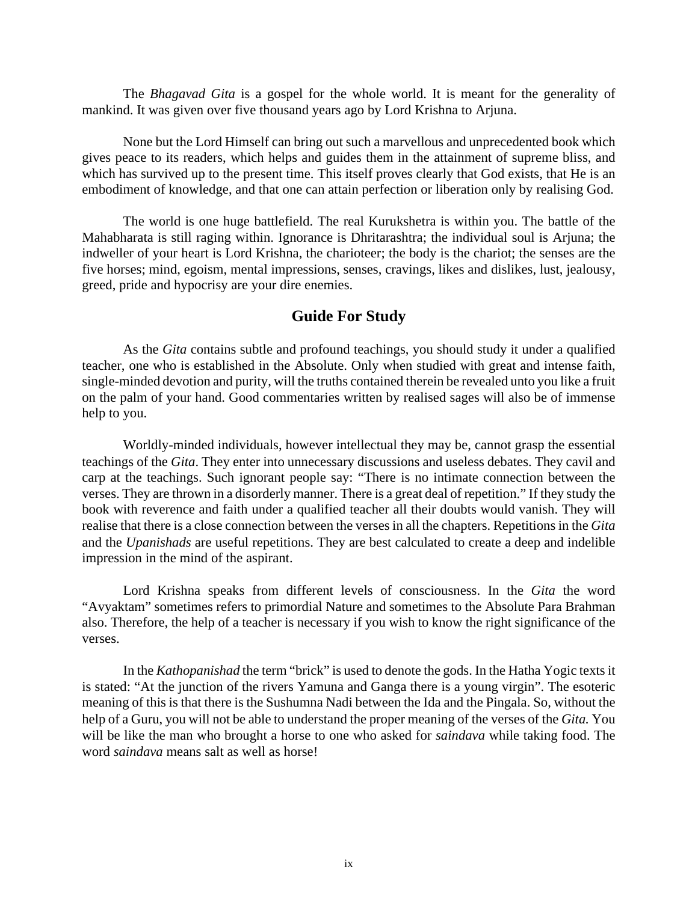The *Bhagavad Gita* is a gospel for the whole world. It is meant for the generality of mankind. It was given over five thousand years ago by Lord Krishna to Arjuna.

None but the Lord Himself can bring out such a marvellous and unprecedented book which gives peace to its readers, which helps and guides them in the attainment of supreme bliss, and which has survived up to the present time. This itself proves clearly that God exists, that He is an embodiment of knowledge, and that one can attain perfection or liberation only by realising God.

The world is one huge battlefield. The real Kurukshetra is within you. The battle of the Mahabharata is still raging within. Ignorance is Dhritarashtra; the individual soul is Arjuna; the indweller of your heart is Lord Krishna, the charioteer; the body is the chariot; the senses are the five horses; mind, egoism, mental impressions, senses, cravings, likes and dislikes, lust, jealousy, greed, pride and hypocrisy are your dire enemies.

## Guide For Study

As the *Gita* contains subtle and profound teachings, you should study it under a qualified teacher, one who is established in the Absolute. Only when studied with great and intense faith, single-minded devotion and purity, will the truths contained therein be revealed unto you like a fruit on the palm of your hand. Good commentaries written by realised sages will also be of immense help to you.

Worldly-minded individuals, however intellectual they may be, cannot grasp the essential teachings of the *Gita*. They enter into unnecessary discussions and useless debates. They cavil and carp at the teachings. Such ignorant people say: "There is no intimate connection between the verses. They are thrown in a disorderly manner. There is a great deal of repetition." If they study the book with reverence and faith under a qualified teacher all their doubts would vanish. They will realise that there is a close connection between the verses in all the chapters. Repetitions in the *Gita* and the *Upanishads* are useful repetitions. They are best calculated to create a deep and indelible impression in the mind of the aspirant.

Lord Krishna speaks from different levels of consciousness. In the *Gita* the word "Avyaktam" sometimes refers to primordial Nature and sometimes to the Absolute Para Brahman also. Therefore, the help of a teacher is necessary if you wish to know the right significance of the verses.

In the *Kathopanishad* the term "brick" is used to denote the gods. In the Hatha Yogic texts it is stated: "At the junction of the rivers Yamuna and Ganga there is a young virgin". The esoteric meaning of this is that there is the Sushumna Nadi between the Ida and the Pingala. So, without the help of a Guru, you will not be able to understand the proper meaning of the verses of the *Gita.* You will be like the man who brought a horse to one who asked for *saindava* while taking food. The word *saindava* means salt as well as horse!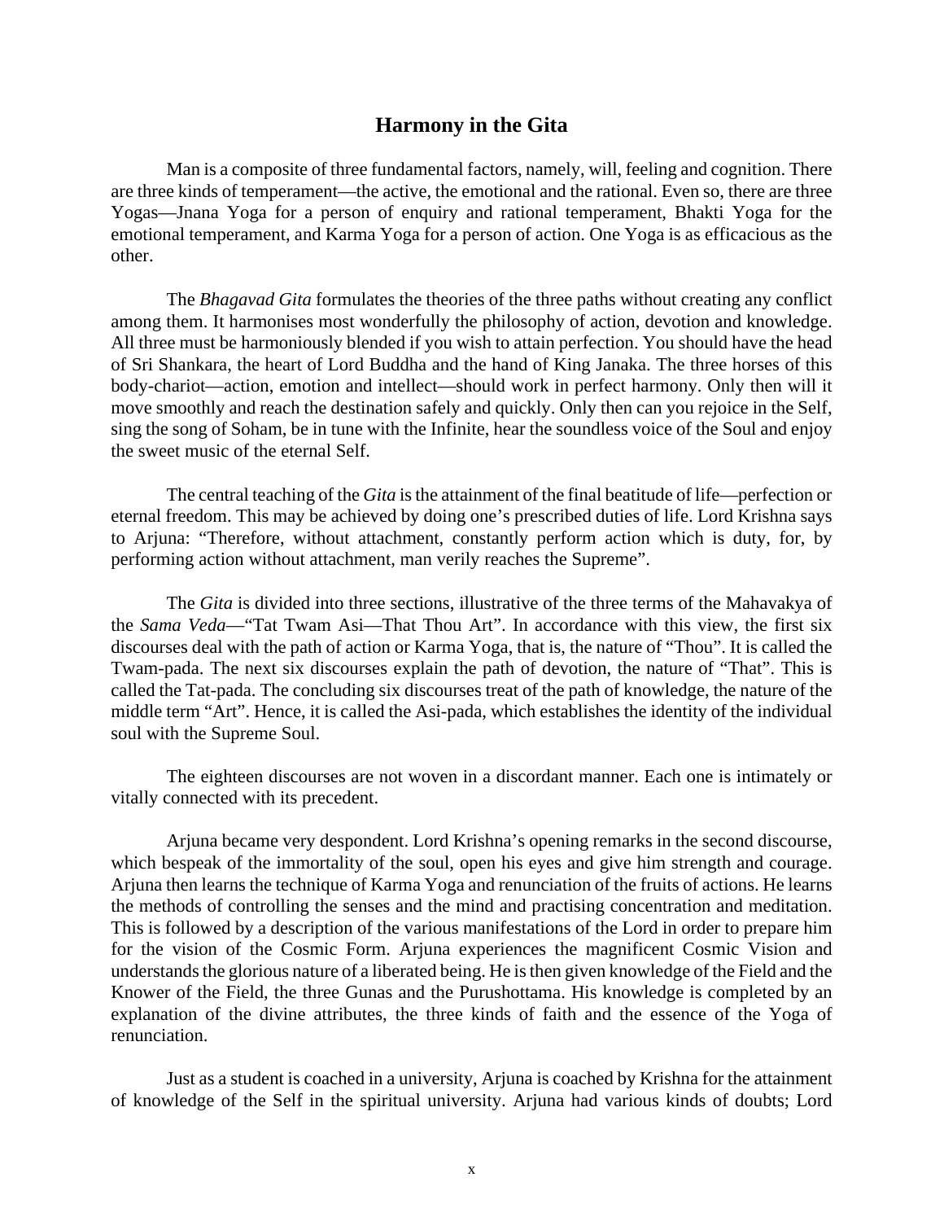## Harmony in the Gita

Man is a composite of three fundamental factors, namely, will, feeling and cognition. There are three kinds of temperament—the active, the emotional and the rational. Even so, there are three Yogas—Jnana Yoga for a person of enquiry and rational temperament, Bhakti Yoga for the emotional temperament, and Karma Yoga for a person of action. One Yoga is as efficacious as the other.

The *Bhagavad Gita* formulates the theories of the three paths without creating any conflict among them. It harmonises most wonderfully the philosophy of action, devotion and knowledge. All three must be harmoniously blended if you wish to attain perfection. You should have the head of Sri Shankara, the heart of Lord Buddha and the hand of King Janaka. The three horses of this body-chariot—action, emotion and intellect—should work in perfect harmony. Only then will it move smoothly and reach the destination safely and quickly. Only then can you rejoice in the Self, sing the song of Soham, be in tune with the Infinite, hear the soundless voice of the Soul and enjoy the sweet music of the eternal Self.

The central teaching of the *Gita* is the attainment of the final beatitude of life—perfection or eternal freedom. This may be achieved by doing one's prescribed duties of life. Lord Krishna says to Arjuna: "Therefore, without attachment, constantly perform action which is duty, for, by performing action without attachment, man verily reaches the Supreme".

The *Gita* is divided into three sections, illustrative of the three terms of the Mahavakya of the *Sama Veda*—"Tat Twam Asi—That Thou Art". In accordance with this view, the first six discourses deal with the path of action or Karma Yoga, that is, the nature of "Thou". It is called the Twam-pada. The next six discourses explain the path of devotion, the nature of "That". This is called the Tat-pada. The concluding six discourses treat of the path of knowledge, the nature of the middle term "Art". Hence, it is called the Asi-pada, which establishes the identity of the individual soul with the Supreme Soul.

The eighteen discourses are not woven in a discordant manner. Each one is intimately or vitally connected with its precedent.

Arjuna became very despondent. Lord Krishna's opening remarks in the second discourse, which bespeak of the immortality of the soul, open his eyes and give him strength and courage. Arjuna then learns the technique of Karma Yoga and renunciation of the fruits of actions. He learns the methods of controlling the senses and the mind and practising concentration and meditation. This is followed by a description of the various manifestations of the Lord in order to prepare him for the vision of the Cosmic Form. Arjuna experiences the magnificent Cosmic Vision and understands the glorious nature of a liberated being. He is then given knowledge of the Field and the Knower of the Field, the three Gunas and the Purushottama. His knowledge is completed by an explanation of the divine attributes, the three kinds of faith and the essence of the Yoga of renunciation.

Just as a student is coached in a university, Arjuna is coached by Krishna for the attainment of knowledge of the Self in the spiritual university. Arjuna had various kinds of doubts; Lord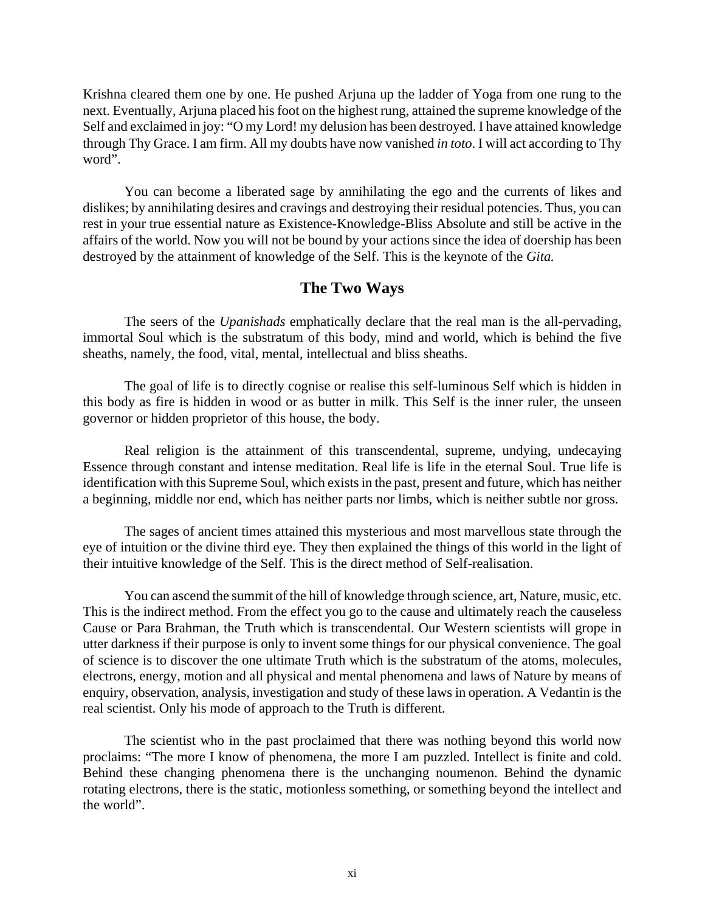Krishna cleared them one by one. He pushed Arjuna up the ladder of Yoga from one rung to the next. Eventually, Arjuna placed his foot on the highest rung, attained the supreme knowledge of the Self and exclaimed in joy: "O my Lord! my delusion has been destroyed. I have attained knowledge through Thy Grace. I am firm. All my doubts have now vanished *in toto*. I will act according to Thy word".

You can become a liberated sage by annihilating the ego and the currents of likes and dislikes; by annihilating desires and cravings and destroying their residual potencies. Thus, you can rest in your true essential nature as Existence-Knowledge-Bliss Absolute and still be active in the affairs of the world. Now you will not be bound by your actions since the idea of doership has been destroyed by the attainment of knowledge of the Self. This is the keynote of the *Gita.*

## The Two Ways

The seers of the *Upanishads* emphatically declare that the real man is the all-pervading, immortal Soul which is the substratum of this body, mind and world, which is behind the five sheaths, namely, the food, vital, mental, intellectual and bliss sheaths.

The goal of life is to directly cognise or realise this self-luminous Self which is hidden in this body as fire is hidden in wood or as butter in milk. This Self is the inner ruler, the unseen governor or hidden proprietor of this house, the body.

Real religion is the attainment of this transcendental, supreme, undying, undecaying Essence through constant and intense meditation. Real life is life in the eternal Soul. True life is identification with this Supreme Soul, which exists in the past, present and future, which has neither a beginning, middle nor end, which has neither parts nor limbs, which is neither subtle nor gross.

The sages of ancient times attained this mysterious and most marvellous state through the eye of intuition or the divine third eye. They then explained the things of this world in the light of their intuitive knowledge of the Self. This is the direct method of Self-realisation.

You can ascend the summit of the hill of knowledge through science, art, Nature, music, etc. This is the indirect method. From the effect you go to the cause and ultimately reach the causeless Cause or Para Brahman, the Truth which is transcendental. Our Western scientists will grope in utter darkness if their purpose is only to invent some things for our physical convenience. The goal of science is to discover the one ultimate Truth which is the substratum of the atoms, molecules, electrons, energy, motion and all physical and mental phenomena and laws of Nature by means of enquiry, observation, analysis, investigation and study of these laws in operation. A Vedantin is the real scientist. Only his mode of approach to the Truth is different.

The scientist who in the past proclaimed that there was nothing beyond this world now proclaims: "The more I know of phenomena, the more I am puzzled. Intellect is finite and cold. Behind these changing phenomena there is the unchanging noumenon. Behind the dynamic rotating electrons, there is the static, motionless something, or something beyond the intellect and the world".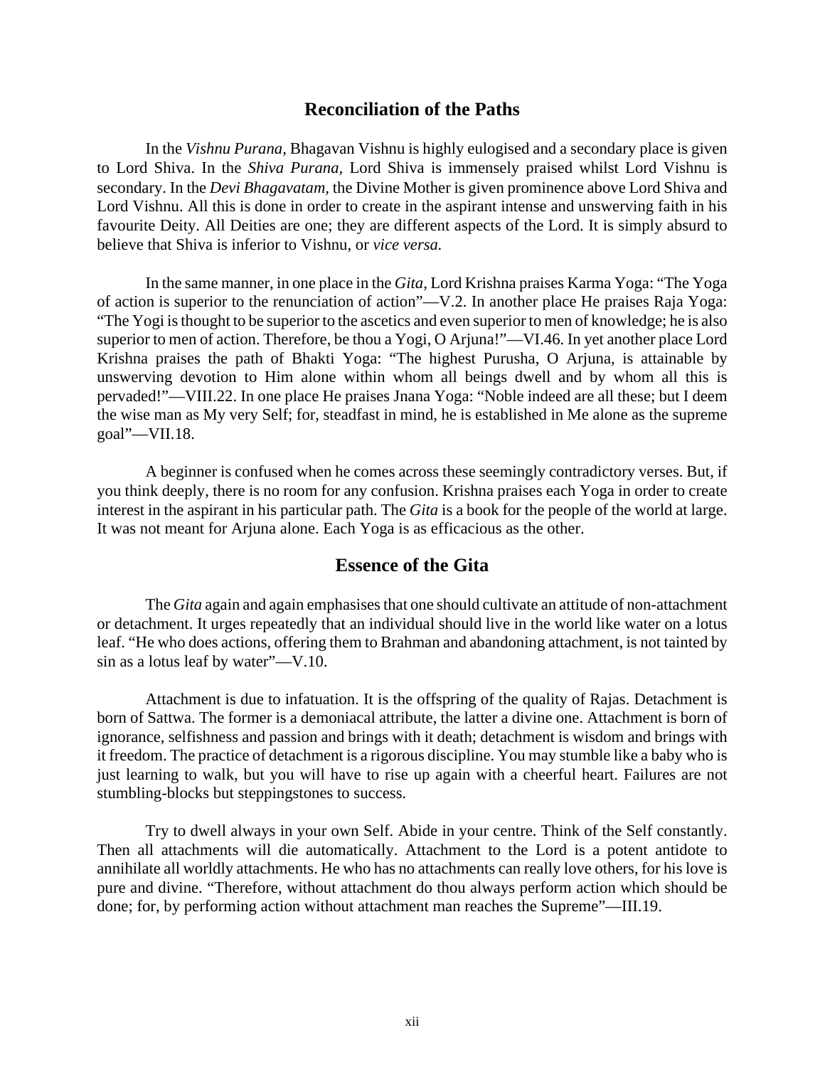## Reconciliation of the Paths

In the *Vishnu Purana,* Bhagavan Vishnu is highly eulogised and a secondary place is given to Lord Shiva. In the *Shiva Purana,* Lord Shiva is immensely praised whilst Lord Vishnu is secondary. In the *Devi Bhagavatam,* the Divine Mother is given prominence above Lord Shiva and Lord Vishnu. All this is done in order to create in the aspirant intense and unswerving faith in his favourite Deity. All Deities are one; they are different aspects of the Lord. It is simply absurd to believe that Shiva is inferior to Vishnu, or *vice versa.*

In the same manner, in one place in the *Gita,* Lord Krishna praises Karma Yoga: "The Yoga of action is superior to the renunciation of action"—V.2. In another place He praises Raja Yoga: "The Yogi is thought to be superior to the ascetics and even superior to men of knowledge; he is also superior to men of action. Therefore, be thou a Yogi, O Arjuna!"—VI.46. In yet another place Lord Krishna praises the path of Bhakti Yoga: "The highest Purusha, O Arjuna, is attainable by unswerving devotion to Him alone within whom all beings dwell and by whom all this is pervaded!"—VIII.22. In one place He praises Jnana Yoga: "Noble indeed are all these; but I deem the wise man as My very Self; for, steadfast in mind, he is established in Me alone as the supreme goal"—VII.18.

A beginner is confused when he comes across these seemingly contradictory verses. But, if you think deeply, there is no room for any confusion. Krishna praises each Yoga in order to create interest in the aspirant in his particular path. The *Gita* is a book for the people of the world at large. It was not meant for Arjuna alone. Each Yoga is as efficacious as the other.

## Essence of the Gita

The *Gita* again and again emphasises that one should cultivate an attitude of non-attachment or detachment. It urges repeatedly that an individual should live in the world like water on a lotus leaf. "He who does actions, offering them to Brahman and abandoning attachment, is not tainted by sin as a lotus leaf by water"—V.10.

Attachment is due to infatuation. It is the offspring of the quality of Rajas. Detachment is born of Sattwa. The former is a demoniacal attribute, the latter a divine one. Attachment is born of ignorance, selfishness and passion and brings with it death; detachment is wisdom and brings with it freedom. The practice of detachment is a rigorous discipline. You may stumble like a baby who is just learning to walk, but you will have to rise up again with a cheerful heart. Failures are not stumbling-blocks but steppingstones to success.

Try to dwell always in your own Self. Abide in your centre. Think of the Self constantly. Then all attachments will die automatically. Attachment to the Lord is a potent antidote to annihilate all worldly attachments. He who has no attachments can really love others, for his love is pure and divine. "Therefore, without attachment do thou always perform action which should be done; for, by performing action without attachment man reaches the Supreme"—III.19.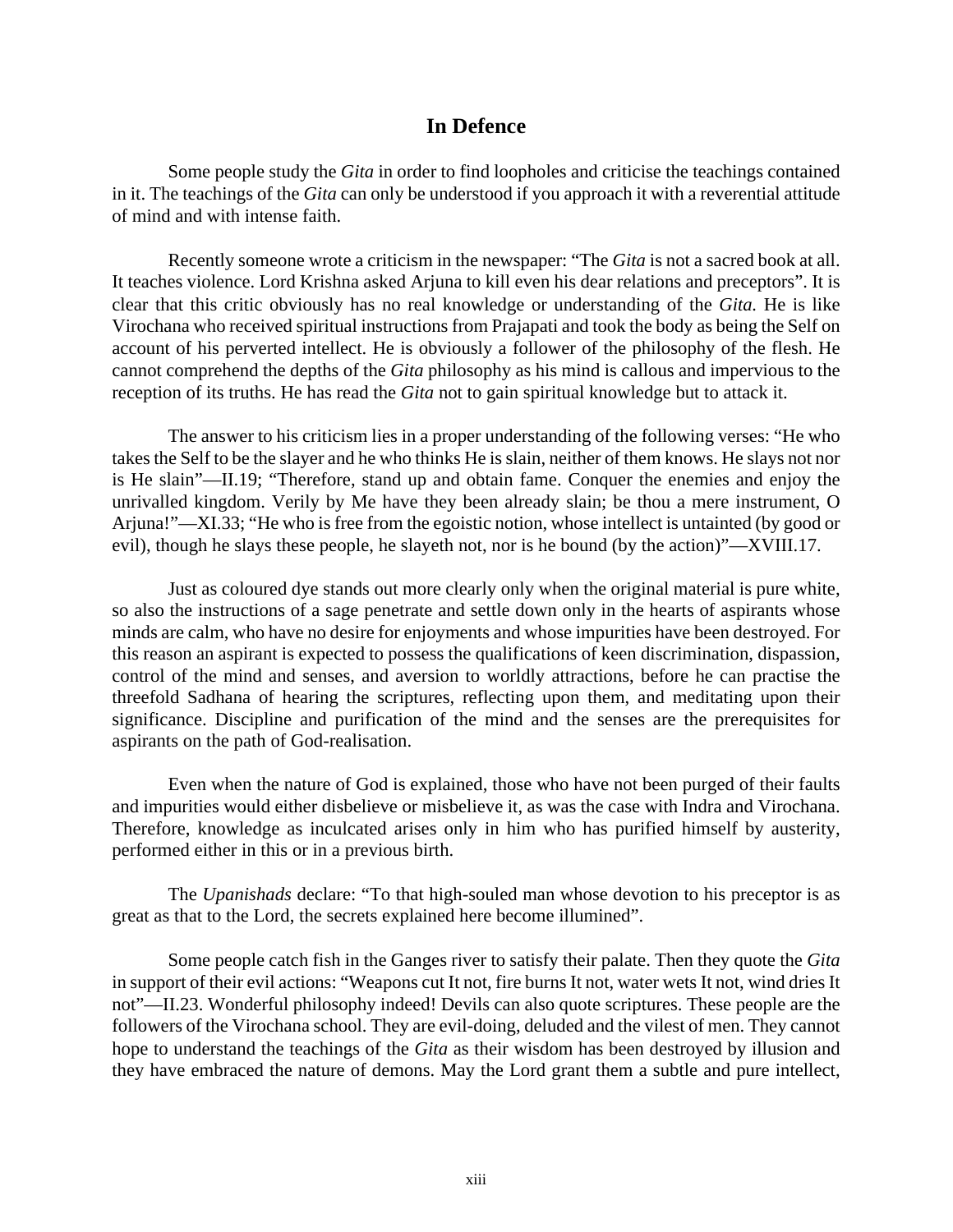## In Defence

Some people study the *Gita* in order to find loopholes and criticise the teachings contained in it. The teachings of the *Gita* can only be understood if you approach it with a reverential attitude of mind and with intense faith.

Recently someone wrote a criticism in the newspaper: "The *Gita* is not a sacred book at all. It teaches violence. Lord Krishna asked Arjuna to kill even his dear relations and preceptors". It is clear that this critic obviously has no real knowledge or understanding of the *Gita.* He is like Virochana who received spiritual instructions from Prajapati and took the body as being the Self on account of his perverted intellect. He is obviously a follower of the philosophy of the flesh. He cannot comprehend the depths of the *Gita* philosophy as his mind is callous and impervious to the reception of its truths. He has read the *Gita* not to gain spiritual knowledge but to attack it.

The answer to his criticism lies in a proper understanding of the following verses: "He who takes the Self to be the slayer and he who thinks He is slain, neither of them knows. He slays not nor is He slain"—II.19; "Therefore, stand up and obtain fame. Conquer the enemies and enjoy the unrivalled kingdom. Verily by Me have they been already slain; be thou a mere instrument, O Arjuna!"—XI.33; "He who is free from the egoistic notion, whose intellect is untainted (by good or evil), though he slays these people, he slayeth not, nor is he bound (by the action)"—XVIII.17.

Just as coloured dye stands out more clearly only when the original material is pure white, so also the instructions of a sage penetrate and settle down only in the hearts of aspirants whose minds are calm, who have no desire for enjoyments and whose impurities have been destroyed. For this reason an aspirant is expected to possess the qualifications of keen discrimination, dispassion, control of the mind and senses, and aversion to worldly attractions, before he can practise the threefold Sadhana of hearing the scriptures, reflecting upon them, and meditating upon their significance. Discipline and purification of the mind and the senses are the prerequisites for aspirants on the path of God-realisation.

Even when the nature of God is explained, those who have not been purged of their faults and impurities would either disbelieve or misbelieve it, as was the case with Indra and Virochana. Therefore, knowledge as inculcated arises only in him who has purified himself by austerity, performed either in this or in a previous birth.

The *Upanishads* declare: "To that high-souled man whose devotion to his preceptor is as great as that to the Lord, the secrets explained here become illumined".

Some people catch fish in the Ganges river to satisfy their palate. Then they quote the *Gita* in support of their evil actions: "Weapons cut It not, fire burns It not, water wets It not, wind dries It not"—II.23. Wonderful philosophy indeed! Devils can also quote scriptures. These people are the followers of the Virochana school. They are evil-doing, deluded and the vilest of men. They cannot hope to understand the teachings of the *Gita* as their wisdom has been destroyed by illusion and they have embraced the nature of demons. May the Lord grant them a subtle and pure intellect,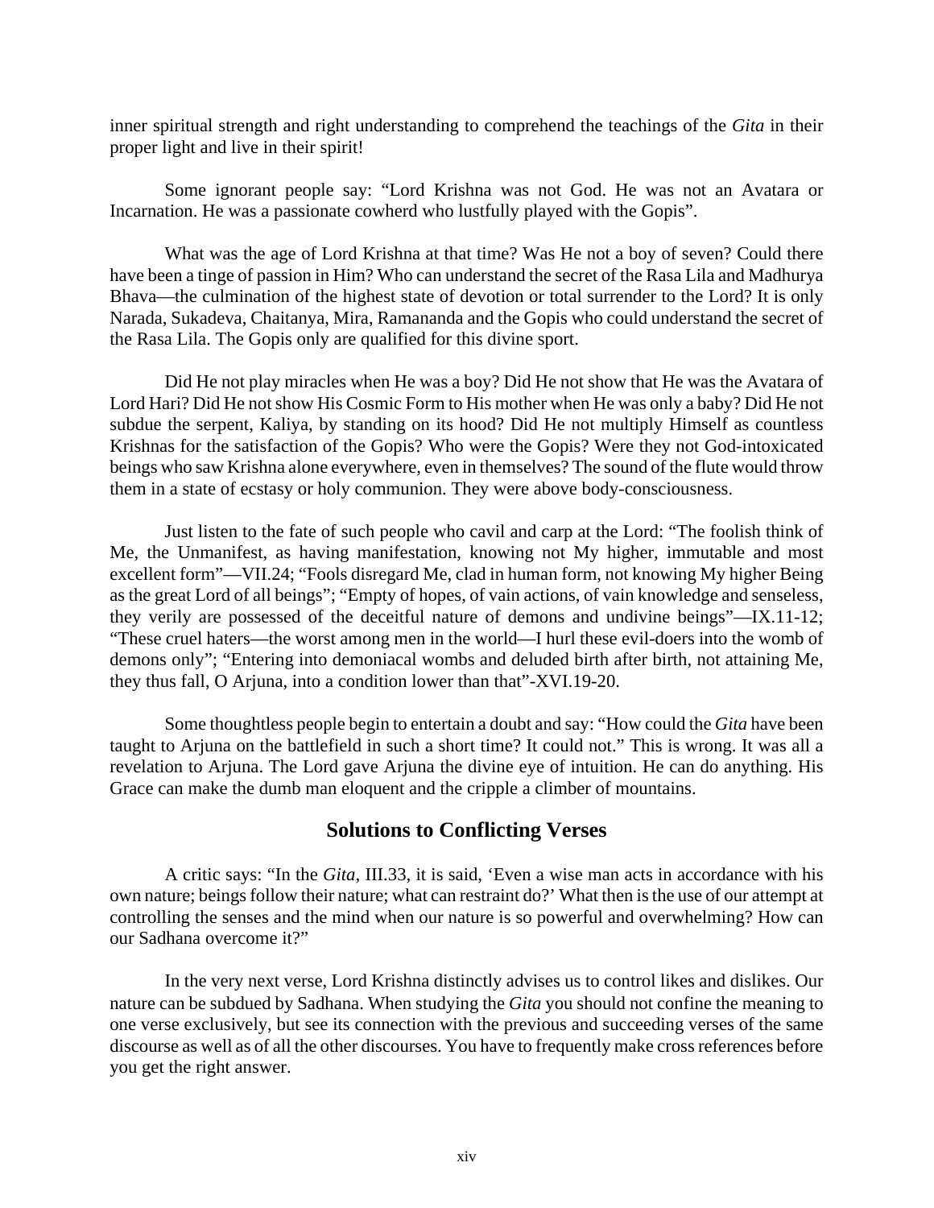inner spiritual strength and right understanding to comprehend the teachings of the *Gita* in their proper light and live in their spirit!

Some ignorant people say: "Lord Krishna was not God. He was not an Avatara or Incarnation. He was a passionate cowherd who lustfully played with the Gopis".

What was the age of Lord Krishna at that time? Was He not a boy of seven? Could there have been a tinge of passion in Him? Who can understand the secret of the Rasa Lila and Madhurya Bhava—the culmination of the highest state of devotion or total surrender to the Lord? It is only Narada, Sukadeva, Chaitanya, Mira, Ramananda and the Gopis who could understand the secret of the Rasa Lila. The Gopis only are qualified for this divine sport.

Did He not play miracles when He was a boy? Did He not show that He was the Avatara of Lord Hari? Did He not show His Cosmic Form to His mother when He was only a baby? Did He not subdue the serpent, Kaliya, by standing on its hood? Did He not multiply Himself as countless Krishnas for the satisfaction of the Gopis? Who were the Gopis? Were they not God-intoxicated beings who saw Krishna alone everywhere, even in themselves? The sound of the flute would throw them in a state of ecstasy or holy communion. They were above body-consciousness.

Just listen to the fate of such people who cavil and carp at the Lord: "The foolish think of Me, the Unmanifest, as having manifestation, knowing not My higher, immutable and most excellent form"—VII.24; "Fools disregard Me, clad in human form, not knowing My higher Being as the great Lord of all beings"; "Empty of hopes, of vain actions, of vain knowledge and senseless, they verily are possessed of the deceitful nature of demons and undivine beings"—IX.11-12; "These cruel haters—the worst among men in the world—I hurl these evil-doers into the womb of demons only"; "Entering into demoniacal wombs and deluded birth after birth, not attaining Me, they thus fall, O Arjuna, into a condition lower than that"-XVI.19-20.

Some thoughtless people begin to entertain a doubt and say: "How could the *Gita* have been taught to Arjuna on the battlefield in such a short time? It could not." This is wrong. It was all a revelation to Arjuna. The Lord gave Arjuna the divine eye of intuition. He can do anything. His Grace can make the dumb man eloquent and the cripple a climber of mountains.

## Solutions to Conflicting Verses

A critic says: "In the *Gita*, III.33, it is said, 'Even a wise man acts in accordance with his own nature; beings follow their nature; what can restraint do?' What then is the use of our attempt at controlling the senses and the mind when our nature is so powerful and overwhelming? How can our Sadhana overcome it?"

In the very next verse, Lord Krishna distinctly advises us to control likes and dislikes. Our nature can be subdued by Sadhana. When studying the *Gita* you should not confine the meaning to one verse exclusively, but see its connection with the previous and succeeding verses of the same discourse as well as of all the other discourses. You have to frequently make cross references before you get the right answer.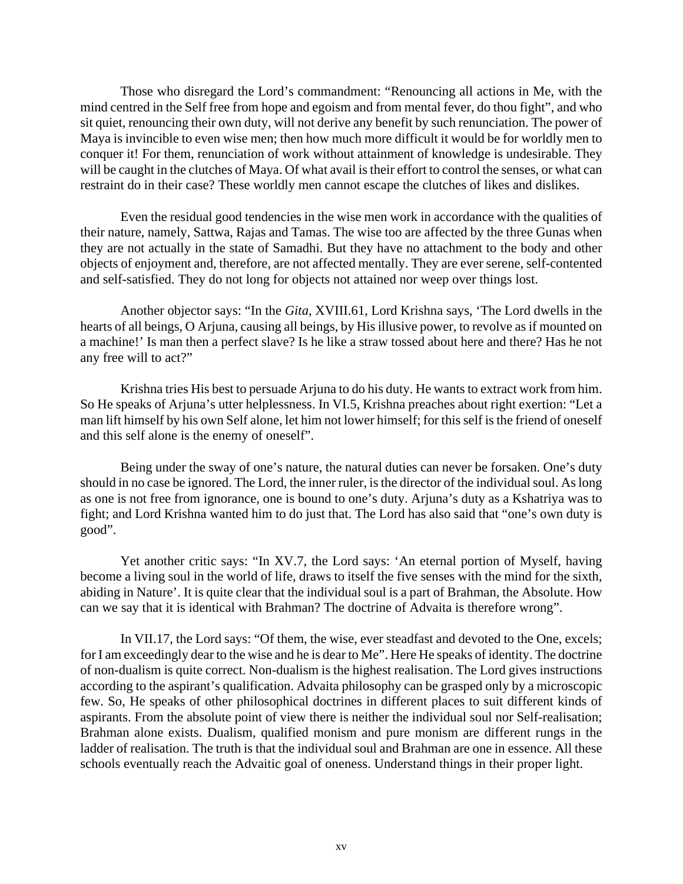Those who disregard the Lord's commandment: "Renouncing all actions in Me, with the mind centred in the Self free from hope and egoism and from mental fever, do thou fight", and who sit quiet, renouncing their own duty, will not derive any benefit by such renunciation. The power of Maya is invincible to even wise men; then how much more difficult it would be for worldly men to conquer it! For them, renunciation of work without attainment of knowledge is undesirable. They will be caught in the clutches of Maya. Of what avail is their effort to control the senses, or what can restraint do in their case? These worldly men cannot escape the clutches of likes and dislikes.

Even the residual good tendencies in the wise men work in accordance with the qualities of their nature, namely, Sattwa, Rajas and Tamas. The wise too are affected by the three Gunas when they are not actually in the state of Samadhi. But they have no attachment to the body and other objects of enjoyment and, therefore, are not affected mentally. They are ever serene, self-contented and self-satisfied. They do not long for objects not attained nor weep over things lost.

Another objector says: "In the *Gita,* XVIII.61, Lord Krishna says, 'The Lord dwells in the hearts of all beings, O Arjuna, causing all beings, by His illusive power, to revolve as if mounted on a machine!' Is man then a perfect slave? Is he like a straw tossed about here and there? Has he not any free will to act?"

Krishna tries His best to persuade Arjuna to do his duty. He wants to extract work from him. So He speaks of Arjuna's utter helplessness. In VI.5, Krishna preaches about right exertion: "Let a man lift himself by his own Self alone, let him not lower himself; for this self is the friend of oneself and this self alone is the enemy of oneself".

Being under the sway of one's nature, the natural duties can never be forsaken. One's duty should in no case be ignored. The Lord, the inner ruler, is the director of the individual soul. As long as one is not free from ignorance, one is bound to one's duty. Arjuna's duty as a Kshatriya was to fight; and Lord Krishna wanted him to do just that. The Lord has also said that "one's own duty is good".

Yet another critic says: "In XV.7, the Lord says: 'An eternal portion of Myself, having become a living soul in the world of life, draws to itself the five senses with the mind for the sixth, abiding in Nature'. It is quite clear that the individual soul is a part of Brahman, the Absolute. How can we say that it is identical with Brahman? The doctrine of Advaita is therefore wrong".

In VII.17, the Lord says: "Of them, the wise, ever steadfast and devoted to the One, excels; for I am exceedingly dear to the wise and he is dear to Me". Here He speaks of identity. The doctrine of non-dualism is quite correct. Non-dualism is the highest realisation. The Lord gives instructions according to the aspirant's qualification. Advaita philosophy can be grasped only by a microscopic few. So, He speaks of other philosophical doctrines in different places to suit different kinds of aspirants. From the absolute point of view there is neither the individual soul nor Self-realisation; Brahman alone exists. Dualism, qualified monism and pure monism are different rungs in the ladder of realisation. The truth is that the individual soul and Brahman are one in essence. All these schools eventually reach the Advaitic goal of oneness. Understand things in their proper light.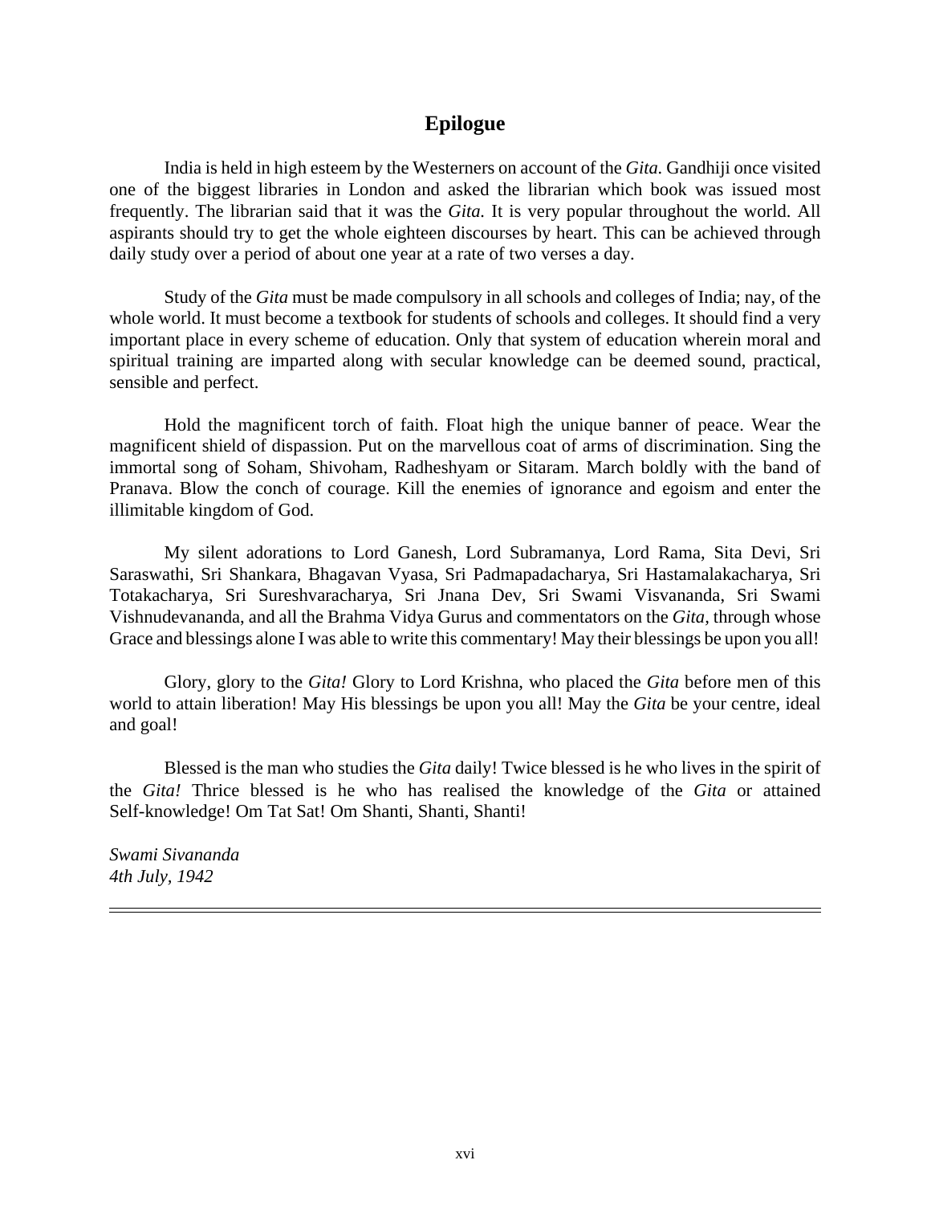## Epilogue

India is held in high esteem by the Westerners on account of the *Gita.* Gandhiji once visited one of the biggest libraries in London and asked the librarian which book was issued most frequently. The librarian said that it was the *Gita.* It is very popular throughout the world. All aspirants should try to get the whole eighteen discourses by heart. This can be achieved through daily study over a period of about one year at a rate of two verses a day.

Study of the *Gita* must be made compulsory in all schools and colleges of India; nay, of the whole world. It must become a textbook for students of schools and colleges. It should find a very important place in every scheme of education. Only that system of education wherein moral and spiritual training are imparted along with secular knowledge can be deemed sound, practical, sensible and perfect.

Hold the magnificent torch of faith. Float high the unique banner of peace. Wear the magnificent shield of dispassion. Put on the marvellous coat of arms of discrimination. Sing the immortal song of Soham, Shivoham, Radheshyam or Sitaram. March boldly with the band of Pranava. Blow the conch of courage. Kill the enemies of ignorance and egoism and enter the illimitable kingdom of God.

My silent adorations to Lord Ganesh, Lord Subramanya, Lord Rama, Sita Devi, Sri Saraswathi, Sri Shankara, Bhagavan Vyasa, Sri Padmapadacharya, Sri Hastamalakacharya, Sri Totakacharya, Sri Sureshvaracharya, Sri Jnana Dev, Sri Swami Visvananda, Sri Swami Vishnudevananda, and all the Brahma Vidya Gurus and commentators on the *Gita,* through whose Grace and blessings alone I was able to write this commentary! May their blessings be upon you all!

Glory, glory to the *Gita!* Glory to Lord Krishna, who placed the *Gita* before men of this world to attain liberation! May His blessings be upon you all! May the *Gita* be your centre, ideal and goal!

Blessed is the man who studies the *Gita* daily! Twice blessed is he who lives in the spirit of the *Gita!* Thrice blessed is he who has realised the knowledge of the *Gita* or attained Self-knowledge! Om Tat Sat! Om Shanti, Shanti, Shanti!

*Swami Sivananda*
*4th July, 1942*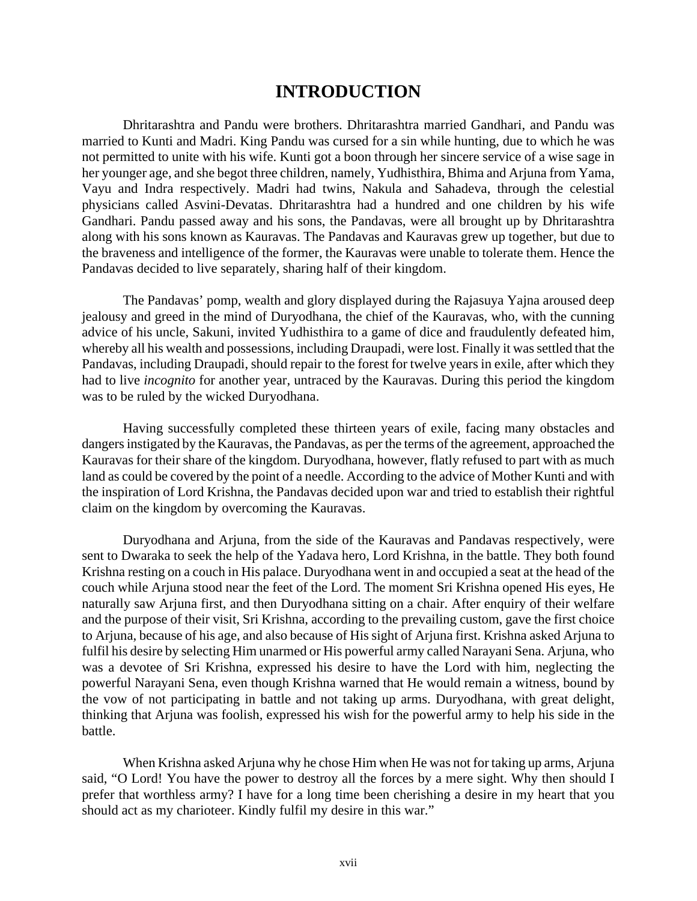# INTRODUCTION

Dhritarashtra and Pandu were brothers. Dhritarashtra married Gandhari, and Pandu was married to Kunti and Madri. King Pandu was cursed for a sin while hunting, due to which he was not permitted to unite with his wife. Kunti got a boon through her sincere service of a wise sage in her younger age, and she begot three children, namely, Yudhisthira, Bhima and Arjuna from Yama, Vayu and Indra respectively. Madri had twins, Nakula and Sahadeva, through the celestial physicians called Asvini-Devatas. Dhritarashtra had a hundred and one children by his wife Gandhari. Pandu passed away and his sons, the Pandavas, were all brought up by Dhritarashtra along with his sons known as Kauravas. The Pandavas and Kauravas grew up together, but due to the braveness and intelligence of the former, the Kauravas were unable to tolerate them. Hence the Pandavas decided to live separately, sharing half of their kingdom.

The Pandavas' pomp, wealth and glory displayed during the Rajasuya Yajna aroused deep jealousy and greed in the mind of Duryodhana, the chief of the Kauravas, who, with the cunning advice of his uncle, Sakuni, invited Yudhisthira to a game of dice and fraudulently defeated him, whereby all his wealth and possessions, including Draupadi, were lost. Finally it was settled that the Pandavas, including Draupadi, should repair to the forest for twelve years in exile, after which they had to live *incognito* for another year, untraced by the Kauravas. During this period the kingdom was to be ruled by the wicked Duryodhana.

Having successfully completed these thirteen years of exile, facing many obstacles and dangers instigated by the Kauravas, the Pandavas, as per the terms of the agreement, approached the Kauravas for their share of the kingdom. Duryodhana, however, flatly refused to part with as much land as could be covered by the point of a needle. According to the advice of Mother Kunti and with the inspiration of Lord Krishna, the Pandavas decided upon war and tried to establish their rightful claim on the kingdom by overcoming the Kauravas.

Duryodhana and Arjuna, from the side of the Kauravas and Pandavas respectively, were sent to Dwaraka to seek the help of the Yadava hero, Lord Krishna, in the battle. They both found Krishna resting on a couch in His palace. Duryodhana went in and occupied a seat at the head of the couch while Arjuna stood near the feet of the Lord. The moment Sri Krishna opened His eyes, He naturally saw Arjuna first, and then Duryodhana sitting on a chair. After enquiry of their welfare and the purpose of their visit, Sri Krishna, according to the prevailing custom, gave the first choice to Arjuna, because of his age, and also because of His sight of Arjuna first. Krishna asked Arjuna to fulfil his desire by selecting Him unarmed or His powerful army called Narayani Sena. Arjuna, who was a devotee of Sri Krishna, expressed his desire to have the Lord with him, neglecting the powerful Narayani Sena, even though Krishna warned that He would remain a witness, bound by the vow of not participating in battle and not taking up arms. Duryodhana, with great delight, thinking that Arjuna was foolish, expressed his wish for the powerful army to help his side in the battle.

When Krishna asked Arjuna why he chose Him when He was not for taking up arms, Arjuna said, "O Lord! You have the power to destroy all the forces by a mere sight. Why then should I prefer that worthless army? I have for a long time been cherishing a desire in my heart that you should act as my charioteer. Kindly fulfil my desire in this war."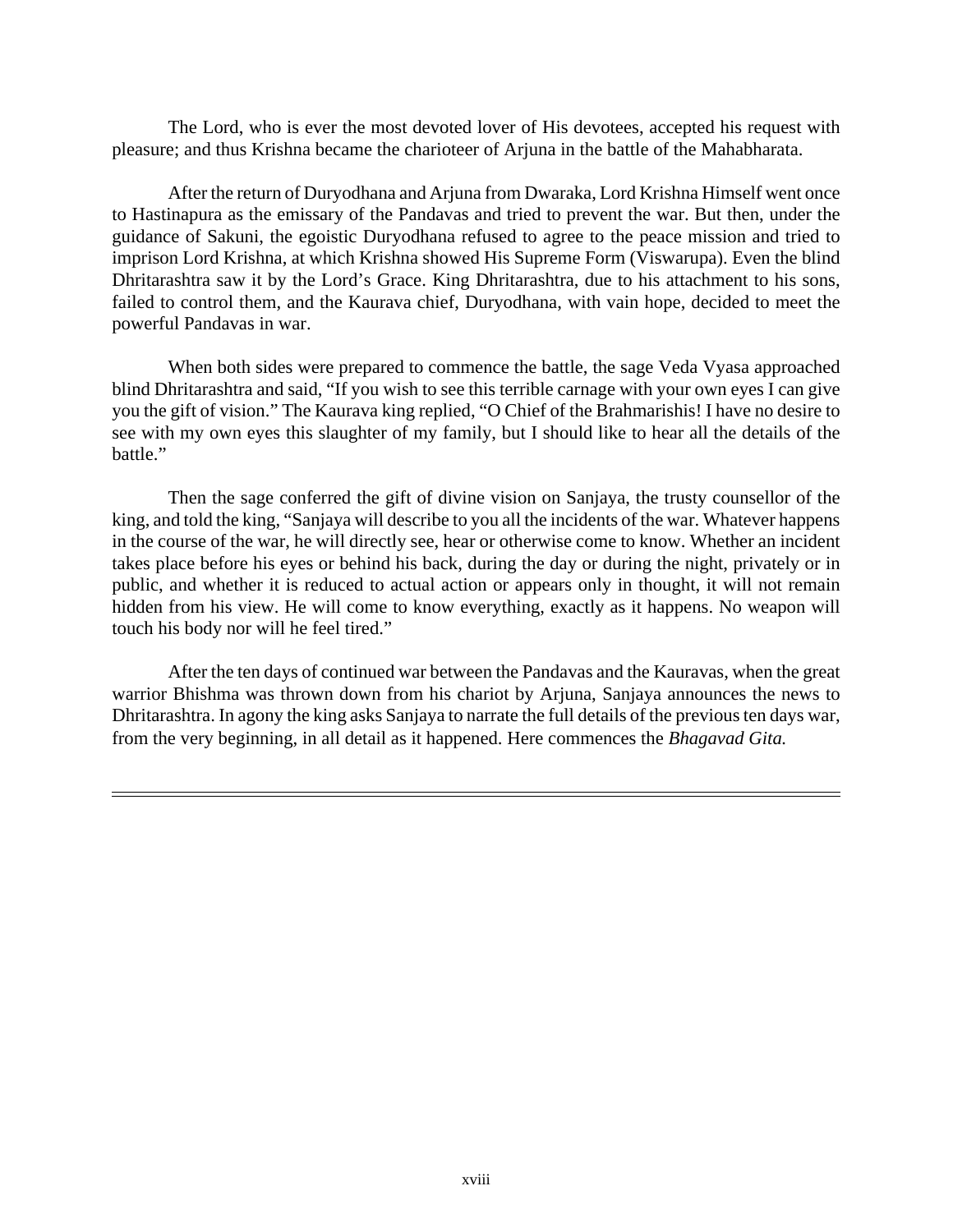The Lord, who is ever the most devoted lover of His devotees, accepted his request with pleasure; and thus Krishna became the charioteer of Arjuna in the battle of the Mahabharata.

After the return of Duryodhana and Arjuna from Dwaraka, Lord Krishna Himself went once to Hastinapura as the emissary of the Pandavas and tried to prevent the war. But then, under the guidance of Sakuni, the egoistic Duryodhana refused to agree to the peace mission and tried to imprison Lord Krishna, at which Krishna showed His Supreme Form (Viswarupa). Even the blind Dhritarashtra saw it by the Lord's Grace. King Dhritarashtra, due to his attachment to his sons, failed to control them, and the Kaurava chief, Duryodhana, with vain hope, decided to meet the powerful Pandavas in war.

When both sides were prepared to commence the battle, the sage Veda Vyasa approached blind Dhritarashtra and said, "If you wish to see this terrible carnage with your own eyes I can give you the gift of vision." The Kaurava king replied, "O Chief of the Brahmarishis! I have no desire to see with my own eyes this slaughter of my family, but I should like to hear all the details of the battle."

Then the sage conferred the gift of divine vision on Sanjaya, the trusty counsellor of the king, and told the king, "Sanjaya will describe to you all the incidents of the war. Whatever happens in the course of the war, he will directly see, hear or otherwise come to know. Whether an incident takes place before his eyes or behind his back, during the day or during the night, privately or in public, and whether it is reduced to actual action or appears only in thought, it will not remain hidden from his view. He will come to know everything, exactly as it happens. No weapon will touch his body nor will he feel tired."

After the ten days of continued war between the Pandavas and the Kauravas, when the great warrior Bhishma was thrown down from his chariot by Arjuna, Sanjaya announces the news to Dhritarashtra. In agony the king asks Sanjaya to narrate the full details of the previous ten days war, from the very beginning, in all detail as it happened. Here commences the *Bhagavad Gita.*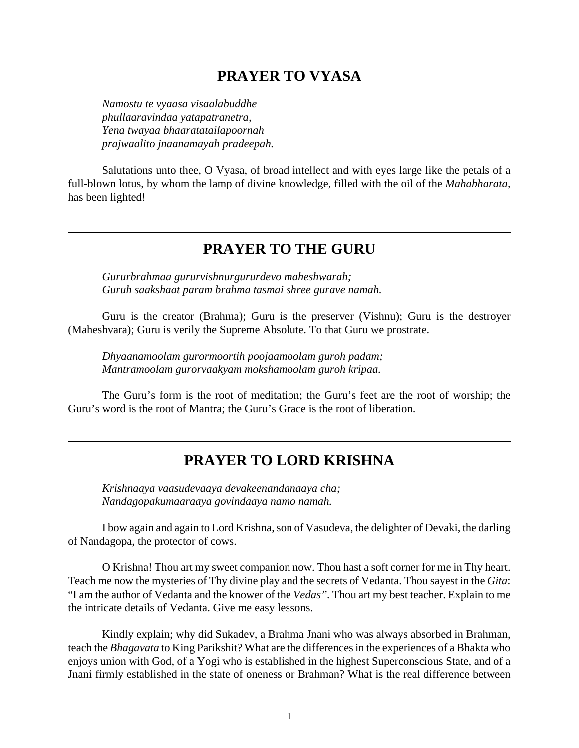## PRAYER TO VYASA

*Namostu te vyaasa visaalabuddhe*
*phullaaravindaa yatapatranetra,*
*Yena twayaa bhaaratatailapoornah*
*prajwaalito jnaanamayah pradeepah.*

Salutations unto thee, O Vyasa, of broad intellect and with eyes large like the petals of a full-blown lotus, by whom the lamp of divine knowledge, filled with the oil of the *Mahabharata,* has been lighted!

---

## PRAYER TO THE GURU

*Gururbrahmaa gururvishnurgururdevo maheshwarah;*
*Guruh saakshaat param brahma tasmai shree gurave namah.*

Guru is the creator (Brahma); Guru is the preserver (Vishnu); Guru is the destroyer (Maheshvara); Guru is verily the Supreme Absolute. To that Guru we prostrate.

*Dhyaanamoolam gurormoortih poojaamoolam guroh padam;*
*Mantramoolam gurorvaakyam mokshamoolam guroh kripaa.*

The Guru's form is the root of meditation; the Guru's feet are the root of worship; the Guru's word is the root of Mantra; the Guru's Grace is the root of liberation.

---

## PRAYER TO LORD KRISHNA

*Krishnaaya vaasudevaaya devakeenandanaaya cha;*
*Nandagopakumaaraaya govindaaya namo namah.*

I bow again and again to Lord Krishna, son of Vasudeva, the delighter of Devaki, the darling of Nandagopa, the protector of cows.

O Krishna! Thou art my sweet companion now. Thou hast a soft corner for me in Thy heart. Teach me now the mysteries of Thy divine play and the secrets of Vedanta. Thou sayest in the *Gita*: "I am the author of Vedanta and the knower of the *Vedas".* Thou art my best teacher. Explain to me the intricate details of Vedanta. Give me easy lessons.

Kindly explain; why did Sukadev, a Brahma Jnani who was always absorbed in Brahman, teach the *Bhagavata* to King Parikshit? What are the differences in the experiences of a Bhakta who enjoys union with God, of a Yogi who is established in the highest Superconscious State, and of a Jnani firmly established in the state of oneness or Brahman? What is the real difference between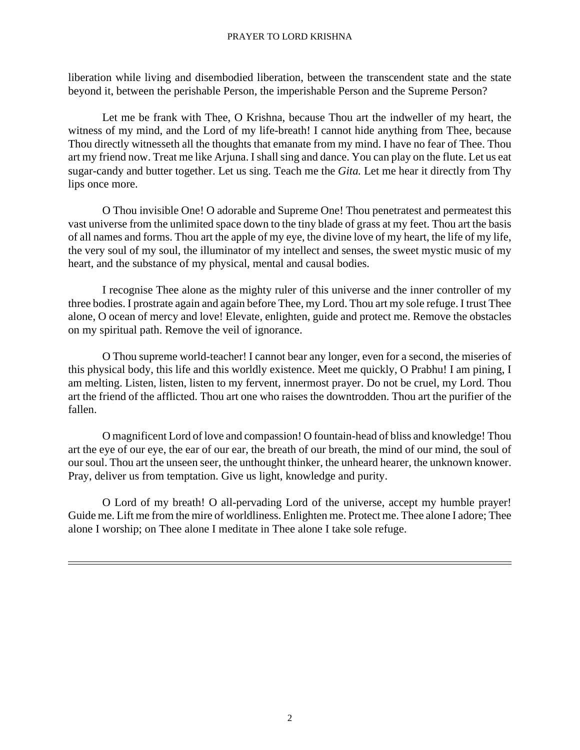liberation while living and disembodied liberation, between the transcendent state and the state beyond it, between the perishable Person, the imperishable Person and the Supreme Person?

Let me be frank with Thee, O Krishna, because Thou art the indweller of my heart, the witness of my mind, and the Lord of my life-breath! I cannot hide anything from Thee, because Thou directly witnesseth all the thoughts that emanate from my mind. I have no fear of Thee. Thou art my friend now. Treat me like Arjuna. I shall sing and dance. You can play on the flute. Let us eat sugar-candy and butter together. Let us sing. Teach me the *Gita.* Let me hear it directly from Thy lips once more.

O Thou invisible One! O adorable and Supreme One! Thou penetratest and permeatest this vast universe from the unlimited space down to the tiny blade of grass at my feet. Thou art the basis of all names and forms. Thou art the apple of my eye, the divine love of my heart, the life of my life, the very soul of my soul, the illuminator of my intellect and senses, the sweet mystic music of my heart, and the substance of my physical, mental and causal bodies.

I recognise Thee alone as the mighty ruler of this universe and the inner controller of my three bodies. I prostrate again and again before Thee, my Lord. Thou art my sole refuge. I trust Thee alone, O ocean of mercy and love! Elevate, enlighten, guide and protect me. Remove the obstacles on my spiritual path. Remove the veil of ignorance.

O Thou supreme world-teacher! I cannot bear any longer, even for a second, the miseries of this physical body, this life and this worldly existence. Meet me quickly, O Prabhu! I am pining, I am melting. Listen, listen, listen to my fervent, innermost prayer. Do not be cruel, my Lord. Thou art the friend of the afflicted. Thou art one who raises the downtrodden. Thou art the purifier of the fallen.

O magnificent Lord of love and compassion! O fountain-head of bliss and knowledge! Thou art the eye of our eye, the ear of our ear, the breath of our breath, the mind of our mind, the soul of our soul. Thou art the unseen seer, the unthought thinker, the unheard hearer, the unknown knower. Pray, deliver us from temptation. Give us light, knowledge and purity.

O Lord of my breath! O all-pervading Lord of the universe, accept my humble prayer! Guide me. Lift me from the mire of worldliness. Enlighten me. Protect me. Thee alone I adore; Thee alone I worship; on Thee alone I meditate in Thee alone I take sole refuge.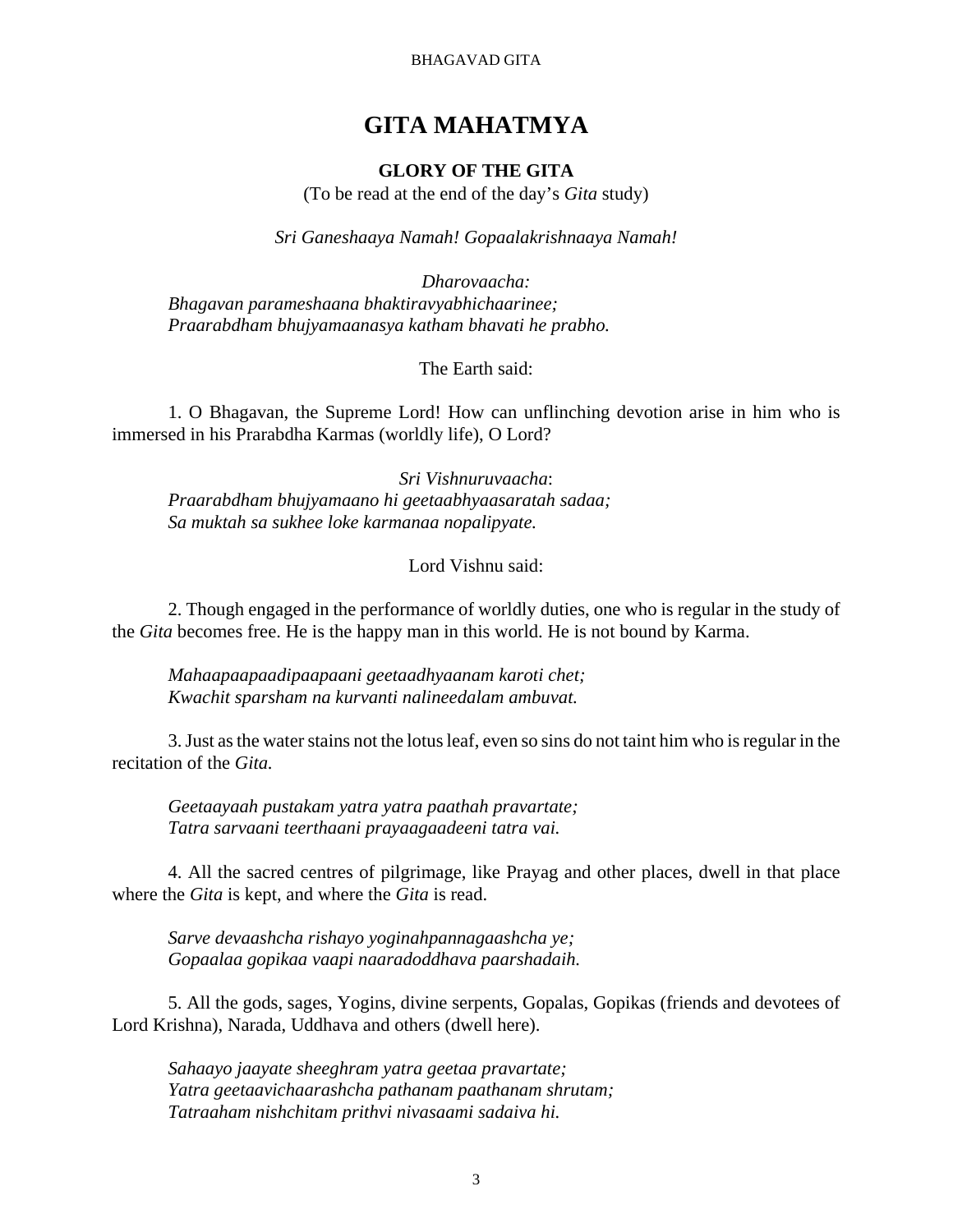# GITA MAHATMYA

## GLORY OF THE GITA

(To be read at the end of the day's *Gita* study)

*Sri Ganeshaaya Namah! Gopaalakrishnaaya Namah!*

*Dharovaacha:*
*Bhagavan parameshaana bhaktiravyabhichaarinee;*
*Praarabdham bhujyamaanasya katham bhavati he prabho.*

The Earth said:

1. O Bhagavan, the Supreme Lord! How can unflinching devotion arise in him who is immersed in his Prarabdha Karmas (worldly life), O Lord?

*Sri Vishnuruvaacha*:
*Praarabdham bhujyamaano hi geetaabhyaasaratah sadaa;*
*Sa muktah sa sukhee loke karmanaa nopalipyate.*

Lord Vishnu said:

2. Though engaged in the performance of worldly duties, one who is regular in the study of the *Gita* becomes free. He is the happy man in this world. He is not bound by Karma.

*Mahaapaapaadipaapaani geetaadhyaanam karoti chet;*
*Kwachit sparsham na kurvanti nalineedalam ambuvat.*

3. Just as the water stains not the lotus leaf, even so sins do not taint him who is regular in the recitation of the *Gita.*

*Geetaayaah pustakam yatra yatra paathah pravartate;*
*Tatra sarvaani teerthaani prayaagaadeeni tatra vai.*

4. All the sacred centres of pilgrimage, like Prayag and other places, dwell in that place where the *Gita* is kept, and where the *Gita* is read.

*Sarve devaashcha rishayo yoginahpannagaashcha ye;*
*Gopaalaa gopikaa vaapi naaradoddhava paarshadaih.*

5. All the gods, sages, Yogins, divine serpents, Gopalas, Gopikas (friends and devotees of Lord Krishna), Narada, Uddhava and others (dwell here).

*Sahaayo jaayate sheeghram yatra geetaa pravartate;*
*Yatra geetaavichaarashcha pathanam paathanam shrutam;*
*Tatraaham nishchitam prithvi nivasaami sadaiva hi.*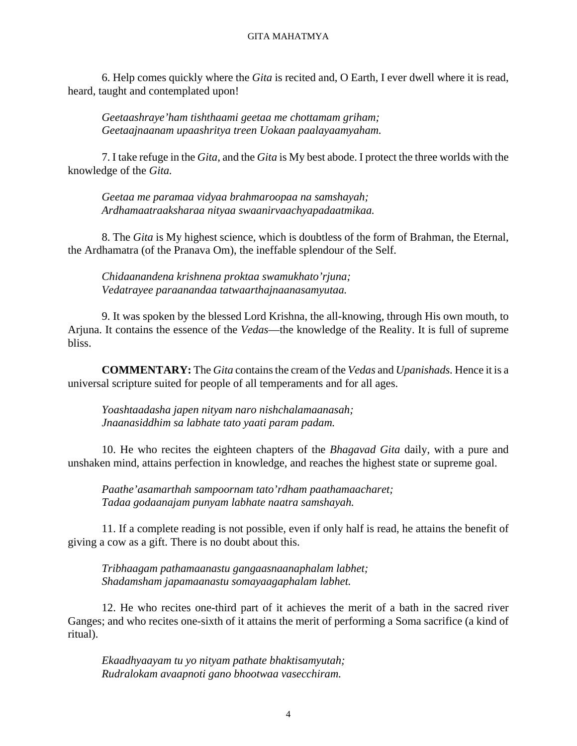6. Help comes quickly where the *Gita* is recited and, O Earth, I ever dwell where it is read, heard, taught and contemplated upon!

*Geetaashraye'ham tishthaami geetaa me chottamam griham;*
*Geetaajnaanam upaashritya treen Uokaan paalayaamyaham.*

7. I take refuge in the *Gita,* and the *Gita* is My best abode. I protect the three worlds with the knowledge of the *Gita.*

*Geetaa me paramaa vidyaa brahmaroopaa na samshayah;*
*Ardhamaatraaksharaa nityaa swaanirvaachyapadaatmikaa.*

8. The *Gita* is My highest science, which is doubtless of the form of Brahman, the Eternal, the Ardhamatra (of the Pranava Om), the ineffable splendour of the Self.

*Chidaanandena krishnena proktaa swamukhato'rjuna;*
*Vedatrayee paraanandaa tatwaarthajnaanasamyutaa.*

9. It was spoken by the blessed Lord Krishna, the all-knowing, through His own mouth, to Arjuna. It contains the essence of the *Vedas*—the knowledge of the Reality. It is full of supreme bliss.

**COMMENTARY:** The *Gita* contains the cream of the *Vedas* and *Upanishads.* Hence it is a universal scripture suited for people of all temperaments and for all ages.

*Yoashtaadasha japen nityam naro nishchalamaanasah;*
*Jnaanasiddhim sa labhate tato yaati param padam.*

10. He who recites the eighteen chapters of the *Bhagavad Gita* daily, with a pure and unshaken mind, attains perfection in knowledge, and reaches the highest state or supreme goal.

*Paathe'asamarthah sampoornam tato'rdham paathamaacharet;*
*Tadaa godaanajam punyam labhate naatra samshayah.*

11. If a complete reading is not possible, even if only half is read, he attains the benefit of giving a cow as a gift. There is no doubt about this.

*Tribhaagam pathamaanastu gangaasnaanaphalam labhet;*
*Shadamsham japamaanastu somayaagaphalam labhet.*

12. He who recites one-third part of it achieves the merit of a bath in the sacred river Ganges; and who recites one-sixth of it attains the merit of performing a Soma sacrifice (a kind of ritual).

*Ekaadhyaayam tu yo nityam pathate bhaktisamyutah;*
*Rudralokam avaapnoti gano bhootwaa vasecchiram.*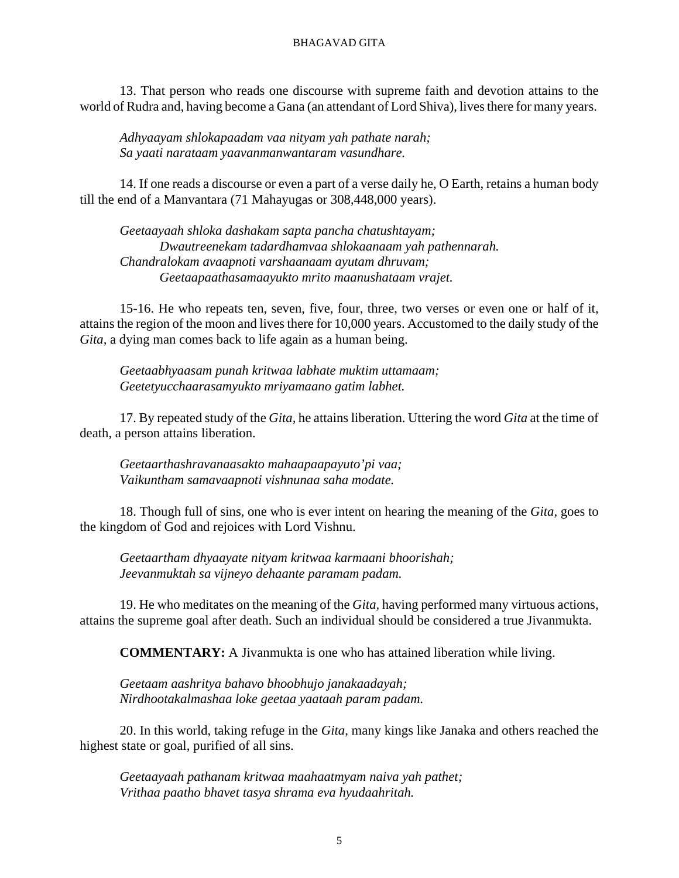13. That person who reads one discourse with supreme faith and devotion attains to the world of Rudra and, having become a Gana (an attendant of Lord Shiva), lives there for many years.

*Adhyaayam shlokapaadam vaa nityam yah pathate narah;*
*Sa yaati narataam yaavanmanwantaram vasundhare.*

14. If one reads a discourse or even a part of a verse daily he, O Earth, retains a human body till the end of a Manvantara (71 Mahayugas or 308,448,000 years).

*Geetaayaah shloka dashakam sapta pancha chatushtayam;*
*Dwautreenekam tadardhamvaa shlokaanaam yah pathennarah.*
*Chandralokam avaapnoti varshaanaam ayutam dhruvam;*
*Geetaapaathasamaayukto mrito maanushataam vrajet.*

15-16. He who repeats ten, seven, five, four, three, two verses or even one or half of it, attains the region of the moon and lives there for 10,000 years. Accustomed to the daily study of the *Gita,* a dying man comes back to life again as a human being.

*Geetaabhyaasam punah kritwaa labhate muktim uttamaam;*
*Geetetyucchaarasamyukto mriyamaano gatim labhet.*

17. By repeated study of the *Gita,* he attains liberation. Uttering the word *Gita* at the time of death, a person attains liberation.

*Geetaarthashravanaasakto mahaapaapayuto'pi vaa;*
*Vaikuntham samavaapnoti vishnunaa saha modate.*

18. Though full of sins, one who is ever intent on hearing the meaning of the *Gita,* goes to the kingdom of God and rejoices with Lord Vishnu.

*Geetaartham dhyaayate nityam kritwaa karmaani bhoorishah;*
*Jeevanmuktah sa vijneyo dehaante paramam padam.*

19. He who meditates on the meaning of the *Gita,* having performed many virtuous actions, attains the supreme goal after death. Such an individual should be considered a true Jivanmukta.

**COMMENTARY:** A Jivanmukta is one who has attained liberation while living.

*Geetaam aashritya bahavo bhoobhujo janakaadayah;*
*Nirdhootakalmashaa loke geetaa yaataah param padam.*

20. In this world, taking refuge in the *Gita,* many kings like Janaka and others reached the highest state or goal, purified of all sins.

*Geetaayaah pathanam kritwaa maahaatmyam naiva yah pathet;*
*Vrithaa paatho bhavet tasya shrama eva hyudaahritah.*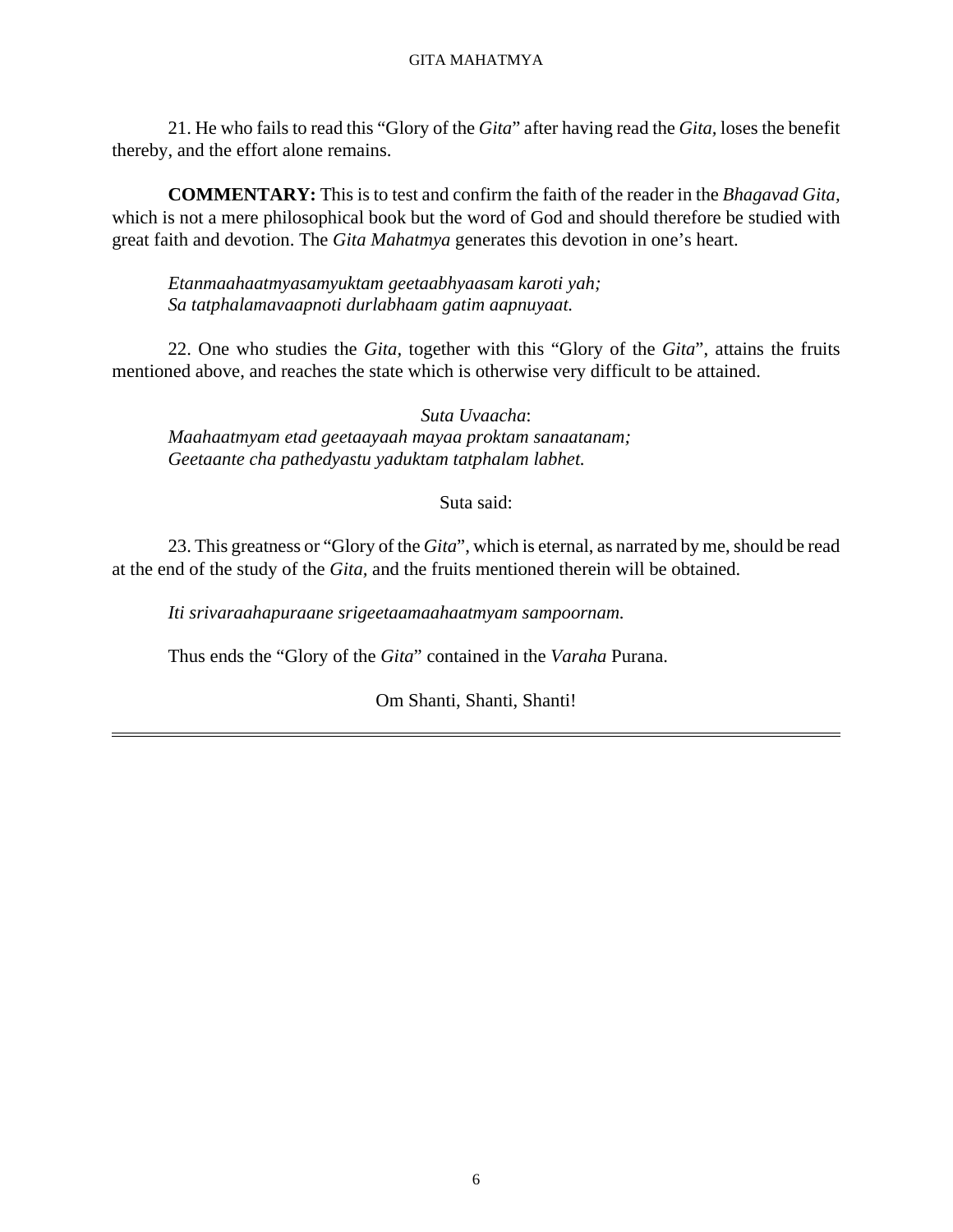21. He who fails to read this "Glory of the *Gita*" after having read the *Gita*, loses the benefit thereby, and the effort alone remains.

**COMMENTARY:** This is to test and confirm the faith of the reader in the *Bhagavad Gita*, which is not a mere philosophical book but the word of God and should therefore be studied with great faith and devotion. The *Gita Mahatmya* generates this devotion in one's heart.

*Etanmaahaatmyasamyuktam geetaabhyaasam karoti yah;*
*Sa tatphalamavaapnoti durlabhaam gatim aapnuyaat.*

22. One who studies the *Gita*, together with this "Glory of the *Gita*", attains the fruits mentioned above, and reaches the state which is otherwise very difficult to be attained.

*Suta Uvaacha*:
*Maahaatmyam etad geetaayaah mayaa proktam sanaatanam;*
*Geetaante cha pathedyastu yaduktam tatphalam labhet.*

Suta said:

23. This greatness or "Glory of the *Gita*", which is eternal, as narrated by me, should be read at the end of the study of the *Gita*, and the fruits mentioned therein will be obtained.

*Iti srivaraahapuraane srigeetaamaahaatmyam sampoornam.*

Thus ends the "Glory of the *Gita*" contained in the *Varaha* Purana.

Om Shanti, Shanti, Shanti!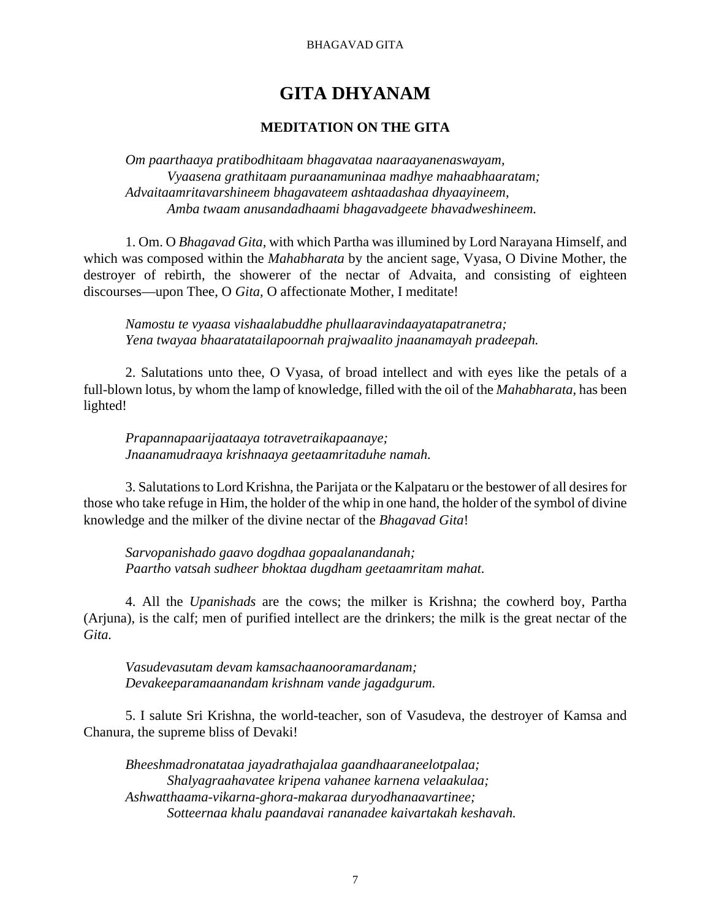# GITA DHYANAM

### MEDITATION ON THE GITA

*Om paarthaaya pratibodhitaam bhagavataa naaraayanenaswayam,*
*Vyaasena grathitaam puraanamuninaa madhye mahaabhaaratam;*
*Advaitaamritavarshineem bhagavateem ashtaadashaa dhyaayineem,*
*Amba twaam anusandadhaami bhagavadgeete bhavadweshineem.*

1. Om. O *Bhagavad Gita,* with which Partha was illumined by Lord Narayana Himself, and which was composed within the *Mahabharata* by the ancient sage, Vyasa, O Divine Mother, the destroyer of rebirth, the showerer of the nectar of Advaita, and consisting of eighteen discourses—upon Thee, O *Gita,* O affectionate Mother, I meditate!

*Namostu te vyaasa vishaalabuddhe phullaaravindaayatapatranetra;*
*Yena twayaa bhaaratatailapoornah prajwaalito jnaanamayah pradeepah.*

2. Salutations unto thee, O Vyasa, of broad intellect and with eyes like the petals of a full-blown lotus, by whom the lamp of knowledge, filled with the oil of the *Mahabharata,* has been lighted!

*Prapannapaarijaataaya totravetraikapaanaye;*
*Jnaanamudraaya krishnaaya geetaamritaduhe namah.*

3. Salutations to Lord Krishna, the Parijata or the Kalpataru or the bestower of all desires for those who take refuge in Him, the holder of the whip in one hand, the holder of the symbol of divine knowledge and the milker of the divine nectar of the *Bhagavad Gita*!

*Sarvopanishado gaavo dogdhaa gopaalanandanah;*
*Paartho vatsah sudheer bhoktaa dugdham geetaamritam mahat.*

4. All the *Upanishads* are the cows; the milker is Krishna; the cowherd boy, Partha (Arjuna), is the calf; men of purified intellect are the drinkers; the milk is the great nectar of the *Gita.*

*Vasudevasutam devam kamsachaanooramardanam;*
*Devakeeparamaanandam krishnam vande jagadgurum.*

5. I salute Sri Krishna, the world-teacher, son of Vasudeva, the destroyer of Kamsa and Chanura, the supreme bliss of Devaki!

*Bheeshmadronatataa jayadrathajalaa gaandhaaraneelotpalaa;*
*Shalyagraahavatee kripena vahanee karnena velaakulaa;*
*Ashwatthaama-vikarna-ghora-makaraa duryodhanaavartinee;*
*Sotteernaa khalu paandavai rananadee kaivartakah keshavah.*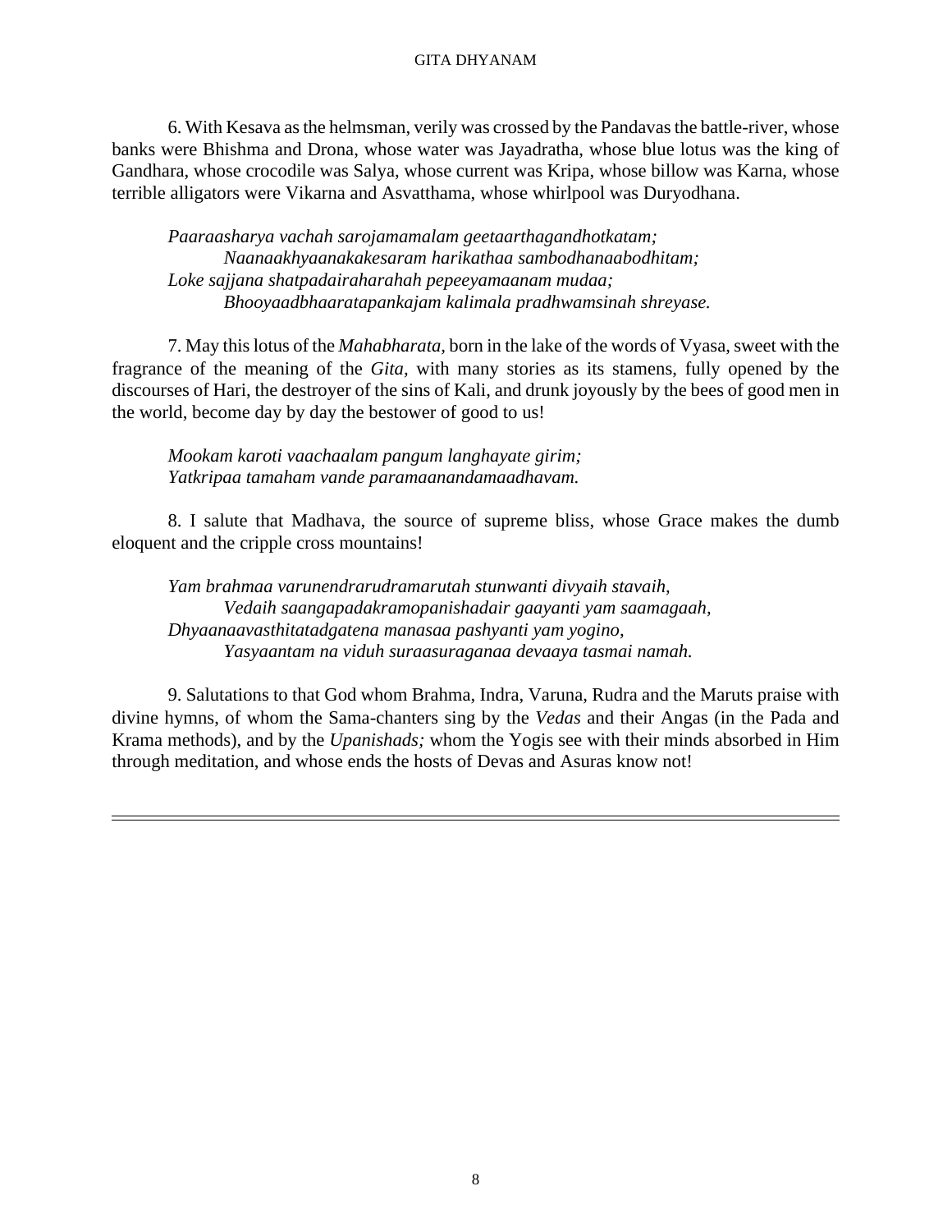6. With Kesava as the helmsman, verily was crossed by the Pandavas the battle-river, whose banks were Bhishma and Drona, whose water was Jayadratha, whose blue lotus was the king of Gandhara, whose crocodile was Salya, whose current was Kripa, whose billow was Karna, whose terrible alligators were Vikarna and Asvatthama, whose whirlpool was Duryodhana.

*Paaraasharya vachah sarojamamalam geetaarthagandhotkatam;*
*Naanaakhyaanakakesaram harikathaa sambodhanaabodhitam;*
*Loke sajjana shatpadairaharahah pepeeyamaanam mudaa;*
*Bhooyaadbhaaratapankajam kalimala pradhwamsinah shreyase.*

7. May this lotus of the *Mahabharata,* born in the lake of the words of Vyasa, sweet with the fragrance of the meaning of the *Gita,* with many stories as its stamens, fully opened by the discourses of Hari, the destroyer of the sins of Kali, and drunk joyously by the bees of good men in the world, become day by day the bestower of good to us!

*Mookam karoti vaachaalam pangum langhayate girim;*
*Yatkripaa tamaham vande paramaanandamaadhavam.*

8. I salute that Madhava, the source of supreme bliss, whose Grace makes the dumb eloquent and the cripple cross mountains!

*Yam brahmaa varunendrarudramarutah stunwanti divyaih stavaih,*
*Vedaih saangapadakramopanishadair gaayanti yam saamagaah,*
*Dhyaanaavasthitatadgatena manasaa pashyanti yam yogino,*
*Yasyaantam na viduh suraasuraganaa devaaya tasmai namah.*

9. Salutations to that God whom Brahma, Indra, Varuna, Rudra and the Maruts praise with divine hymns, of whom the Sama-chanters sing by the *Vedas* and their Angas (in the Pada and Krama methods), and by the *Upanishads;* whom the Yogis see with their minds absorbed in Him through meditation, and whose ends the hosts of Devas and Asuras know not!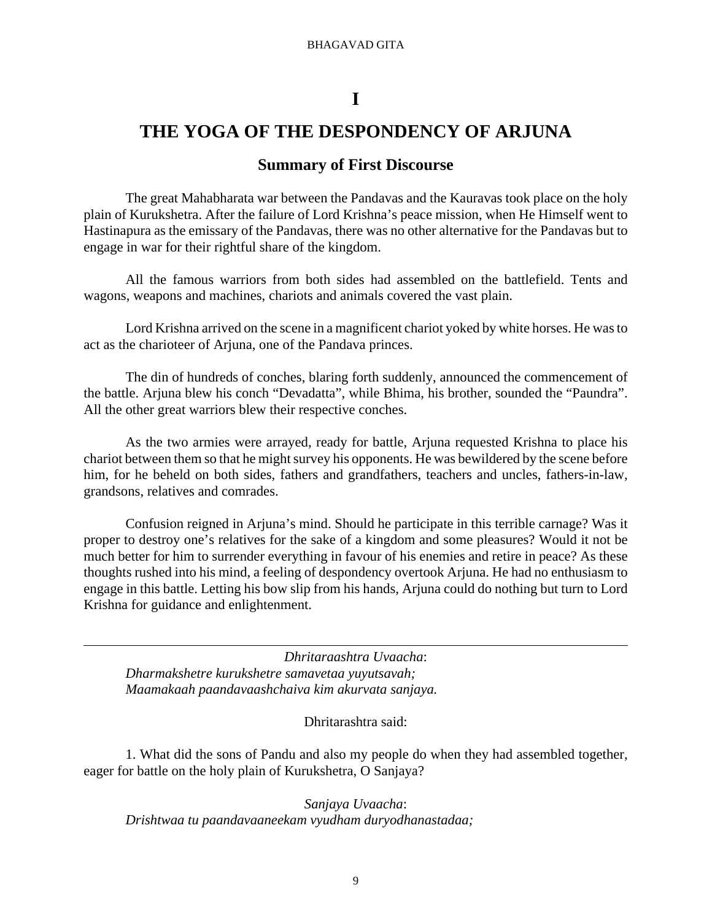# I

# THE YOGA OF THE DESPONDENCY OF ARJUNA

## Summary of First Discourse

The great Mahabharata war between the Pandavas and the Kauravas took place on the holy plain of Kurukshetra. After the failure of Lord Krishna's peace mission, when He Himself went to Hastinapura as the emissary of the Pandavas, there was no other alternative for the Pandavas but to engage in war for their rightful share of the kingdom.

All the famous warriors from both sides had assembled on the battlefield. Tents and wagons, weapons and machines, chariots and animals covered the vast plain.

Lord Krishna arrived on the scene in a magnificent chariot yoked by white horses. He was to act as the charioteer of Arjuna, one of the Pandava princes.

The din of hundreds of conches, blaring forth suddenly, announced the commencement of the battle. Arjuna blew his conch "Devadatta", while Bhima, his brother, sounded the "Paundra". All the other great warriors blew their respective conches.

As the two armies were arrayed, ready for battle, Arjuna requested Krishna to place his chariot between them so that he might survey his opponents. He was bewildered by the scene before him, for he beheld on both sides, fathers and grandfathers, teachers and uncles, fathers-in-law, grandsons, relatives and comrades.

Confusion reigned in Arjuna's mind. Should he participate in this terrible carnage? Was it proper to destroy one's relatives for the sake of a kingdom and some pleasures? Would it not be much better for him to surrender everything in favour of his enemies and retire in peace? As these thoughts rushed into his mind, a feeling of despondency overtook Arjuna. He had no enthusiasm to engage in this battle. Letting his bow slip from his hands, Arjuna could do nothing but turn to Lord Krishna for guidance and enlightenment.

---

*Dhritaraashtra Uvaacha*:
*Dharmakshetre kurukshetre samavetaa yuyutsavah;*
*Maamakaah paandavaashchaiva kim akurvata sanjaya.*

Dhritarashtra said:

1. What did the sons of Pandu and also my people do when they had assembled together, eager for battle on the holy plain of Kurukshetra, O Sanjaya?

*Sanjaya Uvaacha*:
*Drishtwaa tu paandavaaneekam vyudham duryodhanastadaa;*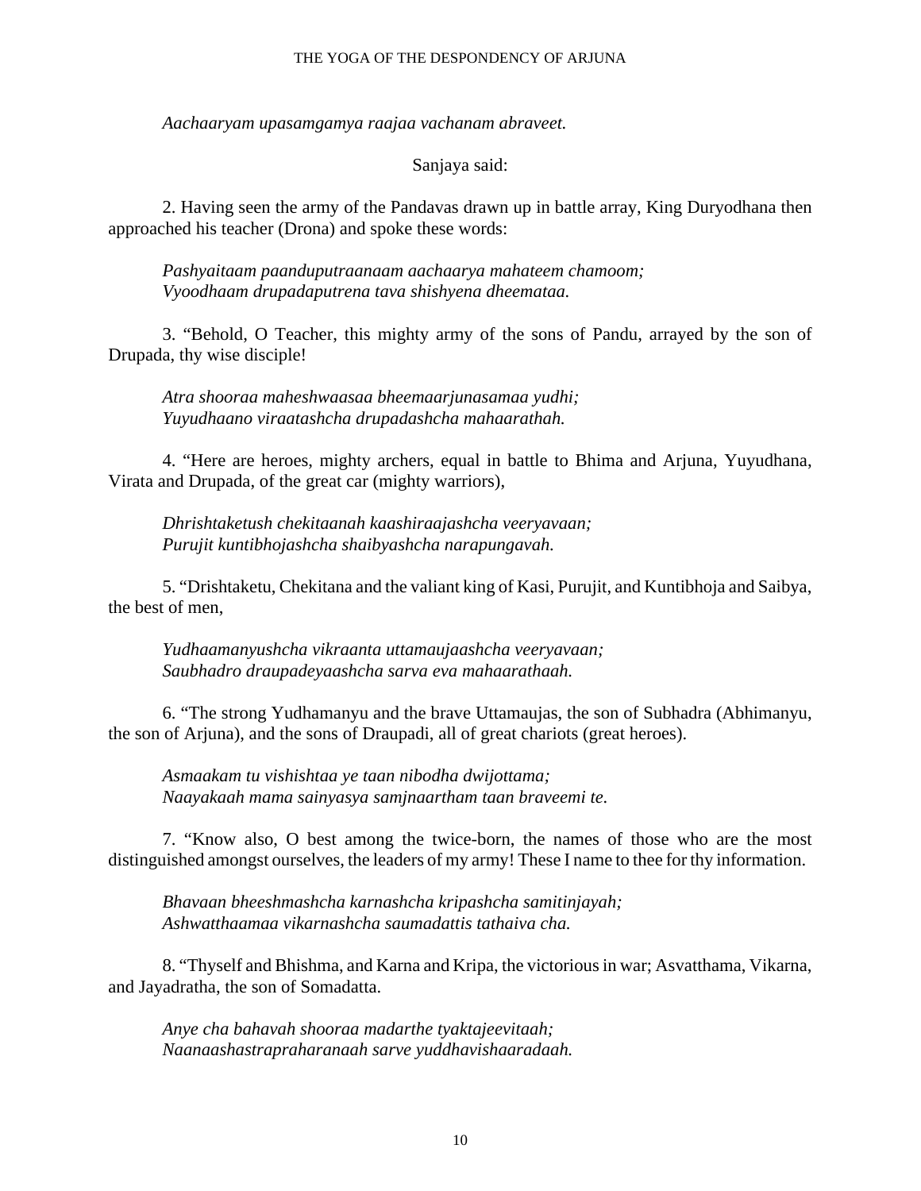*Aachaaryam upasamgamya raajaa vachanam abraveet.*

Sanjaya said:

2. Having seen the army of the Pandavas drawn up in battle array, King Duryodhana then approached his teacher (Drona) and spoke these words:

*Pashyaitaam paanduputraanaam aachaarya mahateem chamoom;*
*Vyoodhaam drupadaputrena tava shishyena dheemataa.*

3. "Behold, O Teacher, this mighty army of the sons of Pandu, arrayed by the son of Drupada, thy wise disciple!

*Atra shooraa maheshwaasaa bheemaarjunasamaa yudhi;*
*Yuyudhaano viraatashcha drupadashcha mahaarathah.*

4. "Here are heroes, mighty archers, equal in battle to Bhima and Arjuna, Yuyudhana, Virata and Drupada, of the great car (mighty warriors),

*Dhrishtaketush chekitaanah kaashiraajashcha veeryavaan;*
*Purujit kuntibhojashcha shaibyashcha narapungavah.*

5. "Drishtaketu, Chekitana and the valiant king of Kasi, Purujit, and Kuntibhoja and Saibya, the best of men,

*Yudhaamanyushcha vikraanta uttamaujaashcha veeryavaan;*
*Saubhadro draupadeyaashcha sarva eva mahaarathaah.*

6. "The strong Yudhamanyu and the brave Uttamaujas, the son of Subhadra (Abhimanyu, the son of Arjuna), and the sons of Draupadi, all of great chariots (great heroes).

*Asmaakam tu vishishtaa ye taan nibodha dwijottama;*
*Naayakaah mama sainyasya samjnaartham taan braveemi te.*

7. "Know also, O best among the twice-born, the names of those who are the most distinguished amongst ourselves, the leaders of my army! These I name to thee for thy information.

*Bhavaan bheeshmashcha karnashcha kripashcha samitinjayah;*
*Ashwatthaamaa vikarnashcha saumadattis tathaiva cha.*

8. "Thyself and Bhishma, and Karna and Kripa, the victorious in war; Asvatthama, Vikarna, and Jayadratha, the son of Somadatta.

*Anye cha bahavah shooraa madarthe tyaktajeevitaah;*
*Naanaashastrapraharanaah sarve yuddhavishaaradaah.*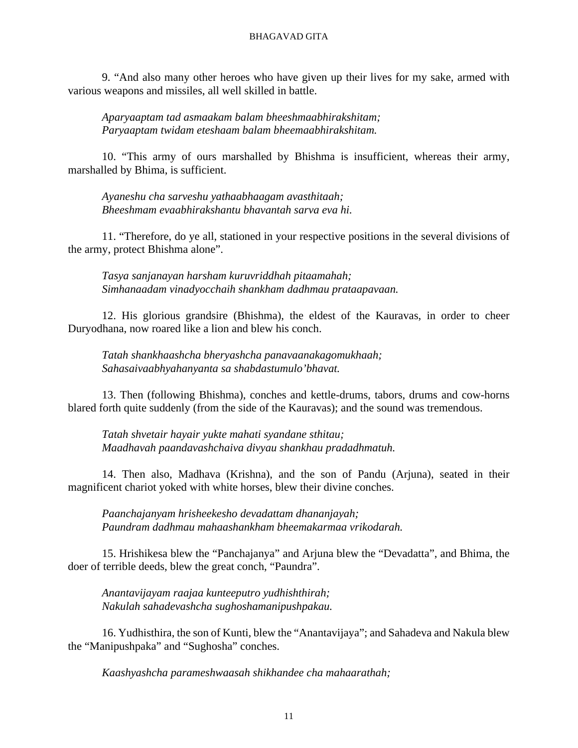9. “And also many other heroes who have given up their lives for my sake, armed with various weapons and missiles, all well skilled in battle.

*Aparyaaptam tad asmaakam balam bheeshmaabhirakshitam;*
*Paryaaptam twidam eteshaam balam bheemaabhirakshitam.*

10. “This army of ours marshalled by Bhishma is insufficient, whereas their army, marshalled by Bhima, is sufficient.

*Ayaneshu cha sarveshu yathaabhaagam avasthitaah;*
*Bheeshmam evaabhirakshantu bhavantah sarva eva hi.*

11. “Therefore, do ye all, stationed in your respective positions in the several divisions of the army, protect Bhishma alone”.

*Tasya sanjanayan harsham kuruvriddhah pitaamahah;*
*Simhanaadam vinadyocchaih shankham dadhmau prataapavaan.*

12. His glorious grandsire (Bhishma), the eldest of the Kauravas, in order to cheer Duryodhana, now roared like a lion and blew his conch.

*Tatah shankhaashcha bheryashcha panavaanakagomukhaah;*
*Sahasaivaabhyahanyanta sa shabdastumulo’bhavat.*

13. Then (following Bhishma), conches and kettle-drums, tabors, drums and cow-horns blared forth quite suddenly (from the side of the Kauravas); and the sound was tremendous.

*Tatah shvetair hayair yukte mahati syandane sthitau;*
*Maadhavah paandavashchaiva divyau shankhau pradadhmatuh.*

14. Then also, Madhava (Krishna), and the son of Pandu (Arjuna), seated in their magnificent chariot yoked with white horses, blew their divine conches.

*Paanchajanyam hrisheekesho devadattam dhananjayah;*
*Paundram dadhmau mahaashankham bheemakarmaa vrikodarah.*

15. Hrishikesa blew the “Panchajanya” and Arjuna blew the “Devadatta”, and Bhima, the doer of terrible deeds, blew the great conch, “Paundra”.

*Anantavijayam raajaa kunteeputro yudhishthirah;*
*Nakulah sahadevashcha sughoshamanipushpakau.*

16. Yudhisthira, the son of Kunti, blew the “Anantavijaya”; and Sahadeva and Nakula blew the “Manipushpaka” and “Sughosha” conches.

*Kaashyashcha parameshwaasah shikhandee cha mahaarathah;*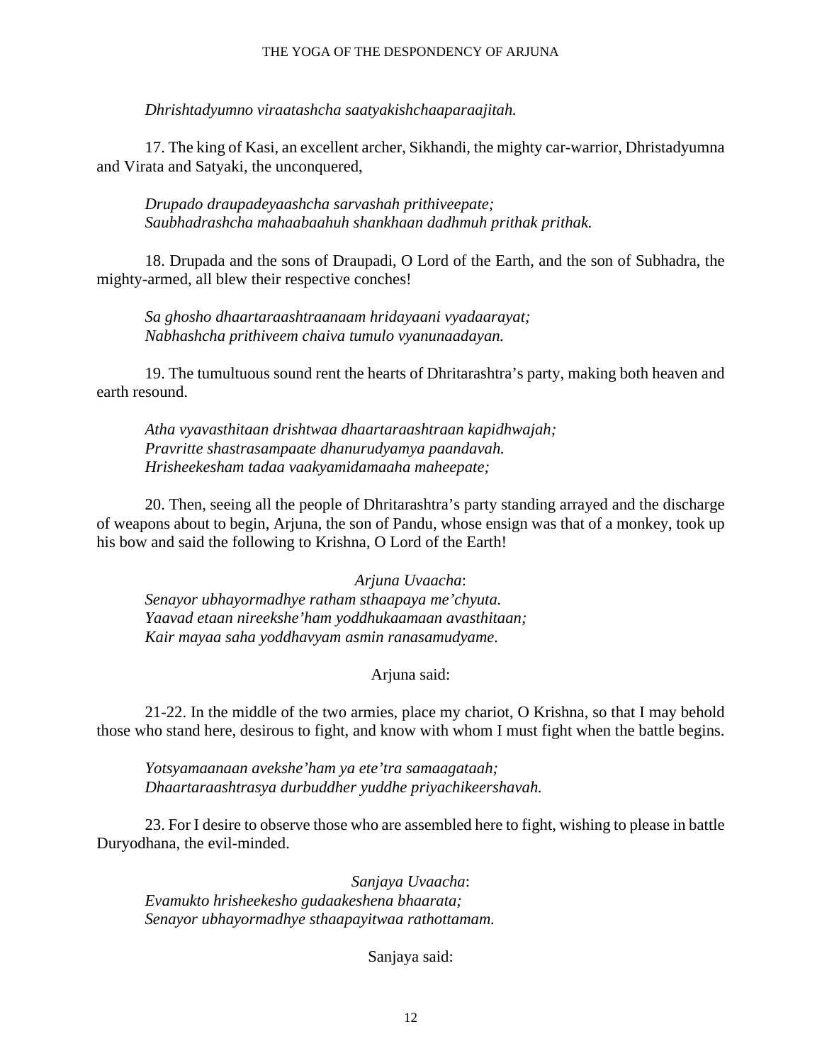*Dhrishtadyumno viraatashcha saatyakishchaaparaajitah.*

17. The king of Kasi, an excellent archer, Sikhandi, the mighty car-warrior, Dhristadyumna and Virata and Satyaki, the unconquered,

*Drupado draupadeyaashcha sarvashah prithiveepate;*
*Saubhadrashcha mahaabaahuh shankhaan dadhmuh prithak prithak.*

18. Drupada and the sons of Draupadi, O Lord of the Earth, and the son of Subhadra, the mighty-armed, all blew their respective conches!

*Sa ghosho dhaartaraashtraanaam hridayaani vyadaarayat;*
*Nabhashcha prithiveem chaiva tumulo vyanunaadayan.*

19. The tumultuous sound rent the hearts of Dhritarashtra's party, making both heaven and earth resound.

*Atha vyavasthitaan drishtwaa dhaartaraashtraan kapidhwajah;*
*Pravritte shastrasampaate dhanurudyamya paandavah.*
*Hrisheekesham tadaa vaakyamidamaaha maheepate;*

20. Then, seeing all the people of Dhritarashtra's party standing arrayed and the discharge of weapons about to begin, Arjuna, the son of Pandu, whose ensign was that of a monkey, took up his bow and said the following to Krishna, O Lord of the Earth!

*Arjuna Uvaacha*:
*Senayor ubhayormadhye ratham sthaapaya me'chyuta.*
*Yaavad etaan nireekshe'ham yoddhukaamaan avasthitaan;*
*Kair mayaa saha yoddhavyam asmin ranasamudyame.*

Arjuna said:

21-22. In the middle of the two armies, place my chariot, O Krishna, so that I may behold those who stand here, desirous to fight, and know with whom I must fight when the battle begins.

*Yotsyamaanaan avekshe'ham ya ete'tra samaagataah;*
*Dhaartaraashtrasya durbuddher yuddhe priyachikeershavah.*

23. For I desire to observe those who are assembled here to fight, wishing to please in battle Duryodhana, the evil-minded.

*Sanjaya Uvaacha*:
*Evamukto hrisheekesho gudaakeshena bhaarata;*
*Senayor ubhayormadhye sthaapayitwaa rathottamam.*

Sanjaya said: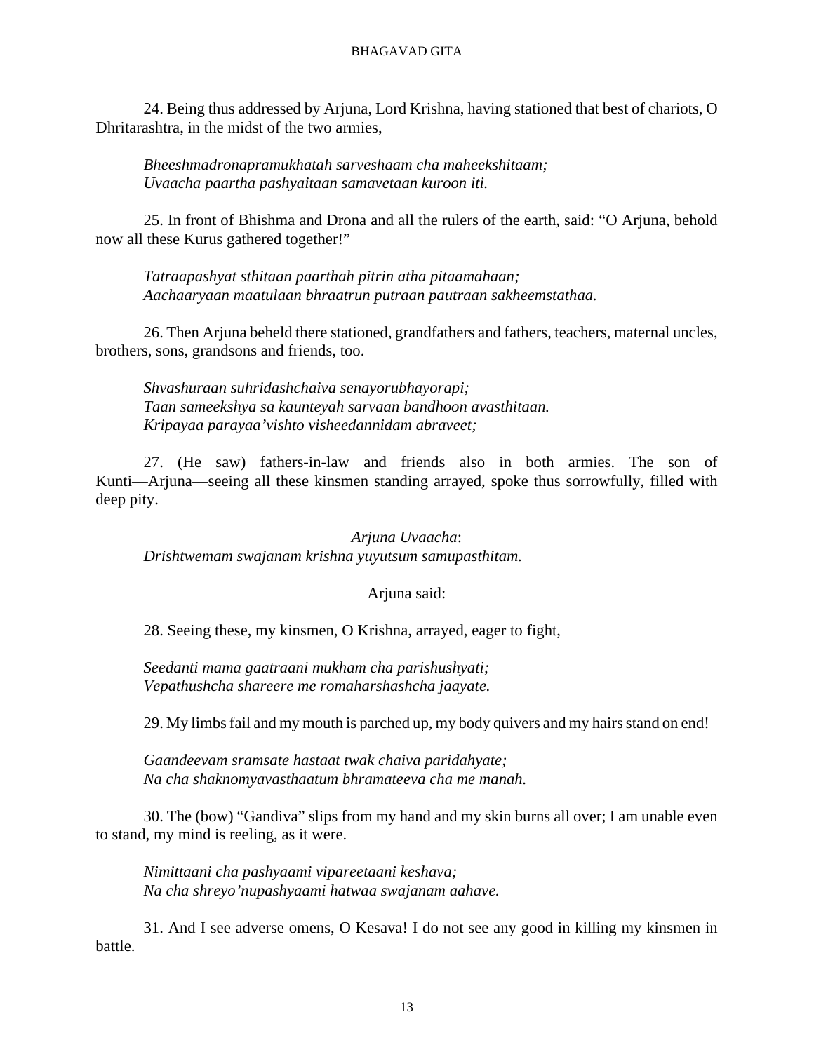24. Being thus addressed by Arjuna, Lord Krishna, having stationed that best of chariots, O Dhritarashtra, in the midst of the two armies,

*Bheeshmadronapramukhatah sarveshaam cha maheekshitaam;*
*Uvaacha paartha pashyaitaan samavetaan kuroon iti.*

25. In front of Bhishma and Drona and all the rulers of the earth, said: "O Arjuna, behold now all these Kurus gathered together!"

*Tatraapashyat sthitaan paarthah pitrin atha pitaamahaan;*
*Aachaaryaan maatulaan bhraatrun putraan pautraan sakheemstathaa.*

26. Then Arjuna beheld there stationed, grandfathers and fathers, teachers, maternal uncles, brothers, sons, grandsons and friends, too.

*Shvashuraan suhridashchaiva senayorubhayorapi;*
*Taan sameekshya sa kaunteyah sarvaan bandhoon avasthitaan.*
*Kripayaa parayaa'vishto visheedannidam abraveet;*

27. (He saw) fathers-in-law and friends also in both armies. The son of Kunti—Arjuna—seeing all these kinsmen standing arrayed, spoke thus sorrowfully, filled with deep pity.

*Arjuna Uvaacha*:
*Drishtwemam swajanam krishna yuyutsum samupasthitam.*

Arjuna said:

28. Seeing these, my kinsmen, O Krishna, arrayed, eager to fight,

*Seedanti mama gaatraani mukham cha parishushyati;*
*Vepathushcha shareere me romaharshashcha jaayate.*

29. My limbs fail and my mouth is parched up, my body quivers and my hairs stand on end!

*Gaandeevam sramsate hastaat twak chaiva paridahyate;*
*Na cha shaknomyavasthaatum bhramateeva cha me manah.*

30. The (bow) "Gandiva" slips from my hand and my skin burns all over; I am unable even to stand, my mind is reeling, as it were.

*Nimittaani cha pashyaami vipareetaani keshava;*
*Na cha shreyo'nupashyaami hatwaa swajanam aahave.*

31. And I see adverse omens, O Kesava! I do not see any good in killing my kinsmen in battle.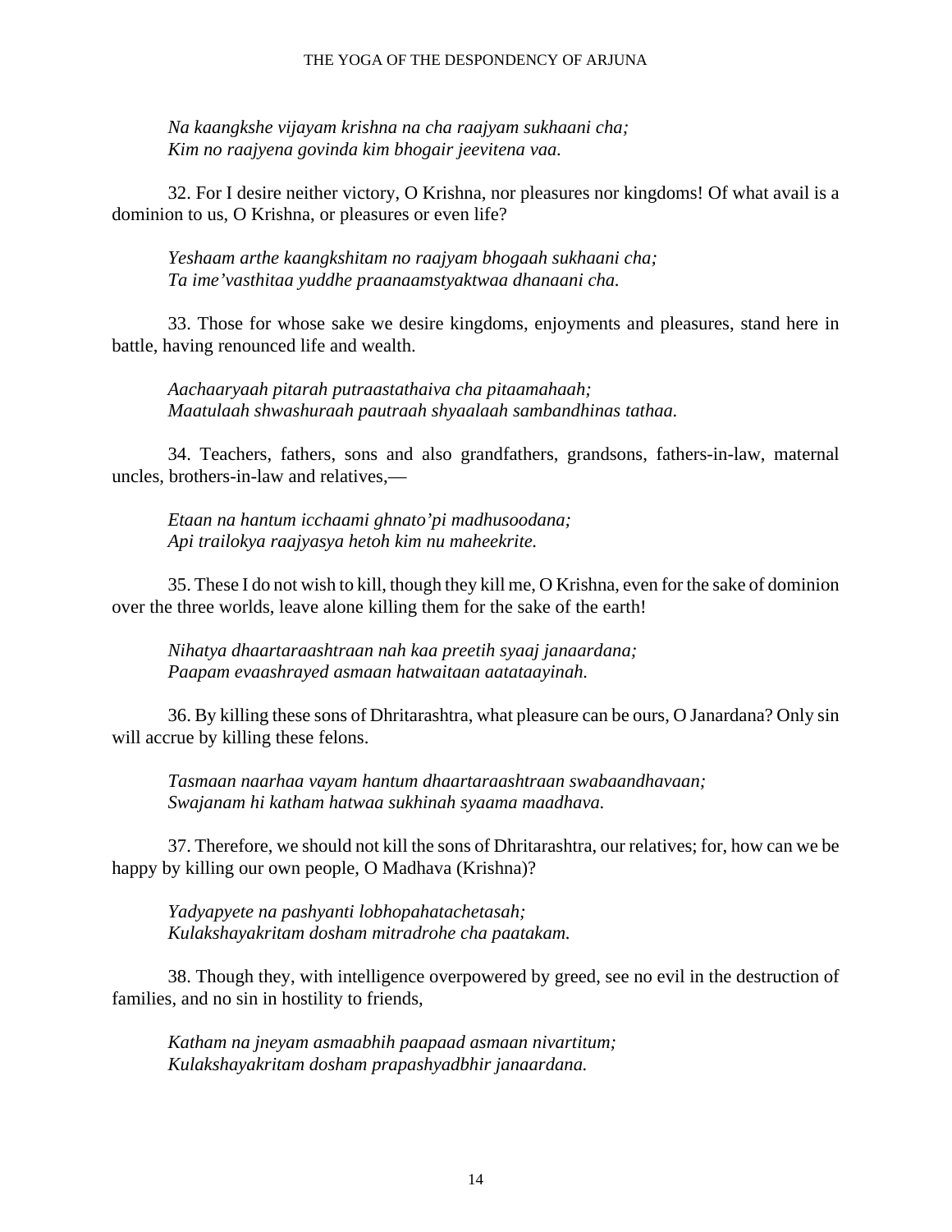*Na kaangkshe vijayam krishna na cha raajyam sukhaani cha;*
*Kim no raajyena govinda kim bhogair jeevitena vaa.*

32. For I desire neither victory, O Krishna, nor pleasures nor kingdoms! Of what avail is a dominion to us, O Krishna, or pleasures or even life?

*Yeshaam arthe kaangkshitam no raajyam bhogaah sukhaani cha;*
*Ta ime'vasthitaa yuddhe praanaamstyaktwaa dhanaani cha.*

33. Those for whose sake we desire kingdoms, enjoyments and pleasures, stand here in battle, having renounced life and wealth.

*Aachaaryaah pitarah putraastathaiva cha pitaamahaah;*
*Maatulaah shwashuraah pautraah shyaalaah sambandhinas tathaa.*

34. Teachers, fathers, sons and also grandfathers, grandsons, fathers-in-law, maternal uncles, brothers-in-law and relatives,—

*Etaan na hantum icchaami ghnato'pi madhusoodana;*
*Api trailokya raajyasya hetoh kim nu maheekrite.*

35. These I do not wish to kill, though they kill me, O Krishna, even for the sake of dominion over the three worlds, leave alone killing them for the sake of the earth!

*Nihatya dhaartaraashtraan nah kaa preetih syaaj janaardana;*
*Paapam evaashrayed asmaan hatwaitaan aatataayinah.*

36. By killing these sons of Dhritarashtra, what pleasure can be ours, O Janardana? Only sin will accrue by killing these felons.

*Tasmaan naarhaa vayam hantum dhaartaraashtraan swabaandhavaan;*
*Swajanam hi katham hatwaa sukhinah syaama maadhava.*

37. Therefore, we should not kill the sons of Dhritarashtra, our relatives; for, how can we be happy by killing our own people, O Madhava (Krishna)?

*Yadyapyete na pashyanti lobhopahatachetasah;*
*Kulakshayakritam dosham mitradrohe cha paatakam.*

38. Though they, with intelligence overpowered by greed, see no evil in the destruction of families, and no sin in hostility to friends,

*Katham na jneyam asmaabhih paapaad asmaan nivartitum;*
*Kulakshayakritam dosham prapashyadbhir janaardana.*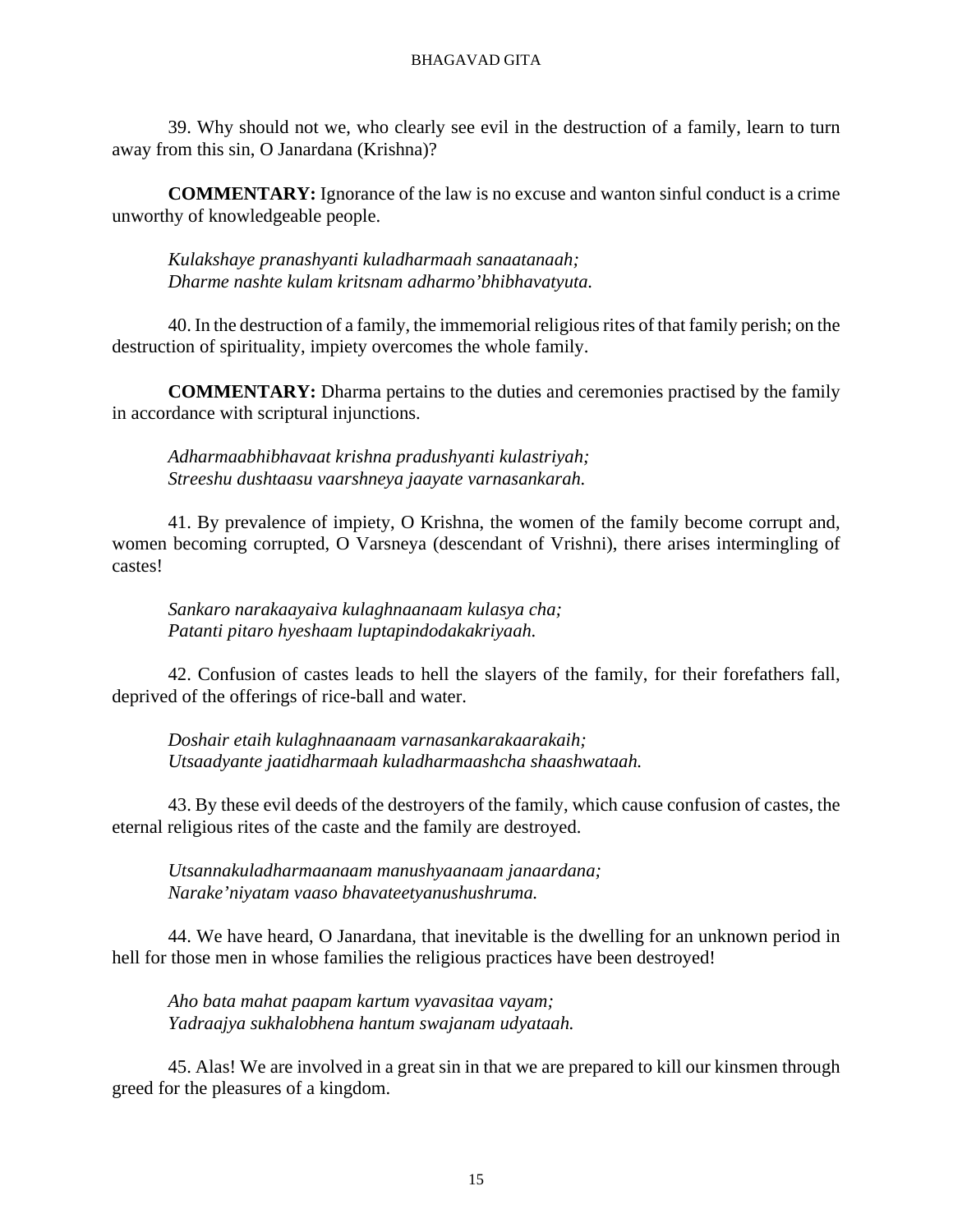39. Why should not we, who clearly see evil in the destruction of a family, learn to turn away from this sin, O Janardana (Krishna)?

**COMMENTARY:** Ignorance of the law is no excuse and wanton sinful conduct is a crime unworthy of knowledgeable people.

*Kulakshaye pranashyanti kuladharmaah sanaatanaah;*
*Dharme nashte kulam kritsnam adharmo'bhibhavatyuta.*

40. In the destruction of a family, the immemorial religious rites of that family perish; on the destruction of spirituality, impiety overcomes the whole family.

**COMMENTARY:** Dharma pertains to the duties and ceremonies practised by the family in accordance with scriptural injunctions.

*Adharmaabhibhavaat krishna pradushyanti kulastriyah;*
*Streeshu dushtaasu vaarshneya jaayate varnasankarah.*

41. By prevalence of impiety, O Krishna, the women of the family become corrupt and, women becoming corrupted, O Varsneya (descendant of Vrishni), there arises intermingling of castes!

*Sankaro narakaayaiva kulaghnaanaam kulasya cha;*
*Patanti pitaro hyeshaam luptapindodakakriyaah.*

42. Confusion of castes leads to hell the slayers of the family, for their forefathers fall, deprived of the offerings of rice-ball and water.

*Doshair etaih kulaghnaanaam varnasankarakaarakaih;*
*Utsaadyante jaatidharmaah kuladharmaashcha shaashwataah.*

43. By these evil deeds of the destroyers of the family, which cause confusion of castes, the eternal religious rites of the caste and the family are destroyed.

*Utsannakuladharmaanaam manushyaanaam janaardana;*
*Narake'niyatam vaaso bhavateetyanushushruma.*

44. We have heard, O Janardana, that inevitable is the dwelling for an unknown period in hell for those men in whose families the religious practices have been destroyed!

*Aho bata mahat paapam kartum vyavasitaa vayam;*
*Yadraajya sukhalobhena hantum swajanam udyataah.*

45. Alas! We are involved in a great sin in that we are prepared to kill our kinsmen through greed for the pleasures of a kingdom.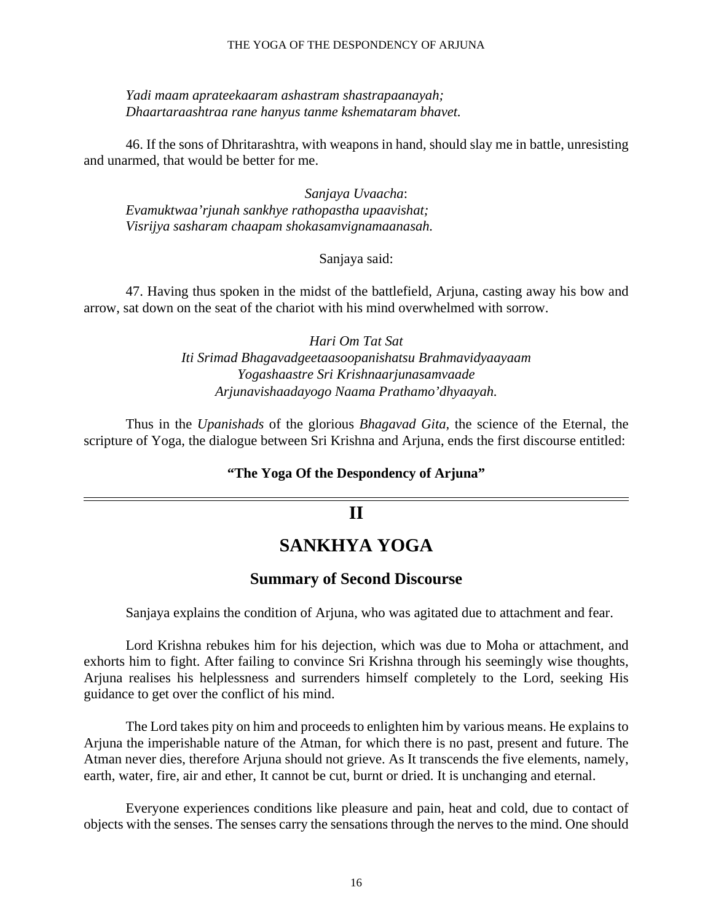*Yadi maam aprateekaaram ashastram shastrapaanayah;*
*Dhaartaraashtraa rane hanyus tanme kshemataram bhavet.*

46. If the sons of Dhritarashtra, with weapons in hand, should slay me in battle, unresisting and unarmed, that would be better for me.

*Sanjaya Uvaacha*:
*Evamuktwaa'rjunah sankhye rathopastha upaavishat;*
*Visrijya sasharam chaapam shokasamvignamaanasah.*

Sanjaya said:

47. Having thus spoken in the midst of the battlefield, Arjuna, casting away his bow and arrow, sat down on the seat of the chariot with his mind overwhelmed with sorrow.

*Hari Om Tat Sat*
*Iti Srimad Bhagavadgeetaasoopanishatsu Brahmavidyaayaam*
*Yogashaastre Sri Krishnaarjunasamvaade*
*Arjunavishaadayogo Naama Prathamo'dhyaayah.*

Thus in the *Upanishads* of the glorious *Bhagavad Gita,* the science of the Eternal, the scripture of Yoga, the dialogue between Sri Krishna and Arjuna, ends the first discourse entitled:

**"The Yoga Of the Despondency of Arjuna"**

---

# II

# SANKHYA YOGA

## Summary of Second Discourse

Sanjaya explains the condition of Arjuna, who was agitated due to attachment and fear.

Lord Krishna rebukes him for his dejection, which was due to Moha or attachment, and exhorts him to fight. After failing to convince Sri Krishna through his seemingly wise thoughts, Arjuna realises his helplessness and surrenders himself completely to the Lord, seeking His guidance to get over the conflict of his mind.

The Lord takes pity on him and proceeds to enlighten him by various means. He explains to Arjuna the imperishable nature of the Atman, for which there is no past, present and future. The Atman never dies, therefore Arjuna should not grieve. As It transcends the five elements, namely, earth, water, fire, air and ether, It cannot be cut, burnt or dried. It is unchanging and eternal.

Everyone experiences conditions like pleasure and pain, heat and cold, due to contact of objects with the senses. The senses carry the sensations through the nerves to the mind. One should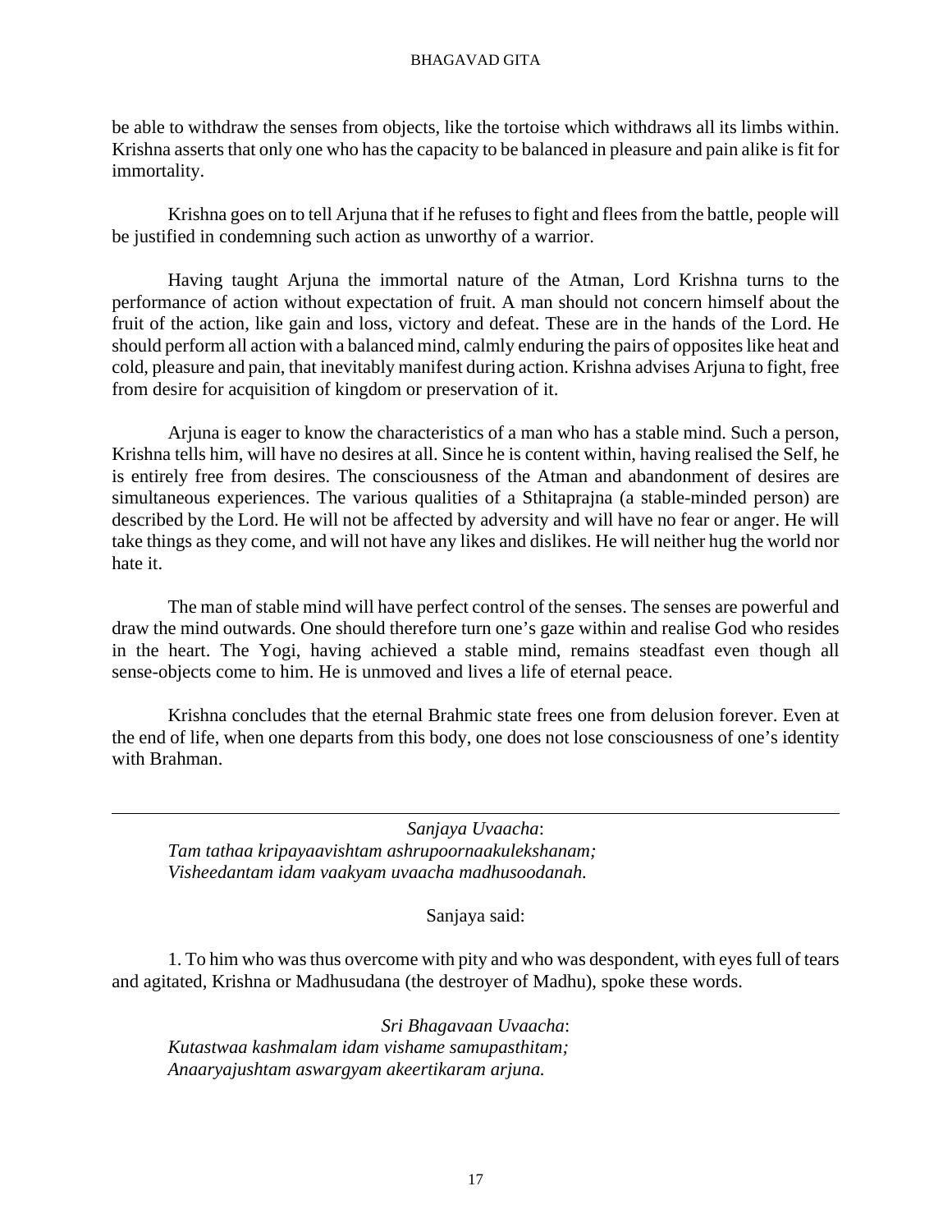be able to withdraw the senses from objects, like the tortoise which withdraws all its limbs within. Krishna asserts that only one who has the capacity to be balanced in pleasure and pain alike is fit for immortality.

Krishna goes on to tell Arjuna that if he refuses to fight and flees from the battle, people will be justified in condemning such action as unworthy of a warrior.

Having taught Arjuna the immortal nature of the Atman, Lord Krishna turns to the performance of action without expectation of fruit. A man should not concern himself about the fruit of the action, like gain and loss, victory and defeat. These are in the hands of the Lord. He should perform all action with a balanced mind, calmly enduring the pairs of opposites like heat and cold, pleasure and pain, that inevitably manifest during action. Krishna advises Arjuna to fight, free from desire for acquisition of kingdom or preservation of it.

Arjuna is eager to know the characteristics of a man who has a stable mind. Such a person, Krishna tells him, will have no desires at all. Since he is content within, having realised the Self, he is entirely free from desires. The consciousness of the Atman and abandonment of desires are simultaneous experiences. The various qualities of a Sthitaprajna (a stable-minded person) are described by the Lord. He will not be affected by adversity and will have no fear or anger. He will take things as they come, and will not have any likes and dislikes. He will neither hug the world nor hate it.

The man of stable mind will have perfect control of the senses. The senses are powerful and draw the mind outwards. One should therefore turn one's gaze within and realise God who resides in the heart. The Yogi, having achieved a stable mind, remains steadfast even though all sense-objects come to him. He is unmoved and lives a life of eternal peace.

Krishna concludes that the eternal Brahmic state frees one from delusion forever. Even at the end of life, when one departs from this body, one does not lose consciousness of one's identity with Brahman.

---

*Sanjaya Uvaacha*:
*Tam tathaa kripayaavishtam ashrupoornaakulekshanam;*
*Visheedantam idam vaakyam uvaacha madhusoodanah.*

Sanjaya said:

1. To him who was thus overcome with pity and who was despondent, with eyes full of tears and agitated, Krishna or Madhusudana (the destroyer of Madhu), spoke these words.

*Sri Bhagavaan Uvaacha*:
*Kutastwaa kashmalam idam vishame samupasthitam;*
*Anaaryajushtam aswargyam akeertikaram arjuna.*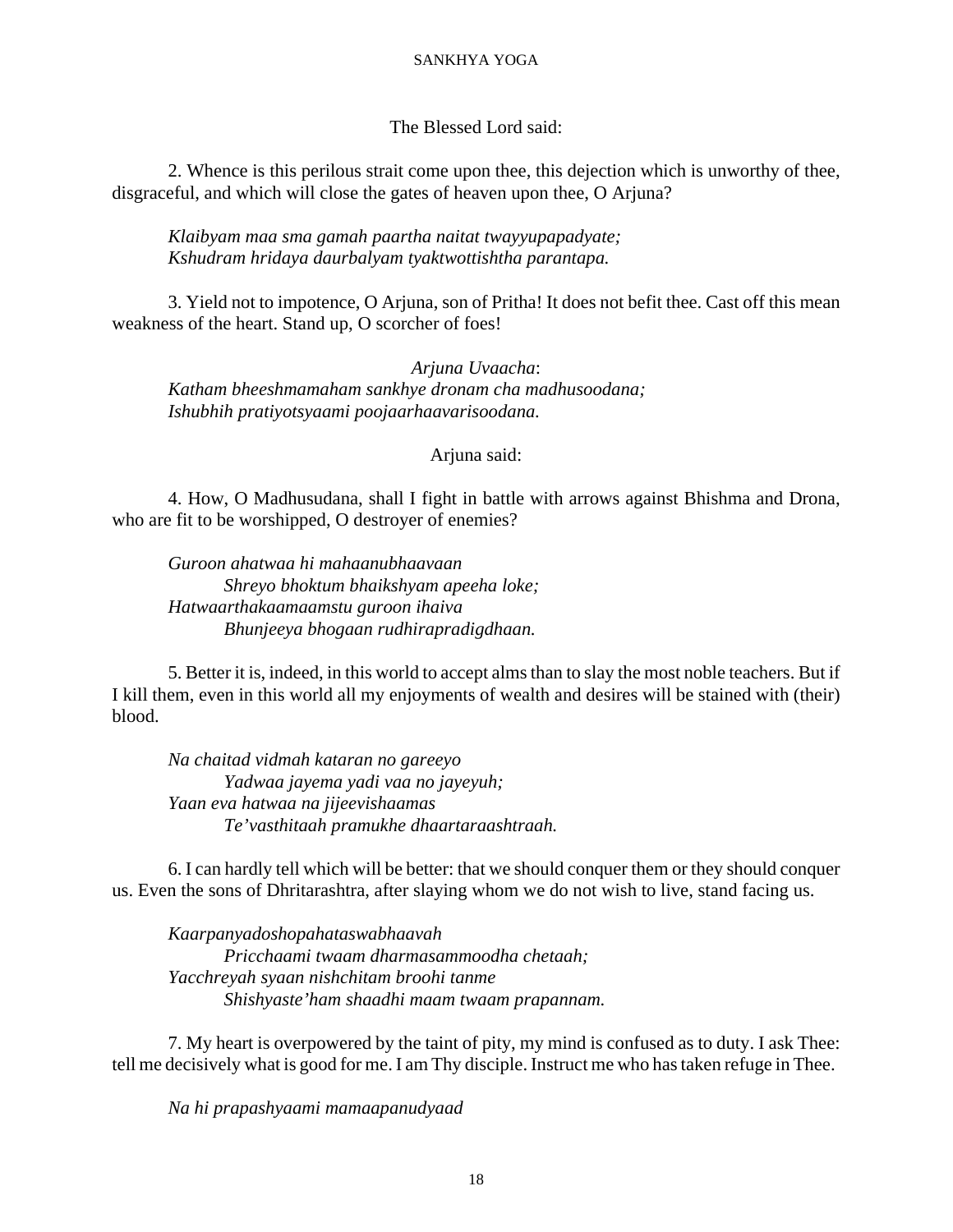The Blessed Lord said:

2. Whence is this perilous strait come upon thee, this dejection which is unworthy of thee, disgraceful, and which will close the gates of heaven upon thee, O Arjuna?

*Klaibyam maa sma gamah paartha naitat twayyupapadyate;*
*Kshudram hridaya daurbalyam tyaktwottishtha parantapa.*

3. Yield not to impotence, O Arjuna, son of Pritha! It does not befit thee. Cast off this mean weakness of the heart. Stand up, O scorcher of foes!

*Arjuna Uvaacha*:
*Katham bheeshmamaham sankhye dronam cha madhusoodana;*
*Ishubhih pratiyotsyaami poojaarhaavarisoodana.*

Arjuna said:

4. How, O Madhusudana, shall I fight in battle with arrows against Bhishma and Drona, who are fit to be worshipped, O destroyer of enemies?

*Guroon ahatwaa hi mahaanubhaavaan*
*Shreyo bhoktum bhaikshyam apeeha loke;*
*Hatwaarthakaamaamstu guroon ihaiva*
*Bhunjeeya bhogaan rudhirapradigdhaan.*

5. Better it is, indeed, in this world to accept alms than to slay the most noble teachers. But if I kill them, even in this world all my enjoyments of wealth and desires will be stained with (their) blood.

*Na chaitad vidmah kataran no gareeyo*
*Yadwaa jayema yadi vaa no jayeyuh;*
*Yaan eva hatwaa na jijeevishaamas*
*Te'vasthitaah pramukhe dhaartaraashtraah.*

6. I can hardly tell which will be better: that we should conquer them or they should conquer us. Even the sons of Dhritarashtra, after slaying whom we do not wish to live, stand facing us.

*Kaarpanyadoshopahataswabhaavah*
*Pricchaami twaam dharmasammoodha chetaah;*
*Yacchreyah syaan nishchitam broohi tanme*
*Shishyaste'ham shaadhi maam twaam prapannam.*

7. My heart is overpowered by the taint of pity, my mind is confused as to duty. I ask Thee: tell me decisively what is good for me. I am Thy disciple. Instruct me who has taken refuge in Thee.

*Na hi prapashyaami mamaapanudyaad*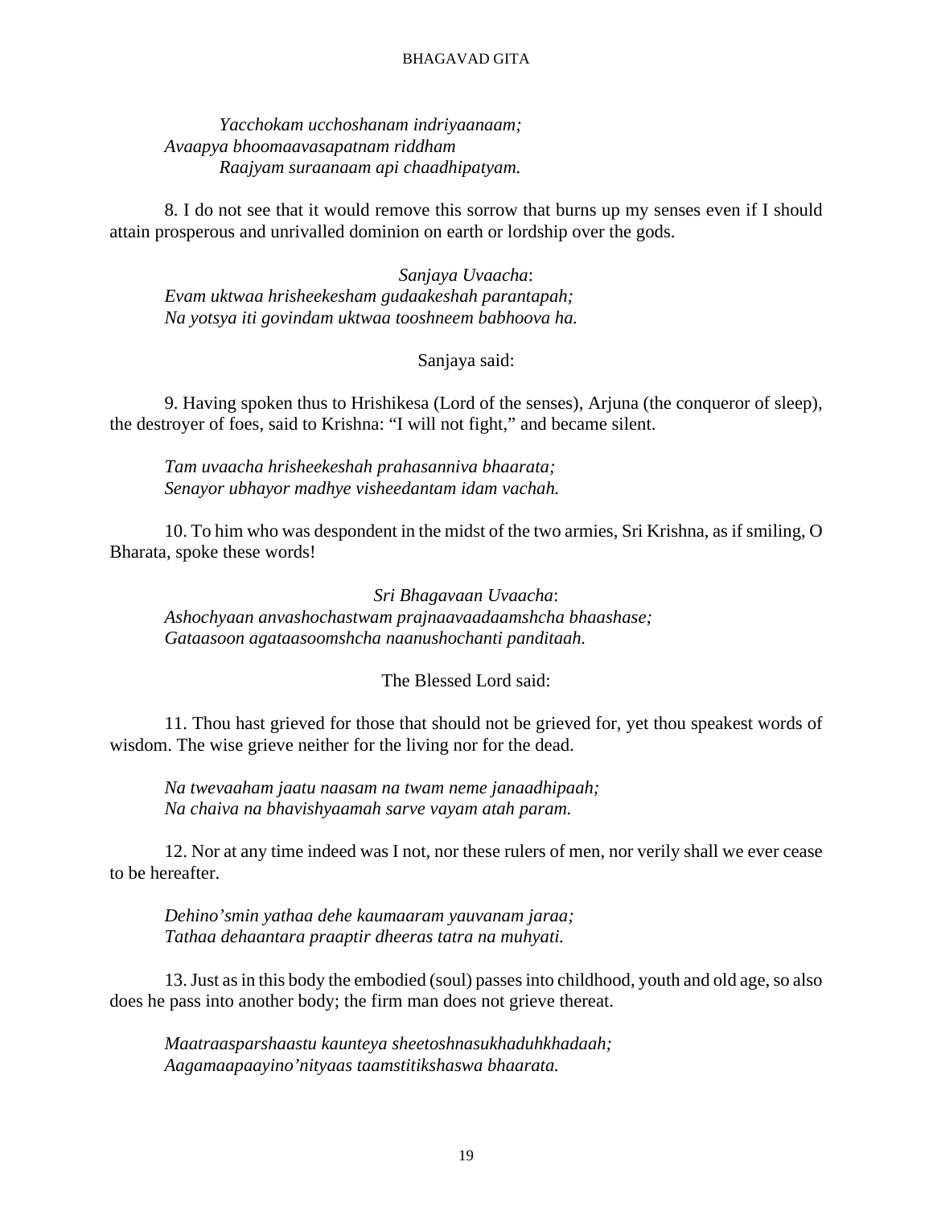*Yacchokam ucchoshanam indriyaanaam;*
*Avaapya bhoomaavasapatnam riddham*
*Raajyam suraanaam api chaadhipatyam.*

8. I do not see that it would remove this sorrow that burns up my senses even if I should attain prosperous and unrivalled dominion on earth or lordship over the gods.

*Sanjaya Uvaacha*:
*Evam uktwaa hrisheekesham gudaakeshah parantapah;*
*Na yotsya iti govindam uktwaa tooshneem babhoova ha.*

Sanjaya said:

9. Having spoken thus to Hrishikesa (Lord of the senses), Arjuna (the conqueror of sleep), the destroyer of foes, said to Krishna: "I will not fight," and became silent.

*Tam uvaacha hrisheekeshah prahasanniva bhaarata;*
*Senayor ubhayor madhye visheedantam idam vachah.*

10. To him who was despondent in the midst of the two armies, Sri Krishna, as if smiling, O Bharata, spoke these words!

*Sri Bhagavaan Uvaacha*:
*Ashochyaan anvashochastwam prajnaavaadaamshcha bhaashase;*
*Gataasoon agataasoomshcha naanushochanti panditaah.*

The Blessed Lord said:

11. Thou hast grieved for those that should not be grieved for, yet thou speakest words of wisdom. The wise grieve neither for the living nor for the dead.

*Na twevaaham jaatu naasam na twam neme janaadhipaah;*
*Na chaiva na bhavishyaamah sarve vayam atah param.*

12. Nor at any time indeed was I not, nor these rulers of men, nor verily shall we ever cease to be hereafter.

*Dehino'smin yathaa dehe kaumaaram yauvanam jaraa;*
*Tathaa dehaantara praaptir dheeras tatra na muhyati.*

13. Just as in this body the embodied (soul) passes into childhood, youth and old age, so also does he pass into another body; the firm man does not grieve thereat.

*Maatraasparshaastu kaunteya sheetoshnasukhaduhkhadaah;*
*Aagamaapaayino'nityaas taamstitikshaswa bhaarata.*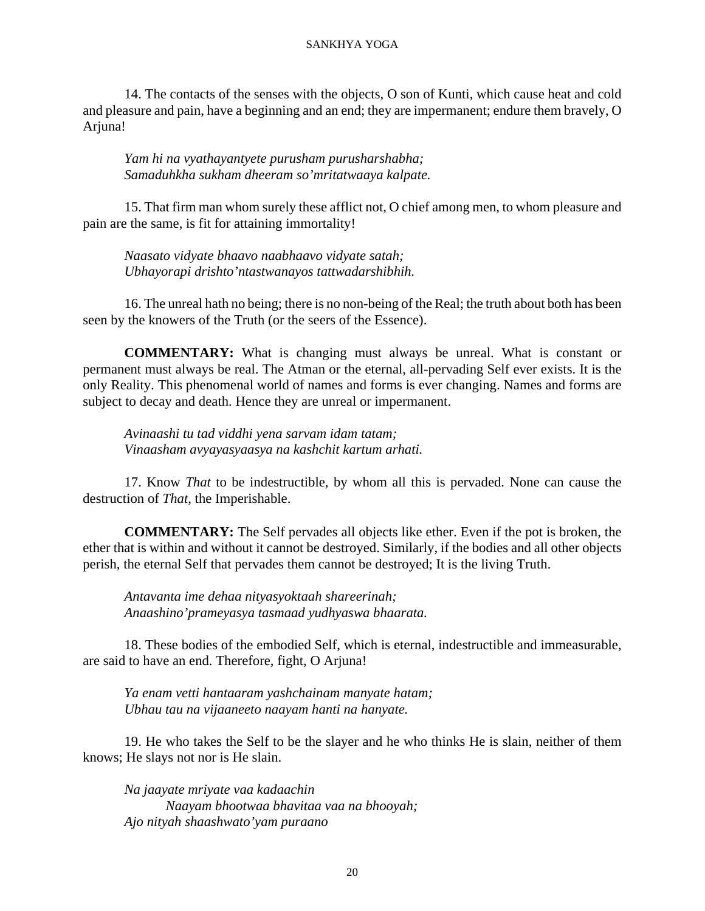14. The contacts of the senses with the objects, O son of Kunti, which cause heat and cold and pleasure and pain, have a beginning and an end; they are impermanent; endure them bravely, O Arjuna!

*Yam hi na vyathayantyete purusham purusharshabha;*
*Samaduhkha sukham dheeram so'mritatwaaya kalpate.*

15. That firm man whom surely these afflict not, O chief among men, to whom pleasure and pain are the same, is fit for attaining immortality!

*Naasato vidyate bhaavo naabhaavo vidyate satah;*
*Ubhayorapi drishto'ntastwanayos tattwadarshibhih.*

16. The unreal hath no being; there is no non-being of the Real; the truth about both has been seen by the knowers of the Truth (or the seers of the Essence).

**COMMENTARY:** What is changing must always be unreal. What is constant or permanent must always be real. The Atman or the eternal, all-pervading Self ever exists. It is the only Reality. This phenomenal world of names and forms is ever changing. Names and forms are subject to decay and death. Hence they are unreal or impermanent.

*Avinaashi tu tad viddhi yena sarvam idam tatam;*
*Vinaasham avyayasyaasya na kashchit kartum arhati.*

17. Know *That* to be indestructible, by whom all this is pervaded. None can cause the destruction of *That,* the Imperishable.

**COMMENTARY:** The Self pervades all objects like ether. Even if the pot is broken, the ether that is within and without it cannot be destroyed. Similarly, if the bodies and all other objects perish, the eternal Self that pervades them cannot be destroyed; It is the living Truth.

*Antavanta ime dehaa nityasyoktaah shareerinah;*
*Anaashino'prameyasya tasmaad yudhyaswa bhaarata.*

18. These bodies of the embodied Self, which is eternal, indestructible and immeasurable, are said to have an end. Therefore, fight, O Arjuna!

*Ya enam vetti hantaaram yashchainam manyate hatam;*
*Ubhau tau na vijaaneeto naayam hanti na hanyate.*

19. He who takes the Self to be the slayer and he who thinks He is slain, neither of them knows; He slays not nor is He slain.

*Na jaayate mriyate vaa kadaachin*
*Naayam bhootwaa bhavitaa vaa na bhooyah;*
*Ajo nityah shaashwato'yam puraano*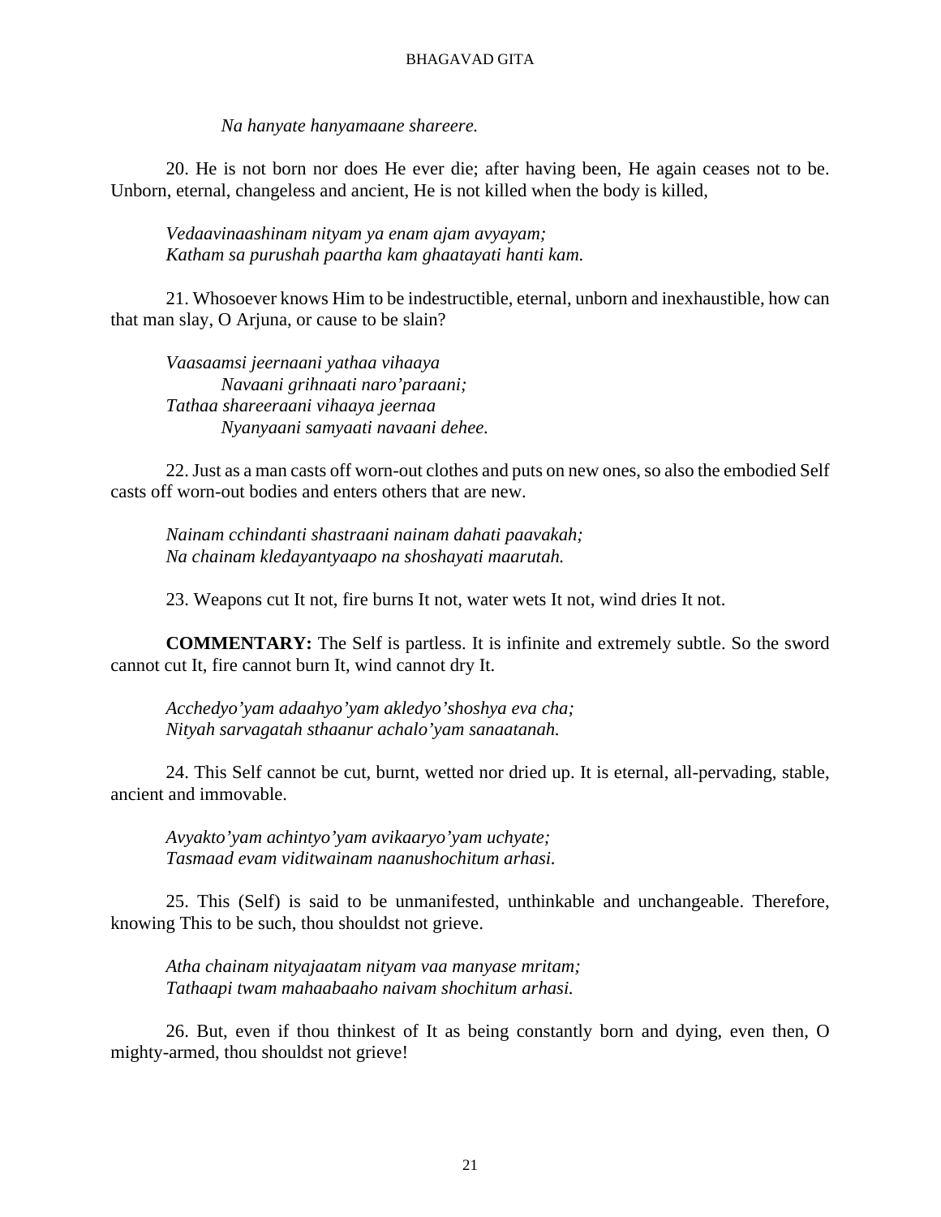*Na hanyate hanyamaane shareere.*

20. He is not born nor does He ever die; after having been, He again ceases not to be. Unborn, eternal, changeless and ancient, He is not killed when the body is killed,

*Vedaavinaashinam nityam ya enam ajam avyayam;*
*Katham sa purushah paartha kam ghaatayati hanti kam.*

21. Whosoever knows Him to be indestructible, eternal, unborn and inexhaustible, how can that man slay, O Arjuna, or cause to be slain?

*Vaasaamsi jeernaani yathaa vihaaya*
*Navaani grihnaati naro'paraani;*
*Tathaa shareeraani vihaaya jeernaa*
*Nyanyaani samyaati navaani dehee.*

22. Just as a man casts off worn-out clothes and puts on new ones, so also the embodied Self casts off worn-out bodies and enters others that are new.

*Nainam cchindanti shastraani nainam dahati paavakah;*
*Na chainam kledayantyaapo na shoshayati maarutah.*

23. Weapons cut It not, fire burns It not, water wets It not, wind dries It not.

**COMMENTARY:** The Self is partless. It is infinite and extremely subtle. So the sword cannot cut It, fire cannot burn It, wind cannot dry It.

*Acchedyo'yam adaahyo'yam akledyo'shoshya eva cha;*
*Nityah sarvagatah sthaanur achalo'yam sanaatanah.*

24. This Self cannot be cut, burnt, wetted nor dried up. It is eternal, all-pervading, stable, ancient and immovable.

*Avyakto'yam achintyo'yam avikaaryo'yam uchyate;*
*Tasmaad evam viditwainam naanushochitum arhasi.*

25. This (Self) is said to be unmanifested, unthinkable and unchangeable. Therefore, knowing This to be such, thou shouldst not grieve.

*Atha chainam nityajaatam nityam vaa manyase mritam;*
*Tathaapi twam mahaabaaho naivam shochitum arhasi.*

26. But, even if thou thinkest of It as being constantly born and dying, even then, O mighty-armed, thou shouldst not grieve!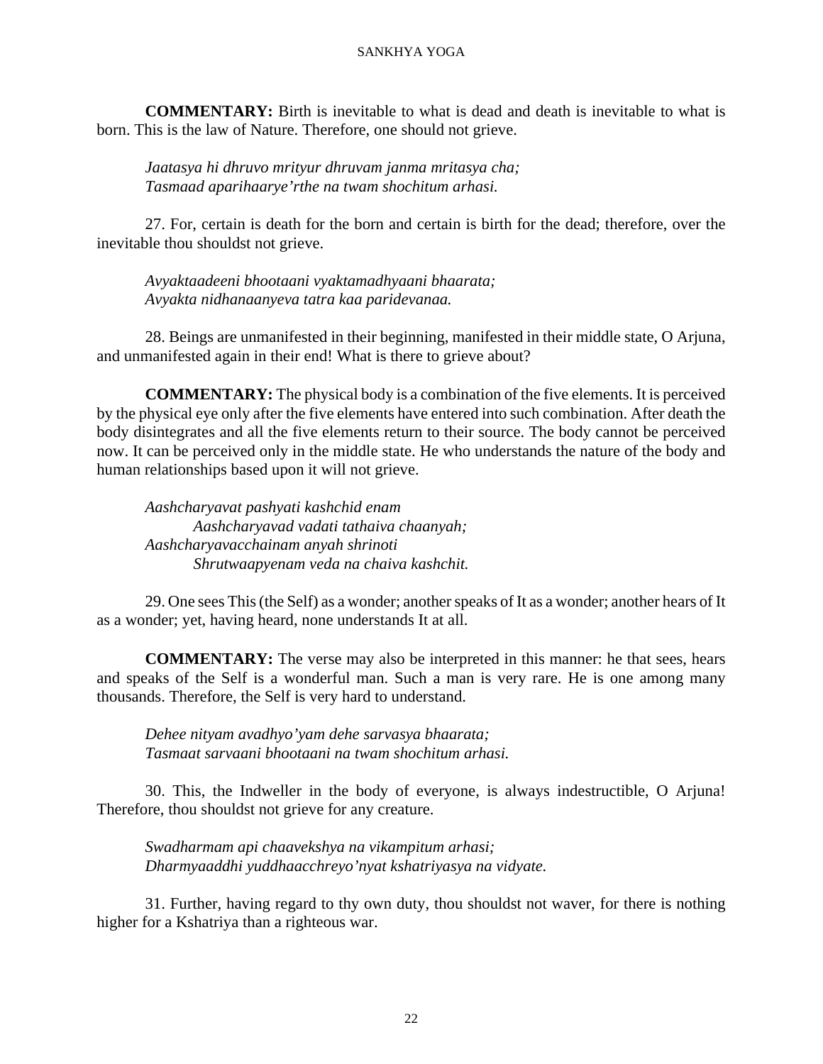**COMMENTARY:** Birth is inevitable to what is dead and death is inevitable to what is born. This is the law of Nature. Therefore, one should not grieve.

*Jaatasya hi dhruvo mrityur dhruvam janma mritasya cha;*
*Tasmaad aparihaarye'rthe na twam shochitum arhasi.*

27. For, certain is death for the born and certain is birth for the dead; therefore, over the inevitable thou shouldst not grieve.

*Avyaktaadeeni bhootaani vyaktamadhyaani bhaarata;*
*Avyakta nidhanaanyeva tatra kaa paridevanaa.*

28. Beings are unmanifested in their beginning, manifested in their middle state, O Arjuna, and unmanifested again in their end! What is there to grieve about?

**COMMENTARY:** The physical body is a combination of the five elements. It is perceived by the physical eye only after the five elements have entered into such combination. After death the body disintegrates and all the five elements return to their source. The body cannot be perceived now. It can be perceived only in the middle state. He who understands the nature of the body and human relationships based upon it will not grieve.

*Aashcharyavat pashyati kashchid enam*
*Aashcharyavad vadati tathaiva chaanyah;*
*Aashcharyavacchainam anyah shrinoti*
*Shrutwaapyenam veda na chaiva kashchit.*

29. One sees This (the Self) as a wonder; another speaks of It as a wonder; another hears of It as a wonder; yet, having heard, none understands It at all.

**COMMENTARY:** The verse may also be interpreted in this manner: he that sees, hears and speaks of the Self is a wonderful man. Such a man is very rare. He is one among many thousands. Therefore, the Self is very hard to understand.

*Dehee nityam avadhyo'yam dehe sarvasya bhaarata;*
*Tasmaat sarvaani bhootaani na twam shochitum arhasi.*

30. This, the Indweller in the body of everyone, is always indestructible, O Arjuna! Therefore, thou shouldst not grieve for any creature.

*Swadharmam api chaavekshya na vikampitum arhasi;*
*Dharmyaaddhi yuddhaacchreyo'nyat kshatriyasya na vidyate.*

31. Further, having regard to thy own duty, thou shouldst not waver, for there is nothing higher for a Kshatriya than a righteous war.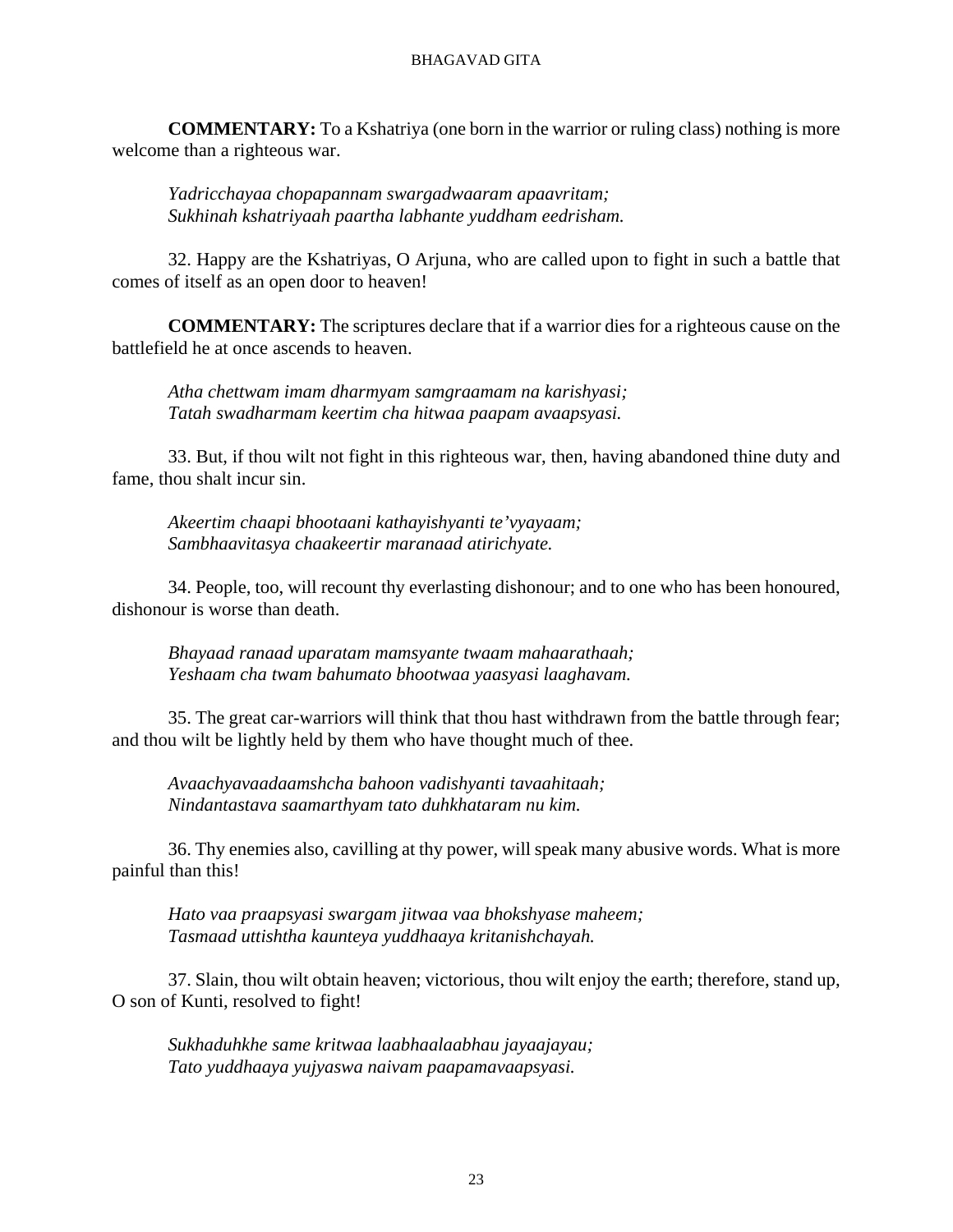**COMMENTARY:** To a Kshatriya (one born in the warrior or ruling class) nothing is more welcome than a righteous war.

*Yadricchayaa chopapannam swargadwaaram apaavritam;*
*Sukhinah kshatriyaah paartha labhante yuddham eedrisham.*

32. Happy are the Kshatriyas, O Arjuna, who are called upon to fight in such a battle that comes of itself as an open door to heaven!

**COMMENTARY:** The scriptures declare that if a warrior dies for a righteous cause on the battlefield he at once ascends to heaven.

*Atha chettwam imam dharmyam samgraamam na karishyasi;*
*Tatah swadharmam keertim cha hitwaa paapam avaapsyasi.*

33. But, if thou wilt not fight in this righteous war, then, having abandoned thine duty and fame, thou shalt incur sin.

*Akeertim chaapi bhootaani kathayishyanti te'vyayaam;*
*Sambhaavitasya chaakeertir maranaad atirichyate.*

34. People, too, will recount thy everlasting dishonour; and to one who has been honoured, dishonour is worse than death.

*Bhayaad ranaad uparatam mamsyante twaam mahaarathaah;*
*Yeshaam cha twam bahumato bhootwaa yaasyasi laaghavam.*

35. The great car-warriors will think that thou hast withdrawn from the battle through fear; and thou wilt be lightly held by them who have thought much of thee.

*Avaachyavaadaamshcha bahoon vadishyanti tavaahitaah;*
*Nindantastava saamarthyam tato duhkhataram nu kim.*

36. Thy enemies also, cavilling at thy power, will speak many abusive words. What is more painful than this!

*Hato vaa praapsyasi swargam jitwaa vaa bhokshyase maheem;*
*Tasmaad uttishtha kaunteya yuddhaaya kritanishchayah.*

37. Slain, thou wilt obtain heaven; victorious, thou wilt enjoy the earth; therefore, stand up, O son of Kunti, resolved to fight!

*Sukhaduhkhe same kritwaa laabhaalaabhau jayaajayau;*
*Tato yuddhaaya yujyaswa naivam paapamavaapsyasi.*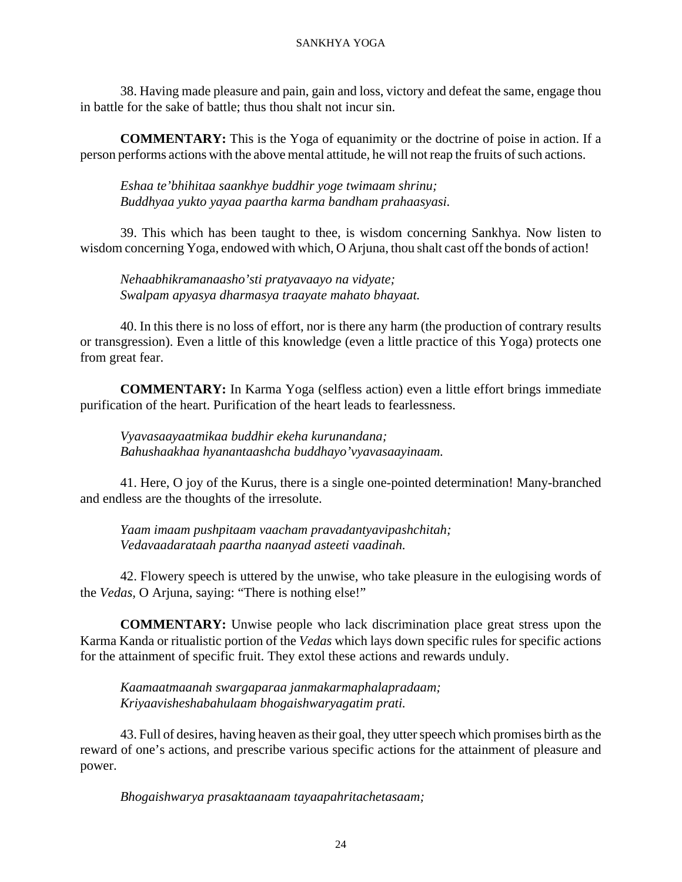38. Having made pleasure and pain, gain and loss, victory and defeat the same, engage thou in battle for the sake of battle; thus thou shalt not incur sin.

**COMMENTARY:** This is the Yoga of equanimity or the doctrine of poise in action. If a person performs actions with the above mental attitude, he will not reap the fruits of such actions.

*Eshaa te'bhihitaa saankhye buddhir yoge twimaam shrinu;*
*Buddhyaa yukto yayaa paartha karma bandham prahaasyasi.*

39. This which has been taught to thee, is wisdom concerning Sankhya. Now listen to wisdom concerning Yoga, endowed with which, O Arjuna, thou shalt cast off the bonds of action!

*Nehaabhikramanaasho'sti pratyavaayo na vidyate;*
*Swalpam apyasya dharmasya traayate mahato bhayaat.*

40. In this there is no loss of effort, nor is there any harm (the production of contrary results or transgression). Even a little of this knowledge (even a little practice of this Yoga) protects one from great fear.

**COMMENTARY:** In Karma Yoga (selfless action) even a little effort brings immediate purification of the heart. Purification of the heart leads to fearlessness.

*Vyavasaayaatmikaa buddhir ekeha kurunandana;*
*Bahushaakhaa hyanantaashcha buddhayo'vyavasaayinaam.*

41. Here, O joy of the Kurus, there is a single one-pointed determination! Many-branched and endless are the thoughts of the irresolute.

*Yaam imaam pushpitaam vaacham pravadantyavipashchitah;*
*Vedavaadarataah paartha naanyad asteeti vaadinah.*

42. Flowery speech is uttered by the unwise, who take pleasure in the eulogising words of the *Vedas,* O Arjuna, saying: "There is nothing else!"

**COMMENTARY:** Unwise people who lack discrimination place great stress upon the Karma Kanda or ritualistic portion of the *Vedas* which lays down specific rules for specific actions for the attainment of specific fruit. They extol these actions and rewards unduly.

*Kaamaatmaanah swargaparaa janmakarmaphalapradaam;*
*Kriyaavisheshabahulaam bhogaishwaryagatim prati.*

43. Full of desires, having heaven as their goal, they utter speech which promises birth as the reward of one's actions, and prescribe various specific actions for the attainment of pleasure and power.

*Bhogaishwarya prasaktaanaam tayaapahritachetasaam;*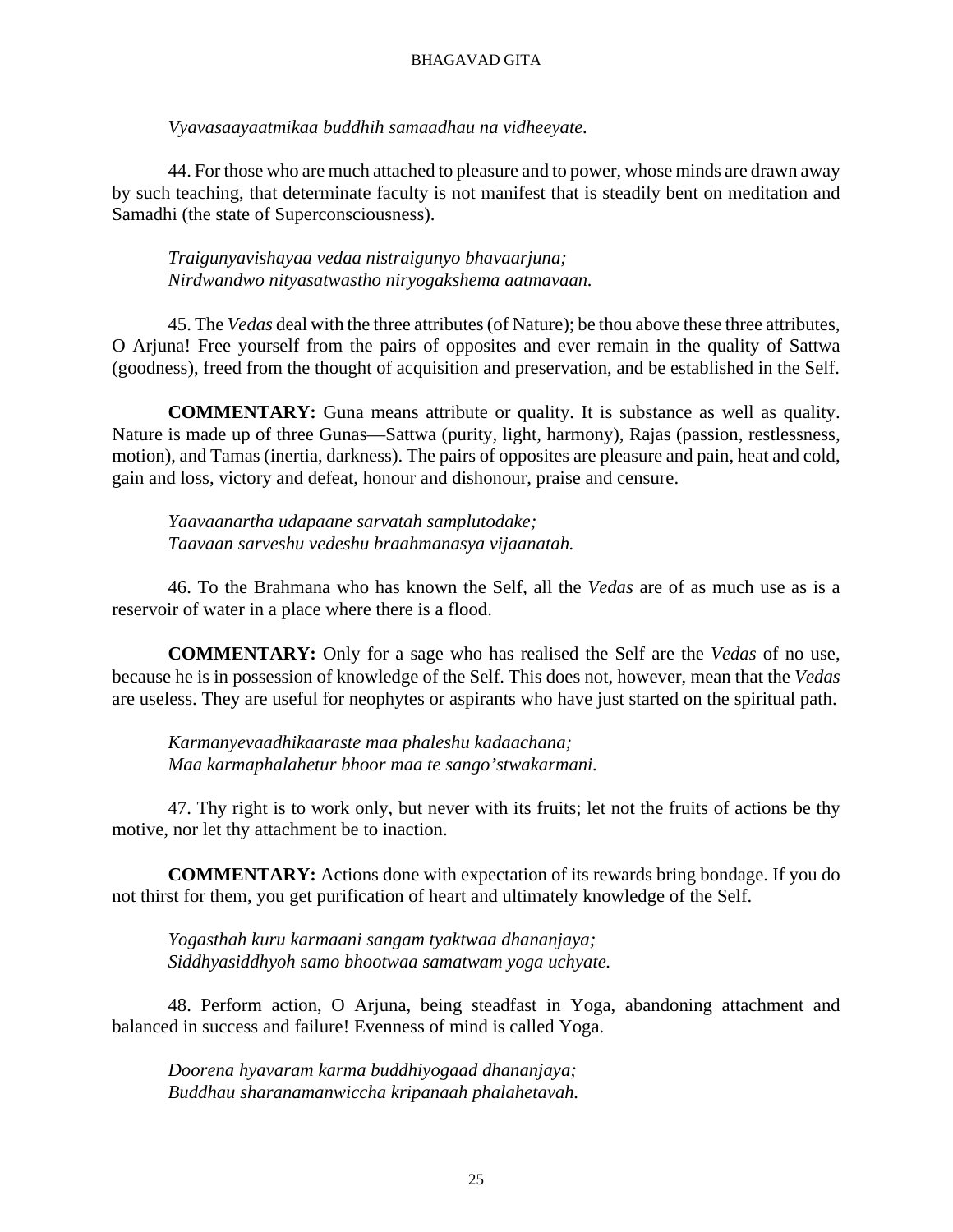*Vyavasaayaatmikaa buddhih samaadhau na vidheeyate.*

44. For those who are much attached to pleasure and to power, whose minds are drawn away by such teaching, that determinate faculty is not manifest that is steadily bent on meditation and Samadhi (the state of Superconsciousness).

*Traigunyavishayaa vedaa nistraigunyo bhavaarjuna;*
*Nirdwandwo nityasatwastho niryogakshema aatmavaan.*

45. The *Vedas* deal with the three attributes (of Nature); be thou above these three attributes, O Arjuna! Free yourself from the pairs of opposites and ever remain in the quality of Sattwa (goodness), freed from the thought of acquisition and preservation, and be established in the Self.

**COMMENTARY:** Guna means attribute or quality. It is substance as well as quality. Nature is made up of three Gunas—Sattwa (purity, light, harmony), Rajas (passion, restlessness, motion), and Tamas (inertia, darkness). The pairs of opposites are pleasure and pain, heat and cold, gain and loss, victory and defeat, honour and dishonour, praise and censure.

*Yaavaanartha udapaane sarvatah samplutodake;*
*Taavaan sarveshu vedeshu braahmanasya vijaanatah.*

46. To the Brahmana who has known the Self, all the *Vedas* are of as much use as is a reservoir of water in a place where there is a flood.

**COMMENTARY:** Only for a sage who has realised the Self are the *Vedas* of no use, because he is in possession of knowledge of the Self. This does not, however, mean that the *Vedas* are useless. They are useful for neophytes or aspirants who have just started on the spiritual path.

*Karmanyevaadhikaaraste maa phaleshu kadaachana;*
*Maa karmaphalahetur bhoor maa te sango'stwakarmani.*

47. Thy right is to work only, but never with its fruits; let not the fruits of actions be thy motive, nor let thy attachment be to inaction.

**COMMENTARY:** Actions done with expectation of its rewards bring bondage. If you do not thirst for them, you get purification of heart and ultimately knowledge of the Self.

*Yogasthah kuru karmaani sangam tyaktwaa dhananjaya;*
*Siddhyasiddhyoh samo bhootwaa samatwam yoga uchyate.*

48. Perform action, O Arjuna, being steadfast in Yoga, abandoning attachment and balanced in success and failure! Evenness of mind is called Yoga.

*Doorena hyavaram karma buddhiyogaad dhananjaya;*
*Buddhau sharanamanwiccha kripanaah phalahetavah.*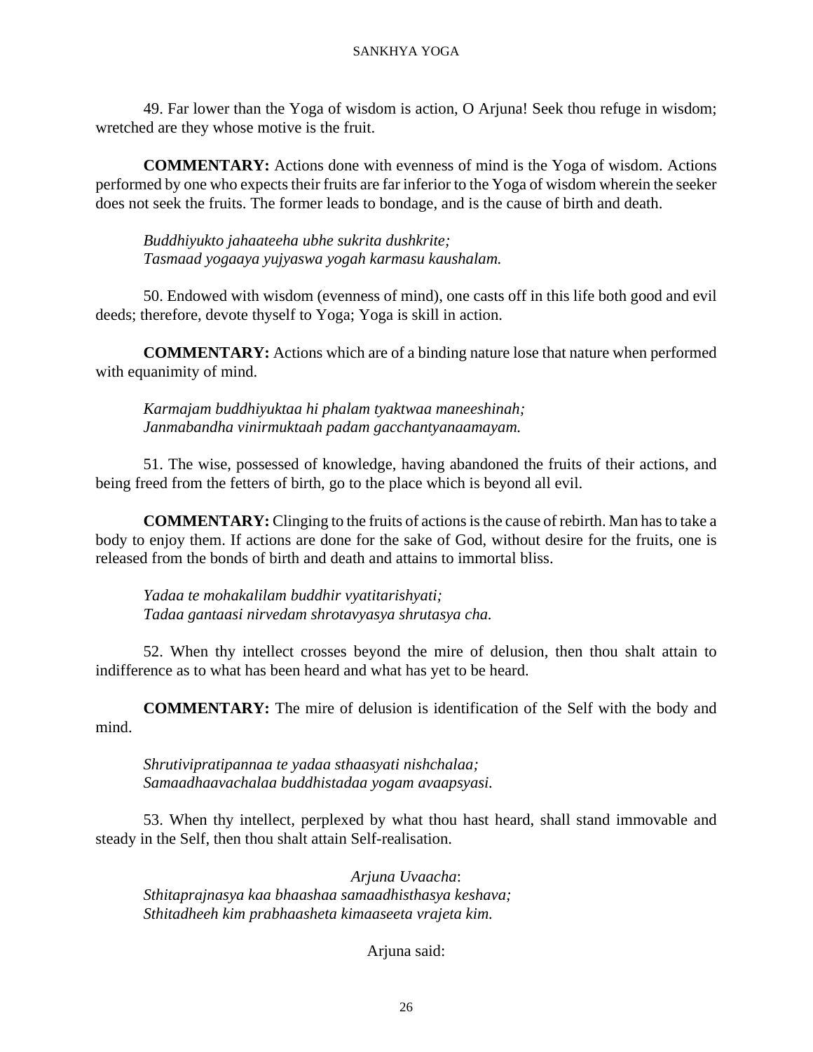49. Far lower than the Yoga of wisdom is action, O Arjuna! Seek thou refuge in wisdom; wretched are they whose motive is the fruit.

**COMMENTARY:** Actions done with evenness of mind is the Yoga of wisdom. Actions performed by one who expects their fruits are far inferior to the Yoga of wisdom wherein the seeker does not seek the fruits. The former leads to bondage, and is the cause of birth and death.

*Buddhiyukto jahaateeha ubhe sukrita dushkrite;*
*Tasmaad yogaaya yujyaswa yogah karmasu kaushalam.*

50. Endowed with wisdom (evenness of mind), one casts off in this life both good and evil deeds; therefore, devote thyself to Yoga; Yoga is skill in action.

**COMMENTARY:** Actions which are of a binding nature lose that nature when performed with equanimity of mind.

*Karmajam buddhiyuktaa hi phalam tyaktwaa maneeshinah;*
*Janmabandha vinirmuktaah padam gacchantyanaamayam.*

51. The wise, possessed of knowledge, having abandoned the fruits of their actions, and being freed from the fetters of birth, go to the place which is beyond all evil.

**COMMENTARY:** Clinging to the fruits of actions is the cause of rebirth. Man has to take a body to enjoy them. If actions are done for the sake of God, without desire for the fruits, one is released from the bonds of birth and death and attains to immortal bliss.

*Yadaa te mohakalilam buddhir vyatitarishyati;*
*Tadaa gantaasi nirvedam shrotavyasya shrutasya cha.*

52. When thy intellect crosses beyond the mire of delusion, then thou shalt attain to indifference as to what has been heard and what has yet to be heard.

**COMMENTARY:** The mire of delusion is identification of the Self with the body and mind.

*Shrutivipratipannaa te yadaa sthaasyati nishchalaa;*
*Samaadhaavachalaa buddhistadaa yogam avaapsyasi.*

53. When thy intellect, perplexed by what thou hast heard, shall stand immovable and steady in the Self, then thou shalt attain Self-realisation.

*Arjuna Uvaacha*:
*Sthitaprajnasya kaa bhaashaa samaadhisthasya keshava;*
*Sthitadheeh kim prabhaasheta kimaaseeta vrajeta kim.*

Arjuna said: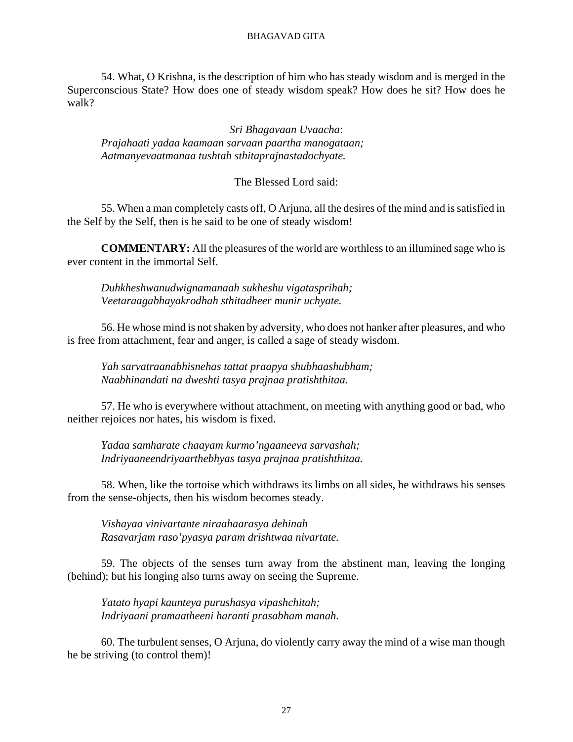54. What, O Krishna, is the description of him who has steady wisdom and is merged in the Superconscious State? How does one of steady wisdom speak? How does he sit? How does he walk?

*Sri Bhagavaan Uvaacha*:
*Prajahaati yadaa kaamaan sarvaan paartha manogataan;*
*Aatmanyevaatmanaa tushtah sthitaprajnastadochyate.*

The Blessed Lord said:

55. When a man completely casts off, O Arjuna, all the desires of the mind and is satisfied in the Self by the Self, then is he said to be one of steady wisdom!

**COMMENTARY:** All the pleasures of the world are worthless to an illumined sage who is ever content in the immortal Self.

*Duhkheshwanudwignamanaah sukheshu vigatasprihah;*
*Veetaraagabhayakrodhah sthitadheer munir uchyate.*

56. He whose mind is not shaken by adversity, who does not hanker after pleasures, and who is free from attachment, fear and anger, is called a sage of steady wisdom.

*Yah sarvatraanabhisnehas tattat praapya shubhaashubham;*
*Naabhinandati na dweshti tasya prajnaa pratishthitaa.*

57. He who is everywhere without attachment, on meeting with anything good or bad, who neither rejoices nor hates, his wisdom is fixed.

*Yadaa samharate chaayam kurmo'ngaaneeva sarvashah;*
*Indriyaaneendriyaarthebhyas tasya prajnaa pratishthitaa.*

58. When, like the tortoise which withdraws its limbs on all sides, he withdraws his senses from the sense-objects, then his wisdom becomes steady.

*Vishayaa vinivartante niraahaarasya dehinah*
*Rasavarjam raso'pyasya param drishtwaa nivartate.*

59. The objects of the senses turn away from the abstinent man, leaving the longing (behind); but his longing also turns away on seeing the Supreme.

*Yatato hyapi kaunteya purushasya vipashchitah;*
*Indriyaani pramaatheeni haranti prasabham manah.*

60. The turbulent senses, O Arjuna, do violently carry away the mind of a wise man though he be striving (to control them)!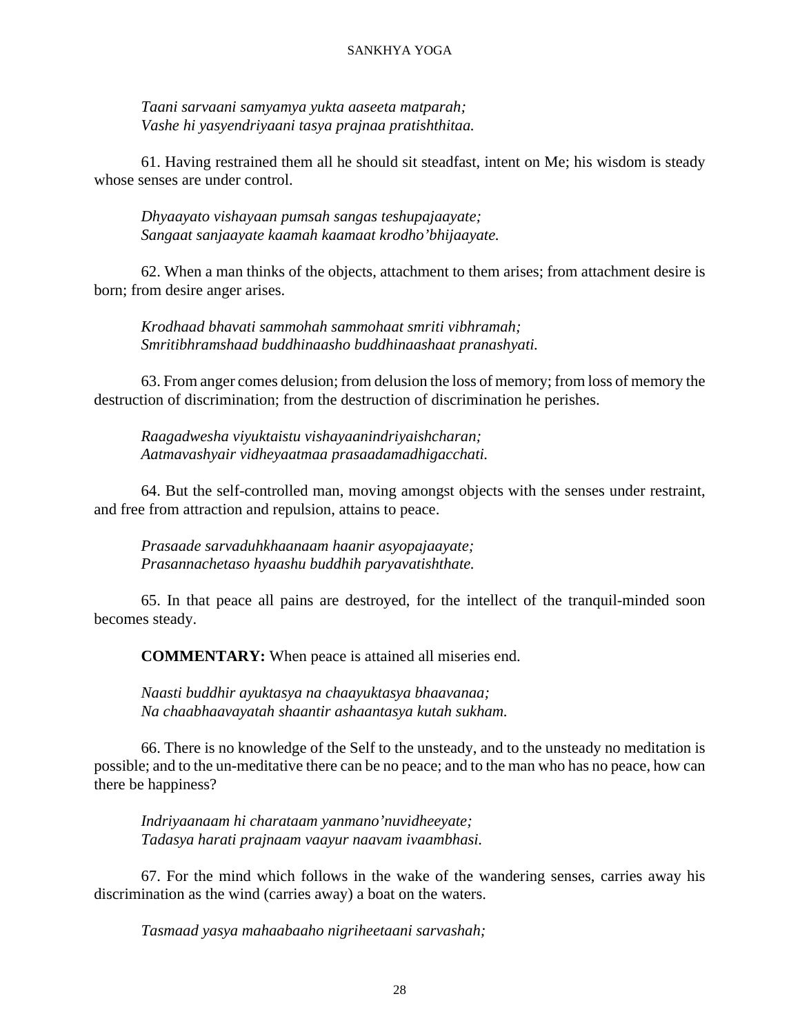*Taani sarvaani samyamya yukta aaseeta matparah;*
*Vashe hi yasyendriyaani tasya prajnaa pratishthitaa.*

61. Having restrained them all he should sit steadfast, intent on Me; his wisdom is steady whose senses are under control.

*Dhyaayato vishayaan pumsah sangas teshupajaayate;*
*Sangaat sanjaayate kaamah kaamaat krodho'bhijaayate.*

62. When a man thinks of the objects, attachment to them arises; from attachment desire is born; from desire anger arises.

*Krodhaad bhavati sammohah sammohaat smriti vibhramah;*
*Smritibhramshaad buddhinaasho buddhinaashaat pranashyati.*

63. From anger comes delusion; from delusion the loss of memory; from loss of memory the destruction of discrimination; from the destruction of discrimination he perishes.

*Raagadwesha viyuktaistu vishayaanindriyaishcharan;*
*Aatmavashyair vidheyaatmaa prasaadamadhigacchati.*

64. But the self-controlled man, moving amongst objects with the senses under restraint, and free from attraction and repulsion, attains to peace.

*Prasaade sarvaduhkhaanaam haanir asyopajaayate;*
*Prasannachetaso hyaashu buddhih paryavatishthate.*

65. In that peace all pains are destroyed, for the intellect of the tranquil-minded soon becomes steady.

**COMMENTARY:** When peace is attained all miseries end.

*Naasti buddhir ayuktasya na chaayuktasya bhaavanaa;*
*Na chaabhaavayatah shaantir ashaantasya kutah sukham.*

66. There is no knowledge of the Self to the unsteady, and to the unsteady no meditation is possible; and to the un-meditative there can be no peace; and to the man who has no peace, how can there be happiness?

*Indriyaanaam hi charataam yanmano'nuvidheeyate;*
*Tadasya harati prajnaam vaayur naavam ivaambhasi.*

67. For the mind which follows in the wake of the wandering senses, carries away his discrimination as the wind (carries away) a boat on the waters.

*Tasmaad yasya mahaabaaho nigriheetaani sarvashah;*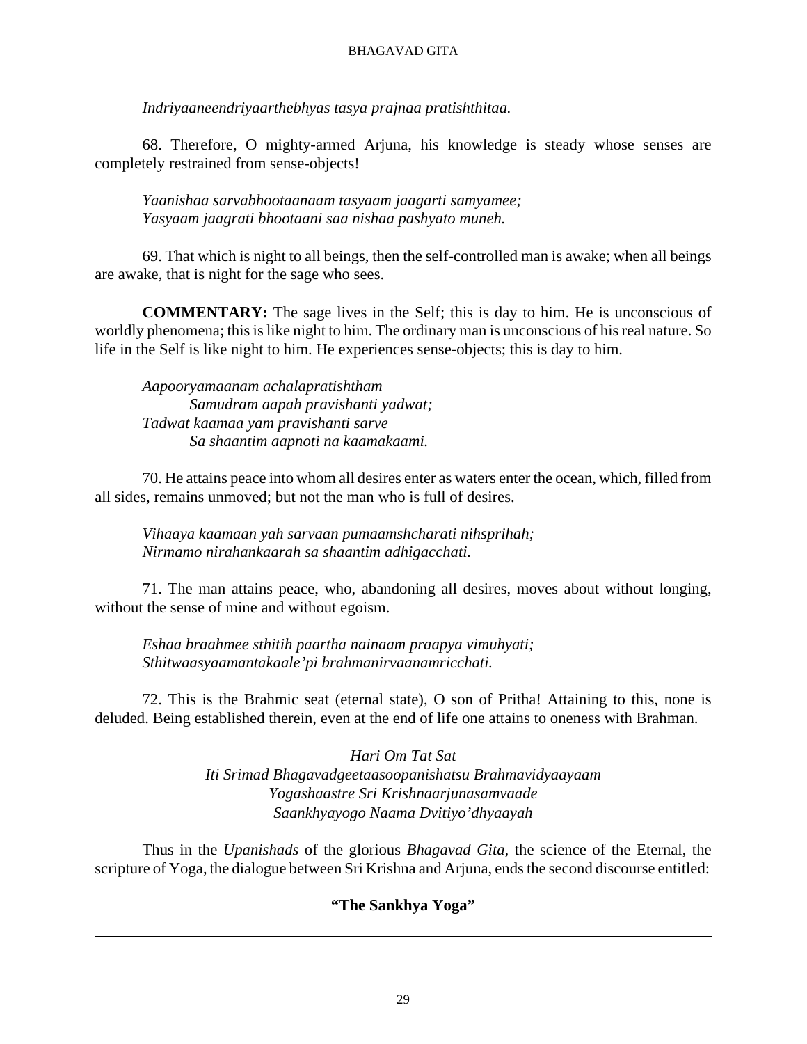*Indriyaaneendriyaarthebhyas tasya prajnaa pratishthitaa.*

68. Therefore, O mighty-armed Arjuna, his knowledge is steady whose senses are completely restrained from sense-objects!

*Yaanishaa sarvabhootaanaam tasyaam jaagarti samyamee;*
*Yasyaam jaagrati bhootaani saa nishaa pashyato muneh.*

69. That which is night to all beings, then the self-controlled man is awake; when all beings are awake, that is night for the sage who sees.

**COMMENTARY:** The sage lives in the Self; this is day to him. He is unconscious of worldly phenomena; this is like night to him. The ordinary man is unconscious of his real nature. So life in the Self is like night to him. He experiences sense-objects; this is day to him.

*Aapooryamaanam achalapratishtham*
*Samudram aapah pravishanti yadwat;*
*Tadwat kaamaa yam pravishanti sarve*
*Sa shaantim aapnoti na kaamakaami.*

70. He attains peace into whom all desires enter as waters enter the ocean, which, filled from all sides, remains unmoved; but not the man who is full of desires.

*Vihaaya kaamaan yah sarvaan pumaamshcharati nihsprihah;*
*Nirmamo nirahankaarah sa shaantim adhigacchati.*

71. The man attains peace, who, abandoning all desires, moves about without longing, without the sense of mine and without egoism.

*Eshaa braahmee sthitih paartha nainaam praapya vimuhyati;*
*Sthitwaasyaamantakaale'pi brahmanirvaanamricchati.*

72. This is the Brahmic seat (eternal state), O son of Pritha! Attaining to this, none is deluded. Being established therein, even at the end of life one attains to oneness with Brahman.

*Hari Om Tat Sat*
*Iti Srimad Bhagavadgeetaasoopanishatsu Brahmavidyaayaam*
*Yogashaastre Sri Krishnaarjunasamvaade*
*Saankhyayogo Naama Dvitiyo'dhyaayah*

Thus in the *Upanishads* of the glorious *Bhagavad Gita,* the science of the Eternal, the scripture of Yoga, the dialogue between Sri Krishna and Arjuna, ends the second discourse entitled:

**"The Sankhya Yoga"**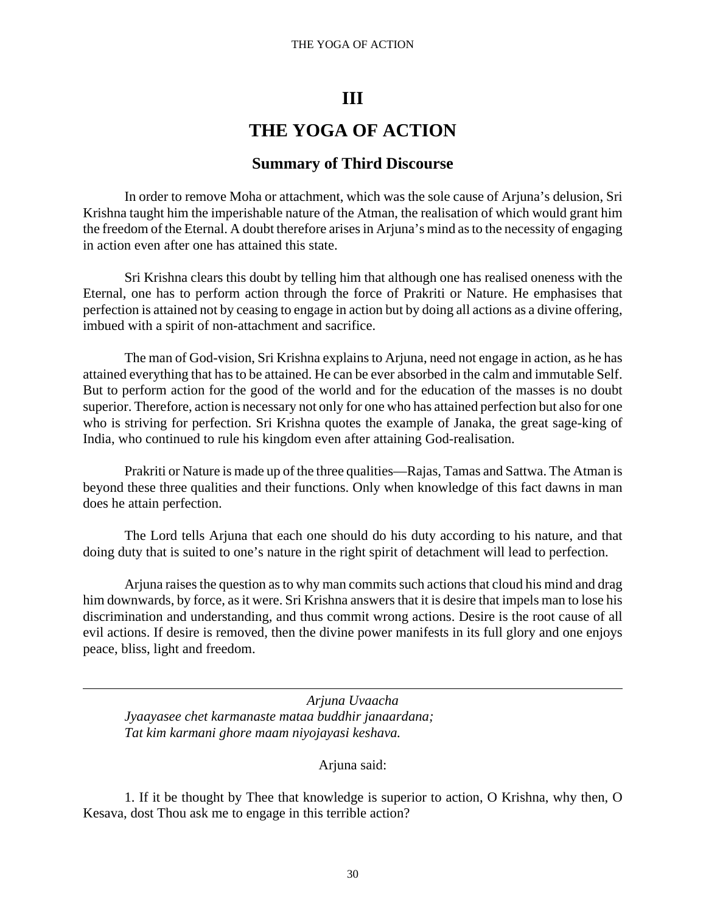# III

# THE YOGA OF ACTION

## Summary of Third Discourse

In order to remove Moha or attachment, which was the sole cause of Arjuna's delusion, Sri Krishna taught him the imperishable nature of the Atman, the realisation of which would grant him the freedom of the Eternal. A doubt therefore arises in Arjuna's mind as to the necessity of engaging in action even after one has attained this state.

Sri Krishna clears this doubt by telling him that although one has realised oneness with the Eternal, one has to perform action through the force of Prakriti or Nature. He emphasises that perfection is attained not by ceasing to engage in action but by doing all actions as a divine offering, imbued with a spirit of non-attachment and sacrifice.

The man of God-vision, Sri Krishna explains to Arjuna, need not engage in action, as he has attained everything that has to be attained. He can be ever absorbed in the calm and immutable Self. But to perform action for the good of the world and for the education of the masses is no doubt superior. Therefore, action is necessary not only for one who has attained perfection but also for one who is striving for perfection. Sri Krishna quotes the example of Janaka, the great sage-king of India, who continued to rule his kingdom even after attaining God-realisation.

Prakriti or Nature is made up of the three qualities—Rajas, Tamas and Sattwa. The Atman is beyond these three qualities and their functions. Only when knowledge of this fact dawns in man does he attain perfection.

The Lord tells Arjuna that each one should do his duty according to his nature, and that doing duty that is suited to one's nature in the right spirit of detachment will lead to perfection.

Arjuna raises the question as to why man commits such actions that cloud his mind and drag him downwards, by force, as it were. Sri Krishna answers that it is desire that impels man to lose his discrimination and understanding, and thus commit wrong actions. Desire is the root cause of all evil actions. If desire is removed, then the divine power manifests in its full glory and one enjoys peace, bliss, light and freedom.

---

*Arjuna Uvaacha*
*Jyaayasee chet karmanaste mataa buddhir janaardana;*
*Tat kim karmani ghore maam niyojayasi keshava.*

Arjuna said:

1. If it be thought by Thee that knowledge is superior to action, O Krishna, why then, O Kesava, dost Thou ask me to engage in this terrible action?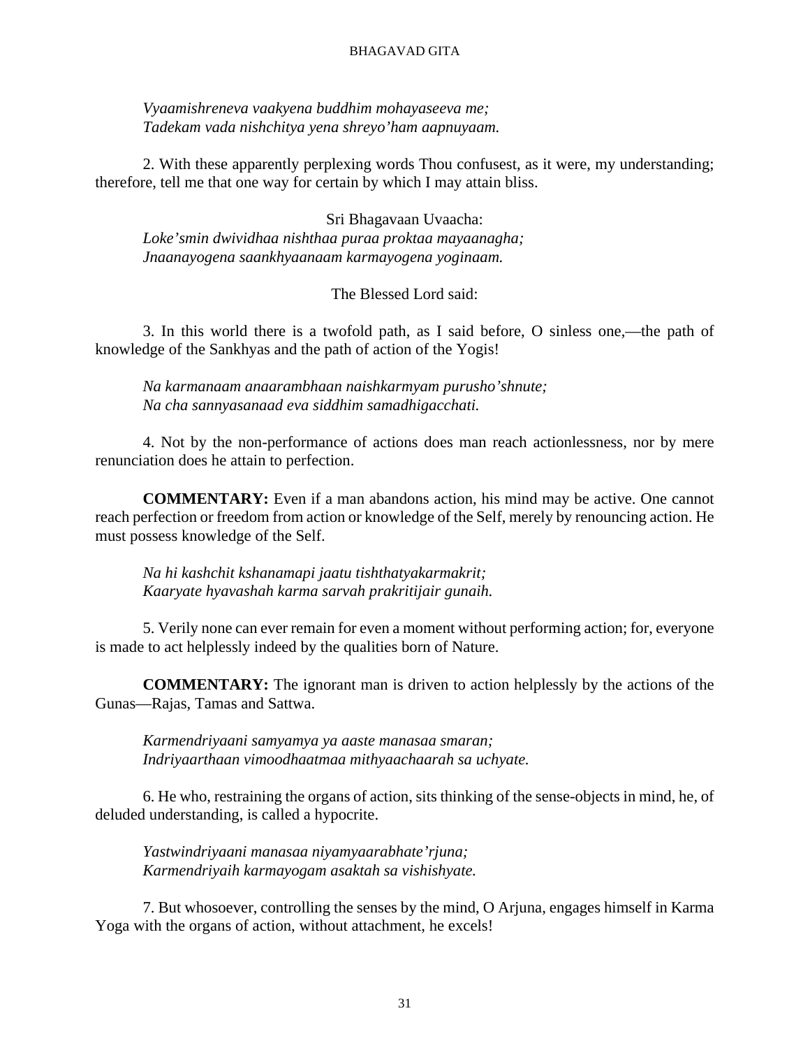*Vyaamishreneva vaakyena buddhim mohayaseeva me;*
*Tadekam vada nishchitya yena shreyo'ham aapnuyaam.*

2. With these apparently perplexing words Thou confusest, as it were, my understanding; therefore, tell me that one way for certain by which I may attain bliss.

Sri Bhagavaan Uvaacha:
*Loke'smin dwividhaa nishthaa puraa proktaa mayaanagha;*
*Jnaanayogena saankhyaanaam karmayogena yoginaam.*

The Blessed Lord said:

3. In this world there is a twofold path, as I said before, O sinless one,—the path of knowledge of the Sankhyas and the path of action of the Yogis!

*Na karmanaam anaarambhaan naishkarmyam purusho'shnute;*
*Na cha sannyasanaad eva siddhim samadhigacchati.*

4. Not by the non-performance of actions does man reach actionlessness, nor by mere renunciation does he attain to perfection.

**COMMENTARY:** Even if a man abandons action, his mind may be active. One cannot reach perfection or freedom from action or knowledge of the Self, merely by renouncing action. He must possess knowledge of the Self.

*Na hi kashchit kshanamapi jaatu tishthatyakarmakrit;*
*Kaaryate hyavashah karma sarvah prakritijair gunaih.*

5. Verily none can ever remain for even a moment without performing action; for, everyone is made to act helplessly indeed by the qualities born of Nature.

**COMMENTARY:** The ignorant man is driven to action helplessly by the actions of the Gunas—Rajas, Tamas and Sattwa.

*Karmendriyaani samyamya ya aaste manasaa smaran;*
*Indriyaarthaan vimoodhaatmaa mithyaachaarah sa uchyate.*

6. He who, restraining the organs of action, sits thinking of the sense-objects in mind, he, of deluded understanding, is called a hypocrite.

*Yastwindriyaani manasaa niyamyaarabhate'rjuna;*
*Karmendriyaih karmayogam asaktah sa vishishyate.*

7. But whosoever, controlling the senses by the mind, O Arjuna, engages himself in Karma Yoga with the organs of action, without attachment, he excels!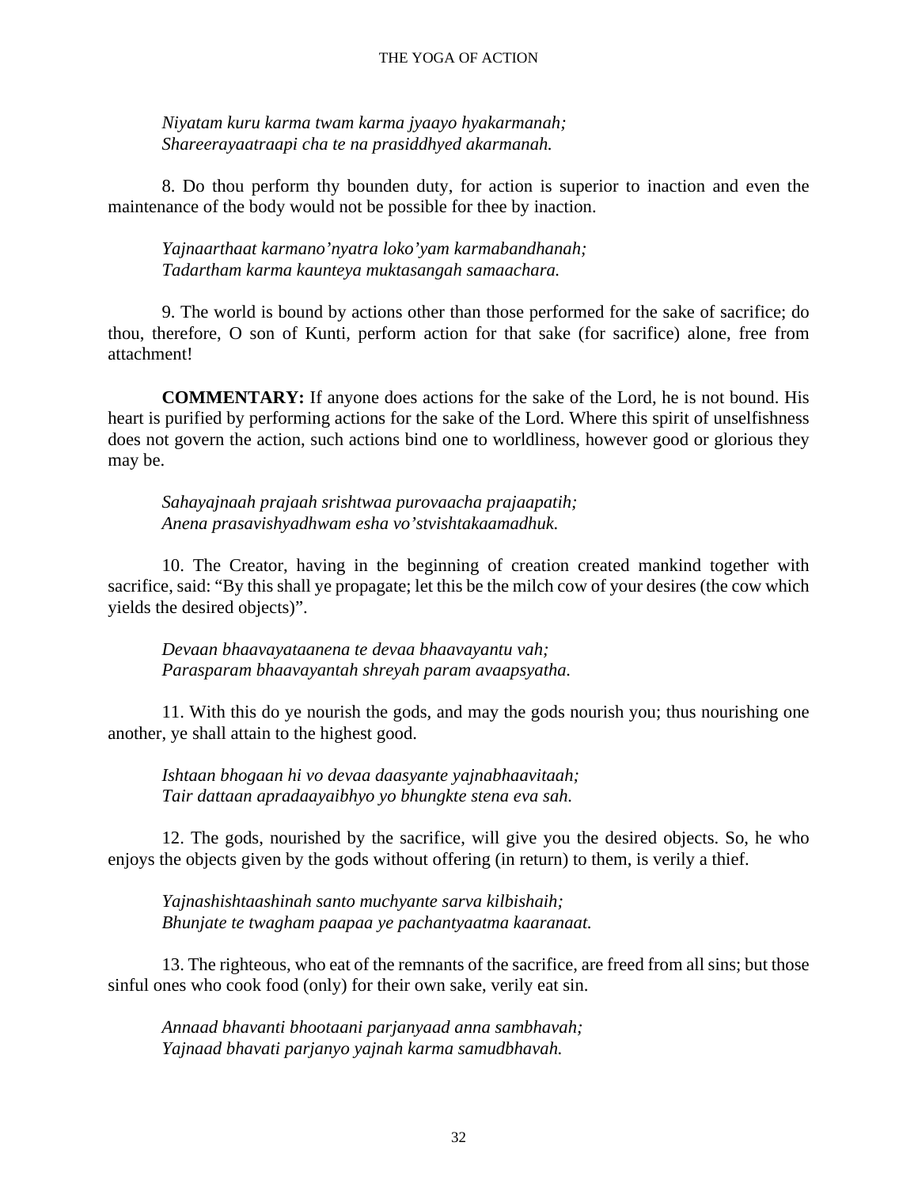*Niyatam kuru karma twam karma jyaayo hyakarmanah;*
*Shareerayaatraapi cha te na prasiddhyed akarmanah.*

8. Do thou perform thy bounden duty, for action is superior to inaction and even the maintenance of the body would not be possible for thee by inaction.

*Yajnaarthaat karmano'nyatra loko'yam karmabandhanah;*
*Tadartham karma kaunteya muktasangah samaachara.*

9. The world is bound by actions other than those performed for the sake of sacrifice; do thou, therefore, O son of Kunti, perform action for that sake (for sacrifice) alone, free from attachment!

**COMMENTARY:** If anyone does actions for the sake of the Lord, he is not bound. His heart is purified by performing actions for the sake of the Lord. Where this spirit of unselfishness does not govern the action, such actions bind one to worldliness, however good or glorious they may be.

*Sahayajnaah prajaah srishtwaa purovaacha prajaapatih;*
*Anena prasavishyadhwam esha vo'stvishtakaamadhuk.*

10. The Creator, having in the beginning of creation created mankind together with sacrifice, said: "By this shall ye propagate; let this be the milch cow of your desires (the cow which yields the desired objects)".

*Devaan bhaavayataanena te devaa bhaavayantu vah;*
*Parasparam bhaavayantah shreyah param avaapsyatha.*

11. With this do ye nourish the gods, and may the gods nourish you; thus nourishing one another, ye shall attain to the highest good.

*Ishtaan bhogaan hi vo devaa daasyante yajnabhaavitaah;*
*Tair dattaan apradaayaibhyo yo bhungkte stena eva sah.*

12. The gods, nourished by the sacrifice, will give you the desired objects. So, he who enjoys the objects given by the gods without offering (in return) to them, is verily a thief.

*Yajnashishtaashinah santo muchyante sarva kilbishaih;*
*Bhunjate te twagham paapaa ye pachantyaatma kaaranaat.*

13. The righteous, who eat of the remnants of the sacrifice, are freed from all sins; but those sinful ones who cook food (only) for their own sake, verily eat sin.

*Annaad bhavanti bhootaani parjanyaad anna sambhavah;*
*Yajnaad bhavati parjanyo yajnah karma samudbhavah.*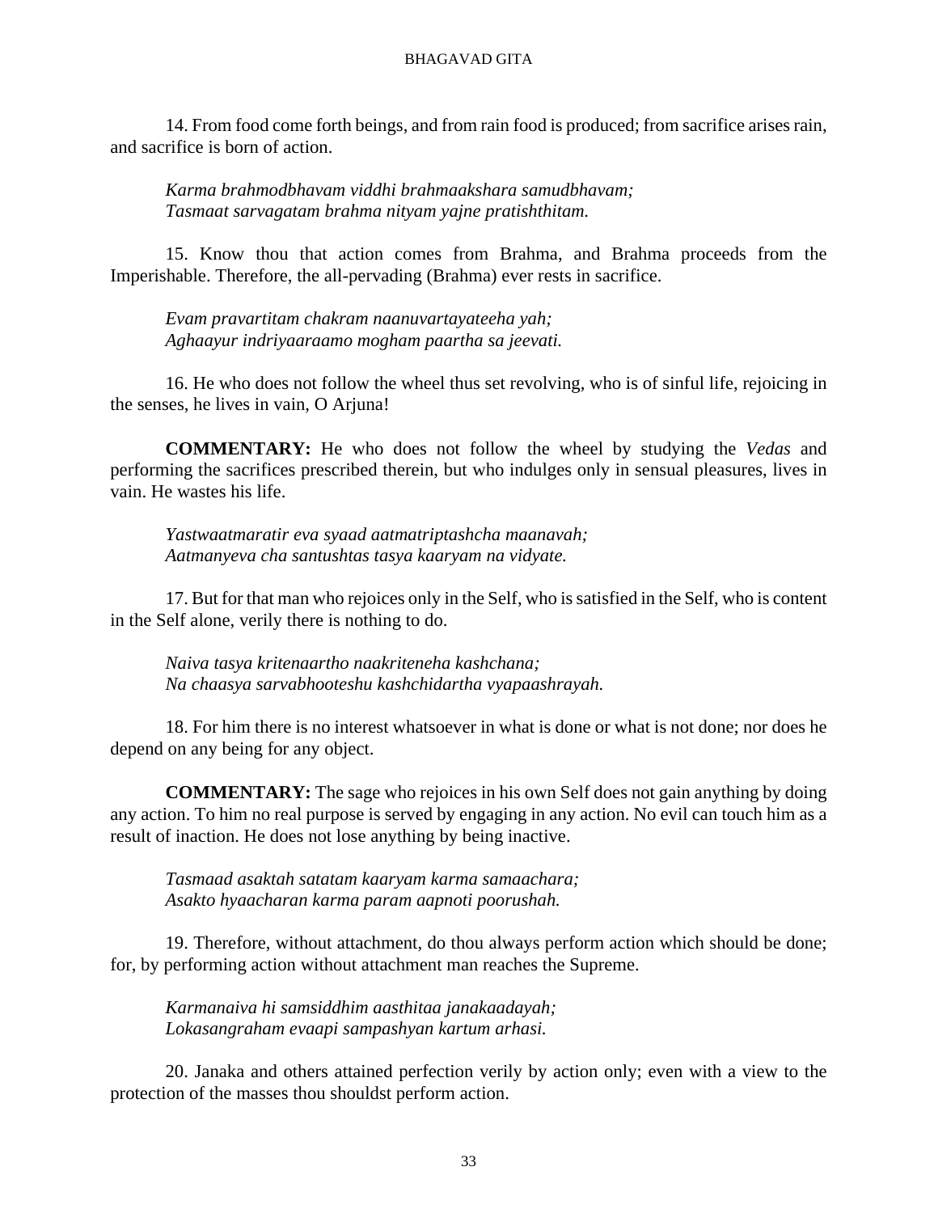14. From food come forth beings, and from rain food is produced; from sacrifice arises rain, and sacrifice is born of action.

*Karma brahmodbhavam viddhi brahmaakshara samudbhavam;*
*Tasmaat sarvagatam brahma nityam yajne pratishthitam.*

15. Know thou that action comes from Brahma, and Brahma proceeds from the Imperishable. Therefore, the all-pervading (Brahma) ever rests in sacrifice.

*Evam pravartitam chakram naanuvartayateeha yah;*
*Aghaayur indriyaaraamo mogham paartha sa jeevati.*

16. He who does not follow the wheel thus set revolving, who is of sinful life, rejoicing in the senses, he lives in vain, O Arjuna!

**COMMENTARY:** He who does not follow the wheel by studying the *Vedas* and performing the sacrifices prescribed therein, but who indulges only in sensual pleasures, lives in vain. He wastes his life.

*Yastwaatmaratir eva syaad aatmatriptashcha maanavah;*
*Aatmanyeva cha santushtas tasya kaaryam na vidyate.*

17. But for that man who rejoices only in the Self, who is satisfied in the Self, who is content in the Self alone, verily there is nothing to do.

*Naiva tasya kritenaartho naakriteneha kashchana;*
*Na chaasya sarvabhooteshu kashchidartha vyapaashrayah.*

18. For him there is no interest whatsoever in what is done or what is not done; nor does he depend on any being for any object.

**COMMENTARY:** The sage who rejoices in his own Self does not gain anything by doing any action. To him no real purpose is served by engaging in any action. No evil can touch him as a result of inaction. He does not lose anything by being inactive.

*Tasmaad asaktah satatam kaaryam karma samaachara;*
*Asakto hyaacharan karma param aapnoti poorushah.*

19. Therefore, without attachment, do thou always perform action which should be done; for, by performing action without attachment man reaches the Supreme.

*Karmanaiva hi samsiddhim aasthitaa janakaadayah;*
*Lokasangraham evaapi sampashyan kartum arhasi.*

20. Janaka and others attained perfection verily by action only; even with a view to the protection of the masses thou shouldst perform action.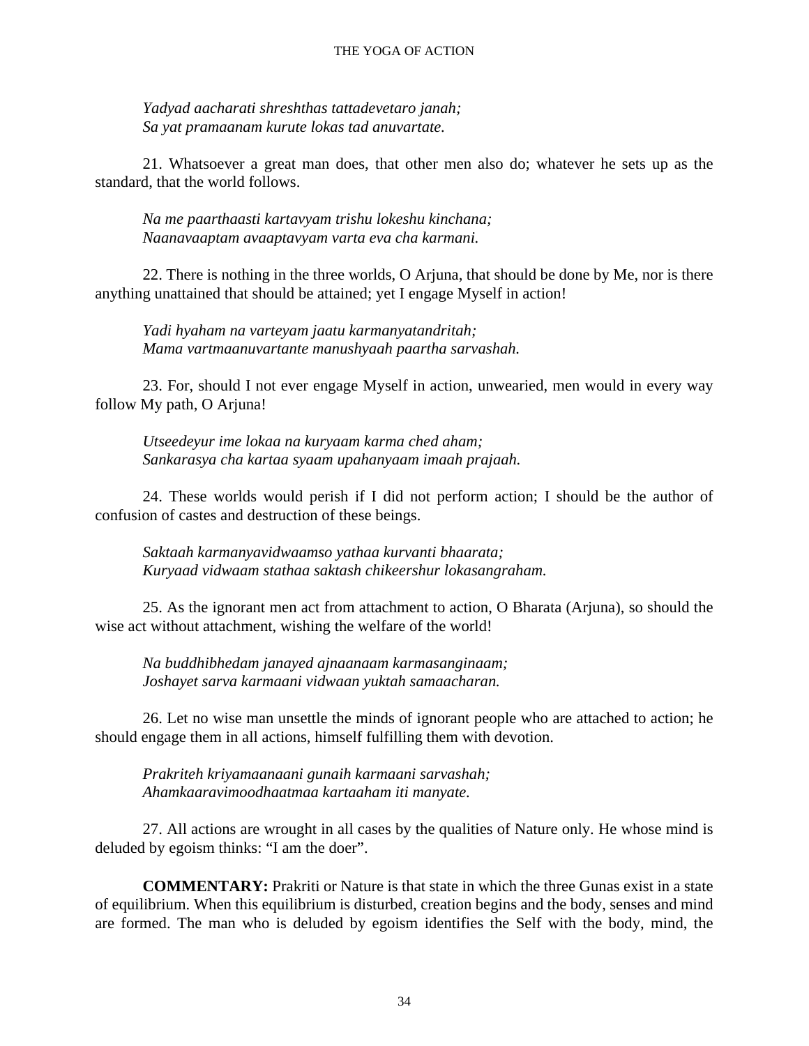*Yadyad aacharati shreshthas tattadevetaro janah;*
*Sa yat pramaanam kurute lokas tad anuvartate.*

21. Whatsoever a great man does, that other men also do; whatever he sets up as the standard, that the world follows.

*Na me paarthaasti kartavyam trishu lokeshu kinchana;*
*Naanavaaptam avaaptavyam varta eva cha karmani.*

22. There is nothing in the three worlds, O Arjuna, that should be done by Me, nor is there anything unattained that should be attained; yet I engage Myself in action!

*Yadi hyaham na varteyam jaatu karmanyatandritah;*
*Mama vartmaanuvartante manushyaah paartha sarvashah.*

23. For, should I not ever engage Myself in action, unwearied, men would in every way follow My path, O Arjuna!

*Utseedeyur ime lokaa na kuryaam karma ched aham;*
*Sankarasya cha kartaa syaam upahanyaam imaah prajaah.*

24. These worlds would perish if I did not perform action; I should be the author of confusion of castes and destruction of these beings.

*Saktaah karmanyavidwaamso yathaa kurvanti bhaarata;*
*Kuryaad vidwaam stathaa saktash chikeershur lokasangraham.*

25. As the ignorant men act from attachment to action, O Bharata (Arjuna), so should the wise act without attachment, wishing the welfare of the world!

*Na buddhibhedam janayed ajnaanaam karmasanginaam;*
*Joshayet sarva karmaani vidwaan yuktah samaacharan.*

26. Let no wise man unsettle the minds of ignorant people who are attached to action; he should engage them in all actions, himself fulfilling them with devotion.

*Prakriteh kriyamaanaani gunaih karmaani sarvashah;*
*Ahamkaaravimoodhaatmaa kartaaham iti manyate.*

27. All actions are wrought in all cases by the qualities of Nature only. He whose mind is deluded by egoism thinks: “I am the doer”.

**COMMENTARY:** Prakriti or Nature is that state in which the three Gunas exist in a state of equilibrium. When this equilibrium is disturbed, creation begins and the body, senses and mind are formed. The man who is deluded by egoism identifies the Self with the body, mind, the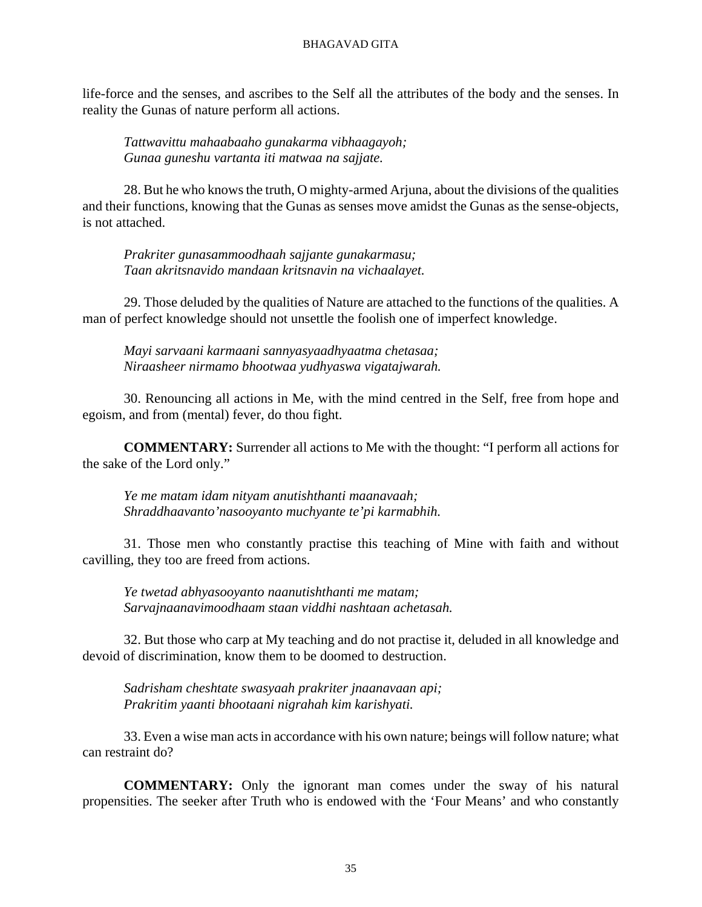life-force and the senses, and ascribes to the Self all the attributes of the body and the senses. In reality the Gunas of nature perform all actions.

*Tattwavittu mahaabaaho gunakarma vibhaagayoh;*
*Gunaa guneshu vartanta iti matwaa na sajjate.*

28. But he who knows the truth, O mighty-armed Arjuna, about the divisions of the qualities and their functions, knowing that the Gunas as senses move amidst the Gunas as the sense-objects, is not attached.

*Prakriter gunasammoodhaah sajjante gunakarmasu;*
*Taan akritsnavido mandaan kritsnavin na vichaalayet.*

29. Those deluded by the qualities of Nature are attached to the functions of the qualities. A man of perfect knowledge should not unsettle the foolish one of imperfect knowledge.

*Mayi sarvaani karmaani sannyasyaadhyaatma chetasaa;*
*Niraasheer nirmamo bhootwaa yudhyaswa vigatajwarah.*

30. Renouncing all actions in Me, with the mind centred in the Self, free from hope and egoism, and from (mental) fever, do thou fight.

**COMMENTARY:** Surrender all actions to Me with the thought: "I perform all actions for the sake of the Lord only."

*Ye me matam idam nityam anutishthanti maanavaah;*
*Shraddhaavanto'nasooyanto muchyante te'pi karmabhih.*

31. Those men who constantly practise this teaching of Mine with faith and without cavilling, they too are freed from actions.

*Ye twetad abhyasooyanto naanutishthanti me matam;*
*Sarvajnaanavimoodhaam staan viddhi nashtaan achetasah.*

32. But those who carp at My teaching and do not practise it, deluded in all knowledge and devoid of discrimination, know them to be doomed to destruction.

*Sadrisham cheshtate swasyaah prakriter jnaanavaan api;*
*Prakritim yaanti bhootaani nigrahah kim karishyati.*

33. Even a wise man acts in accordance with his own nature; beings will follow nature; what can restraint do?

**COMMENTARY:** Only the ignorant man comes under the sway of his natural propensities. The seeker after Truth who is endowed with the 'Four Means' and who constantly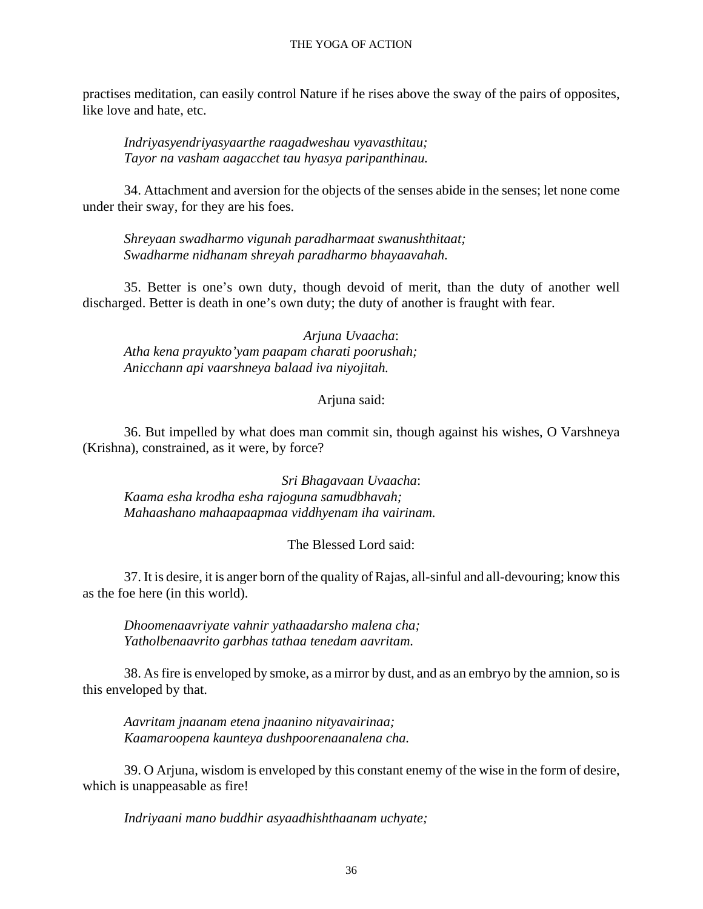practises meditation, can easily control Nature if he rises above the sway of the pairs of opposites, like love and hate, etc.

*Indriyasyendriyasyaarthe raagadweshau vyavasthitau;*
*Tayor na vasham aagacchet tau hyasya paripanthinau.*

34. Attachment and aversion for the objects of the senses abide in the senses; let none come under their sway, for they are his foes.

*Shreyaan swadharmo vigunah paradharmaat swanushthitaat;*
*Swadharme nidhanam shreyah paradharmo bhayaavahah.*

35. Better is one's own duty, though devoid of merit, than the duty of another well discharged. Better is death in one's own duty; the duty of another is fraught with fear.

*Arjuna Uvaacha*:
*Atha kena prayukto'yam paapam charati poorushah;*
*Anicchann api vaarshneya balaad iva niyojitah.*

Arjuna said:

36. But impelled by what does man commit sin, though against his wishes, O Varshneya (Krishna), constrained, as it were, by force?

*Sri Bhagavaan Uvaacha*:
*Kaama esha krodha esha rajoguna samudbhavah;*
*Mahaashano mahaapaapmaa viddhyenam iha vairinam.*

The Blessed Lord said:

37. It is desire, it is anger born of the quality of Rajas, all-sinful and all-devouring; know this as the foe here (in this world).

*Dhoomenaavriyate vahnir yathaadarsho malena cha;*
*Yatholbenaavrito garbhas tathaa tenedam aavritam.*

38. As fire is enveloped by smoke, as a mirror by dust, and as an embryo by the amnion, so is this enveloped by that.

*Aavritam jnaanam etena jnaanino nityavairinaa;*
*Kaamaroopena kaunteya dushpoorenaanalena cha.*

39. O Arjuna, wisdom is enveloped by this constant enemy of the wise in the form of desire, which is unappeasable as fire!

*Indriyaani mano buddhir asyaadhishthaanam uchyate;*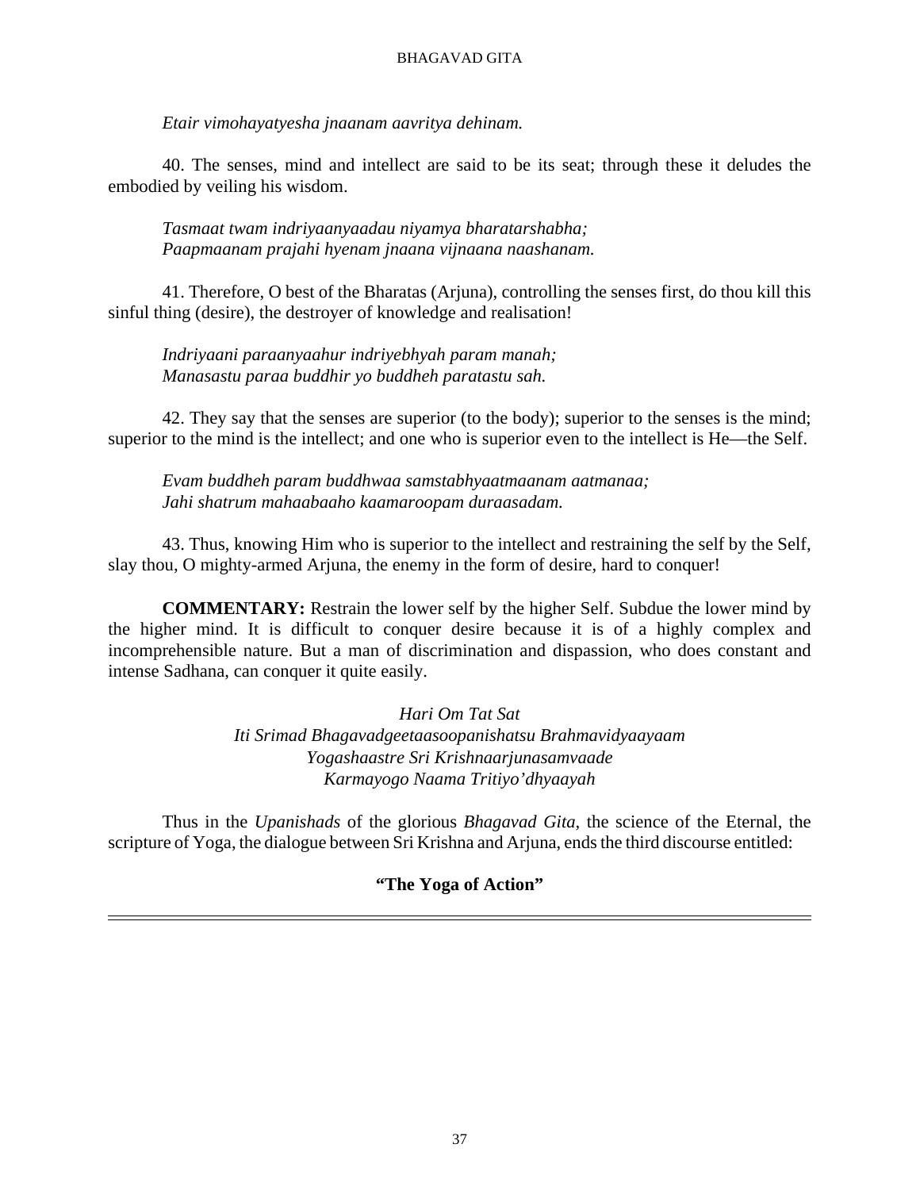*Etair vimohayatyesha jnaanam aavritya dehinam.*

40. The senses, mind and intellect are said to be its seat; through these it deludes the embodied by veiling his wisdom.

*Tasmaat twam indriyaanyaadau niyamya bharatarshabha;*
*Paapmaanam prajahi hyenam jnaana vijnaana naashanam.*

41. Therefore, O best of the Bharatas (Arjuna), controlling the senses first, do thou kill this sinful thing (desire), the destroyer of knowledge and realisation!

*Indriyaani paraanyaahur indriyebhyah param manah;*
*Manasastu paraa buddhir yo buddheh paratastu sah.*

42. They say that the senses are superior (to the body); superior to the senses is the mind; superior to the mind is the intellect; and one who is superior even to the intellect is He—the Self.

*Evam buddheh param buddhwaa samstabhyaatmaanam aatmanaa;*
*Jahi shatrum mahaabaaho kaamaroopam duraasadam.*

43. Thus, knowing Him who is superior to the intellect and restraining the self by the Self, slay thou, O mighty-armed Arjuna, the enemy in the form of desire, hard to conquer!

**COMMENTARY:** Restrain the lower self by the higher Self. Subdue the lower mind by the higher mind. It is difficult to conquer desire because it is of a highly complex and incomprehensible nature. But a man of discrimination and dispassion, who does constant and intense Sadhana, can conquer it quite easily.

*Hari Om Tat Sat*
*Iti Srimad Bhagavadgeetaasoopanishatsu Brahmavidyaayaam*
*Yogashaastre Sri Krishnaarjunasamvaade*
*Karmayogo Naama Tritiyo'dhyaayah*

Thus in the *Upanishads* of the glorious *Bhagavad Gita*, the science of the Eternal, the scripture of Yoga, the dialogue between Sri Krishna and Arjuna, ends the third discourse entitled:

**"The Yoga of Action"**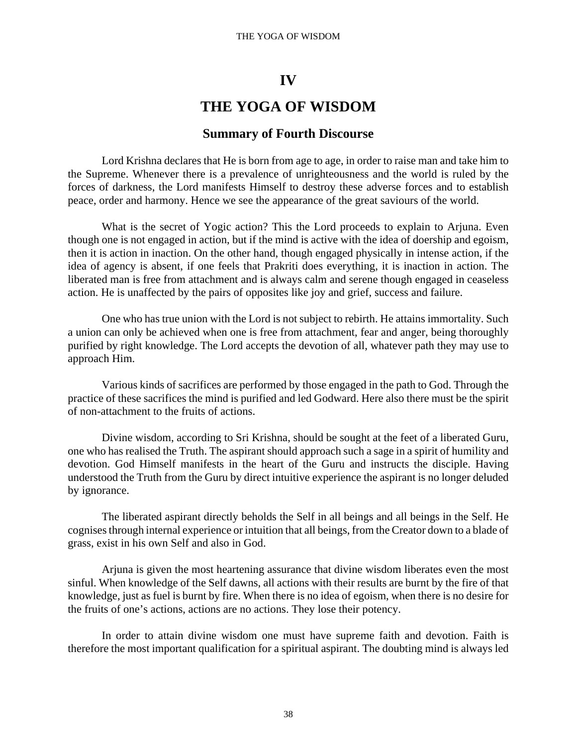# IV

# THE YOGA OF WISDOM

## Summary of Fourth Discourse

Lord Krishna declares that He is born from age to age, in order to raise man and take him to the Supreme. Whenever there is a prevalence of unrighteousness and the world is ruled by the forces of darkness, the Lord manifests Himself to destroy these adverse forces and to establish peace, order and harmony. Hence we see the appearance of the great saviours of the world.

What is the secret of Yogic action? This the Lord proceeds to explain to Arjuna. Even though one is not engaged in action, but if the mind is active with the idea of doership and egoism, then it is action in inaction. On the other hand, though engaged physically in intense action, if the idea of agency is absent, if one feels that Prakriti does everything, it is inaction in action. The liberated man is free from attachment and is always calm and serene though engaged in ceaseless action. He is unaffected by the pairs of opposites like joy and grief, success and failure.

One who has true union with the Lord is not subject to rebirth. He attains immortality. Such a union can only be achieved when one is free from attachment, fear and anger, being thoroughly purified by right knowledge. The Lord accepts the devotion of all, whatever path they may use to approach Him.

Various kinds of sacrifices are performed by those engaged in the path to God. Through the practice of these sacrifices the mind is purified and led Godward. Here also there must be the spirit of non-attachment to the fruits of actions.

Divine wisdom, according to Sri Krishna, should be sought at the feet of a liberated Guru, one who has realised the Truth. The aspirant should approach such a sage in a spirit of humility and devotion. God Himself manifests in the heart of the Guru and instructs the disciple. Having understood the Truth from the Guru by direct intuitive experience the aspirant is no longer deluded by ignorance.

The liberated aspirant directly beholds the Self in all beings and all beings in the Self. He cognises through internal experience or intuition that all beings, from the Creator down to a blade of grass, exist in his own Self and also in God.

Arjuna is given the most heartening assurance that divine wisdom liberates even the most sinful. When knowledge of the Self dawns, all actions with their results are burnt by the fire of that knowledge, just as fuel is burnt by fire. When there is no idea of egoism, when there is no desire for the fruits of one's actions, actions are no actions. They lose their potency.

In order to attain divine wisdom one must have supreme faith and devotion. Faith is therefore the most important qualification for a spiritual aspirant. The doubting mind is always led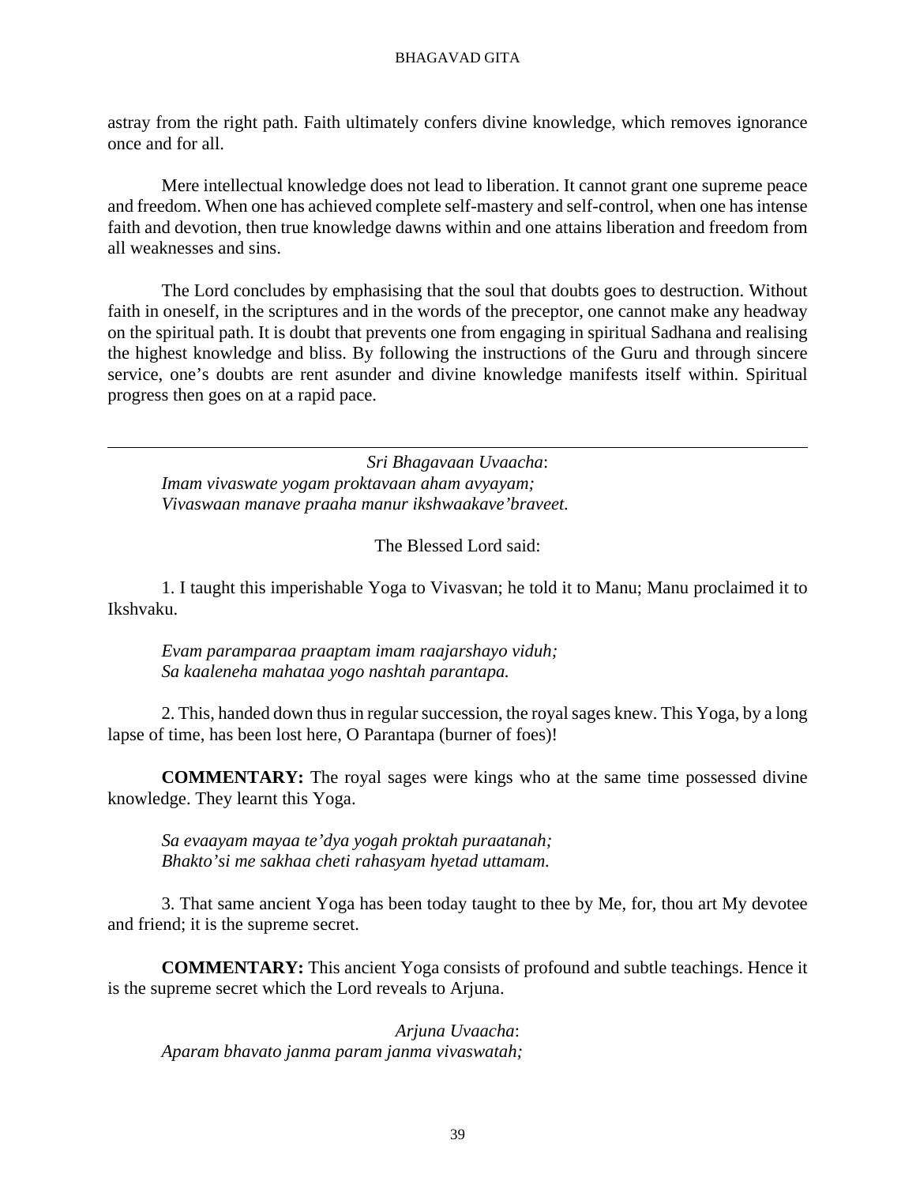astray from the right path. Faith ultimately confers divine knowledge, which removes ignorance once and for all.

Mere intellectual knowledge does not lead to liberation. It cannot grant one supreme peace and freedom. When one has achieved complete self-mastery and self-control, when one has intense faith and devotion, then true knowledge dawns within and one attains liberation and freedom from all weaknesses and sins.

The Lord concludes by emphasising that the soul that doubts goes to destruction. Without faith in oneself, in the scriptures and in the words of the preceptor, one cannot make any headway on the spiritual path. It is doubt that prevents one from engaging in spiritual Sadhana and realising the highest knowledge and bliss. By following the instructions of the Guru and through sincere service, one's doubts are rent asunder and divine knowledge manifests itself within. Spiritual progress then goes on at a rapid pace.

---

*Sri Bhagavaan Uvaacha*:
*Imam vivaswate yogam proktavaan aham avyayam;*
*Vivaswaan manave praaha manur ikshwaakave'braveet.*

The Blessed Lord said:

1. I taught this imperishable Yoga to Vivasvan; he told it to Manu; Manu proclaimed it to Ikshvaku.

*Evam paramparaa praaptam imam raajarshayo viduh;*
*Sa kaaleneha mahataa yogo nashtah parantapa.*

2. This, handed down thus in regular succession, the royal sages knew. This Yoga, by a long lapse of time, has been lost here, O Parantapa (burner of foes)!

**COMMENTARY:** The royal sages were kings who at the same time possessed divine knowledge. They learnt this Yoga.

*Sa evaayam mayaa te'dya yogah proktah puraatanah;*
*Bhakto'si me sakhaa cheti rahasyam hyetad uttamam.*

3. That same ancient Yoga has been today taught to thee by Me, for, thou art My devotee and friend; it is the supreme secret.

**COMMENTARY:** This ancient Yoga consists of profound and subtle teachings. Hence it is the supreme secret which the Lord reveals to Arjuna.

*Arjuna Uvaacha*:
*Aparam bhavato janma param janma vivaswatah;*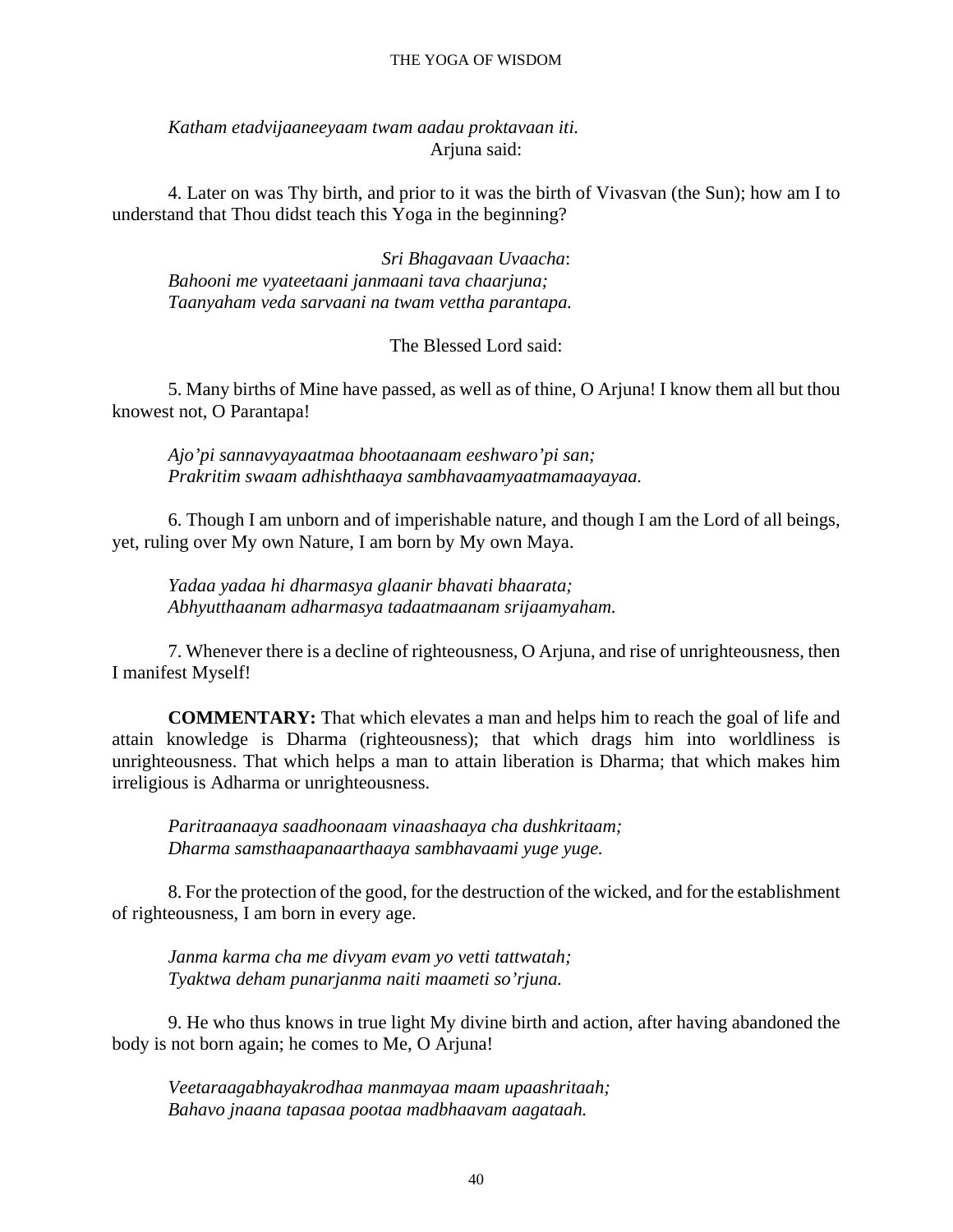*Katham etadvijaaneeyaam twam aadau proktavaan iti.*

Arjuna said:

4. Later on was Thy birth, and prior to it was the birth of Vivasvan (the Sun); how am I to understand that Thou didst teach this Yoga in the beginning?

*Sri Bhagavaan Uvaacha*:
*Bahooni me vyateetaani janmaani tava chaarjuna;*
*Taanyaham veda sarvaani na twam vettha parantapa.*

The Blessed Lord said:

5. Many births of Mine have passed, as well as of thine, O Arjuna! I know them all but thou knowest not, O Parantapa!

*Ajo'pi sannavyayaatmaa bhootaanaam eeshwaro'pi san;*
*Prakritim swaam adhishthaaya sambhavaamyaatmamaayayaa.*

6. Though I am unborn and of imperishable nature, and though I am the Lord of all beings, yet, ruling over My own Nature, I am born by My own Maya.

*Yadaa yadaa hi dharmasya glaanir bhavati bhaarata;*
*Abhyutthaanam adharmasya tadaatmaanam srijaamyaham.*

7. Whenever there is a decline of righteousness, O Arjuna, and rise of unrighteousness, then I manifest Myself!

**COMMENTARY:** That which elevates a man and helps him to reach the goal of life and attain knowledge is Dharma (righteousness); that which drags him into worldliness is unrighteousness. That which helps a man to attain liberation is Dharma; that which makes him irreligious is Adharma or unrighteousness.

*Paritraanaaya saadhoonaam vinaashaaya cha dushkritaam;*
*Dharma samsthaapanaarthaaya sambhavaami yuge yuge.*

8. For the protection of the good, for the destruction of the wicked, and for the establishment of righteousness, I am born in every age.

*Janma karma cha me divyam evam yo vetti tattwatah;*
*Tyaktwa deham punarjanma naiti maameti so'rjuna.*

9. He who thus knows in true light My divine birth and action, after having abandoned the body is not born again; he comes to Me, O Arjuna!

*Veetaraagabhayakrodhaa manmayaa maam upaashritaah;*
*Bahavo jnaana tapasaa pootaa madbhaavam aagataah.*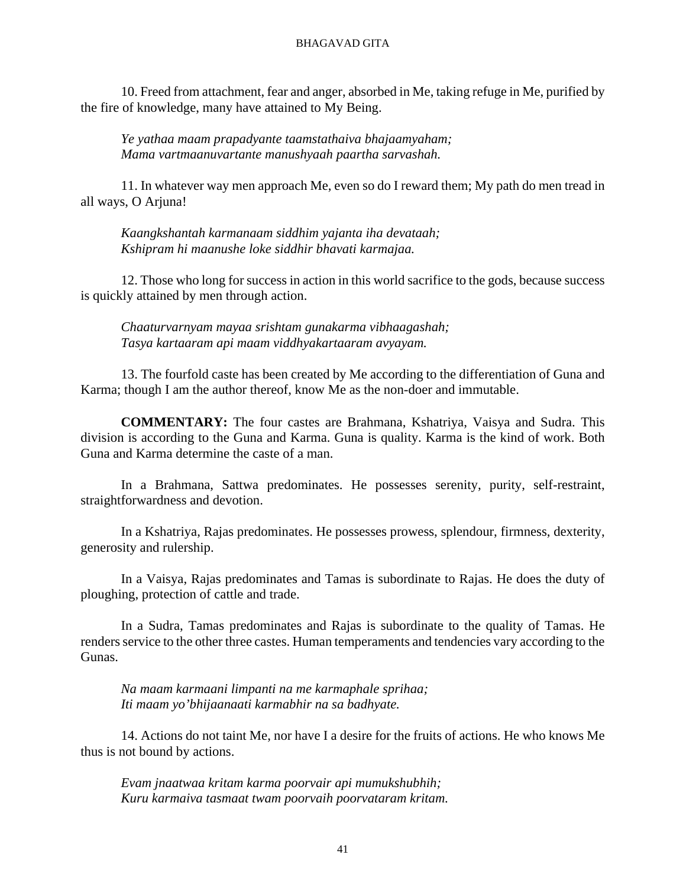10. Freed from attachment, fear and anger, absorbed in Me, taking refuge in Me, purified by the fire of knowledge, many have attained to My Being.

*Ye yathaa maam prapadyante taamstathaiva bhajaamyaham;*
*Mama vartmaanuvartante manushyaah paartha sarvashah.*

11. In whatever way men approach Me, even so do I reward them; My path do men tread in all ways, O Arjuna!

*Kaangkshantah karmanaam siddhim yajanta iha devataah;*
*Kshipram hi maanushe loke siddhir bhavati karmajaa.*

12. Those who long for success in action in this world sacrifice to the gods, because success is quickly attained by men through action.

*Chaaturvarnyam mayaa srishtam gunakarma vibhaagashah;*
*Tasya kartaaram api maam viddhyakartaaram avyayam.*

13. The fourfold caste has been created by Me according to the differentiation of Guna and Karma; though I am the author thereof, know Me as the non-doer and immutable.

**COMMENTARY:** The four castes are Brahmana, Kshatriya, Vaisya and Sudra. This division is according to the Guna and Karma. Guna is quality. Karma is the kind of work. Both Guna and Karma determine the caste of a man.

In a Brahmana, Sattwa predominates. He possesses serenity, purity, self-restraint, straightforwardness and devotion.

In a Kshatriya, Rajas predominates. He possesses prowess, splendour, firmness, dexterity, generosity and rulership.

In a Vaisya, Rajas predominates and Tamas is subordinate to Rajas. He does the duty of ploughing, protection of cattle and trade.

In a Sudra, Tamas predominates and Rajas is subordinate to the quality of Tamas. He renders service to the other three castes. Human temperaments and tendencies vary according to the Gunas.

*Na maam karmaani limpanti na me karmaphale sprihaa;*
*Iti maam yo'bhijaanaati karmabhir na sa badhyate.*

14. Actions do not taint Me, nor have I a desire for the fruits of actions. He who knows Me thus is not bound by actions.

*Evam jnaatwaa kritam karma poorvair api mumukshubhih;*
*Kuru karmaiva tasmaat twam poorvaih poorvataram kritam.*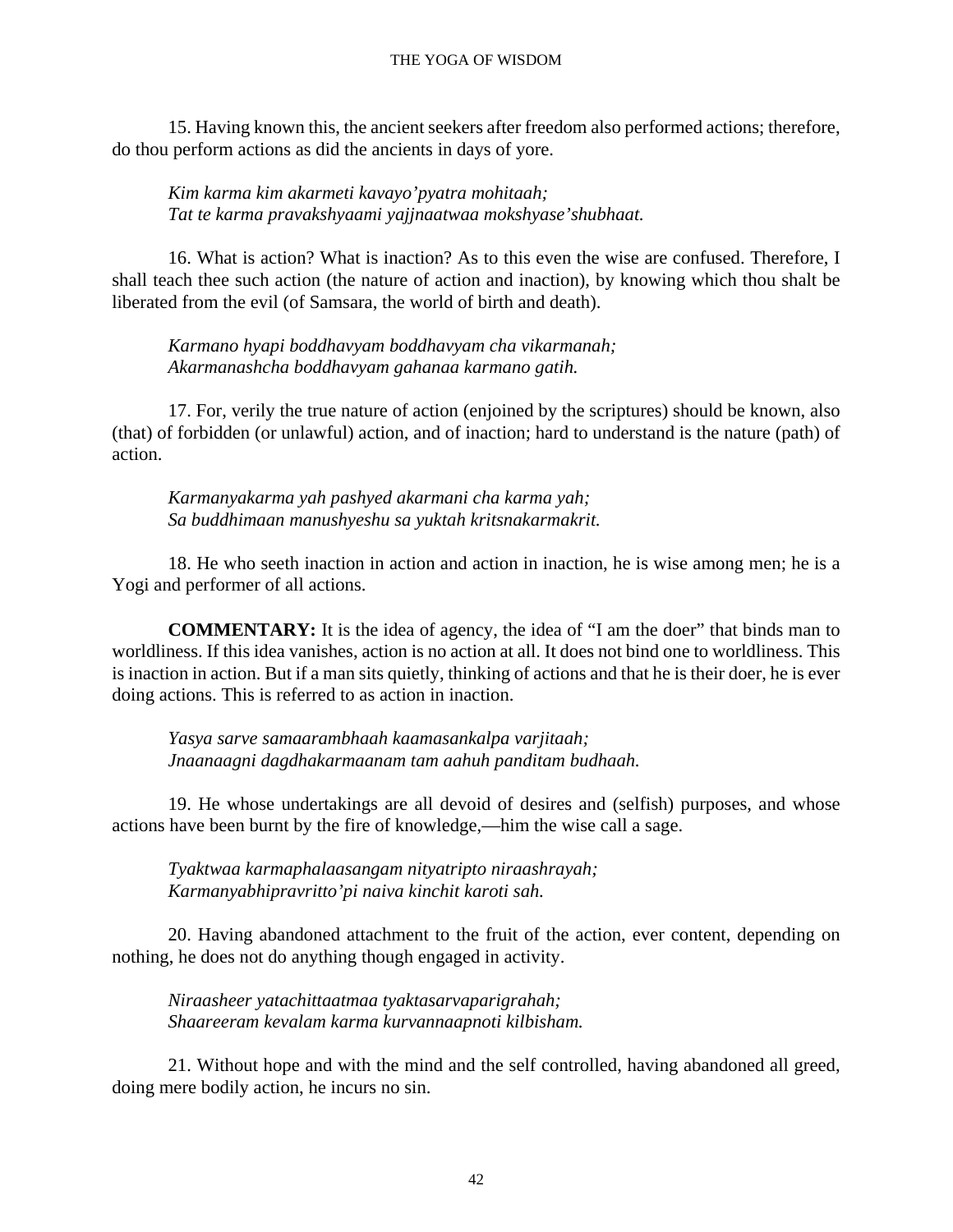15. Having known this, the ancient seekers after freedom also performed actions; therefore, do thou perform actions as did the ancients in days of yore.

*Kim karma kim akarmeti kavayo'pyatra mohitaah;*
*Tat te karma pravakshyaami yajjnaatwaa mokshyase'shubhaat.*

16. What is action? What is inaction? As to this even the wise are confused. Therefore, I shall teach thee such action (the nature of action and inaction), by knowing which thou shalt be liberated from the evil (of Samsara, the world of birth and death).

*Karmano hyapi boddhavyam boddhavyam cha vikarmanah;*
*Akarmanashcha boddhavyam gahanaa karmano gatih.*

17. For, verily the true nature of action (enjoined by the scriptures) should be known, also (that) of forbidden (or unlawful) action, and of inaction; hard to understand is the nature (path) of action.

*Karmanyakarma yah pashyed akarmani cha karma yah;*
*Sa buddhimaan manushyeshu sa yuktah kritsnakarmakrit.*

18. He who seeth inaction in action and action in inaction, he is wise among men; he is a Yogi and performer of all actions.

**COMMENTARY:** It is the idea of agency, the idea of "I am the doer" that binds man to worldliness. If this idea vanishes, action is no action at all. It does not bind one to worldliness. This is inaction in action. But if a man sits quietly, thinking of actions and that he is their doer, he is ever doing actions. This is referred to as action in inaction.

*Yasya sarve samaarambhaah kaamasankalpa varjitaah;*
*Jnaanaagni dagdhakarmaanam tam aahuh panditam budhaah.*

19. He whose undertakings are all devoid of desires and (selfish) purposes, and whose actions have been burnt by the fire of knowledge,—him the wise call a sage.

*Tyaktwaa karmaphalaasangam nityatripto niraashrayah;*
*Karmanyabhipravritto'pi naiva kinchit karoti sah.*

20. Having abandoned attachment to the fruit of the action, ever content, depending on nothing, he does not do anything though engaged in activity.

*Niraasheer yatachittaatmaa tyaktasarvaparigrahah;*
*Shaareeram kevalam karma kurvannaapnoti kilbisham.*

21. Without hope and with the mind and the self controlled, having abandoned all greed, doing mere bodily action, he incurs no sin.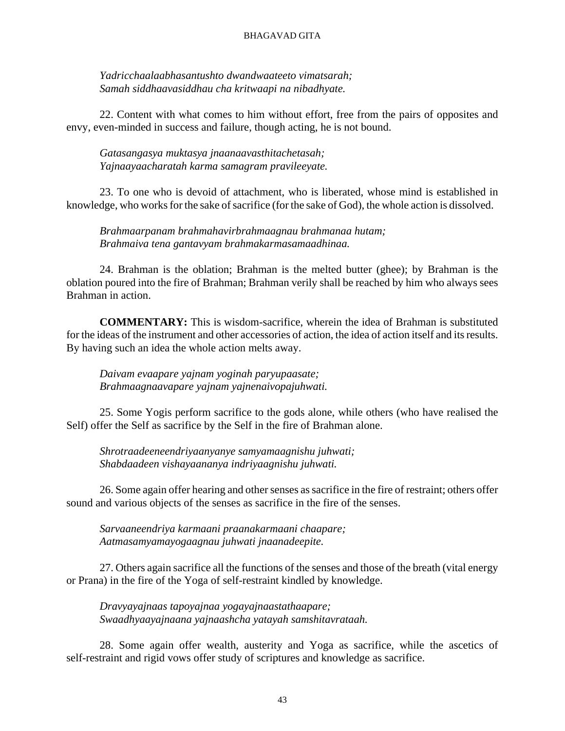*Yadricchaalaabhasantushto dwandwaateeto vimatsarah;*
*Samah siddhaavasiddhau cha kritwaapi na nibadhyate.*

22. Content with what comes to him without effort, free from the pairs of opposites and envy, even-minded in success and failure, though acting, he is not bound.

*Gatasangasya muktasya jnaanaavasthitachetasah;*
*Yajnaayaacharatah karma samagram pravileeyate.*

23. To one who is devoid of attachment, who is liberated, whose mind is established in knowledge, who works for the sake of sacrifice (for the sake of God), the whole action is dissolved.

*Brahmaarpanam brahmahavirbrahmaagnau brahmanaa hutam;*
*Brahmaiva tena gantavyam brahmakarmasamaadhinaa.*

24. Brahman is the oblation; Brahman is the melted butter (ghee); by Brahman is the oblation poured into the fire of Brahman; Brahman verily shall be reached by him who always sees Brahman in action.

**COMMENTARY:** This is wisdom-sacrifice, wherein the idea of Brahman is substituted for the ideas of the instrument and other accessories of action, the idea of action itself and its results. By having such an idea the whole action melts away.

*Daivam evaapare yajnam yoginah paryupaasate;*
*Brahmaagnaavapare yajnam yajnenaivopajuhwati.*

25. Some Yogis perform sacrifice to the gods alone, while others (who have realised the Self) offer the Self as sacrifice by the Self in the fire of Brahman alone.

*Shrotraadeeneendriyaanyanye samyamaagnishu juhwati;*
*Shabdaadeen vishayaananya indriyaagnishu juhwati.*

26. Some again offer hearing and other senses as sacrifice in the fire of restraint; others offer sound and various objects of the senses as sacrifice in the fire of the senses.

*Sarvaaneendriya karmaani praanakarmaani chaapare;*
*Aatmasamyamayogaagnau juhwati jnaanadeepite.*

27. Others again sacrifice all the functions of the senses and those of the breath (vital energy or Prana) in the fire of the Yoga of self-restraint kindled by knowledge.

*Dravyayajnaas tapoyajnaa yogayajnaastathaapare;*
*Swaadhyaayajnaana yajnaashcha yatayah samshitavrataah.*

28. Some again offer wealth, austerity and Yoga as sacrifice, while the ascetics of self-restraint and rigid vows offer study of scriptures and knowledge as sacrifice.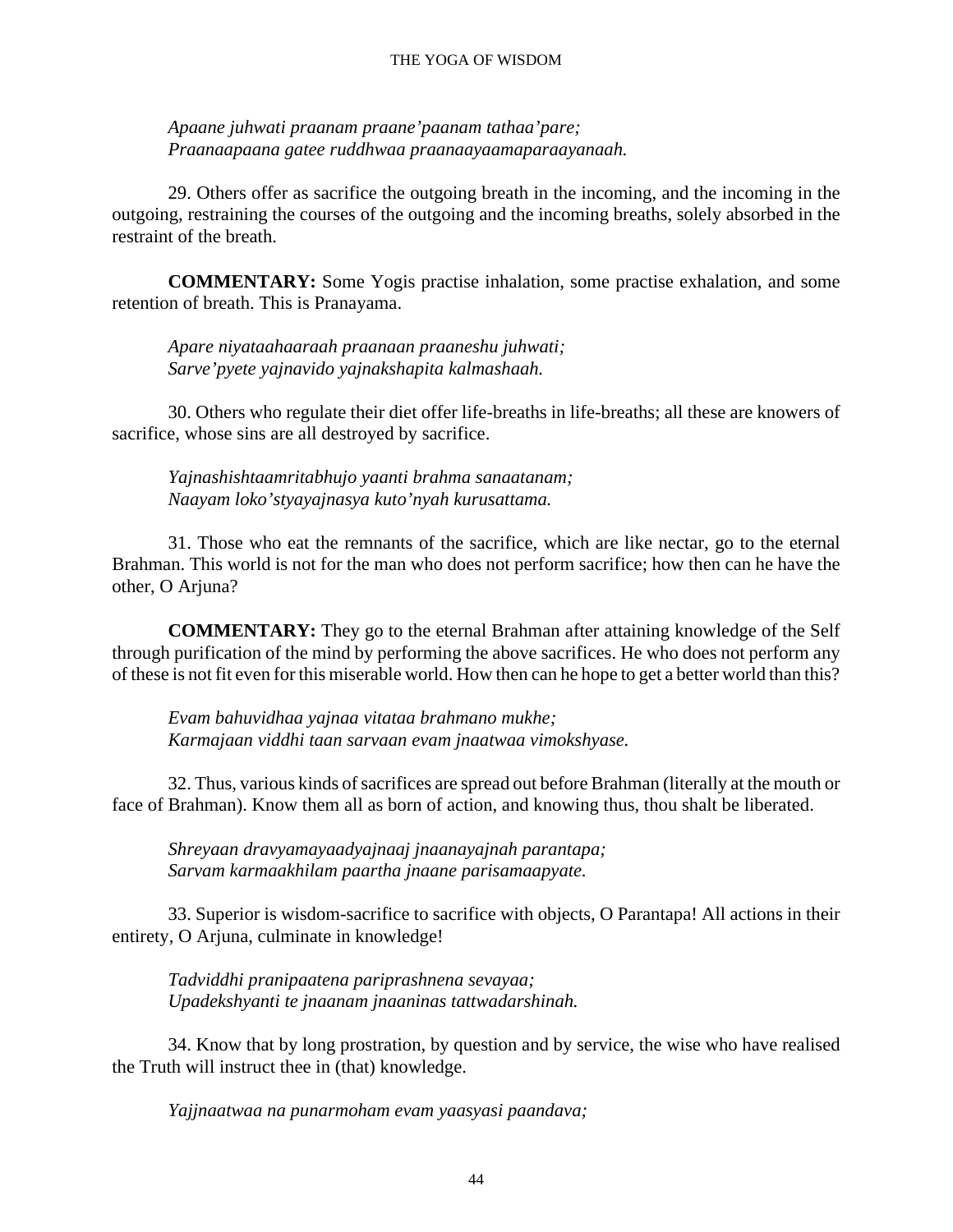*Apaane juhwati praanam praane'paanam tathaa'pare;*
*Praanaapaana gatee ruddhwaa praanaayaamaparaayanaah.*

29. Others offer as sacrifice the outgoing breath in the incoming, and the incoming in the outgoing, restraining the courses of the outgoing and the incoming breaths, solely absorbed in the restraint of the breath.

**COMMENTARY:** Some Yogis practise inhalation, some practise exhalation, and some retention of breath. This is Pranayama.

*Apare niyataahaaraah praanaan praaneshu juhwati;*
*Sarve'pyete yajnavido yajnakshapita kalmashaah.*

30. Others who regulate their diet offer life-breaths in life-breaths; all these are knowers of sacrifice, whose sins are all destroyed by sacrifice.

*Yajnashishtaamritabhujo yaanti brahma sanaatanam;*
*Naayam loko'styayajnasya kuto'nyah kurusattama.*

31. Those who eat the remnants of the sacrifice, which are like nectar, go to the eternal Brahman. This world is not for the man who does not perform sacrifice; how then can he have the other, O Arjuna?

**COMMENTARY:** They go to the eternal Brahman after attaining knowledge of the Self through purification of the mind by performing the above sacrifices. He who does not perform any of these is not fit even for this miserable world. How then can he hope to get a better world than this?

*Evam bahuvidhaa yajnaa vitataa brahmano mukhe;*
*Karmajaan viddhi taan sarvaan evam jnaatwaa vimokshyase.*

32. Thus, various kinds of sacrifices are spread out before Brahman (literally at the mouth or face of Brahman). Know them all as born of action, and knowing thus, thou shalt be liberated.

*Shreyaan dravyamayaadyajnaaj jnaanayajnah parantapa;*
*Sarvam karmaakhilam paartha jnaane parisamaapyate.*

33. Superior is wisdom-sacrifice to sacrifice with objects, O Parantapa! All actions in their entirety, O Arjuna, culminate in knowledge!

*Tadviddhi pranipaatena pariprashnena sevayaa;*
*Upadekshyanti te jnaanam jnaaninas tattwadarshinah.*

34. Know that by long prostration, by question and by service, the wise who have realised the Truth will instruct thee in (that) knowledge.

*Yajjnaatwaa na punarmoham evam yaasyasi paandava;*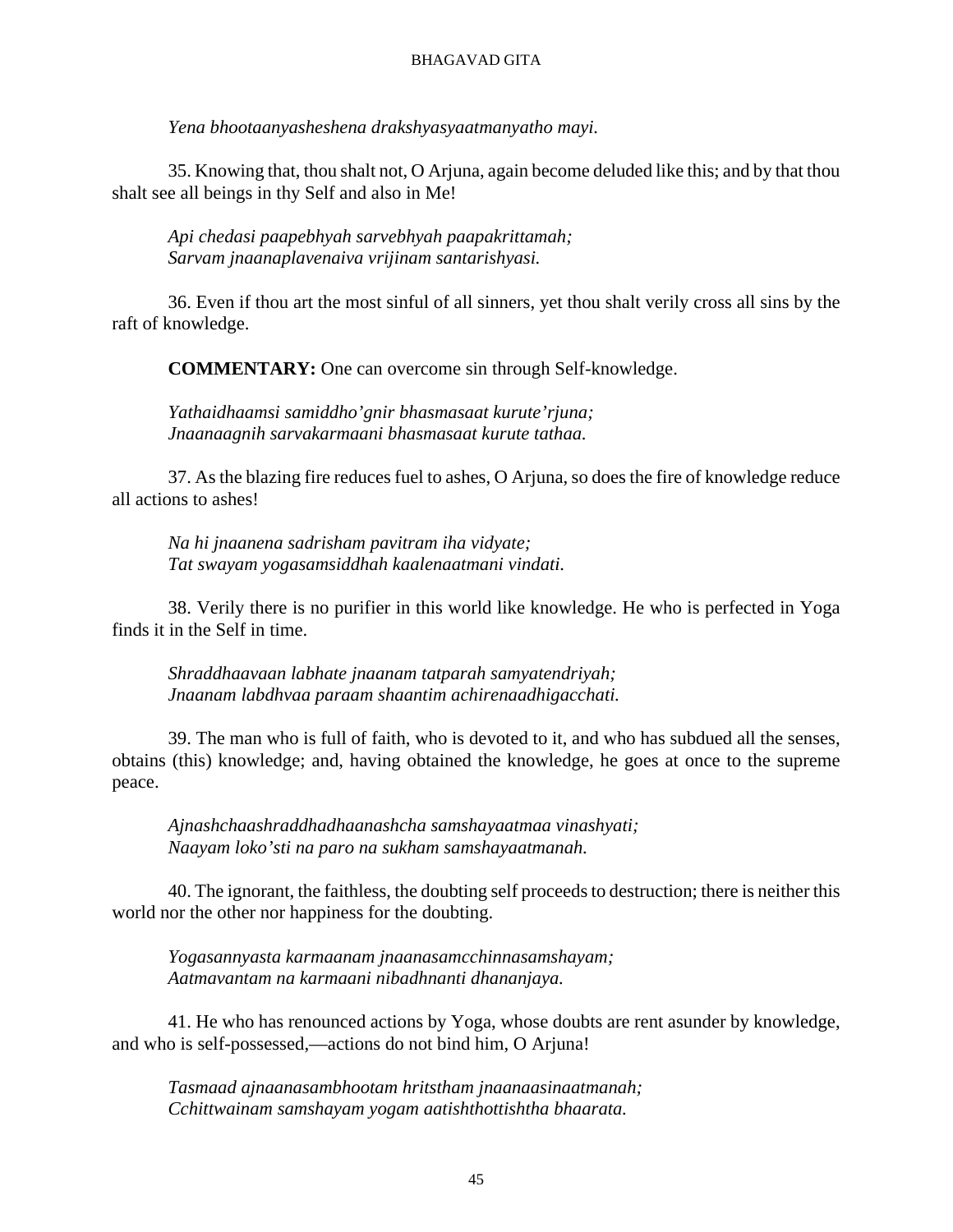*Yena bhootaanyasheshena drakshyasyaatmanyatho mayi.*

35. Knowing that, thou shalt not, O Arjuna, again become deluded like this; and by that thou shalt see all beings in thy Self and also in Me!

*Api chedasi paapebhyah sarvebhyah paapakrittamah;*
*Sarvam jnaanaplavenaiva vrijinam santarishyasi.*

36. Even if thou art the most sinful of all sinners, yet thou shalt verily cross all sins by the raft of knowledge.

**COMMENTARY:** One can overcome sin through Self-knowledge.

*Yathaidhaamsi samiddho'gnir bhasmasaat kurute'rjuna;*
*Jnaanaagnih sarvakarmaani bhasmasaat kurute tathaa.*

37. As the blazing fire reduces fuel to ashes, O Arjuna, so does the fire of knowledge reduce all actions to ashes!

*Na hi jnaanena sadrisham pavitram iha vidyate;*
*Tat swayam yogasamsiddhah kaalenaatmani vindati.*

38. Verily there is no purifier in this world like knowledge. He who is perfected in Yoga finds it in the Self in time.

*Shraddhaavaan labhate jnaanam tatparah samyatendriyah;*
*Jnaanam labdhvaa paraam shaantim achirenaadhigacchati.*

39. The man who is full of faith, who is devoted to it, and who has subdued all the senses, obtains (this) knowledge; and, having obtained the knowledge, he goes at once to the supreme peace.

*Ajnashchaashraddhadhaanashcha samshayaatmaa vinashyati;*
*Naayam loko'sti na paro na sukham samshayaatmanah.*

40. The ignorant, the faithless, the doubting self proceeds to destruction; there is neither this world nor the other nor happiness for the doubting.

*Yogasannyasta karmaanam jnaanasamcchinnasamshayam;*
*Aatmavantam na karmaani nibadhnanti dhananjaya.*

41. He who has renounced actions by Yoga, whose doubts are rent asunder by knowledge, and who is self-possessed,—actions do not bind him, O Arjuna!

*Tasmaad ajnaanasambhootam hritstham jnaanaasinaatmanah;*
*Cchittwainam samshayam yogam aatishthottishtha bhaarata.*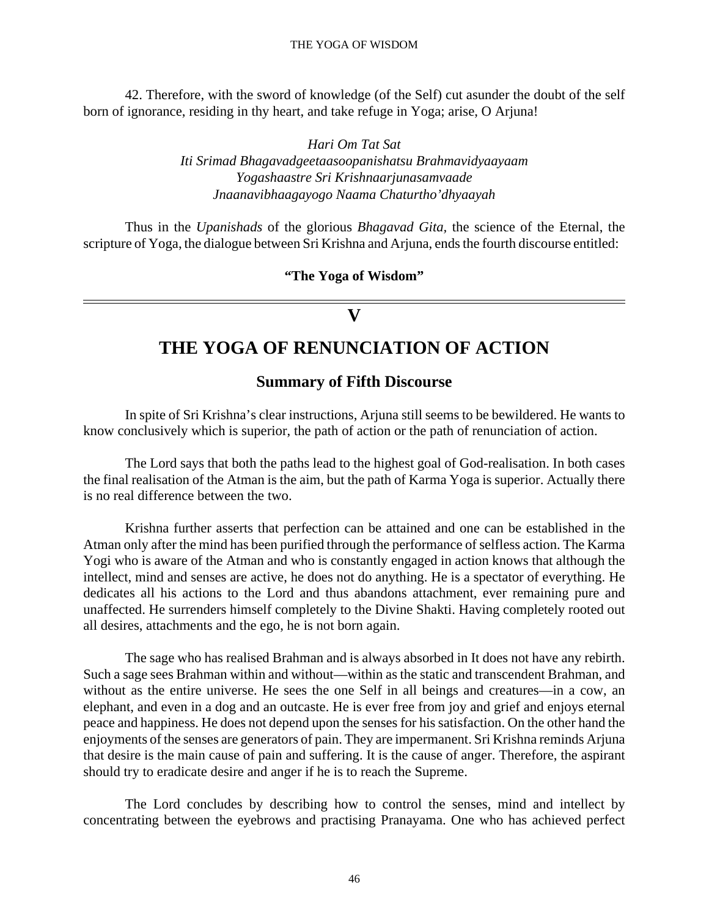42. Therefore, with the sword of knowledge (of the Self) cut asunder the doubt of the self born of ignorance, residing in thy heart, and take refuge in Yoga; arise, O Arjuna!

*Hari Om Tat Sat*
*Iti Srimad Bhagavadgeetaasoopanishatsu Brahmavidyaayaam*
*Yogashaastre Sri Krishnaarjunasamvaade*
*Jnaanavibhaagayogo Naama Chaturtho'dhyaayah*

Thus in the *Upanishads* of the glorious *Bhagavad Gita*, the science of the Eternal, the scripture of Yoga, the dialogue between Sri Krishna and Arjuna, ends the fourth discourse entitled:

**"The Yoga of Wisdom"**

---

# V

# THE YOGA OF RENUNCIATION OF ACTION

## Summary of Fifth Discourse

In spite of Sri Krishna's clear instructions, Arjuna still seems to be bewildered. He wants to know conclusively which is superior, the path of action or the path of renunciation of action.

The Lord says that both the paths lead to the highest goal of God-realisation. In both cases the final realisation of the Atman is the aim, but the path of Karma Yoga is superior. Actually there is no real difference between the two.

Krishna further asserts that perfection can be attained and one can be established in the Atman only after the mind has been purified through the performance of selfless action. The Karma Yogi who is aware of the Atman and who is constantly engaged in action knows that although the intellect, mind and senses are active, he does not do anything. He is a spectator of everything. He dedicates all his actions to the Lord and thus abandons attachment, ever remaining pure and unaffected. He surrenders himself completely to the Divine Shakti. Having completely rooted out all desires, attachments and the ego, he is not born again.

The sage who has realised Brahman and is always absorbed in It does not have any rebirth. Such a sage sees Brahman within and without—within as the static and transcendent Brahman, and without as the entire universe. He sees the one Self in all beings and creatures—in a cow, an elephant, and even in a dog and an outcaste. He is ever free from joy and grief and enjoys eternal peace and happiness. He does not depend upon the senses for his satisfaction. On the other hand the enjoyments of the senses are generators of pain. They are impermanent. Sri Krishna reminds Arjuna that desire is the main cause of pain and suffering. It is the cause of anger. Therefore, the aspirant should try to eradicate desire and anger if he is to reach the Supreme.

The Lord concludes by describing how to control the senses, mind and intellect by concentrating between the eyebrows and practising Pranayama. One who has achieved perfect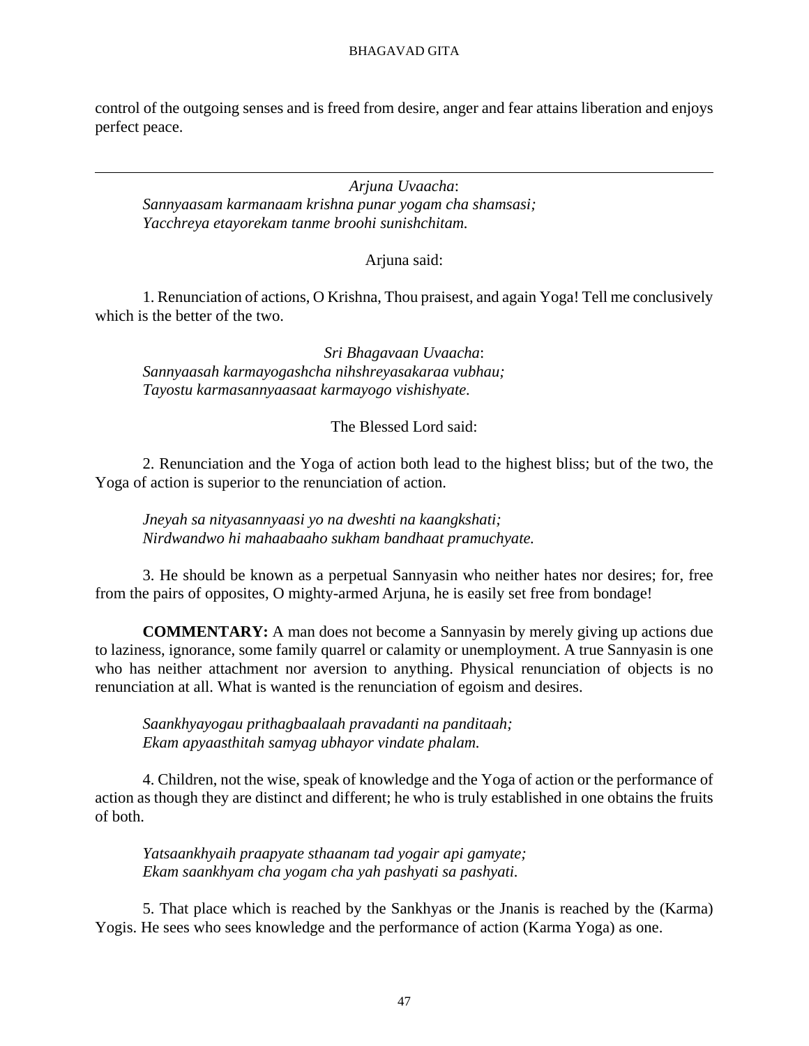control of the outgoing senses and is freed from desire, anger and fear attains liberation and enjoys perfect peace.

---

*Arjuna Uvaacha*:
*Sannyaasam karmanaam krishna punar yogam cha shamsasi;*
*Yacchreya etayorekam tanme broohi sunishchitam.*

Arjuna said:

1. Renunciation of actions, O Krishna, Thou praisest, and again Yoga! Tell me conclusively which is the better of the two.

*Sri Bhagavaan Uvaacha*:
*Sannyaasah karmayogashcha nihshreyasakaraa vubhau;*
*Tayostu karmasannyaasaat karmayogo vishishyate.*

The Blessed Lord said:

2. Renunciation and the Yoga of action both lead to the highest bliss; but of the two, the Yoga of action is superior to the renunciation of action.

*Jneyah sa nityasannyaasi yo na dweshti na kaangkshati;*
*Nirdwandwo hi mahaabaaho sukham bandhaat pramuchyate.*

3. He should be known as a perpetual Sannyasin who neither hates nor desires; for, free from the pairs of opposites, O mighty-armed Arjuna, he is easily set free from bondage!

**COMMENTARY:** A man does not become a Sannyasin by merely giving up actions due to laziness, ignorance, some family quarrel or calamity or unemployment. A true Sannyasin is one who has neither attachment nor aversion to anything. Physical renunciation of objects is no renunciation at all. What is wanted is the renunciation of egoism and desires.

*Saankhyayogau prithagbaalaah pravadanti na panditaah;*
*Ekam apyaasthitah samyag ubhayor vindate phalam.*

4. Children, not the wise, speak of knowledge and the Yoga of action or the performance of action as though they are distinct and different; he who is truly established in one obtains the fruits of both.

*Yatsaankhyaih praapyate sthaanam tad yogair api gamyate;*
*Ekam saankhyam cha yogam cha yah pashyati sa pashyati.*

5. That place which is reached by the Sankhyas or the Jnanis is reached by the (Karma) Yogis. He sees who sees knowledge and the performance of action (Karma Yoga) as one.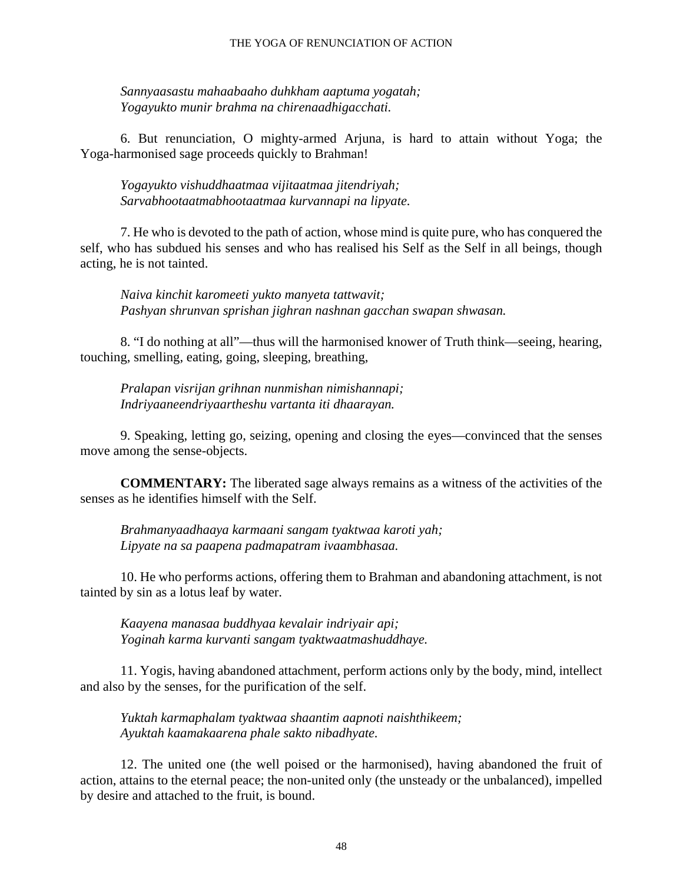*Sannyaasastu mahaabaaho duhkham aaptuma yogatah;*
*Yogayukto munir brahma na chirenaadhigacchati.*

6. But renunciation, O mighty-armed Arjuna, is hard to attain without Yoga; the Yoga-harmonised sage proceeds quickly to Brahman!

*Yogayukto vishuddhaatmaa vijitaatmaa jitendriyah;*
*Sarvabhootaatmabhootaatmaa kurvannapi na lipyate.*

7. He who is devoted to the path of action, whose mind is quite pure, who has conquered the self, who has subdued his senses and who has realised his Self as the Self in all beings, though acting, he is not tainted.

*Naiva kinchit karomeeti yukto manyeta tattwavit;*
*Pashyan shrunvan sprishan jighran nashnan gacchan swapan shwasan.*

8. "I do nothing at all"—thus will the harmonised knower of Truth think—seeing, hearing, touching, smelling, eating, going, sleeping, breathing,

*Pralapan visrijan grihnan nunmishan nimishannapi;*
*Indriyaaneendriyaartheshu vartanta iti dhaarayan.*

9. Speaking, letting go, seizing, opening and closing the eyes—convinced that the senses move among the sense-objects.

**COMMENTARY:** The liberated sage always remains as a witness of the activities of the senses as he identifies himself with the Self.

*Brahmanyaadhaaya karmaani sangam tyaktwaa karoti yah;*
*Lipyate na sa paapena padmapatram ivaambhasaa.*

10. He who performs actions, offering them to Brahman and abandoning attachment, is not tainted by sin as a lotus leaf by water.

*Kaayena manasaa buddhyaa kevalair indriyair api;*
*Yoginah karma kurvanti sangam tyaktwaatmashuddhaye.*

11. Yogis, having abandoned attachment, perform actions only by the body, mind, intellect and also by the senses, for the purification of the self.

*Yuktah karmaphalam tyaktwaa shaantim aapnoti naishthikeem;*
*Ayuktah kaamakaarena phale sakto nibadhyate.*

12. The united one (the well poised or the harmonised), having abandoned the fruit of action, attains to the eternal peace; the non-united only (the unsteady or the unbalanced), impelled by desire and attached to the fruit, is bound.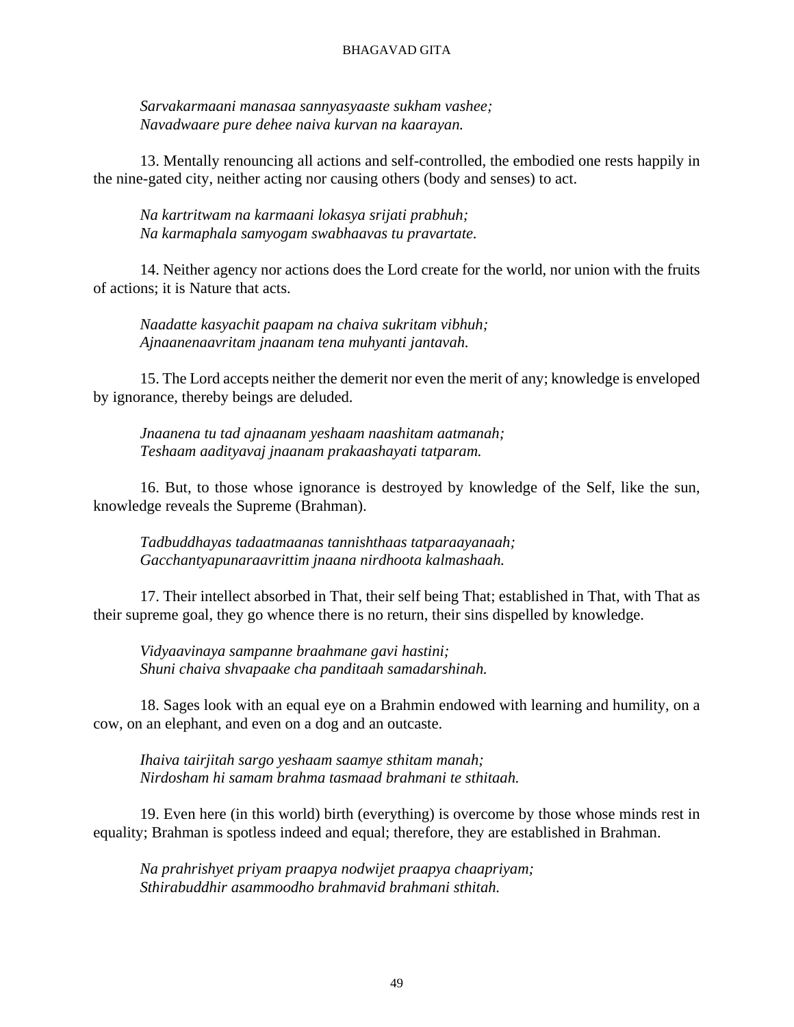*Sarvakarmaani manasaa sannyasyaaste sukham vashee;*
*Navadwaare pure dehee naiva kurvan na kaarayan.*

13. Mentally renouncing all actions and self-controlled, the embodied one rests happily in the nine-gated city, neither acting nor causing others (body and senses) to act.

*Na kartritwam na karmaani lokasya srijati prabhuh;*
*Na karmaphala samyogam swabhaavas tu pravartate.*

14. Neither agency nor actions does the Lord create for the world, nor union with the fruits of actions; it is Nature that acts.

*Naadatte kasyachit paapam na chaiva sukritam vibhuh;*
*Ajnaanenaavritam jnaanam tena muhyanti jantavah.*

15. The Lord accepts neither the demerit nor even the merit of any; knowledge is enveloped by ignorance, thereby beings are deluded.

*Jnaanena tu tad ajnaanam yeshaam naashitam aatmanah;*
*Teshaam aadityavaj jnaanam prakaashayati tatparam.*

16. But, to those whose ignorance is destroyed by knowledge of the Self, like the sun, knowledge reveals the Supreme (Brahman).

*Tadbuddhayas tadaatmaanas tannishthaas tatparaayanaah;*
*Gacchantyapunaraavrittim jnaana nirdhoota kalmashaah.*

17. Their intellect absorbed in That, their self being That; established in That, with That as their supreme goal, they go whence there is no return, their sins dispelled by knowledge.

*Vidyaavinaya sampanne braahmane gavi hastini;*
*Shuni chaiva shvapaake cha panditaah samadarshinah.*

18. Sages look with an equal eye on a Brahmin endowed with learning and humility, on a cow, on an elephant, and even on a dog and an outcaste.

*Ihaiva tairjitah sargo yeshaam saamye sthitam manah;*
*Nirdosham hi samam brahma tasmaad brahmani te sthitaah.*

19. Even here (in this world) birth (everything) is overcome by those whose minds rest in equality; Brahman is spotless indeed and equal; therefore, they are established in Brahman.

*Na prahrishyet priyam praapya nodwijet praapya chaapriyam;*
*Sthirabuddhir asammoodho brahmavid brahmani sthitah.*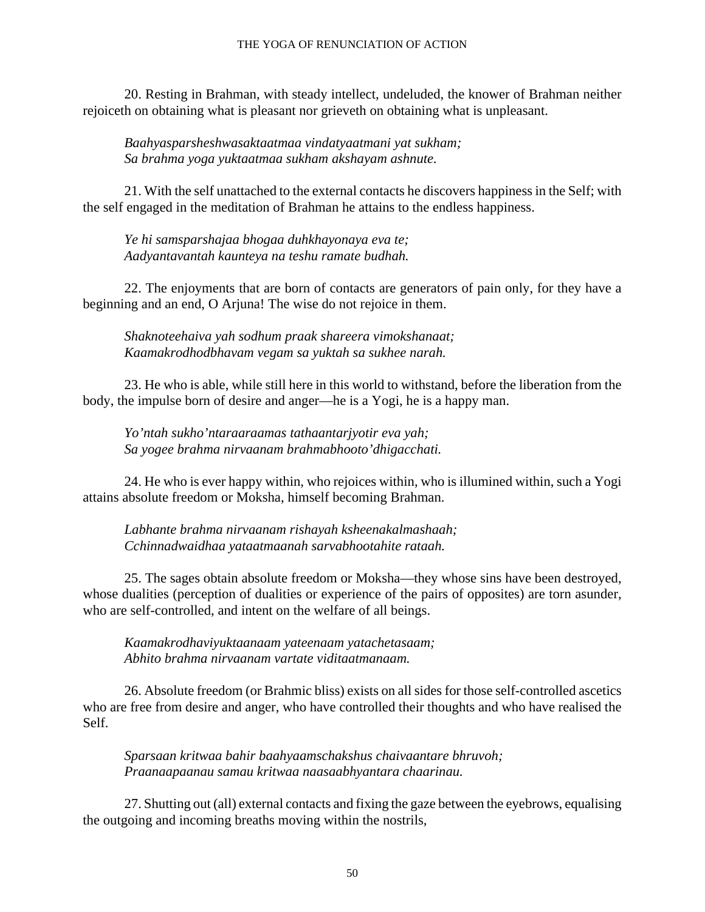20. Resting in Brahman, with steady intellect, undeluded, the knower of Brahman neither rejoiceth on obtaining what is pleasant nor grieveth on obtaining what is unpleasant.

*Baahyasparsheshwasaktaatmaa vindatyaatmani yat sukham;*
*Sa brahma yoga yuktaatmaa sukham akshayam ashnute.*

21. With the self unattached to the external contacts he discovers happiness in the Self; with the self engaged in the meditation of Brahman he attains to the endless happiness.

*Ye hi samsparshajaa bhogaa duhkhayonaya eva te;*
*Aadyantavantah kaunteya na teshu ramate budhah.*

22. The enjoyments that are born of contacts are generators of pain only, for they have a beginning and an end, O Arjuna! The wise do not rejoice in them.

*Shaknoteehaiva yah sodhum praak shareera vimokshanaat;*
*Kaamakrodhodbhavam vegam sa yuktah sa sukhee narah.*

23. He who is able, while still here in this world to withstand, before the liberation from the body, the impulse born of desire and anger—he is a Yogi, he is a happy man.

*Yo'ntah sukho'ntaraaraamas tathaantarjyotir eva yah;*
*Sa yogee brahma nirvaanam brahmabhooto'dhigacchati.*

24. He who is ever happy within, who rejoices within, who is illumined within, such a Yogi attains absolute freedom or Moksha, himself becoming Brahman.

*Labhante brahma nirvaanam rishayah ksheenakalmashaah;*
*Cchinnadwaidhaa yataatmaanah sarvabhootahite rataah.*

25. The sages obtain absolute freedom or Moksha—they whose sins have been destroyed, whose dualities (perception of dualities or experience of the pairs of opposites) are torn asunder, who are self-controlled, and intent on the welfare of all beings.

*Kaamakrodhaviyuktaanaam yateenaam yatachetasaam;*
*Abhito brahma nirvaanam vartate viditaatmanaam.*

26. Absolute freedom (or Brahmic bliss) exists on all sides for those self-controlled ascetics who are free from desire and anger, who have controlled their thoughts and who have realised the Self.

*Sparsaan kritwaa bahir baahyaamschakshus chaivaantare bhruvoh;*
*Praanaapaanau samau kritwaa naasaabhyantara chaarinau.*

27. Shutting out (all) external contacts and fixing the gaze between the eyebrows, equalising the outgoing and incoming breaths moving within the nostrils,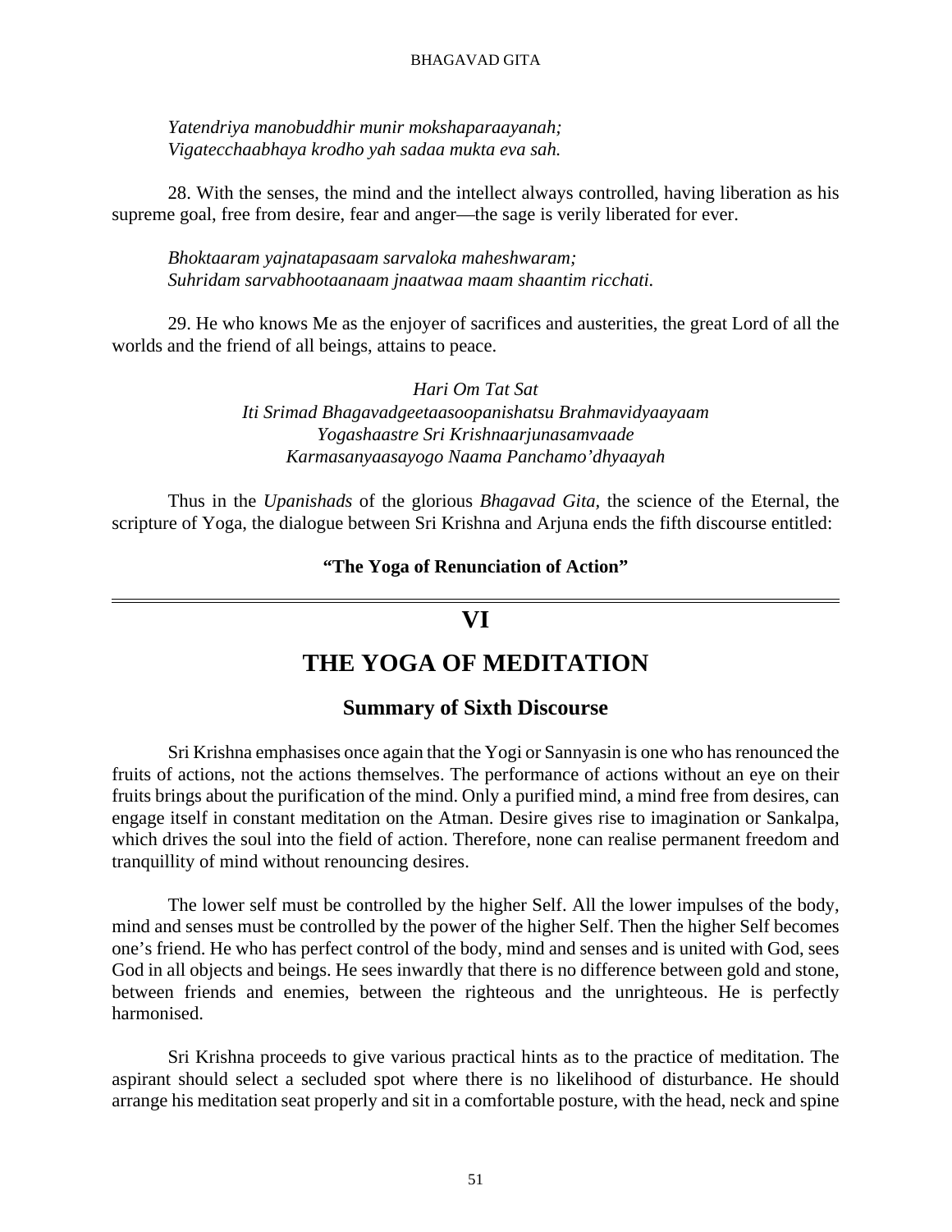*Yatendriya manobuddhir munir mokshaparaayanah;*
*Vigatecchaabhaya krodho yah sadaa mukta eva sah.*

28. With the senses, the mind and the intellect always controlled, having liberation as his supreme goal, free from desire, fear and anger—the sage is verily liberated for ever.

*Bhoktaaram yajnatapasaam sarvaloka maheshwaram;*
*Suhridam sarvabhootaanaam jnaatwaa maam shaantim ricchati.*

29. He who knows Me as the enjoyer of sacrifices and austerities, the great Lord of all the worlds and the friend of all beings, attains to peace.

*Hari Om Tat Sat*
*Iti Srimad Bhagavadgeetaasoopanishatsu Brahmavidyaayaam*
*Yogashaastre Sri Krishnaarjunasamvaade*
*Karmasanyaasayogo Naama Panchamo'dhyaayah*

Thus in the *Upanishads* of the glorious *Bhagavad Gita,* the science of the Eternal, the scripture of Yoga, the dialogue between Sri Krishna and Arjuna ends the fifth discourse entitled:

**"The Yoga of Renunciation of Action"**

---

# VI

# THE YOGA OF MEDITATION

## Summary of Sixth Discourse

Sri Krishna emphasises once again that the Yogi or Sannyasin is one who has renounced the fruits of actions, not the actions themselves. The performance of actions without an eye on their fruits brings about the purification of the mind. Only a purified mind, a mind free from desires, can engage itself in constant meditation on the Atman. Desire gives rise to imagination or Sankalpa, which drives the soul into the field of action. Therefore, none can realise permanent freedom and tranquillity of mind without renouncing desires.

The lower self must be controlled by the higher Self. All the lower impulses of the body, mind and senses must be controlled by the power of the higher Self. Then the higher Self becomes one's friend. He who has perfect control of the body, mind and senses and is united with God, sees God in all objects and beings. He sees inwardly that there is no difference between gold and stone, between friends and enemies, between the righteous and the unrighteous. He is perfectly harmonised.

Sri Krishna proceeds to give various practical hints as to the practice of meditation. The aspirant should select a secluded spot where there is no likelihood of disturbance. He should arrange his meditation seat properly and sit in a comfortable posture, with the head, neck and spine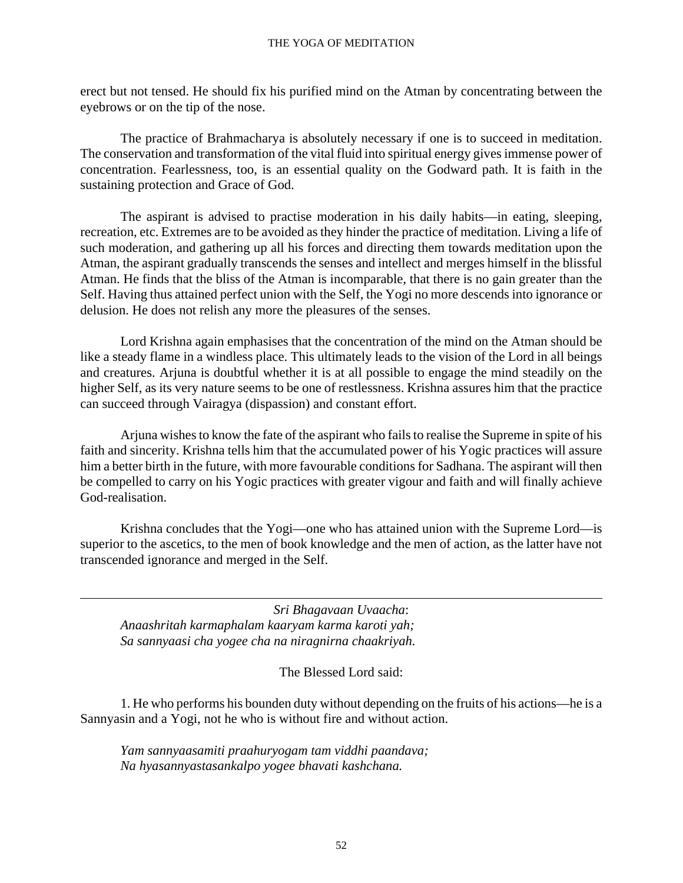erect but not tensed. He should fix his purified mind on the Atman by concentrating between the eyebrows or on the tip of the nose.

The practice of Brahmacharya is absolutely necessary if one is to succeed in meditation. The conservation and transformation of the vital fluid into spiritual energy gives immense power of concentration. Fearlessness, too, is an essential quality on the Godward path. It is faith in the sustaining protection and Grace of God.

The aspirant is advised to practise moderation in his daily habits—in eating, sleeping, recreation, etc. Extremes are to be avoided as they hinder the practice of meditation. Living a life of such moderation, and gathering up all his forces and directing them towards meditation upon the Atman, the aspirant gradually transcends the senses and intellect and merges himself in the blissful Atman. He finds that the bliss of the Atman is incomparable, that there is no gain greater than the Self. Having thus attained perfect union with the Self, the Yogi no more descends into ignorance or delusion. He does not relish any more the pleasures of the senses.

Lord Krishna again emphasises that the concentration of the mind on the Atman should be like a steady flame in a windless place. This ultimately leads to the vision of the Lord in all beings and creatures. Arjuna is doubtful whether it is at all possible to engage the mind steadily on the higher Self, as its very nature seems to be one of restlessness. Krishna assures him that the practice can succeed through Vairagya (dispassion) and constant effort.

Arjuna wishes to know the fate of the aspirant who fails to realise the Supreme in spite of his faith and sincerity. Krishna tells him that the accumulated power of his Yogic practices will assure him a better birth in the future, with more favourable conditions for Sadhana. The aspirant will then be compelled to carry on his Yogic practices with greater vigour and faith and will finally achieve God-realisation.

Krishna concludes that the Yogi—one who has attained union with the Supreme Lord—is superior to the ascetics, to the men of book knowledge and the men of action, as the latter have not transcended ignorance and merged in the Self.

---

*Sri Bhagavaan Uvaacha*:
*Anaashritah karmaphalam kaaryam karma karoti yah;*
*Sa sannyaasi cha yogee cha na niragnirna chaakriyah.*

The Blessed Lord said:

1. He who performs his bounden duty without depending on the fruits of his actions—he is a Sannyasin and a Yogi, not he who is without fire and without action.

*Yam sannyaasamiti praahuryogam tam viddhi paandava;*
*Na hyasannyastasankalpo yogee bhavati kashchana.*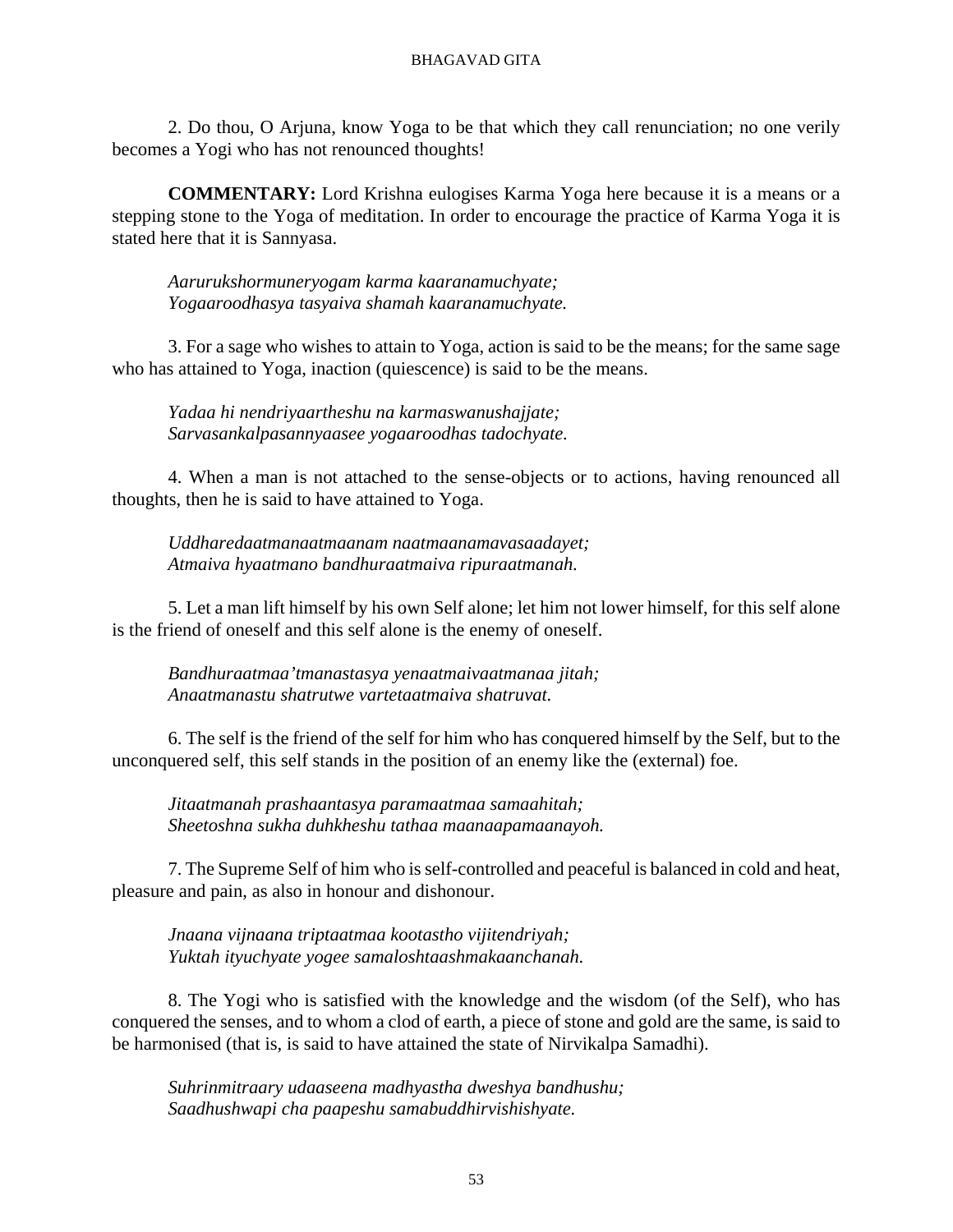2. Do thou, O Arjuna, know Yoga to be that which they call renunciation; no one verily becomes a Yogi who has not renounced thoughts!

**COMMENTARY:** Lord Krishna eulogises Karma Yoga here because it is a means or a stepping stone to the Yoga of meditation. In order to encourage the practice of Karma Yoga it is stated here that it is Sannyasa.

*Aarurukshormuneryogam karma kaaranamuchyate;*
*Yogaaroodhasya tasyaiva shamah kaaranamuchyate.*

3. For a sage who wishes to attain to Yoga, action is said to be the means; for the same sage who has attained to Yoga, inaction (quiescence) is said to be the means.

*Yadaa hi nendriyaartheshu na karmaswanushajjate;*
*Sarvasankalpasannyaasee yogaaroodhas tadochyate.*

4. When a man is not attached to the sense-objects or to actions, having renounced all thoughts, then he is said to have attained to Yoga.

*Uddharedaatmanaatmaanam naatmaanamavasaadayet;*
*Atmaiva hyaatmano bandhuraatmaiva ripuraatmanah.*

5. Let a man lift himself by his own Self alone; let him not lower himself, for this self alone is the friend of oneself and this self alone is the enemy of oneself.

*Bandhuraatmaa'tmanastasya yenaatmaivaatmanaa jitah;*
*Anaatmanastu shatrutwe vartetaatmaiva shatruvat.*

6. The self is the friend of the self for him who has conquered himself by the Self, but to the unconquered self, this self stands in the position of an enemy like the (external) foe.

*Jitaatmanah prashaantasya paramaatmaa samaahitah;*
*Sheetoshna sukha duhkheshu tathaa maanaapamaanayoh.*

7. The Supreme Self of him who is self-controlled and peaceful is balanced in cold and heat, pleasure and pain, as also in honour and dishonour.

*Jnaana vijnaana triptaatmaa kootastho vijitendriyah;*
*Yuktah ityuchyate yogee samaloshtaashmakaanchanah.*

8. The Yogi who is satisfied with the knowledge and the wisdom (of the Self), who has conquered the senses, and to whom a clod of earth, a piece of stone and gold are the same, is said to be harmonised (that is, is said to have attained the state of Nirvikalpa Samadhi).

*Suhrinmitraary udaaseena madhyastha dweshya bandhushu;*
*Saadhushwapi cha paapeshu samabuddhirvishishyate.*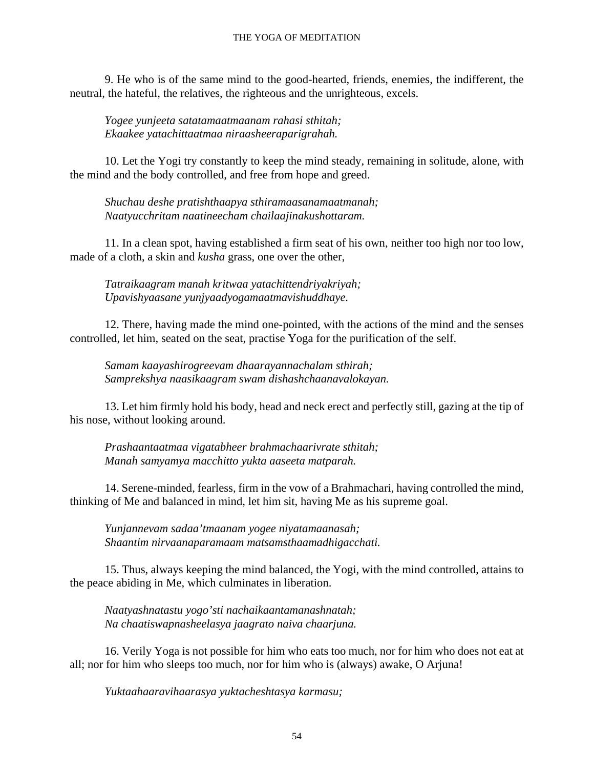9. He who is of the same mind to the good-hearted, friends, enemies, the indifferent, the neutral, the hateful, the relatives, the righteous and the unrighteous, excels.

*Yogee yunjeeta satatamaatmaanam rahasi sthitah;*
*Ekaakee yatachittaatmaa niraasheeraparigrahah.*

10. Let the Yogi try constantly to keep the mind steady, remaining in solitude, alone, with the mind and the body controlled, and free from hope and greed.

*Shuchau deshe pratishthaapya sthiramaasanamaatmanah;*
*Naatyucchritam naatineecham chailaajinakushottaram.*

11. In a clean spot, having established a firm seat of his own, neither too high nor too low, made of a cloth, a skin and *kusha* grass, one over the other,

*Tatraikaagram manah kritwaa yatachittendriyakriyah;*
*Upavishyaasane yunjyaadyogamaatmavishuddhaye.*

12. There, having made the mind one-pointed, with the actions of the mind and the senses controlled, let him, seated on the seat, practise Yoga for the purification of the self.

*Samam kaayashirogreevam dhaarayannachalam sthirah;*
*Samprekshya naasikaagram swam dishashchaanavalokayan.*

13. Let him firmly hold his body, head and neck erect and perfectly still, gazing at the tip of his nose, without looking around.

*Prashaantaatmaa vigatabheer brahmachaarivrate sthitah;*
*Manah samyamya macchitto yukta aaseeta matparah.*

14. Serene-minded, fearless, firm in the vow of a Brahmachari, having controlled the mind, thinking of Me and balanced in mind, let him sit, having Me as his supreme goal.

*Yunjannevam sadaa'tmaanam yogee niyatamaanasah;*
*Shaantim nirvaanaparamaam matsamsthaamadhigacchati.*

15. Thus, always keeping the mind balanced, the Yogi, with the mind controlled, attains to the peace abiding in Me, which culminates in liberation.

*Naatyashnatastu yogo'sti nachaikaantamanashnatah;*
*Na chaatiswapnasheelasya jaagrato naiva chaarjuna.*

16. Verily Yoga is not possible for him who eats too much, nor for him who does not eat at all; nor for him who sleeps too much, nor for him who is (always) awake, O Arjuna!

*Yuktaahaaravihaarasya yuktacheshtasya karmasu;*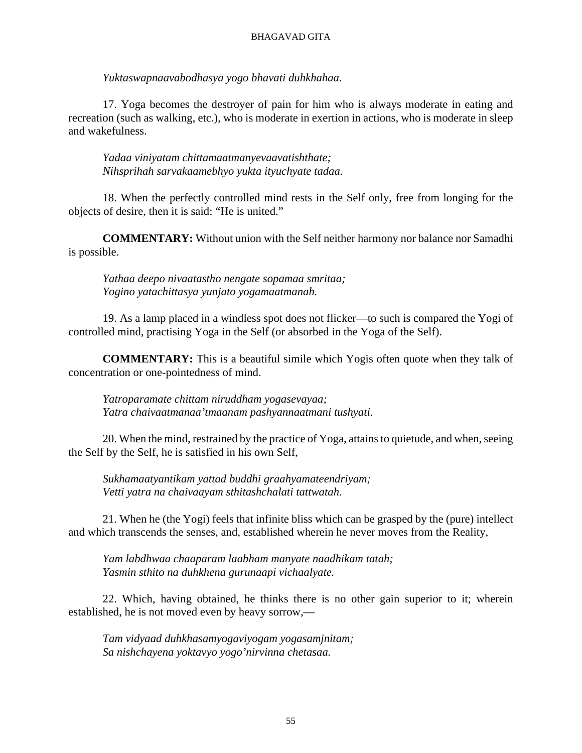*Yuktaswapnaavabodhasya yogo bhavati duhkhahaa.*

17. Yoga becomes the destroyer of pain for him who is always moderate in eating and recreation (such as walking, etc.), who is moderate in exertion in actions, who is moderate in sleep and wakefulness.

*Yadaa viniyatam chittamaatmanyevaavatishthate;*
*Nihsprihah sarvakaamebhyo yukta ityuchyate tadaa.*

18. When the perfectly controlled mind rests in the Self only, free from longing for the objects of desire, then it is said: "He is united."

**COMMENTARY:** Without union with the Self neither harmony nor balance nor Samadhi is possible.

*Yathaa deepo nivaatastho nengate sopamaa smritaa;*
*Yogino yatachittasya yunjato yogamaatmanah.*

19. As a lamp placed in a windless spot does not flicker—to such is compared the Yogi of controlled mind, practising Yoga in the Self (or absorbed in the Yoga of the Self).

**COMMENTARY:** This is a beautiful simile which Yogis often quote when they talk of concentration or one-pointedness of mind.

*Yatroparamate chittam niruddham yogasevayaa;*
*Yatra chaivaatmanaa'tmaanam pashyannaatmani tushyati.*

20. When the mind, restrained by the practice of Yoga, attains to quietude, and when, seeing the Self by the Self, he is satisfied in his own Self,

*Sukhamaatyantikam yattad buddhi graahyamateendriyam;*
*Vetti yatra na chaivaayam sthitashchalati tattwatah.*

21. When he (the Yogi) feels that infinite bliss which can be grasped by the (pure) intellect and which transcends the senses, and, established wherein he never moves from the Reality,

*Yam labdhwaa chaaparam laabham manyate naadhikam tatah;*
*Yasmin sthito na duhkhena gurunaapi vichaalyate.*

22. Which, having obtained, he thinks there is no other gain superior to it; wherein established, he is not moved even by heavy sorrow,—

*Tam vidyaad duhkhasamyogaviyogam yogasamjnitam;*
*Sa nishchayena yoktavyo yogo'nirvinna chetasaa.*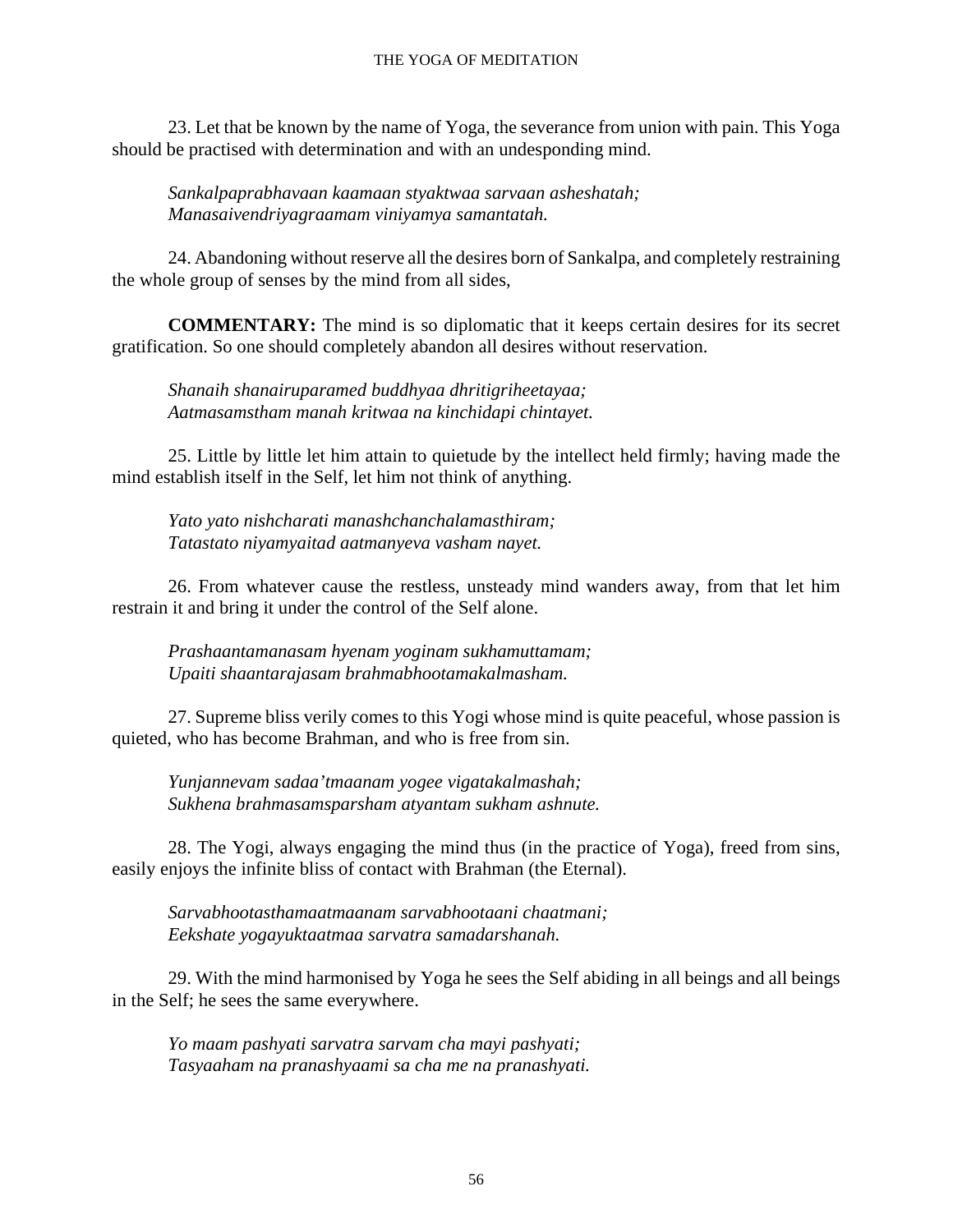23. Let that be known by the name of Yoga, the severance from union with pain. This Yoga should be practised with determination and with an undesponding mind.

*Sankalpaprabhavaan kaamaan styaktwaa sarvaan asheshatah;*
*Manasaivendriyagraamam viniyamya samantatah.*

24. Abandoning without reserve all the desires born of Sankalpa, and completely restraining the whole group of senses by the mind from all sides,

**COMMENTARY:** The mind is so diplomatic that it keeps certain desires for its secret gratification. So one should completely abandon all desires without reservation.

*Shanaih shanairuparamed buddhyaa dhritigriheetayaa;*
*Aatmasamstham manah kritwaa na kinchidapi chintayet.*

25. Little by little let him attain to quietude by the intellect held firmly; having made the mind establish itself in the Self, let him not think of anything.

*Yato yato nishcharati manashchanchalamasthiram;*
*Tatastato niyamyaitad aatmanyeva vasham nayet.*

26. From whatever cause the restless, unsteady mind wanders away, from that let him restrain it and bring it under the control of the Self alone.

*Prashaantamanasam hyenam yoginam sukhamuttamam;*
*Upaiti shaantarajasam brahmabhootamakalmasham.*

27. Supreme bliss verily comes to this Yogi whose mind is quite peaceful, whose passion is quieted, who has become Brahman, and who is free from sin.

*Yunjannevam sadaa'tmaanam yogee vigatakalmashah;*
*Sukhena brahmasamsparsham atyantam sukham ashnute.*

28. The Yogi, always engaging the mind thus (in the practice of Yoga), freed from sins, easily enjoys the infinite bliss of contact with Brahman (the Eternal).

*Sarvabhootasthamaatmaanam sarvabhootaani chaatmani;*
*Eekshate yogayuktaatmaa sarvatra samadarshanah.*

29. With the mind harmonised by Yoga he sees the Self abiding in all beings and all beings in the Self; he sees the same everywhere.

*Yo maam pashyati sarvatra sarvam cha mayi pashyati;*
*Tasyaaham na pranashyaami sa cha me na pranashyati.*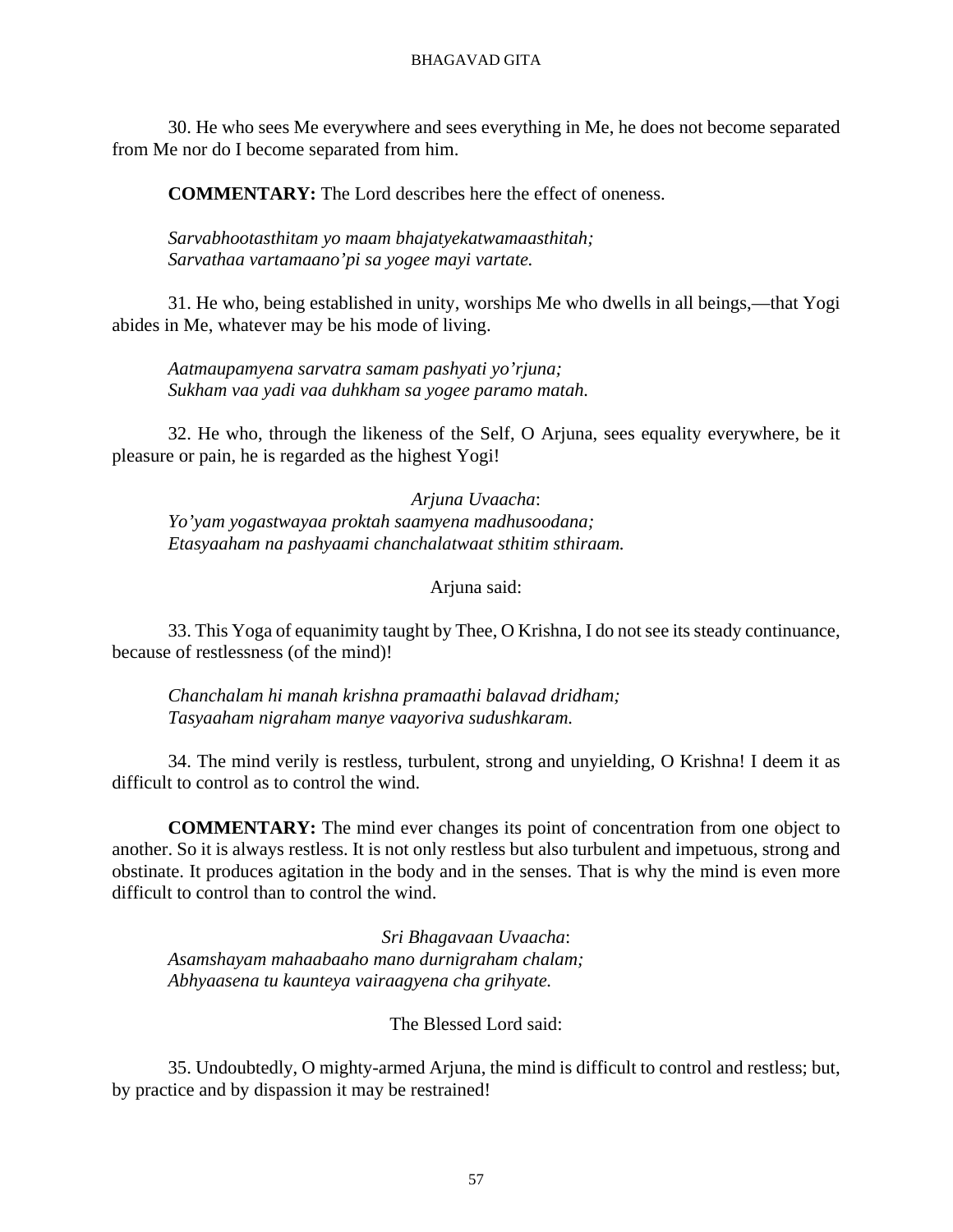30. He who sees Me everywhere and sees everything in Me, he does not become separated from Me nor do I become separated from him.

**COMMENTARY:** The Lord describes here the effect of oneness.

*Sarvabhootasthitam yo maam bhajatyekatwamaasthitah;*
*Sarvathaa vartamaano'pi sa yogee mayi vartate.*

31. He who, being established in unity, worships Me who dwells in all beings,—that Yogi abides in Me, whatever may be his mode of living.

*Aatmaupamyena sarvatra samam pashyati yo'rjuna;*
*Sukham vaa yadi vaa duhkham sa yogee paramo matah.*

32. He who, through the likeness of the Self, O Arjuna, sees equality everywhere, be it pleasure or pain, he is regarded as the highest Yogi!

*Arjuna Uvaacha*:
*Yo'yam yogastwayaa proktah saamyena madhusoodana;*
*Etasyaaham na pashyaami chanchalatwaat sthitim sthiraam.*

Arjuna said:

33. This Yoga of equanimity taught by Thee, O Krishna, I do not see its steady continuance, because of restlessness (of the mind)!

*Chanchalam hi manah krishna pramaathi balavad dridham;*
*Tasyaaham nigraham manye vaayoriva sudushkaram.*

34. The mind verily is restless, turbulent, strong and unyielding, O Krishna! I deem it as difficult to control as to control the wind.

**COMMENTARY:** The mind ever changes its point of concentration from one object to another. So it is always restless. It is not only restless but also turbulent and impetuous, strong and obstinate. It produces agitation in the body and in the senses. That is why the mind is even more difficult to control than to control the wind.

*Sri Bhagavaan Uvaacha*:
*Asamshayam mahaabaaho mano durnigraham chalam;*
*Abhyaasena tu kaunteya vairaagyena cha grihyate.*

The Blessed Lord said:

35. Undoubtedly, O mighty-armed Arjuna, the mind is difficult to control and restless; but, by practice and by dispassion it may be restrained!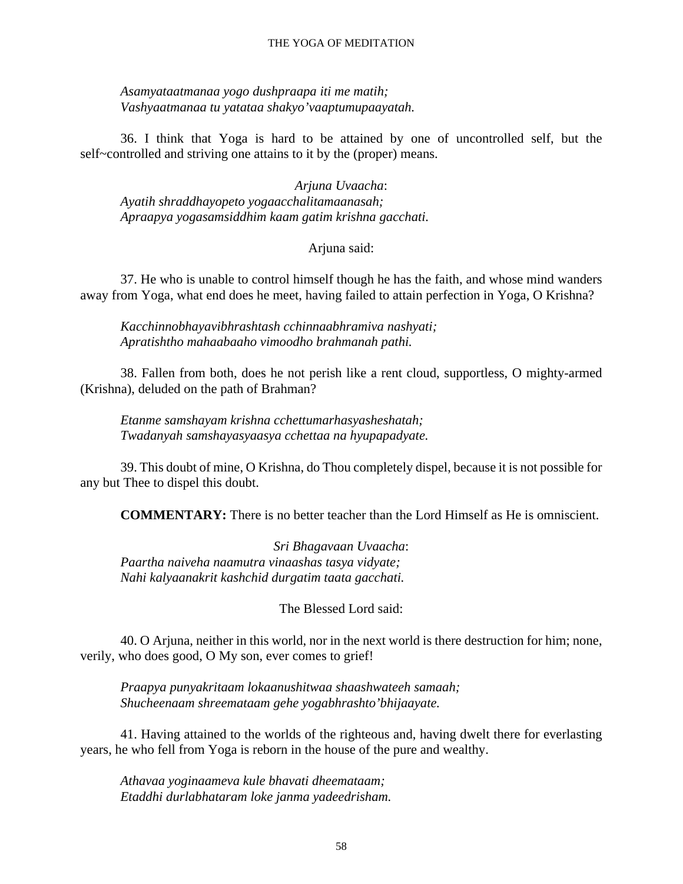*Asamyataatmanaa yogo dushpraapa iti me matih;*
*Vashyaatmanaa tu yatataa shakyo'vaaptumupaayatah.*

36. I think that Yoga is hard to be attained by one of uncontrolled self, but the self~controlled and striving one attains to it by the (proper) means.

*Arjuna Uvaacha*:
*Ayatih shraddhayopeto yogaacchalitamaanasah;*
*Apraapya yogasamsiddhim kaam gatim krishna gacchati.*

Arjuna said:

37. He who is unable to control himself though he has the faith, and whose mind wanders away from Yoga, what end does he meet, having failed to attain perfection in Yoga, O Krishna?

*Kacchinnobhayavibhrashtash cchinnaabhramiva nashyati;*
*Apratishtho mahaabaaho vimoodho brahmanah pathi.*

38. Fallen from both, does he not perish like a rent cloud, supportless, O mighty-armed (Krishna), deluded on the path of Brahman?

*Etanme samshayam krishna cchettumarhasyasheshatah;*
*Twadanyah samshayasyaasya cchettaa na hyupapadyate.*

39. This doubt of mine, O Krishna, do Thou completely dispel, because it is not possible for any but Thee to dispel this doubt.

**COMMENTARY:** There is no better teacher than the Lord Himself as He is omniscient.

*Sri Bhagavaan Uvaacha*:
*Paartha naiveha naamutra vinaashas tasya vidyate;*
*Nahi kalyaanakrit kashchid durgatim taata gacchati.*

The Blessed Lord said:

40. O Arjuna, neither in this world, nor in the next world is there destruction for him; none, verily, who does good, O My son, ever comes to grief!

*Praapya punyakritaam lokaanushitwaa shaashwateeh samaah;*
*Shucheenaam shreemataam gehe yogabhrashto'bhijaayate.*

41. Having attained to the worlds of the righteous and, having dwelt there for everlasting years, he who fell from Yoga is reborn in the house of the pure and wealthy.

*Athavaa yoginaameva kule bhavati dheemataam;*
*Etaddhi durlabhataram loke janma yadeedrisham.*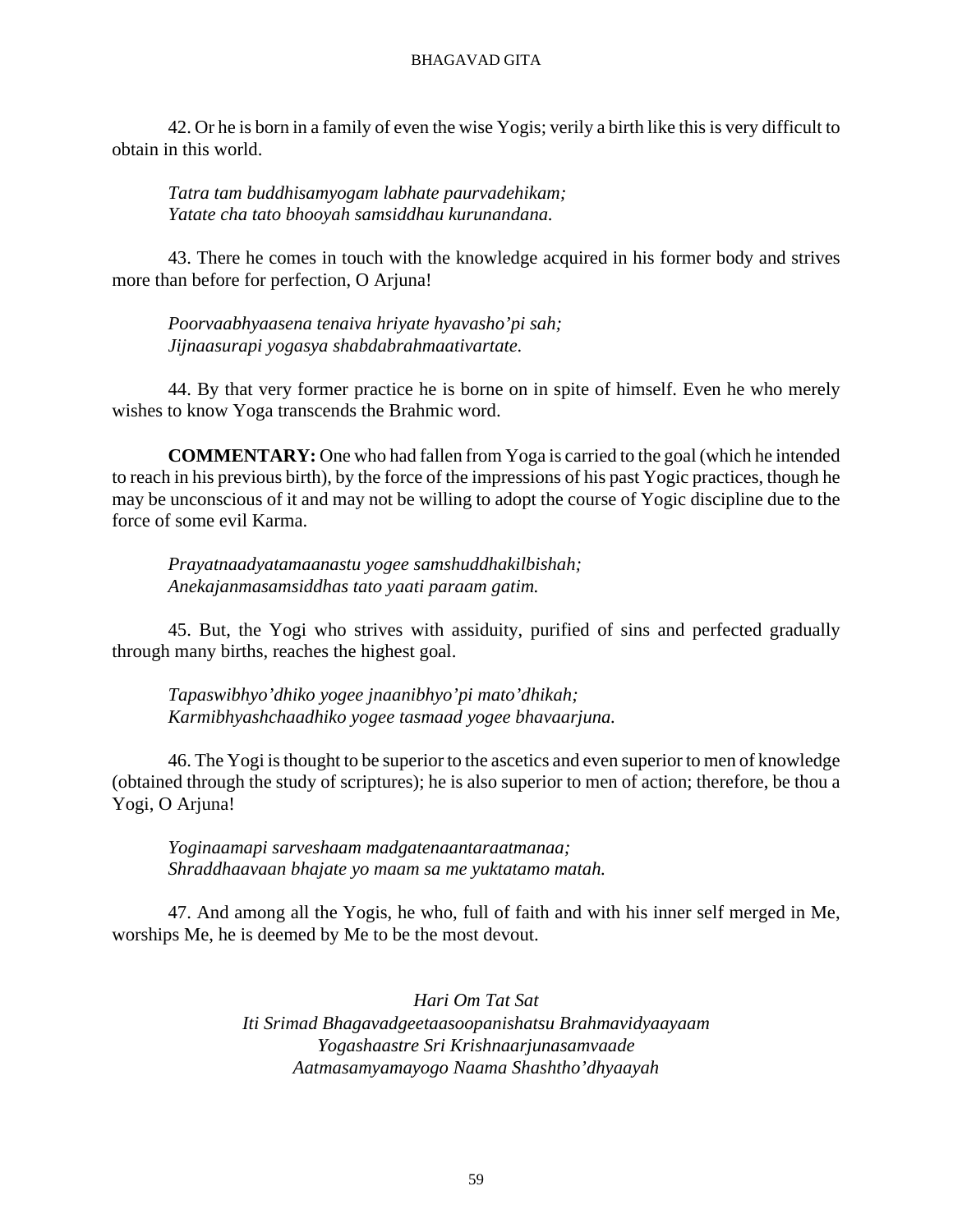42. Or he is born in a family of even the wise Yogis; verily a birth like this is very difficult to obtain in this world.

*Tatra tam buddhisamyogam labhate paurvadehikam;*
*Yatate cha tato bhooyah samsiddhau kurunandana.*

43. There he comes in touch with the knowledge acquired in his former body and strives more than before for perfection, O Arjuna!

*Poorvaabhyaasena tenaiva hriyate hyavasho'pi sah;*
*Jijnaasurapi yogasya shabdabrahmaativartate.*

44. By that very former practice he is borne on in spite of himself. Even he who merely wishes to know Yoga transcends the Brahmic word.

**COMMENTARY:** One who had fallen from Yoga is carried to the goal (which he intended to reach in his previous birth), by the force of the impressions of his past Yogic practices, though he may be unconscious of it and may not be willing to adopt the course of Yogic discipline due to the force of some evil Karma.

*Prayatnaadyatamaanastu yogee samshuddhakilbishah;*
*Anekajanmasamsiddhas tato yaati paraam gatim.*

45. But, the Yogi who strives with assiduity, purified of sins and perfected gradually through many births, reaches the highest goal.

*Tapaswibhyo'dhiko yogee jnaanibhyo'pi mato'dhikah;*
*Karmibhyashchaadhiko yogee tasmaad yogee bhavaarjuna.*

46. The Yogi is thought to be superior to the ascetics and even superior to men of knowledge (obtained through the study of scriptures); he is also superior to men of action; therefore, be thou a Yogi, O Arjuna!

*Yoginaamapi sarveshaam madgatenaantaraatmanaa;*
*Shraddhaavaan bhajate yo maam sa me yuktatamo matah.*

47. And among all the Yogis, he who, full of faith and with his inner self merged in Me, worships Me, he is deemed by Me to be the most devout.

*Hari Om Tat Sat*
*Iti Srimad Bhagavadgeetaasoopanishatsu Brahmavidyaayaam*
*Yogashaastre Sri Krishnaarjunasamvaade*
*Aatmasamyamayogo Naama Shashtho'dhyaayah*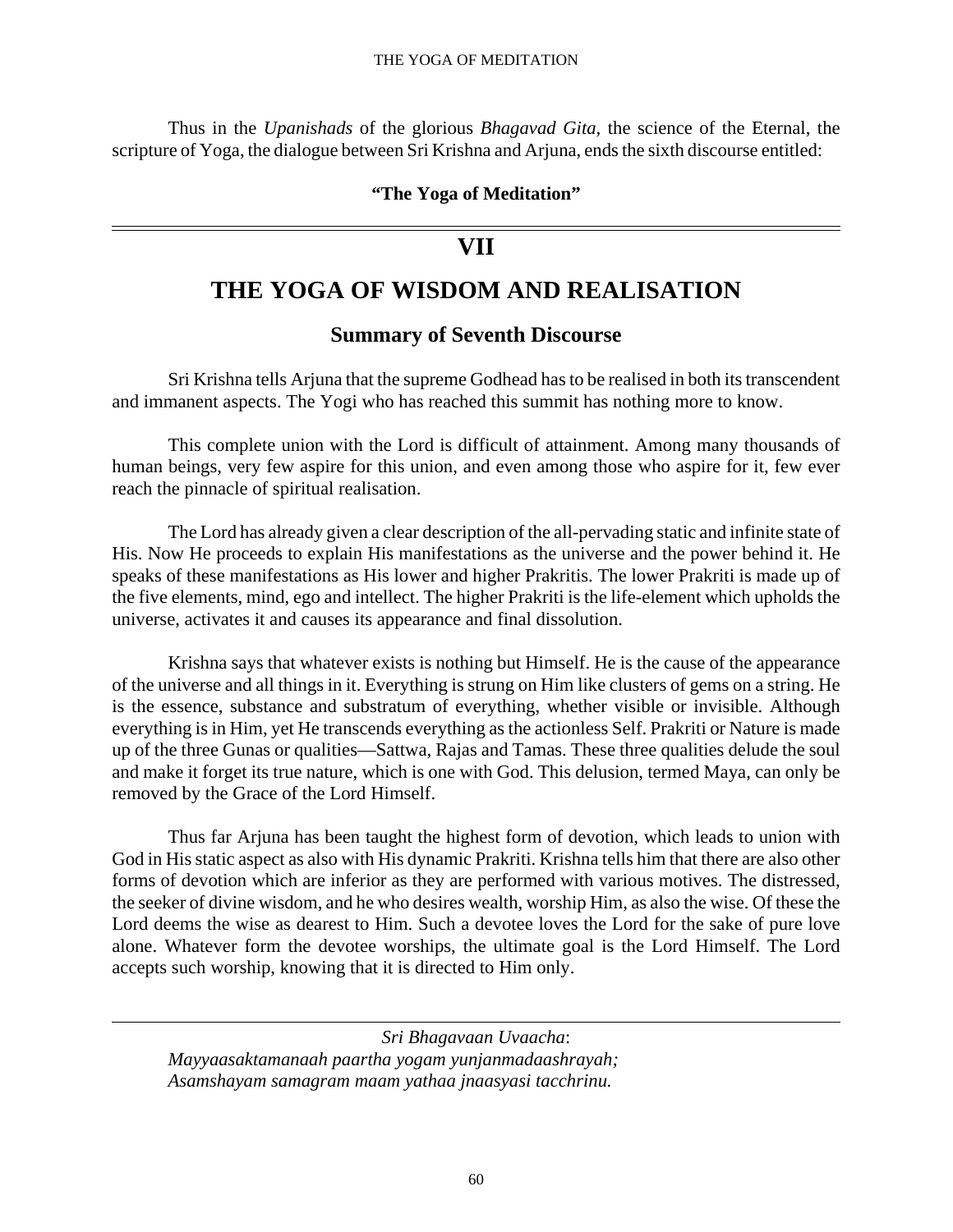Thus in the *Upanishads* of the glorious *Bhagavad Gita,* the science of the Eternal, the scripture of Yoga, the dialogue between Sri Krishna and Arjuna, ends the sixth discourse entitled:

**"The Yoga of Meditation"**

---

# VII

# THE YOGA OF WISDOM AND REALISATION

## Summary of Seventh Discourse

Sri Krishna tells Arjuna that the supreme Godhead has to be realised in both its transcendent and immanent aspects. The Yogi who has reached this summit has nothing more to know.

This complete union with the Lord is difficult of attainment. Among many thousands of human beings, very few aspire for this union, and even among those who aspire for it, few ever reach the pinnacle of spiritual realisation.

The Lord has already given a clear description of the all-pervading static and infinite state of His. Now He proceeds to explain His manifestations as the universe and the power behind it. He speaks of these manifestations as His lower and higher Prakritis. The lower Prakriti is made up of the five elements, mind, ego and intellect. The higher Prakriti is the life-element which upholds the universe, activates it and causes its appearance and final dissolution.

Krishna says that whatever exists is nothing but Himself. He is the cause of the appearance of the universe and all things in it. Everything is strung on Him like clusters of gems on a string. He is the essence, substance and substratum of everything, whether visible or invisible. Although everything is in Him, yet He transcends everything as the actionless Self. Prakriti or Nature is made up of the three Gunas or qualities—Sattwa, Rajas and Tamas. These three qualities delude the soul and make it forget its true nature, which is one with God. This delusion, termed Maya, can only be removed by the Grace of the Lord Himself.

Thus far Arjuna has been taught the highest form of devotion, which leads to union with God in His static aspect as also with His dynamic Prakriti. Krishna tells him that there are also other forms of devotion which are inferior as they are performed with various motives. The distressed, the seeker of divine wisdom, and he who desires wealth, worship Him, as also the wise. Of these the Lord deems the wise as dearest to Him. Such a devotee loves the Lord for the sake of pure love alone. Whatever form the devotee worships, the ultimate goal is the Lord Himself. The Lord accepts such worship, knowing that it is directed to Him only.

---

*Sri Bhagavaan Uvaacha*:

*Mayyaasaktamanaah paartha yogam yunjanmadaashrayah;*
*Asamshayam samagram maam yathaa jnaasyasi tacchrinu.*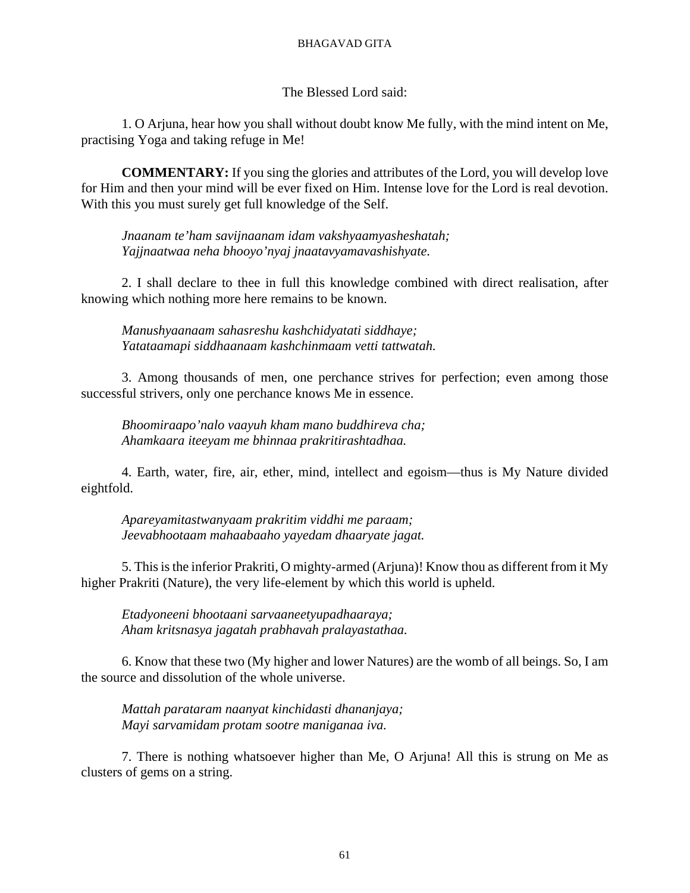The Blessed Lord said:

1. O Arjuna, hear how you shall without doubt know Me fully, with the mind intent on Me, practising Yoga and taking refuge in Me!

**COMMENTARY:** If you sing the glories and attributes of the Lord, you will develop love for Him and then your mind will be ever fixed on Him. Intense love for the Lord is real devotion. With this you must surely get full knowledge of the Self.

*Jnaanam te'ham savijnaanam idam vakshyaamyasheshatah;*
*Yajjnaatwaa neha bhooyo'nyaj jnaatavyamavashishyate.*

2. I shall declare to thee in full this knowledge combined with direct realisation, after knowing which nothing more here remains to be known.

*Manushyaanaam sahasreshu kashchidyatati siddhaye;*
*Yatataamapi siddhaanaam kashchinmaam vetti tattwatah.*

3. Among thousands of men, one perchance strives for perfection; even among those successful strivers, only one perchance knows Me in essence.

*Bhoomiraapo'nalo vaayuh kham mano buddhireva cha;*
*Ahamkaara iteeyam me bhinnaa prakritirashtadhaa.*

4. Earth, water, fire, air, ether, mind, intellect and egoism—thus is My Nature divided eightfold.

*Apareyamitastwanyaam prakritim viddhi me paraam;*
*Jeevabhootaam mahaabaaho yayedam dhaaryate jagat.*

5. This is the inferior Prakriti, O mighty-armed (Arjuna)! Know thou as different from it My higher Prakriti (Nature), the very life-element by which this world is upheld.

*Etadyoneeni bhootaani sarvaaneetyupadhaaraya;*
*Aham kritsnasya jagatah prabhavah pralayastathaa.*

6. Know that these two (My higher and lower Natures) are the womb of all beings. So, I am the source and dissolution of the whole universe.

*Mattah parataram naanyat kinchidasti dhananjaya;*
*Mayi sarvamidam protam sootre maniganaa iva.*

7. There is nothing whatsoever higher than Me, O Arjuna! All this is strung on Me as clusters of gems on a string.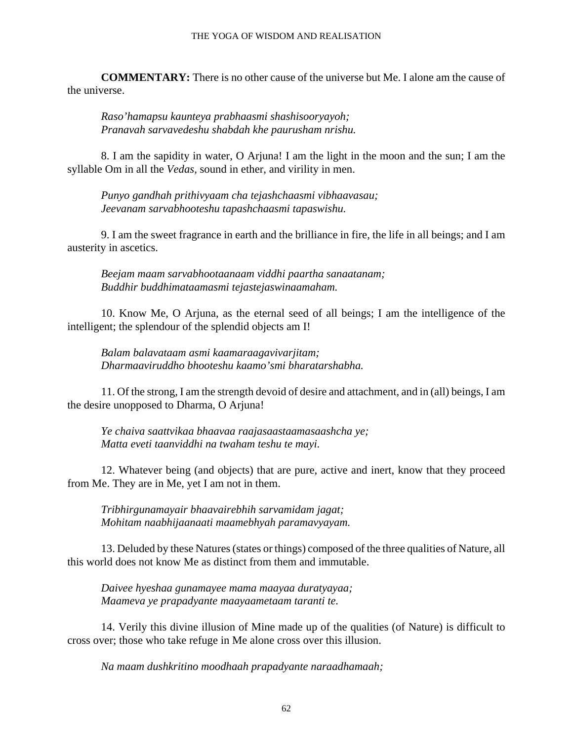**COMMENTARY:** There is no other cause of the universe but Me. I alone am the cause of the universe.

*Raso'hamapsu kaunteya prabhaasmi shashisooryayoh;*
*Pranavah sarvavedeshu shabdah khe paurusham nrishu.*

8. I am the sapidity in water, O Arjuna! I am the light in the moon and the sun; I am the syllable Om in all the *Vedas*, sound in ether, and virility in men.

*Punyo gandhah prithivyaam cha tejashchaasmi vibhaavasau;*
*Jeevanam sarvabhooteshu tapashchaasmi tapaswishu.*

9. I am the sweet fragrance in earth and the brilliance in fire, the life in all beings; and I am austerity in ascetics.

*Beejam maam sarvabhootaanaam viddhi paartha sanaatanam;*
*Buddhir buddhimataamasmi tejastejaswinaamaham.*

10. Know Me, O Arjuna, as the eternal seed of all beings; I am the intelligence of the intelligent; the splendour of the splendid objects am I!

*Balam balavataam asmi kaamaraagavivarjitam;*
*Dharmaaviruddho bhooteshu kaamo'smi bharatarshabha.*

11. Of the strong, I am the strength devoid of desire and attachment, and in (all) beings, I am the desire unopposed to Dharma, O Arjuna!

*Ye chaiva saattvikaa bhaavaa raajasaastaamasaashcha ye;*
*Matta eveti taanviddhi na twaham teshu te mayi.*

12. Whatever being (and objects) that are pure, active and inert, know that they proceed from Me. They are in Me, yet I am not in them.

*Tribhirgunamayair bhaavairebhih sarvamidam jagat;*
*Mohitam naabhijaanaati maamebhyah paramavyayam.*

13. Deluded by these Natures (states or things) composed of the three qualities of Nature, all this world does not know Me as distinct from them and immutable.

*Daivee hyeshaa gunamayee mama maayaa duratyayaa;*
*Maameva ye prapadyante maayaametaam taranti te.*

14. Verily this divine illusion of Mine made up of the qualities (of Nature) is difficult to cross over; those who take refuge in Me alone cross over this illusion.

*Na maam dushkritino moodhaah prapadyante naraadhamaah;*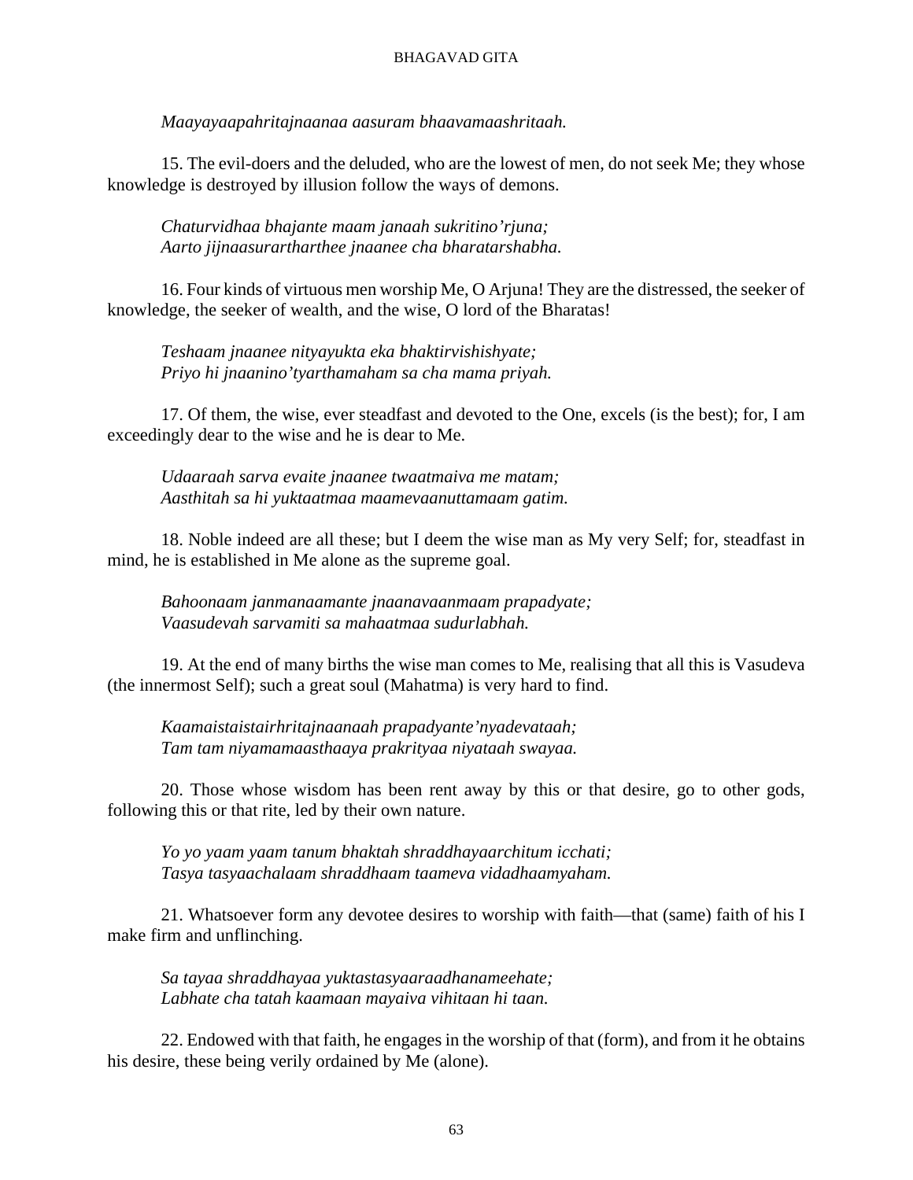*Maayayaapahritajnaanaa aasuram bhaavamaashritaah.*

15. The evil-doers and the deluded, who are the lowest of men, do not seek Me; they whose knowledge is destroyed by illusion follow the ways of demons.

*Chaturvidhaa bhajante maam janaah sukritino'rjuna;*
*Aarto jijnaasurartharthee jnaanee cha bharatarshabha.*

16. Four kinds of virtuous men worship Me, O Arjuna! They are the distressed, the seeker of knowledge, the seeker of wealth, and the wise, O lord of the Bharatas!

*Teshaam jnaanee nityayukta eka bhaktirvishishyate;*
*Priyo hi jnaanino'tyarthamaham sa cha mama priyah.*

17. Of them, the wise, ever steadfast and devoted to the One, excels (is the best); for, I am exceedingly dear to the wise and he is dear to Me.

*Udaaraah sarva evaite jnaanee twaatmaiva me matam;*
*Aasthitah sa hi yuktaatmaa maamevaanuttamaam gatim.*

18. Noble indeed are all these; but I deem the wise man as My very Self; for, steadfast in mind, he is established in Me alone as the supreme goal.

*Bahoonaam janmanaamante jnaanavaanmaam prapadyate;*
*Vaasudevah sarvamiti sa mahaatmaa sudurlabhah.*

19. At the end of many births the wise man comes to Me, realising that all this is Vasudeva (the innermost Self); such a great soul (Mahatma) is very hard to find.

*Kaamaistaistairhritajnaanaah prapadyante'nyadevataah;*
*Tam tam niyamamaasthaaya prakrityaa niyataah swayaa.*

20. Those whose wisdom has been rent away by this or that desire, go to other gods, following this or that rite, led by their own nature.

*Yo yo yaam yaam tanum bhaktah shraddhayaarchitum icchati;*
*Tasya tasyaachalaam shraddhaam taameva vidadhaamyaham.*

21. Whatsoever form any devotee desires to worship with faith—that (same) faith of his I make firm and unflinching.

*Sa tayaa shraddhayaa yuktastasyaaraadhanameehate;*
*Labhate cha tatah kaamaan mayaiva vihitaan hi taan.*

22. Endowed with that faith, he engages in the worship of that (form), and from it he obtains his desire, these being verily ordained by Me (alone).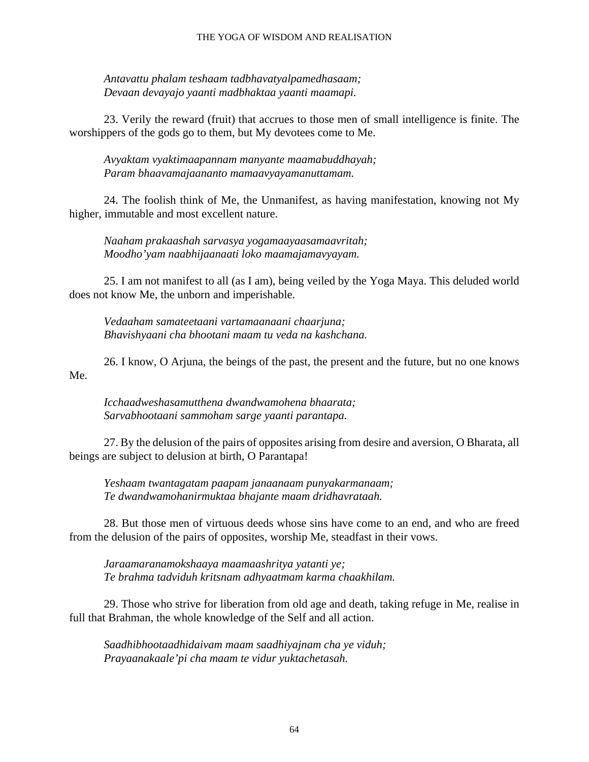*Antavattu phalam teshaam tadbhavatyalpamedhasaam;*
*Devaan devayajo yaanti madbhaktaa yaanti maamapi.*

23. Verily the reward (fruit) that accrues to those men of small intelligence is finite. The worshippers of the gods go to them, but My devotees come to Me.

*Avyaktam vyaktimaapannam manyante maamabuddhayah;*
*Param bhaavamajaananto mamaavyayamanuttamam.*

24. The foolish think of Me, the Unmanifest, as having manifestation, knowing not My higher, immutable and most excellent nature.

*Naaham prakaashah sarvasya yogamaayaasamaavritah;*
*Moodho'yam naabhijaanaati loko maamajamavyayam.*

25. I am not manifest to all (as I am), being veiled by the Yoga Maya. This deluded world does not know Me, the unborn and imperishable.

*Vedaaham samateetaani vartamaanaani chaarjuna;*
*Bhavishyaani cha bhootani maam tu veda na kashchana.*

26. I know, O Arjuna, the beings of the past, the present and the future, but no one knows Me.

*Icchaadweshasamutthena dwandwamohena bhaarata;*
*Sarvabhootaani sammoham sarge yaanti parantapa.*

27. By the delusion of the pairs of opposites arising from desire and aversion, O Bharata, all beings are subject to delusion at birth, O Parantapa!

*Yeshaam twantagatam paapam janaanaam punyakarmanaam;*
*Te dwandwamohanirmuktaa bhajante maam dridhavrataah.*

28. But those men of virtuous deeds whose sins have come to an end, and who are freed from the delusion of the pairs of opposites, worship Me, steadfast in their vows.

*Jaraamaranamokshaaya maamaashritya yatanti ye;*
*Te brahma tadviduh kritsnam adhyaatmam karma chaakhilam.*

29. Those who strive for liberation from old age and death, taking refuge in Me, realise in full that Brahman, the whole knowledge of the Self and all action.

*Saadhibhootaadhidaivam maam saadhiyajnam cha ye viduh;*
*Prayaanakaale'pi cha maam te vidur yuktachetasah.*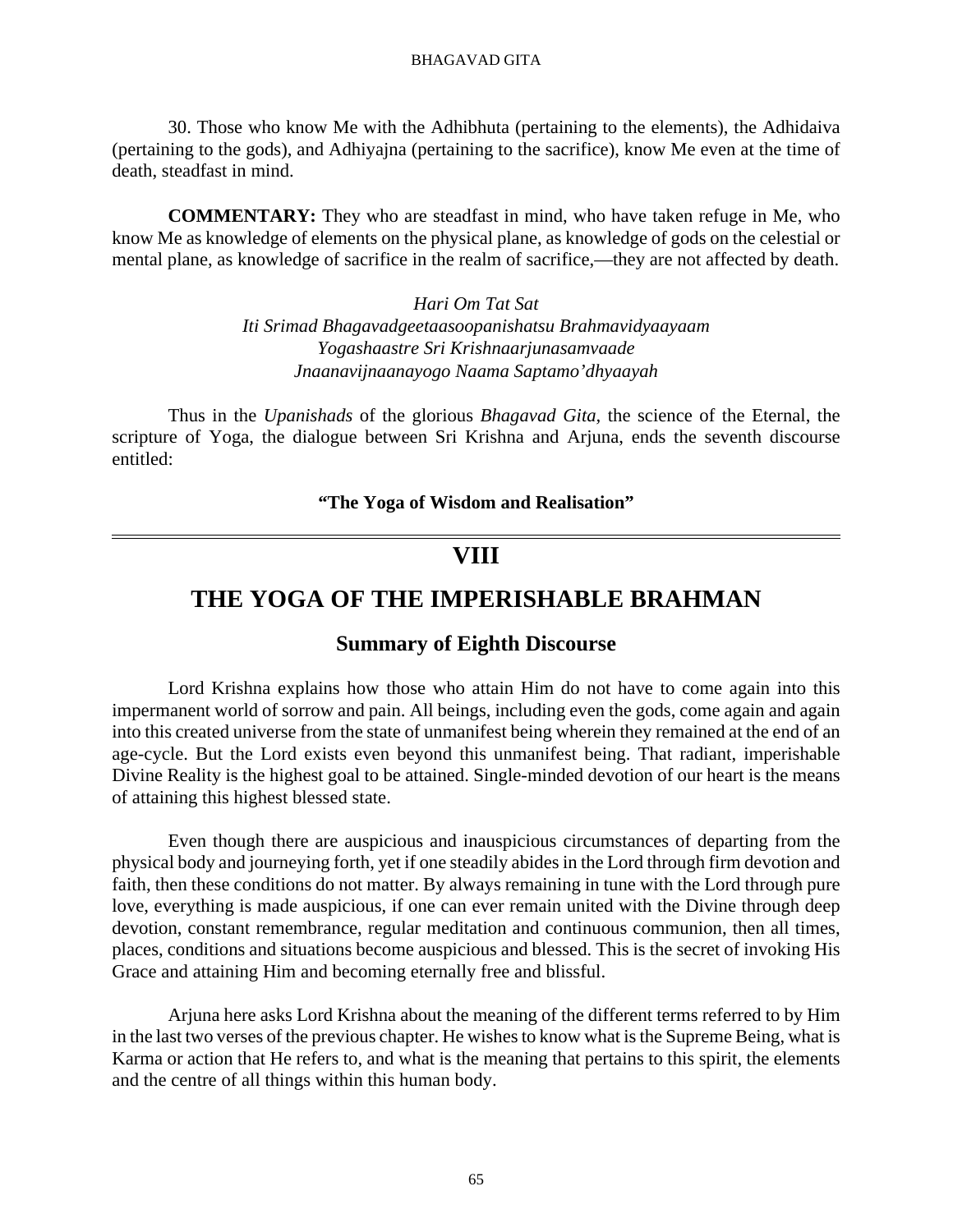30. Those who know Me with the Adhibhuta (pertaining to the elements), the Adhidaiva (pertaining to the gods), and Adhiyajna (pertaining to the sacrifice), know Me even at the time of death, steadfast in mind.

**COMMENTARY:** They who are steadfast in mind, who have taken refuge in Me, who know Me as knowledge of elements on the physical plane, as knowledge of gods on the celestial or mental plane, as knowledge of sacrifice in the realm of sacrifice,—they are not affected by death.

*Hari Om Tat Sat*
*Iti Srimad Bhagavadgeetaasoopanishatsu Brahmavidyaayaam*
*Yogashaastre Sri Krishnaarjunasamvaade*
*Jnaanavijnaanayogo Naama Saptamo'dhyaayah*

Thus in the *Upanishads* of the glorious *Bhagavad Gita,* the science of the Eternal, the scripture of Yoga, the dialogue between Sri Krishna and Arjuna, ends the seventh discourse entitled:

**"The Yoga of Wisdom and Realisation"**

---

# VIII

# THE YOGA OF THE IMPERISHABLE BRAHMAN

## Summary of Eighth Discourse

Lord Krishna explains how those who attain Him do not have to come again into this impermanent world of sorrow and pain. All beings, including even the gods, come again and again into this created universe from the state of unmanifest being wherein they remained at the end of an age-cycle. But the Lord exists even beyond this unmanifest being. That radiant, imperishable Divine Reality is the highest goal to be attained. Single-minded devotion of our heart is the means of attaining this highest blessed state.

Even though there are auspicious and inauspicious circumstances of departing from the physical body and journeying forth, yet if one steadily abides in the Lord through firm devotion and faith, then these conditions do not matter. By always remaining in tune with the Lord through pure love, everything is made auspicious, if one can ever remain united with the Divine through deep devotion, constant remembrance, regular meditation and continuous communion, then all times, places, conditions and situations become auspicious and blessed. This is the secret of invoking His Grace and attaining Him and becoming eternally free and blissful.

Arjuna here asks Lord Krishna about the meaning of the different terms referred to by Him in the last two verses of the previous chapter. He wishes to know what is the Supreme Being, what is Karma or action that He refers to, and what is the meaning that pertains to this spirit, the elements and the centre of all things within this human body.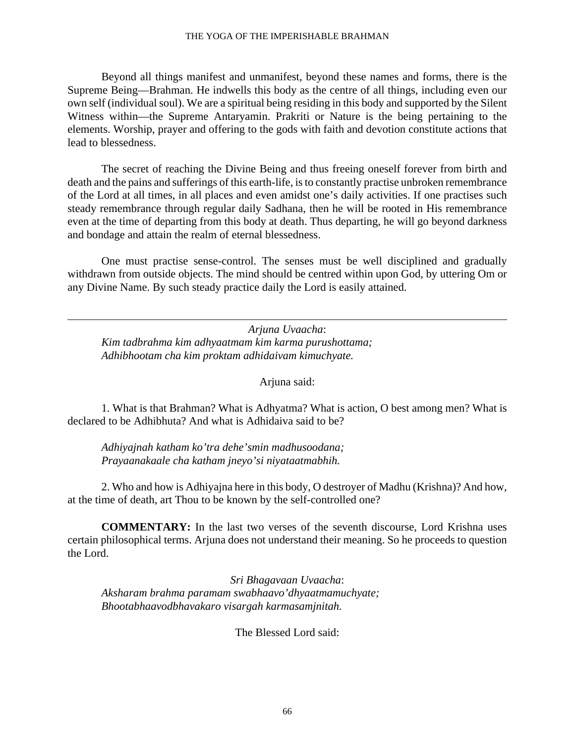Beyond all things manifest and unmanifest, beyond these names and forms, there is the Supreme Being—Brahman. He indwells this body as the centre of all things, including even our own self (individual soul). We are a spiritual being residing in this body and supported by the Silent Witness within—the Supreme Antaryamin. Prakriti or Nature is the being pertaining to the elements. Worship, prayer and offering to the gods with faith and devotion constitute actions that lead to blessedness.

The secret of reaching the Divine Being and thus freeing oneself forever from birth and death and the pains and sufferings of this earth-life, is to constantly practise unbroken remembrance of the Lord at all times, in all places and even amidst one's daily activities. If one practises such steady remembrance through regular daily Sadhana, then he will be rooted in His remembrance even at the time of departing from this body at death. Thus departing, he will go beyond darkness and bondage and attain the realm of eternal blessedness.

One must practise sense-control. The senses must be well disciplined and gradually withdrawn from outside objects. The mind should be centred within upon God, by uttering Om or any Divine Name. By such steady practice daily the Lord is easily attained.

---

*Arjuna Uvaacha*:
*Kim tadbrahma kim adhyaatmam kim karma purushottama;*
*Adhibhootam cha kim proktam adhidaivam kimuchyate.*

Arjuna said:

1. What is that Brahman? What is Adhyatma? What is action, O best among men? What is declared to be Adhibhuta? And what is Adhidaiva said to be?

*Adhiyajnah katham ko'tra dehe'smin madhusoodana;*
*Prayaanakaale cha katham jneyo'si niyataatmabhih.*

2. Who and how is Adhiyajna here in this body, O destroyer of Madhu (Krishna)? And how, at the time of death, art Thou to be known by the self-controlled one?

**COMMENTARY:** In the last two verses of the seventh discourse, Lord Krishna uses certain philosophical terms. Arjuna does not understand their meaning. So he proceeds to question the Lord.

*Sri Bhagavaan Uvaacha*:
*Aksharam brahma paramam swabhaavo'dhyaatmamuchyate;*
*Bhootabhaavodbhavakaro visargah karmasamjnitah.*

The Blessed Lord said: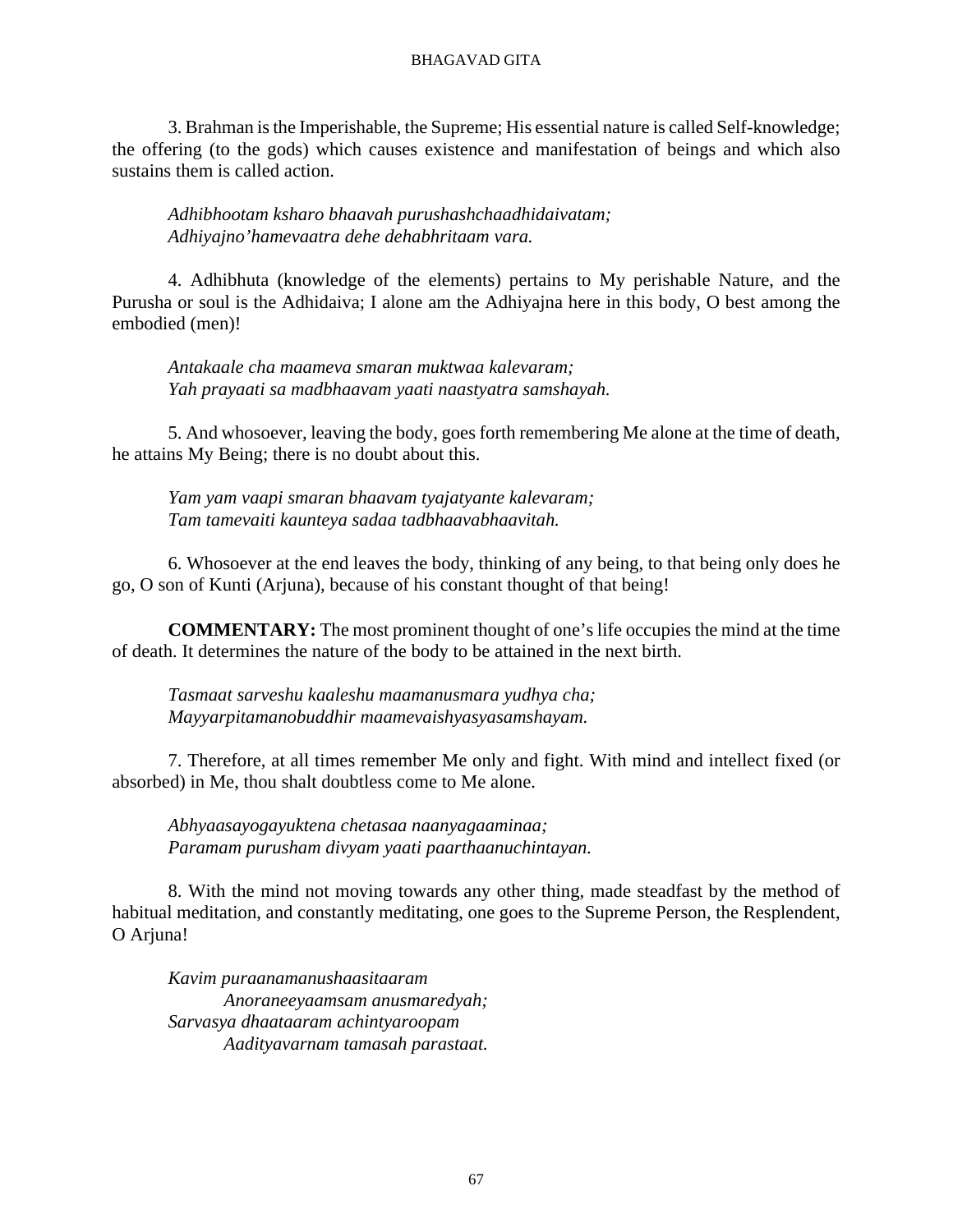3. Brahman is the Imperishable, the Supreme; His essential nature is called Self-knowledge; the offering (to the gods) which causes existence and manifestation of beings and which also sustains them is called action.

*Adhibhootam ksharo bhaavah purushashchaadhidaivatam;*
*Adhiyajno'hamevaatra dehe dehabhritaam vara.*

4. Adhibhuta (knowledge of the elements) pertains to My perishable Nature, and the Purusha or soul is the Adhidaiva; I alone am the Adhiyajna here in this body, O best among the embodied (men)!

*Antakaale cha maameva smaran muktwaa kalevaram;*
*Yah prayaati sa madbhaavam yaati naastyatra samshayah.*

5. And whosoever, leaving the body, goes forth remembering Me alone at the time of death, he attains My Being; there is no doubt about this.

*Yam yam vaapi smaran bhaavam tyajatyante kalevaram;*
*Tam tamevaiti kaunteya sadaa tadbhaavabhaavitah.*

6. Whosoever at the end leaves the body, thinking of any being, to that being only does he go, O son of Kunti (Arjuna), because of his constant thought of that being!

**COMMENTARY:** The most prominent thought of one's life occupies the mind at the time of death. It determines the nature of the body to be attained in the next birth.

*Tasmaat sarveshu kaaleshu maamanusmara yudhya cha;*
*Mayyarpitamanobuddhir maamevaishyasyasamshayam.*

7. Therefore, at all times remember Me only and fight. With mind and intellect fixed (or absorbed) in Me, thou shalt doubtless come to Me alone.

*Abhyaasayogayuktena chetasaa naanyagaaminaa;*
*Paramam purusham divyam yaati paarthaanuchintayan.*

8. With the mind not moving towards any other thing, made steadfast by the method of habitual meditation, and constantly meditating, one goes to the Supreme Person, the Resplendent, O Arjuna!

*Kavim puraanamanushaasitaaram*
*Anoraneeyaamsam anusmaredyah;*
*Sarvasya dhaataaram achintyaroopam*
*Aadityavarnam tamasah parastaat.*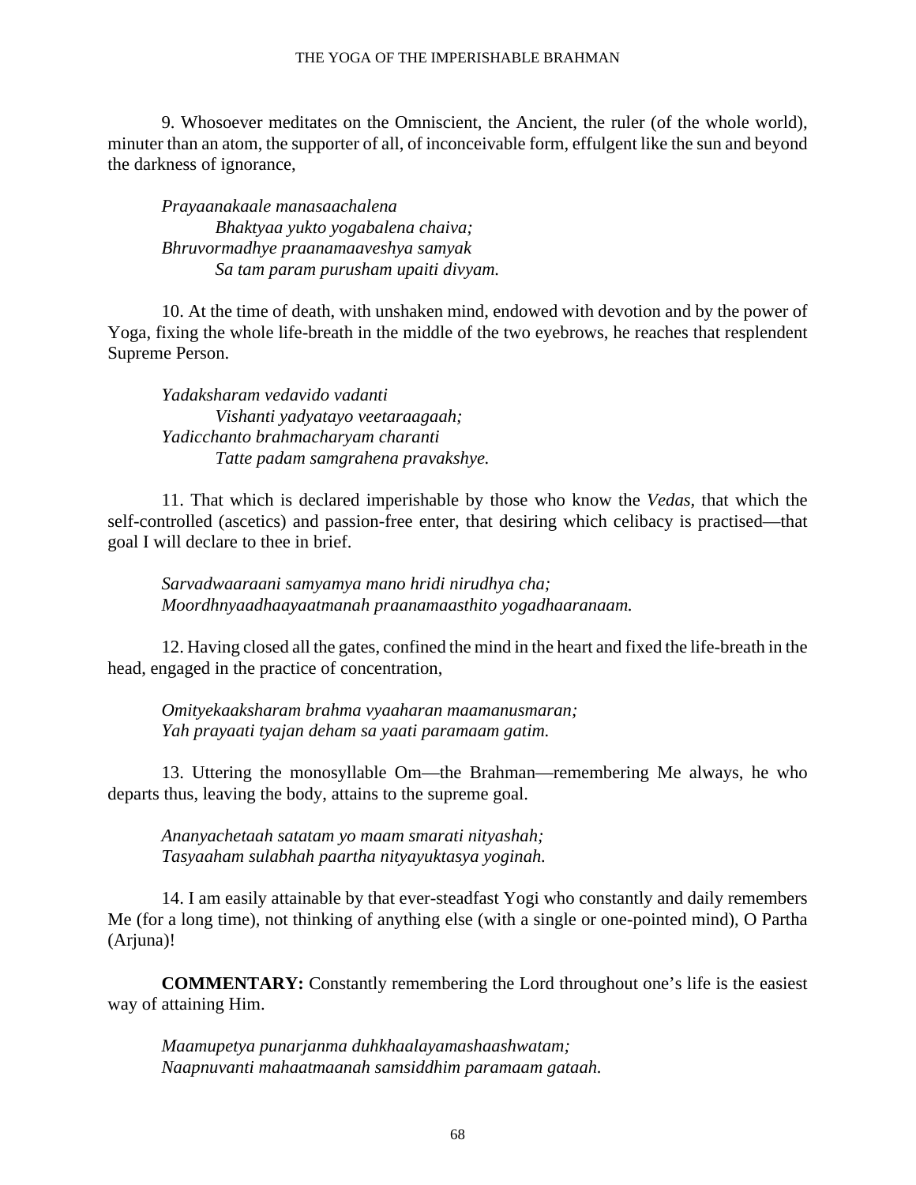9. Whosoever meditates on the Omniscient, the Ancient, the ruler (of the whole world), minuter than an atom, the supporter of all, of inconceivable form, effulgent like the sun and beyond the darkness of ignorance,

*Prayaanakaale manasaachalena*
*Bhaktyaa yukto yogabalena chaiva;*
*Bhruvormadhye praanamaaveshya samyak*
*Sa tam param purusham upaiti divyam.*

10. At the time of death, with unshaken mind, endowed with devotion and by the power of Yoga, fixing the whole life-breath in the middle of the two eyebrows, he reaches that resplendent Supreme Person.

*Yadaksharam vedavido vadanti*
*Vishanti yadyatayo veetaraagaah;*
*Yadicchanto brahmacharyam charanti*
*Tatte padam samgrahena pravakshye.*

11. That which is declared imperishable by those who know the *Vedas,* that which the self-controlled (ascetics) and passion-free enter, that desiring which celibacy is practised—that goal I will declare to thee in brief.

*Sarvadwaaraani samyamya mano hridi nirudhya cha;*
*Moordhnyaadhaayaatmanah praanamaasthito yogadhaaranaam.*

12. Having closed all the gates, confined the mind in the heart and fixed the life-breath in the head, engaged in the practice of concentration,

*Omityekaaksharam brahma vyaaharan maamanusmaran;*
*Yah prayaati tyajan deham sa yaati paramaam gatim.*

13. Uttering the monosyllable Om—the Brahman—remembering Me always, he who departs thus, leaving the body, attains to the supreme goal.

*Ananyachetaah satatam yo maam smarati nityashah;*
*Tasyaaham sulabhah paartha nityayuktasya yoginah.*

14. I am easily attainable by that ever-steadfast Yogi who constantly and daily remembers Me (for a long time), not thinking of anything else (with a single or one-pointed mind), O Partha (Arjuna)!

**COMMENTARY:** Constantly remembering the Lord throughout one's life is the easiest way of attaining Him.

*Maamupetya punarjanma duhkhaalayamashaashwatam;*
*Naapnuvanti mahaatmaanah samsiddhim paramaam gataah.*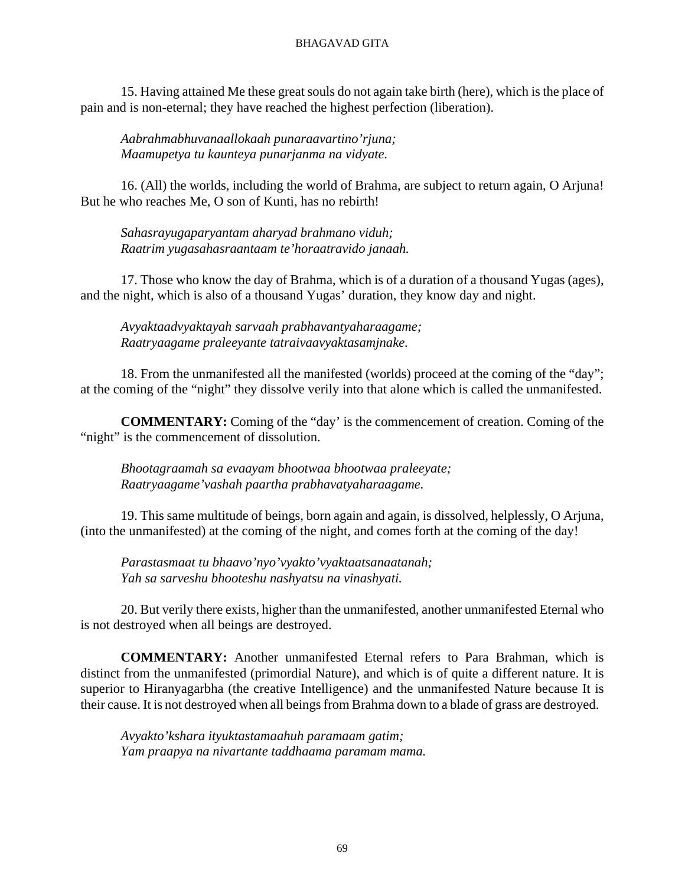15. Having attained Me these great souls do not again take birth (here), which is the place of pain and is non-eternal; they have reached the highest perfection (liberation).

*Aabrahmabhuvanaallokaah punaraavartino'rjuna;*
*Maamupetya tu kaunteya punarjanma na vidyate.*

16. (All) the worlds, including the world of Brahma, are subject to return again, O Arjuna! But he who reaches Me, O son of Kunti, has no rebirth!

*Sahasrayugaparyantam aharyad brahmano viduh;*
*Raatrim yugasahasraantaam te'horaatravido janaah.*

17. Those who know the day of Brahma, which is of a duration of a thousand Yugas (ages), and the night, which is also of a thousand Yugas' duration, they know day and night.

*Avyaktaadvyaktayah sarvaah prabhavantyaharaagame;*
*Raatryaagame praleeyante tatraivaavyaktasamjnake.*

18. From the unmanifested all the manifested (worlds) proceed at the coming of the "day"; at the coming of the "night" they dissolve verily into that alone which is called the unmanifested.

**COMMENTARY:** Coming of the "day' is the commencement of creation. Coming of the "night" is the commencement of dissolution.

*Bhootagraamah sa evaayam bhootwaa bhootwaa praleeyate;*
*Raatryaagame'vashah paartha prabhavatyaharaagame.*

19. This same multitude of beings, born again and again, is dissolved, helplessly, O Arjuna, (into the unmanifested) at the coming of the night, and comes forth at the coming of the day!

*Parastasmaat tu bhaavo'nyo'vyakto'vyaktaatsanaatanah;*
*Yah sa sarveshu bhooteshu nashyatsu na vinashyati.*

20. But verily there exists, higher than the unmanifested, another unmanifested Eternal who is not destroyed when all beings are destroyed.

**COMMENTARY:** Another unmanifested Eternal refers to Para Brahman, which is distinct from the unmanifested (primordial Nature), and which is of quite a different nature. It is superior to Hiranyagarbha (the creative Intelligence) and the unmanifested Nature because It is their cause. It is not destroyed when all beings from Brahma down to a blade of grass are destroyed.

*Avyakto'kshara ityuktastamaahuh paramaam gatim;*
*Yam praapya na nivartante taddhaama paramam mama.*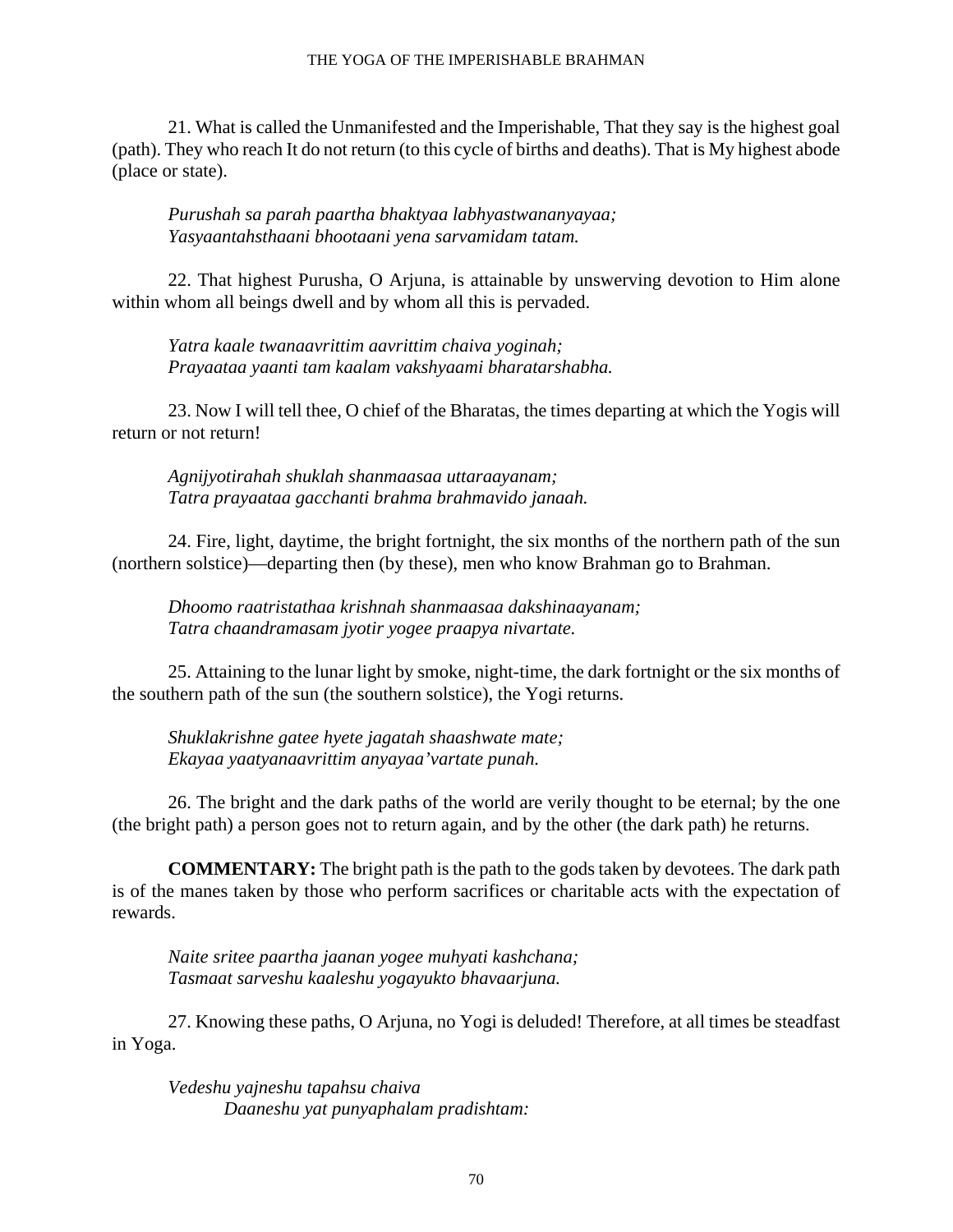21. What is called the Unmanifested and the Imperishable, That they say is the highest goal (path). They who reach It do not return (to this cycle of births and deaths). That is My highest abode (place or state).

*Purushah sa parah paartha bhaktyaa labhyastwananyayaa;*
*Yasyaantahsthaani bhootaani yena sarvamidam tatam.*

22. That highest Purusha, O Arjuna, is attainable by unswerving devotion to Him alone within whom all beings dwell and by whom all this is pervaded.

*Yatra kaale twanaavrittim aavrittim chaiva yoginah;*
*Prayaataa yaanti tam kaalam vakshyaami bharatarshabha.*

23. Now I will tell thee, O chief of the Bharatas, the times departing at which the Yogis will return or not return!

*Agnijyotirahah shuklah shanmaasaa uttaraayanam;*
*Tatra prayaataa gacchanti brahma brahmavido janaah.*

24. Fire, light, daytime, the bright fortnight, the six months of the northern path of the sun (northern solstice)—departing then (by these), men who know Brahman go to Brahman.

*Dhoomo raatristathaa krishnah shanmaasaa dakshinaayanam;*
*Tatra chaandramasam jyotir yogee praapya nivartate.*

25. Attaining to the lunar light by smoke, night-time, the dark fortnight or the six months of the southern path of the sun (the southern solstice), the Yogi returns.

*Shuklakrishne gatee hyete jagatah shaashwate mate;*
*Ekayaa yaatyanaavrittim anyayaa'vartate punah.*

26. The bright and the dark paths of the world are verily thought to be eternal; by the one (the bright path) a person goes not to return again, and by the other (the dark path) he returns.

**COMMENTARY:** The bright path is the path to the gods taken by devotees. The dark path is of the manes taken by those who perform sacrifices or charitable acts with the expectation of rewards.

*Naite sritee paartha jaanan yogee muhyati kashchana;*
*Tasmaat sarveshu kaaleshu yogayukto bhavaarjuna.*

27. Knowing these paths, O Arjuna, no Yogi is deluded! Therefore, at all times be steadfast in Yoga.

*Vedeshu yajneshu tapahsu chaiva*
*Daaneshu yat punyaphalam pradishtam:*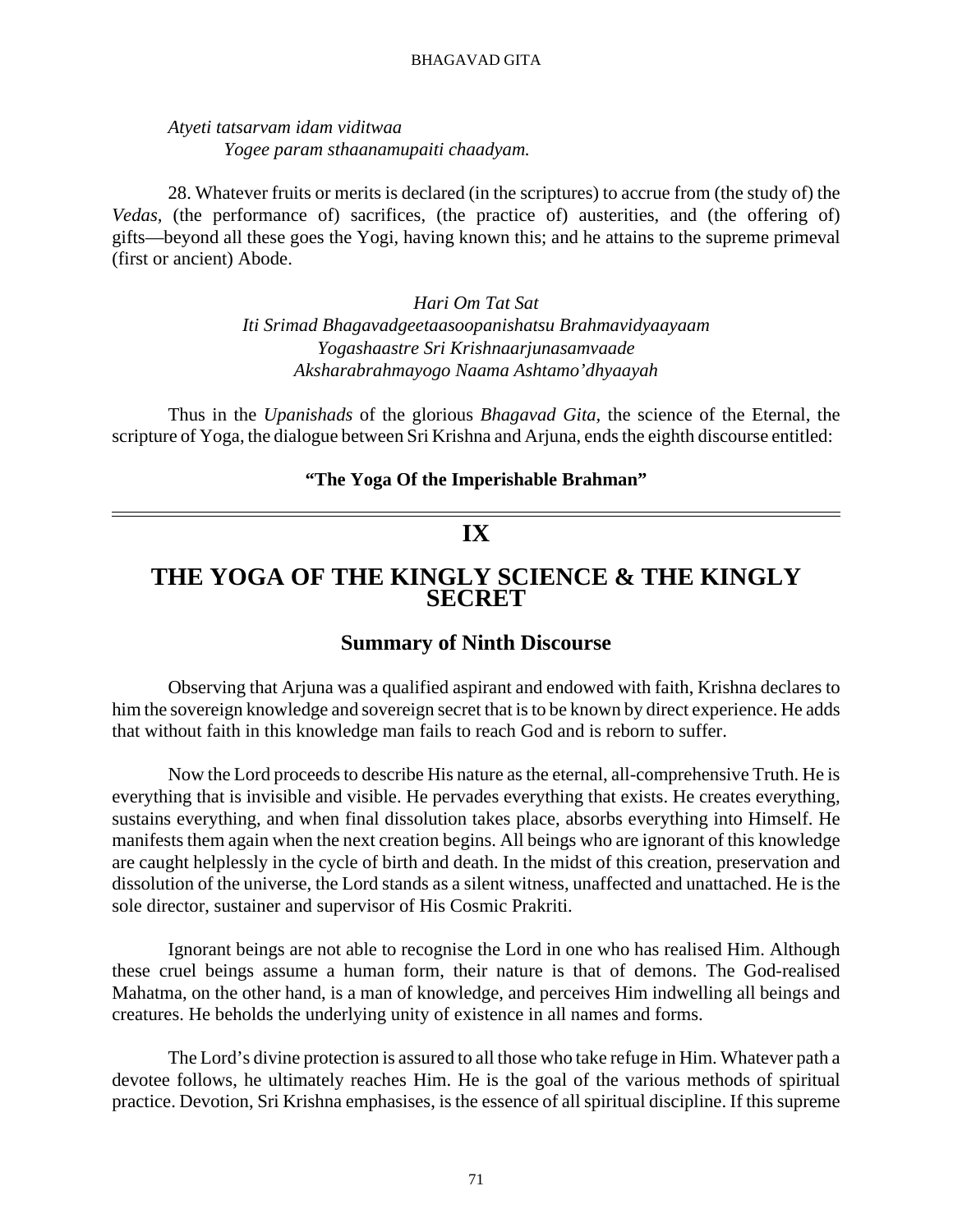*Atyeti tatsarvam idam viditwaa*
*Yogee param sthaanamupaiti chaadyam.*

28. Whatever fruits or merits is declared (in the scriptures) to accrue from (the study of) the *Vedas*, (the performance of) sacrifices, (the practice of) austerities, and (the offering of) gifts—beyond all these goes the Yogi, having known this; and he attains to the supreme primeval (first or ancient) Abode.

*Hari Om Tat Sat*
*Iti Srimad Bhagavadgeetaasoopanishatsu Brahmavidyaayaam*
*Yogashaastre Sri Krishnaarjunasamvaade*
*Aksharabrahmayogo Naama Ashtamo'dhyaayah*

Thus in the *Upanishads* of the glorious *Bhagavad Gita*, the science of the Eternal, the scripture of Yoga, the dialogue between Sri Krishna and Arjuna, ends the eighth discourse entitled:

**"The Yoga Of the Imperishable Brahman"**

---

# IX

# THE YOGA OF THE KINGLY SCIENCE & THE KINGLY SECRET

## Summary of Ninth Discourse

Observing that Arjuna was a qualified aspirant and endowed with faith, Krishna declares to him the sovereign knowledge and sovereign secret that is to be known by direct experience. He adds that without faith in this knowledge man fails to reach God and is reborn to suffer.

Now the Lord proceeds to describe His nature as the eternal, all-comprehensive Truth. He is everything that is invisible and visible. He pervades everything that exists. He creates everything, sustains everything, and when final dissolution takes place, absorbs everything into Himself. He manifests them again when the next creation begins. All beings who are ignorant of this knowledge are caught helplessly in the cycle of birth and death. In the midst of this creation, preservation and dissolution of the universe, the Lord stands as a silent witness, unaffected and unattached. He is the sole director, sustainer and supervisor of His Cosmic Prakriti.

Ignorant beings are not able to recognise the Lord in one who has realised Him. Although these cruel beings assume a human form, their nature is that of demons. The God-realised Mahatma, on the other hand, is a man of knowledge, and perceives Him indwelling all beings and creatures. He beholds the underlying unity of existence in all names and forms.

The Lord's divine protection is assured to all those who take refuge in Him. Whatever path a devotee follows, he ultimately reaches Him. He is the goal of the various methods of spiritual practice. Devotion, Sri Krishna emphasises, is the essence of all spiritual discipline. If this supreme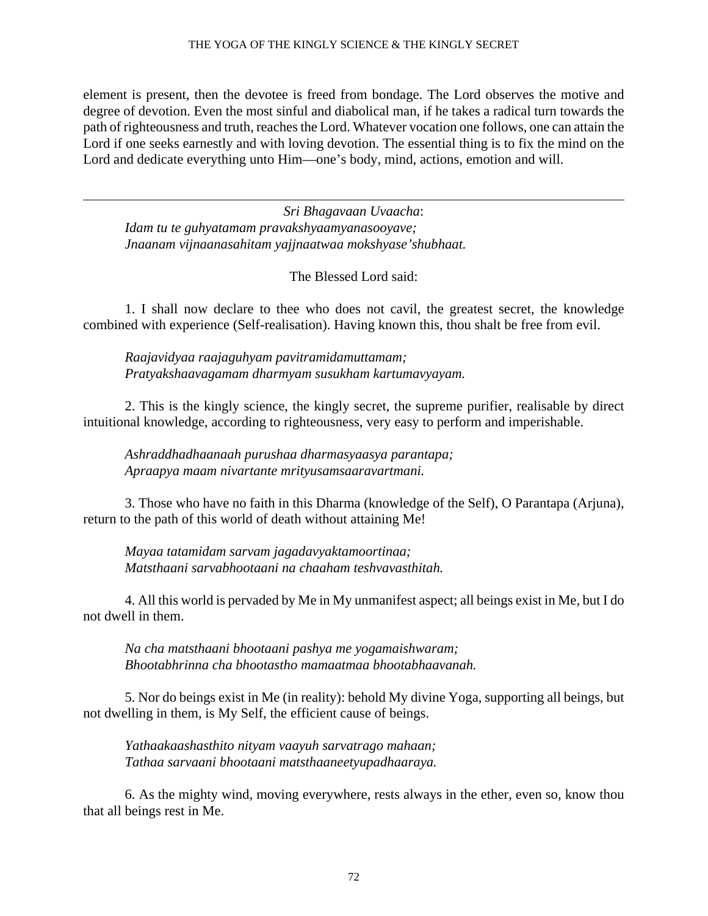element is present, then the devotee is freed from bondage. The Lord observes the motive and degree of devotion. Even the most sinful and diabolical man, if he takes a radical turn towards the path of righteousness and truth, reaches the Lord. Whatever vocation one follows, one can attain the Lord if one seeks earnestly and with loving devotion. The essential thing is to fix the mind on the Lord and dedicate everything unto Him—one's body, mind, actions, emotion and will.

---

*Sri Bhagavaan Uvaacha*:
*Idam tu te guhyatamam pravakshyaamyanasooyave;*
*Jnaanam vijnaanasahitam yajjnaatwaa mokshyase'shubhaat.*

The Blessed Lord said:

1. I shall now declare to thee who does not cavil, the greatest secret, the knowledge combined with experience (Self-realisation). Having known this, thou shalt be free from evil.

*Raajavidyaa raajaguhyam pavitramidamuttamam;*
*Pratyakshaavagamam dharmyam susukham kartumavyayam.*

2. This is the kingly science, the kingly secret, the supreme purifier, realisable by direct intuitional knowledge, according to righteousness, very easy to perform and imperishable.

*Ashraddhadhaanaah purushaa dharmasyaasya parantapa;*
*Apraapya maam nivartante mrityusamsaaravartmani.*

3. Those who have no faith in this Dharma (knowledge of the Self), O Parantapa (Arjuna), return to the path of this world of death without attaining Me!

*Mayaa tatamidam sarvam jagadavyaktamoortinaa;*
*Matsthaani sarvabhootaani na chaaham teshvavasthitah.*

4. All this world is pervaded by Me in My unmanifest aspect; all beings exist in Me, but I do not dwell in them.

*Na cha matsthaani bhootaani pashya me yogamaishwaram;*
*Bhootabhrinna cha bhootastho mamaatmaa bhootabhaavanah.*

5. Nor do beings exist in Me (in reality): behold My divine Yoga, supporting all beings, but not dwelling in them, is My Self, the efficient cause of beings.

*Yathaakaashasthito nityam vaayuh sarvatrago mahaan;*
*Tathaa sarvaani bhootaani matsthaaneetyupadhaaraya.*

6. As the mighty wind, moving everywhere, rests always in the ether, even so, know thou that all beings rest in Me.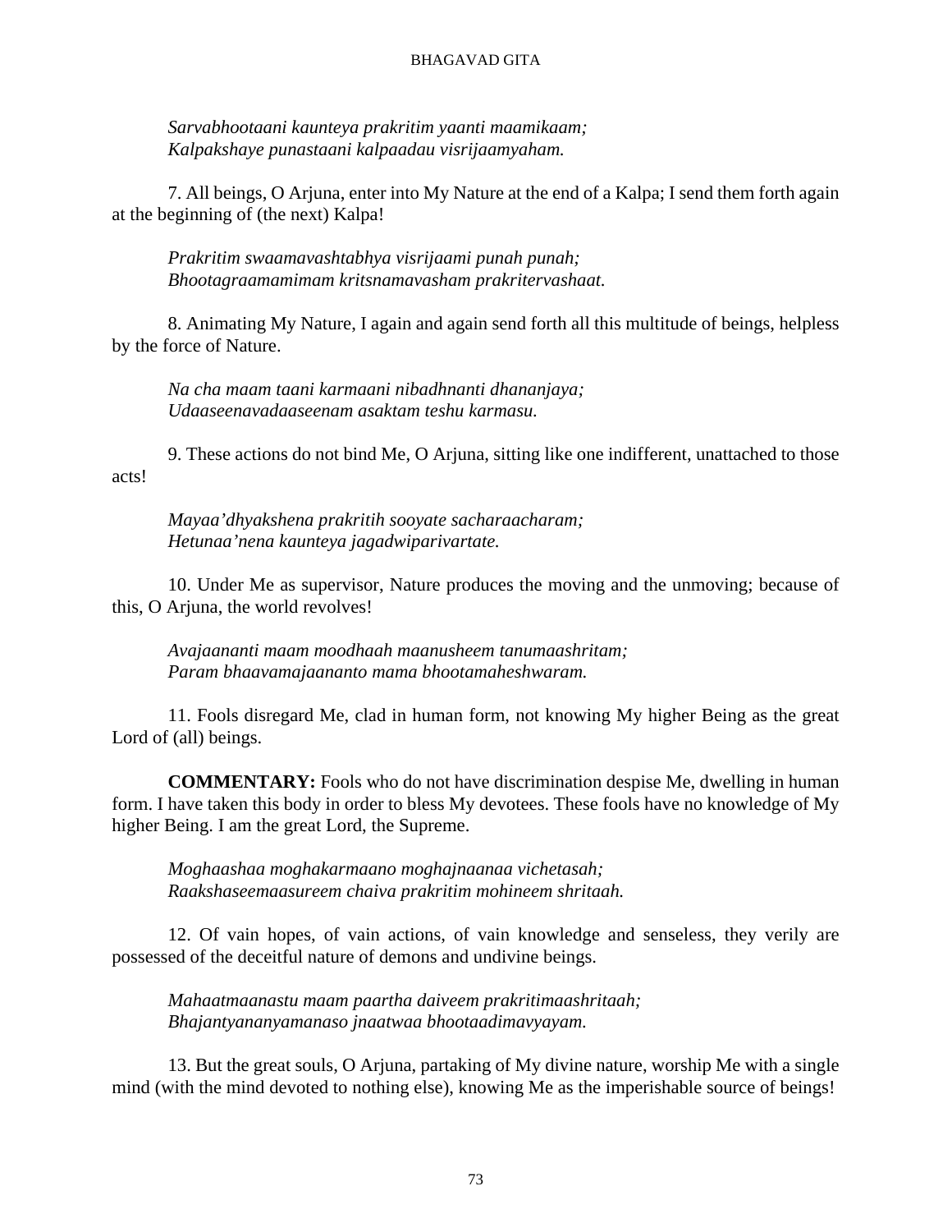*Sarvabhootaani kaunteya prakritim yaanti maamikaam;*
*Kalpakshaye punastaani kalpaadau visrijaamyaham.*

7. All beings, O Arjuna, enter into My Nature at the end of a Kalpa; I send them forth again at the beginning of (the next) Kalpa!

*Prakritim swaamavashtabhya visrijaami punah punah;*
*Bhootagraamamimam kritsnamavasham prakritervashaat.*

8. Animating My Nature, I again and again send forth all this multitude of beings, helpless by the force of Nature.

*Na cha maam taani karmaani nibadhnanti dhananjaya;*
*Udaaseenavadaaseenam asaktam teshu karmasu.*

9. These actions do not bind Me, O Arjuna, sitting like one indifferent, unattached to those acts!

*Mayaa'dhyakshena prakritih sooyate sacharaacharam;*
*Hetunaa'nena kaunteya jagadwiparivartate.*

10. Under Me as supervisor, Nature produces the moving and the unmoving; because of this, O Arjuna, the world revolves!

*Avajaananti maam moodhaah maanusheem tanumaashritam;*
*Param bhaavamajaananto mama bhootamaheshwaram.*

11. Fools disregard Me, clad in human form, not knowing My higher Being as the great Lord of (all) beings.

**COMMENTARY:** Fools who do not have discrimination despise Me, dwelling in human form. I have taken this body in order to bless My devotees. These fools have no knowledge of My higher Being. I am the great Lord, the Supreme.

*Moghaashaa moghakarmaano moghajnaanaa vichetasah;*
*Raakshaseemaasureem chaiva prakritim mohineem shritaah.*

12. Of vain hopes, of vain actions, of vain knowledge and senseless, they verily are possessed of the deceitful nature of demons and undivine beings.

*Mahaatmaanastu maam paartha daiveem prakritimaashritaah;*
*Bhajantyananyamanaso jnaatwaa bhootaadimavyayam.*

13. But the great souls, O Arjuna, partaking of My divine nature, worship Me with a single mind (with the mind devoted to nothing else), knowing Me as the imperishable source of beings!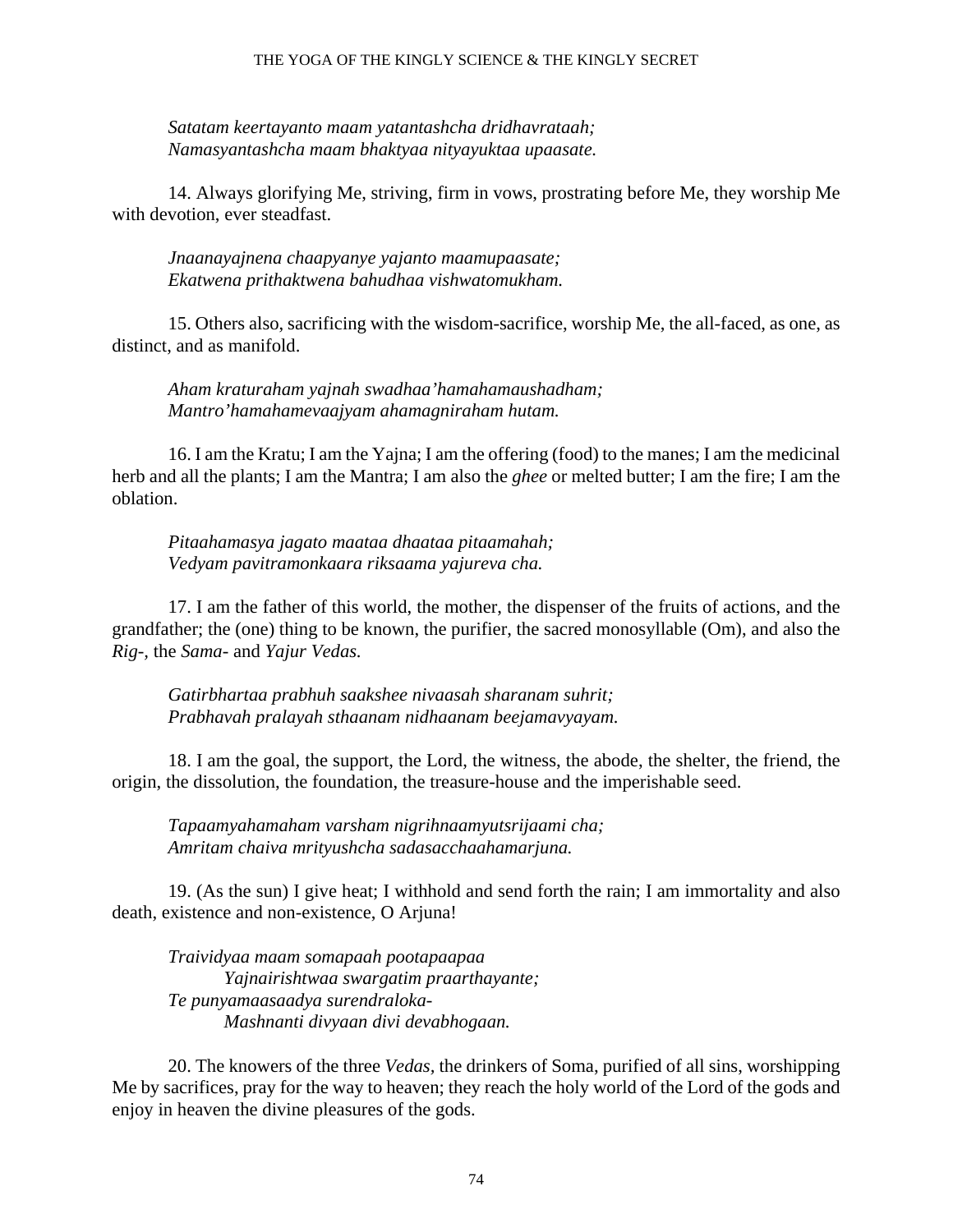*Satatam keertayanto maam yatantashcha dridhavrataah;*
*Namasyantashcha maam bhaktyaa nityayuktaa upaasate.*

14. Always glorifying Me, striving, firm in vows, prostrating before Me, they worship Me with devotion, ever steadfast.

*Jnaanayajnena chaapyanye yajanto maamupaasate;*
*Ekatwena prithaktwena bahudhaa vishwatomukham.*

15. Others also, sacrificing with the wisdom-sacrifice, worship Me, the all-faced, as one, as distinct, and as manifold.

*Aham kraturaham yajnah swadhaa'hamahamaushadham;*
*Mantro'hamahamevaajyam ahamagniraham hutam.*

16. I am the Kratu; I am the Yajna; I am the offering (food) to the manes; I am the medicinal herb and all the plants; I am the Mantra; I am also the *ghee* or melted butter; I am the fire; I am the oblation.

*Pitaahamasya jagato maataa dhaataa pitaamahah;*
*Vedyam pavitramonkaara riksaama yajureva cha.*

17. I am the father of this world, the mother, the dispenser of the fruits of actions, and the grandfather; the (one) thing to be known, the purifier, the sacred monosyllable (Om), and also the *Rig-*, the *Sama-* and *Yajur Vedas.*

*Gatirbhartaa prabhuh saakshee nivaasah sharanam suhrit;*
*Prabhavah pralayah sthaanam nidhaanam beejamavyayam.*

18. I am the goal, the support, the Lord, the witness, the abode, the shelter, the friend, the origin, the dissolution, the foundation, the treasure-house and the imperishable seed.

*Tapaamyahamaham varsham nigrihnaamyutsrijaami cha;*
*Amritam chaiva mrityushcha sadasacchaahamarjuna.*

19. (As the sun) I give heat; I withhold and send forth the rain; I am immortality and also death, existence and non-existence, O Arjuna!

*Traividyaa maam somapaah pootapaapaa*
*Yajnairishtwaa swargatim praarthayante;*
*Te punyamaasaadya surendraloka-*
*Mashnanti divyaan divi devabhogaan.*

20. The knowers of the three *Vedas,* the drinkers of Soma, purified of all sins, worshipping Me by sacrifices, pray for the way to heaven; they reach the holy world of the Lord of the gods and enjoy in heaven the divine pleasures of the gods.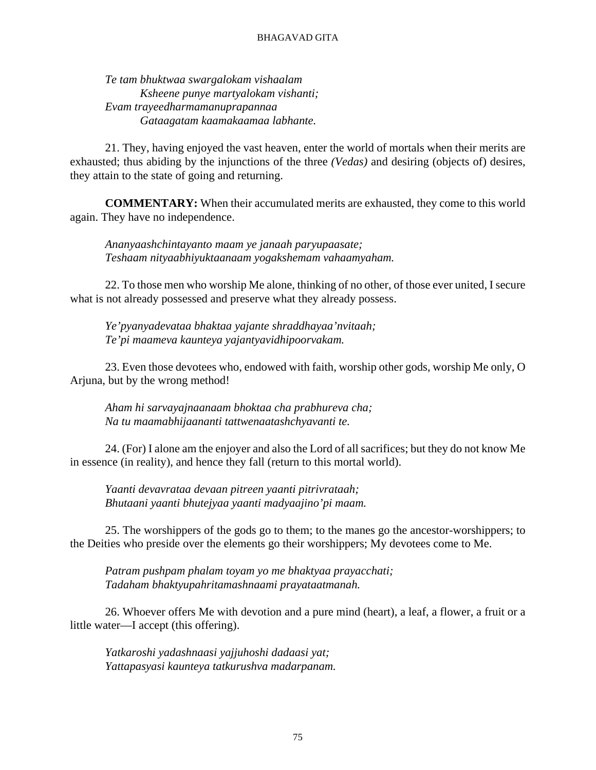*Te tam bhuktwaa swargalokam vishaalam*
*Ksheene punye martyalokam vishanti;*
*Evam trayeedharmamanuprapannaa*
*Gataagatam kaamakaamaa labhante.*

21. They, having enjoyed the vast heaven, enter the world of mortals when their merits are exhausted; thus abiding by the injunctions of the three *(Vedas)* and desiring (objects of) desires, they attain to the state of going and returning.

**COMMENTARY:** When their accumulated merits are exhausted, they come to this world again. They have no independence.

*Ananyaashchintayanto maam ye janaah paryupaasate;*
*Teshaam nityaabhiyuktaanaam yogakshemam vahaamyaham.*

22. To those men who worship Me alone, thinking of no other, of those ever united, I secure what is not already possessed and preserve what they already possess.

*Ye'pyanyadevataa bhaktaa yajante shraddhayaa'nvitaah;*
*Te'pi maameva kaunteya yajantyavidhipoorvakam.*

23. Even those devotees who, endowed with faith, worship other gods, worship Me only, O Arjuna, but by the wrong method!

*Aham hi sarvayajnaanaam bhoktaa cha prabhureva cha;*
*Na tu maamabhijaananti tattwenaatashchyavanti te.*

24. (For) I alone am the enjoyer and also the Lord of all sacrifices; but they do not know Me in essence (in reality), and hence they fall (return to this mortal world).

*Yaanti devavrataa devaan pitreen yaanti pitrivrataah;*
*Bhutaani yaanti bhutejyaa yaanti madyaajino'pi maam.*

25. The worshippers of the gods go to them; to the manes go the ancestor-worshippers; to the Deities who preside over the elements go their worshippers; My devotees come to Me.

*Patram pushpam phalam toyam yo me bhaktyaa prayacchati;*
*Tadaham bhaktyupahritamashnaami prayataatmanah.*

26. Whoever offers Me with devotion and a pure mind (heart), a leaf, a flower, a fruit or a little water—I accept (this offering).

*Yatkaroshi yadashnaasi yajjuhoshi dadaasi yat;*
*Yattapasyasi kaunteya tatkurushva madarpanam.*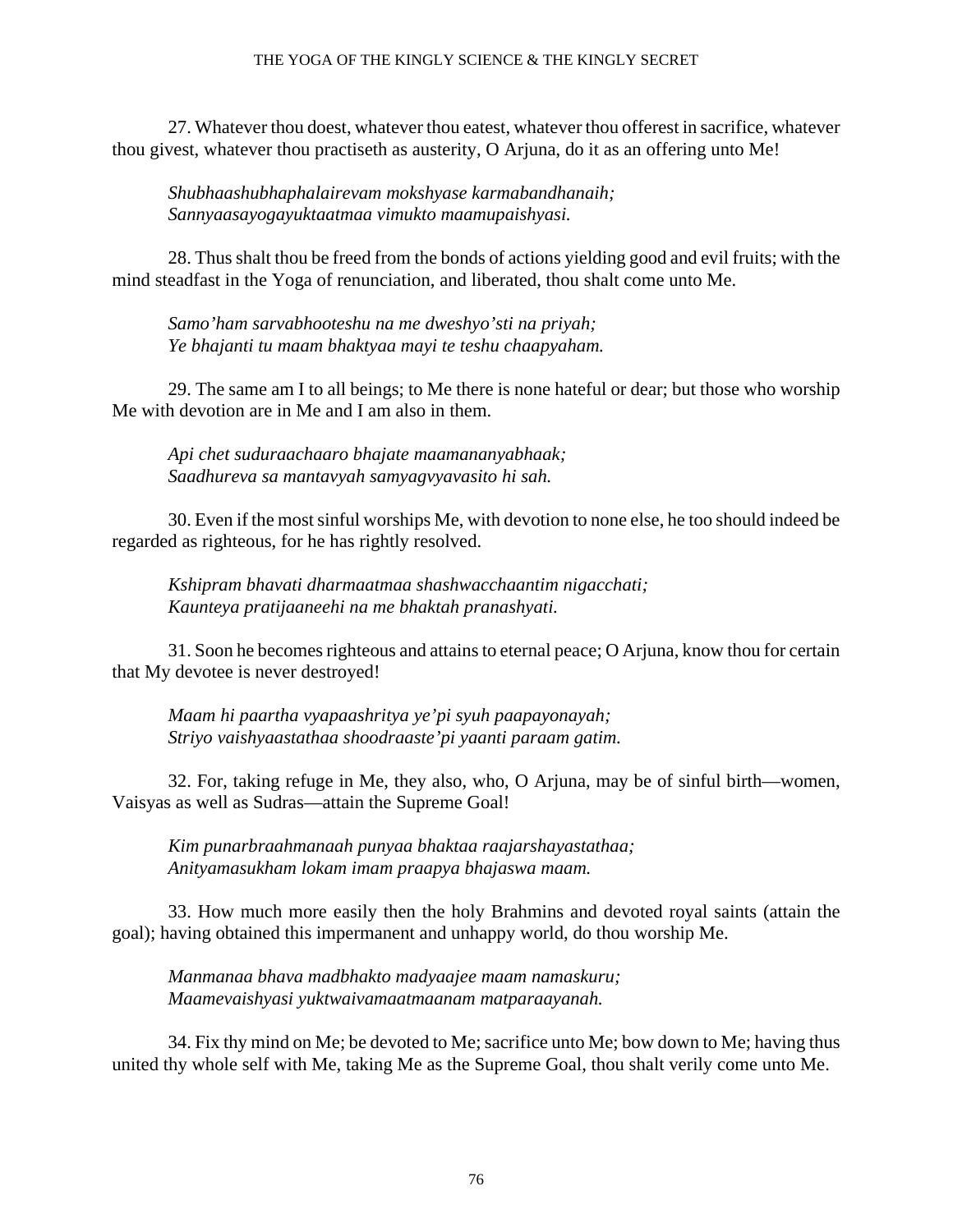27. Whatever thou doest, whatever thou eatest, whatever thou offerest in sacrifice, whatever thou givest, whatever thou practiseth as austerity, O Arjuna, do it as an offering unto Me!

*Shubhaashubhaphalairevam mokshyase karmabandhanaih;*
*Sannyaasayogayuktaatmaa vimukto maamupaishyasi.*

28. Thus shalt thou be freed from the bonds of actions yielding good and evil fruits; with the mind steadfast in the Yoga of renunciation, and liberated, thou shalt come unto Me.

*Samo'ham sarvabhooteshu na me dweshyo'sti na priyah;*
*Ye bhajanti tu maam bhaktyaa mayi te teshu chaapyaham.*

29. The same am I to all beings; to Me there is none hateful or dear; but those who worship Me with devotion are in Me and I am also in them.

*Api chet suduraachaaro bhajate maamananyabhaak;*
*Saadhureva sa mantavyah samyagvyavasito hi sah.*

30. Even if the most sinful worships Me, with devotion to none else, he too should indeed be regarded as righteous, for he has rightly resolved.

*Kshipram bhavati dharmaatmaa shashwacchaantim nigacchati;*
*Kaunteya pratijaaneehi na me bhaktah pranashyati.*

31. Soon he becomes righteous and attains to eternal peace; O Arjuna, know thou for certain that My devotee is never destroyed!

*Maam hi paartha vyapaashritya ye'pi syuh paapayonayah;*
*Striyo vaishyaastathaa shoodraaste'pi yaanti paraam gatim.*

32. For, taking refuge in Me, they also, who, O Arjuna, may be of sinful birth—women, Vaisyas as well as Sudras—attain the Supreme Goal!

*Kim punarbraahmanaah punyaa bhaktaa raajarshayastathaa;*
*Anityamasukham lokam imam praapya bhajaswa maam.*

33. How much more easily then the holy Brahmins and devoted royal saints (attain the goal); having obtained this impermanent and unhappy world, do thou worship Me.

*Manmanaa bhava madbhakto madyaajee maam namaskuru;*
*Maamevaishyasi yuktwaivamaatmaanam matparaayanah.*

34. Fix thy mind on Me; be devoted to Me; sacrifice unto Me; bow down to Me; having thus united thy whole self with Me, taking Me as the Supreme Goal, thou shalt verily come unto Me.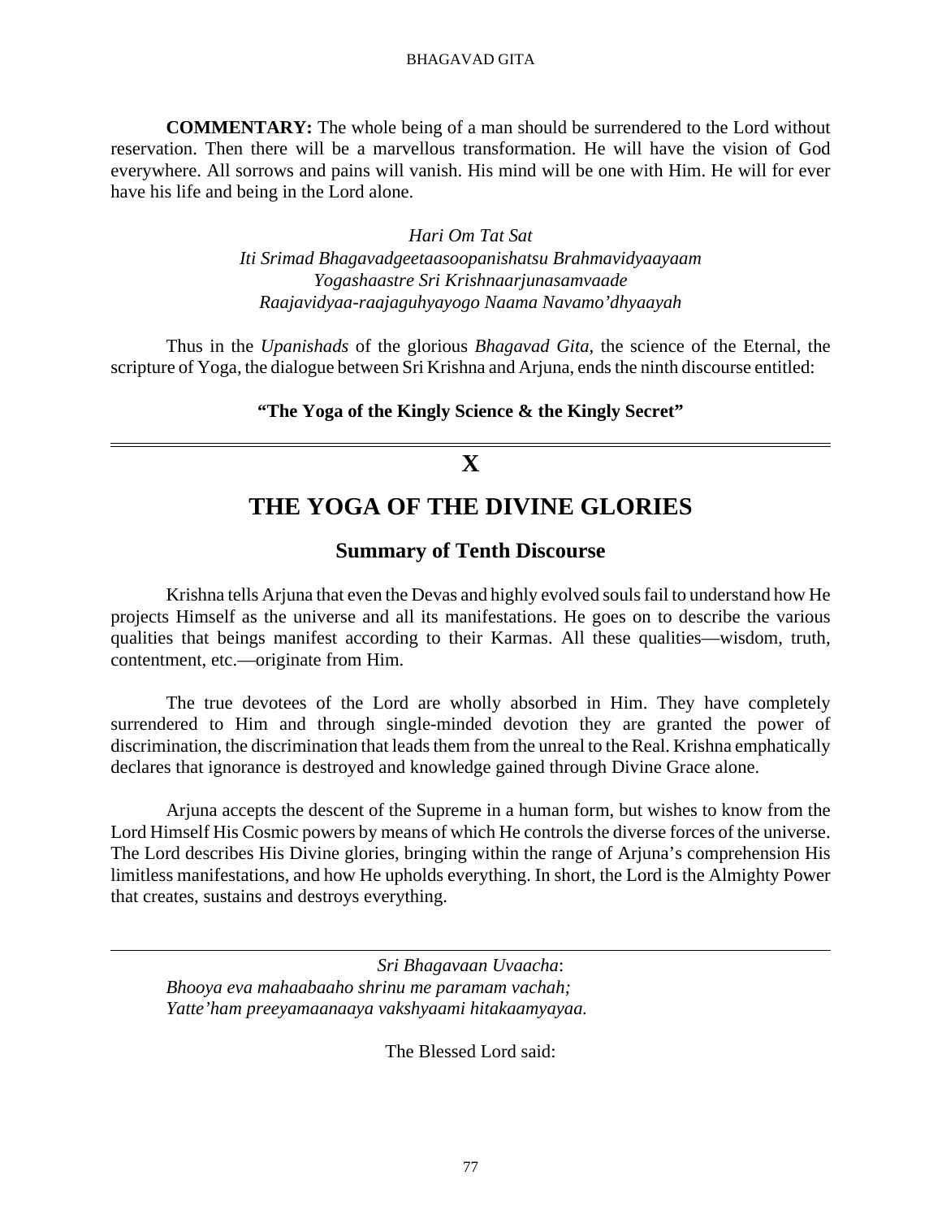**COMMENTARY:** The whole being of a man should be surrendered to the Lord without reservation. Then there will be a marvellous transformation. He will have the vision of God everywhere. All sorrows and pains will vanish. His mind will be one with Him. He will for ever have his life and being in the Lord alone.

*Hari Om Tat Sat*
*Iti Srimad Bhagavadgeetaasoopanishatsu Brahmavidyaayaam*
*Yogashaastre Sri Krishnaarjunasamvaade*
*Raajavidyaa-raajaguhyayogo Naama Navamo'dhyaayah*

Thus in the *Upanishads* of the glorious *Bhagavad Gita*, the science of the Eternal, the scripture of Yoga, the dialogue between Sri Krishna and Arjuna, ends the ninth discourse entitled:

**"The Yoga of the Kingly Science & the Kingly Secret"**

---

# X

# THE YOGA OF THE DIVINE GLORIES

## Summary of Tenth Discourse

Krishna tells Arjuna that even the Devas and highly evolved souls fail to understand how He projects Himself as the universe and all its manifestations. He goes on to describe the various qualities that beings manifest according to their Karmas. All these qualities—wisdom, truth, contentment, etc.—originate from Him.

The true devotees of the Lord are wholly absorbed in Him. They have completely surrendered to Him and through single-minded devotion they are granted the power of discrimination, the discrimination that leads them from the unreal to the Real. Krishna emphatically declares that ignorance is destroyed and knowledge gained through Divine Grace alone.

Arjuna accepts the descent of the Supreme in a human form, but wishes to know from the Lord Himself His Cosmic powers by means of which He controls the diverse forces of the universe. The Lord describes His Divine glories, bringing within the range of Arjuna's comprehension His limitless manifestations, and how He upholds everything. In short, the Lord is the Almighty Power that creates, sustains and destroys everything.

---

*Sri Bhagavaan Uvaacha*:
*Bhooya eva mahaabaaho shrinu me paramam vachah;*
*Yatte'ham preeyamaanaaya vakshyaami hitakaamyayaa.*

The Blessed Lord said: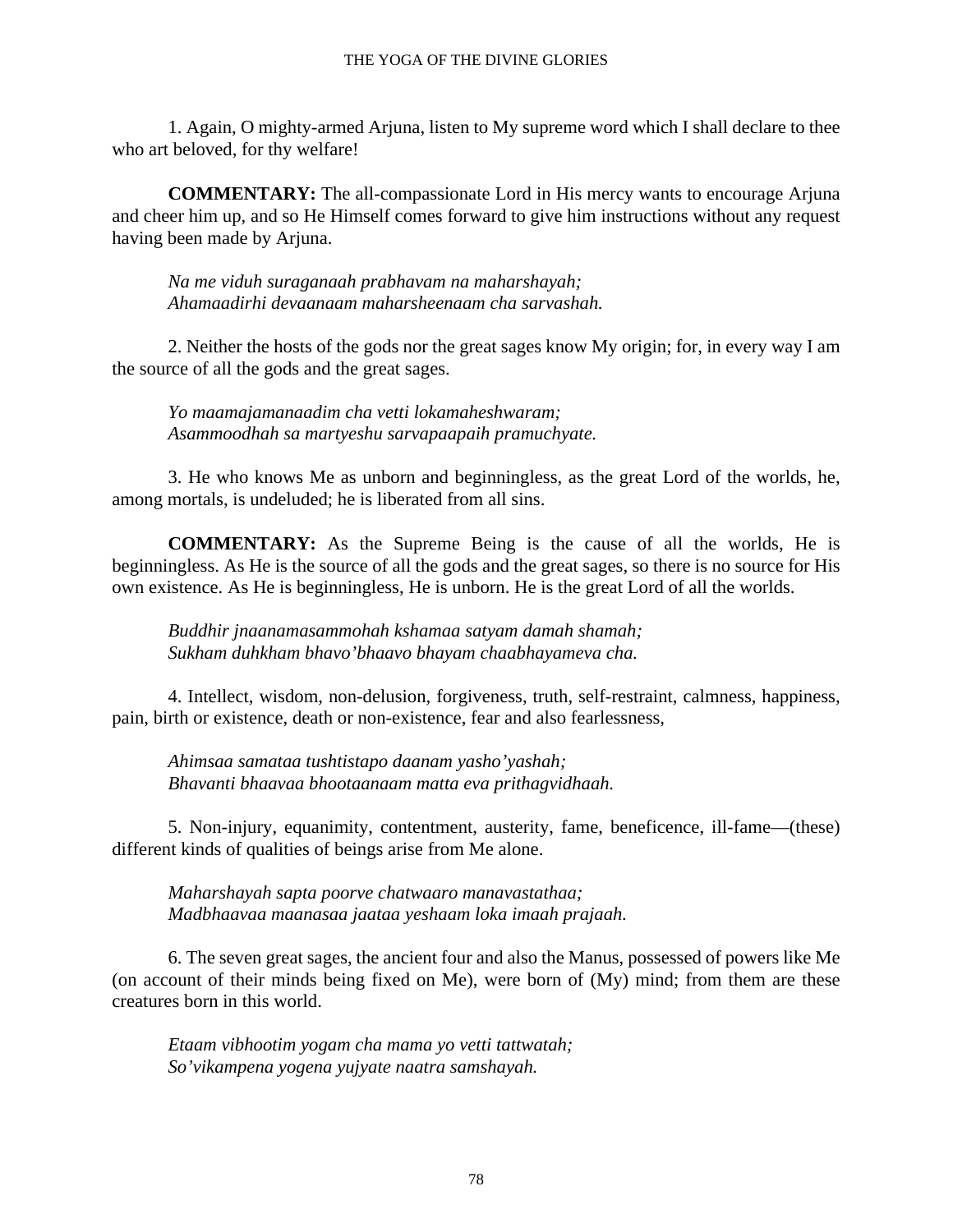1. Again, O mighty-armed Arjuna, listen to My supreme word which I shall declare to thee who art beloved, for thy welfare!

**COMMENTARY:** The all-compassionate Lord in His mercy wants to encourage Arjuna and cheer him up, and so He Himself comes forward to give him instructions without any request having been made by Arjuna.

*Na me viduh suraganaah prabhavam na maharshayah;*
*Ahamaadirhi devaanaam maharsheenaam cha sarvashah.*

2. Neither the hosts of the gods nor the great sages know My origin; for, in every way I am the source of all the gods and the great sages.

*Yo maamajamanaadim cha vetti lokamaheshwaram;*
*Asammoodhah sa martyeshu sarvapaapaih pramuchyate.*

3. He who knows Me as unborn and beginningless, as the great Lord of the worlds, he, among mortals, is undeluded; he is liberated from all sins.

**COMMENTARY:** As the Supreme Being is the cause of all the worlds, He is beginningless. As He is the source of all the gods and the great sages, so there is no source for His own existence. As He is beginningless, He is unborn. He is the great Lord of all the worlds.

*Buddhir jnaanamasammohah kshamaa satyam damah shamah;*
*Sukham duhkham bhavo'bhaavo bhayam chaabhayameva cha.*

4. Intellect, wisdom, non-delusion, forgiveness, truth, self-restraint, calmness, happiness, pain, birth or existence, death or non-existence, fear and also fearlessness,

*Ahimsaa samataa tushtistapo daanam yasho'yashah;*
*Bhavanti bhaavaa bhootaanaam matta eva prithagvidhaah.*

5. Non-injury, equanimity, contentment, austerity, fame, beneficence, ill-fame—(these) different kinds of qualities of beings arise from Me alone.

*Maharshayah sapta poorve chatwaaro manavastathaa;*
*Madbhaavaa maanasaa jaataa yeshaam loka imaah prajaah.*

6. The seven great sages, the ancient four and also the Manus, possessed of powers like Me (on account of their minds being fixed on Me), were born of (My) mind; from them are these creatures born in this world.

*Etaam vibhootim yogam cha mama yo vetti tattwatah;*
*So'vikampena yogena yujyate naatra samshayah.*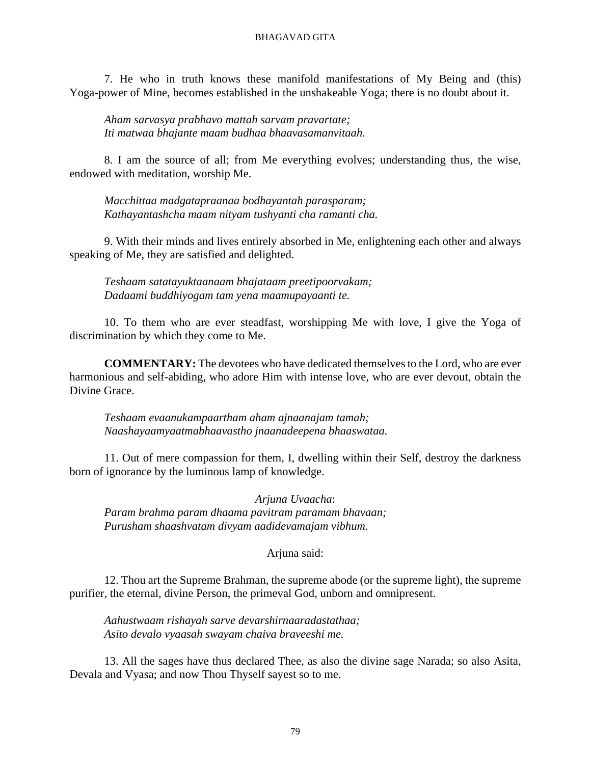7. He who in truth knows these manifold manifestations of My Being and (this) Yoga-power of Mine, becomes established in the unshakeable Yoga; there is no doubt about it.

*Aham sarvasya prabhavo mattah sarvam pravartate;*
*Iti matwaa bhajante maam budhaa bhaavasamanvitaah.*

8. I am the source of all; from Me everything evolves; understanding thus, the wise, endowed with meditation, worship Me.

*Macchittaa madgatapraanaa bodhayantah parasparam;*
*Kathayantashcha maam nityam tushyanti cha ramanti cha.*

9. With their minds and lives entirely absorbed in Me, enlightening each other and always speaking of Me, they are satisfied and delighted.

*Teshaam satatayuktaanaam bhajataam preetipoorvakam;*
*Dadaami buddhiyogam tam yena maamupayaanti te.*

10. To them who are ever steadfast, worshipping Me with love, I give the Yoga of discrimination by which they come to Me.

**COMMENTARY:** The devotees who have dedicated themselves to the Lord, who are ever harmonious and self-abiding, who adore Him with intense love, who are ever devout, obtain the Divine Grace.

*Teshaam evaanukampaartham aham ajnaanajam tamah;*
*Naashayaamyaatmabhaavastho jnaanadeepena bhaaswataa.*

11. Out of mere compassion for them, I, dwelling within their Self, destroy the darkness born of ignorance by the luminous lamp of knowledge.

*Arjuna Uvaacha*:
*Param brahma param dhaama pavitram paramam bhavaan;*
*Purusham shaashvatam divyam aadidevamajam vibhum.*

Arjuna said:

12. Thou art the Supreme Brahman, the supreme abode (or the supreme light), the supreme purifier, the eternal, divine Person, the primeval God, unborn and omnipresent.

*Aahustwaam rishayah sarve devarshirnaaradastathaa;*
*Asito devalo vyaasah swayam chaiva braveeshi me.*

13. All the sages have thus declared Thee, as also the divine sage Narada; so also Asita, Devala and Vyasa; and now Thou Thyself sayest so to me.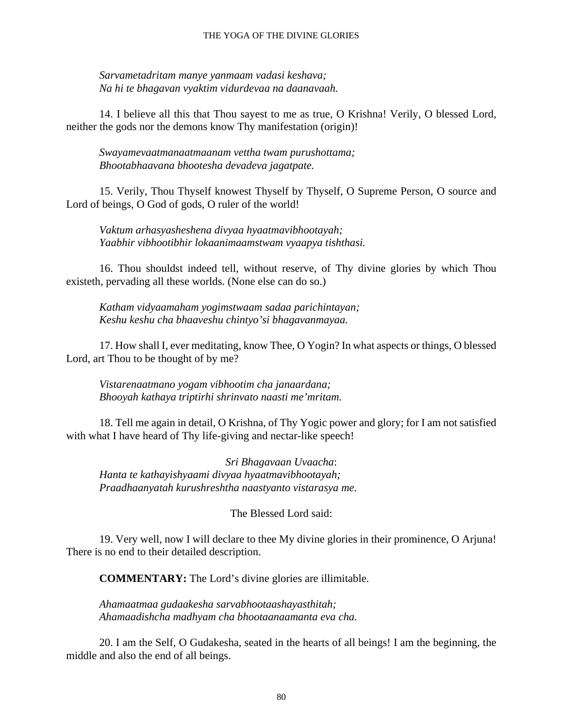*Sarvametadritam manye yanmaam vadasi keshava;*
*Na hi te bhagavan vyaktim vidurdevaa na daanavaah.*

14. I believe all this that Thou sayest to me as true, O Krishna! Verily, O blessed Lord, neither the gods nor the demons know Thy manifestation (origin)!

*Swayamevaatmanaatmaanam vettha twam purushottama;*
*Bhootabhaavana bhootesha devadeva jagatpate.*

15. Verily, Thou Thyself knowest Thyself by Thyself, O Supreme Person, O source and Lord of beings, O God of gods, O ruler of the world!

*Vaktum arhasyasheshena divyaa hyaatmavibhootayah;*
*Yaabhir vibhootibhir lokaanimaamstwam vyaapya tishthasi.*

16. Thou shouldst indeed tell, without reserve, of Thy divine glories by which Thou existeth, pervading all these worlds. (None else can do so.)

*Katham vidyaamaham yogimstwaam sadaa parichintayan;*
*Keshu keshu cha bhaaveshu chintyo'si bhagavanmayaa.*

17. How shall I, ever meditating, know Thee, O Yogin? In what aspects or things, O blessed Lord, art Thou to be thought of by me?

*Vistarenaatmano yogam vibhootim cha janaardana;*
*Bhooyah kathaya triptirhi shrinvato naasti me'mritam.*

18. Tell me again in detail, O Krishna, of Thy Yogic power and glory; for I am not satisfied with what I have heard of Thy life-giving and nectar-like speech!

*Sri Bhagavaan Uvaacha*:
*Hanta te kathayishyaami divyaa hyaatmavibhootayah;*
*Praadhaanyatah kurushreshtha naastyanto vistarasya me.*

The Blessed Lord said:

19. Very well, now I will declare to thee My divine glories in their prominence, O Arjuna! There is no end to their detailed description.

**COMMENTARY:** The Lord's divine glories are illimitable.

*Ahamaatmaa gudaakesha sarvabhootaashayasthitah;*
*Ahamaadishcha madhyam cha bhootaanaamanta eva cha.*

20. I am the Self, O Gudakesha, seated in the hearts of all beings! I am the beginning, the middle and also the end of all beings.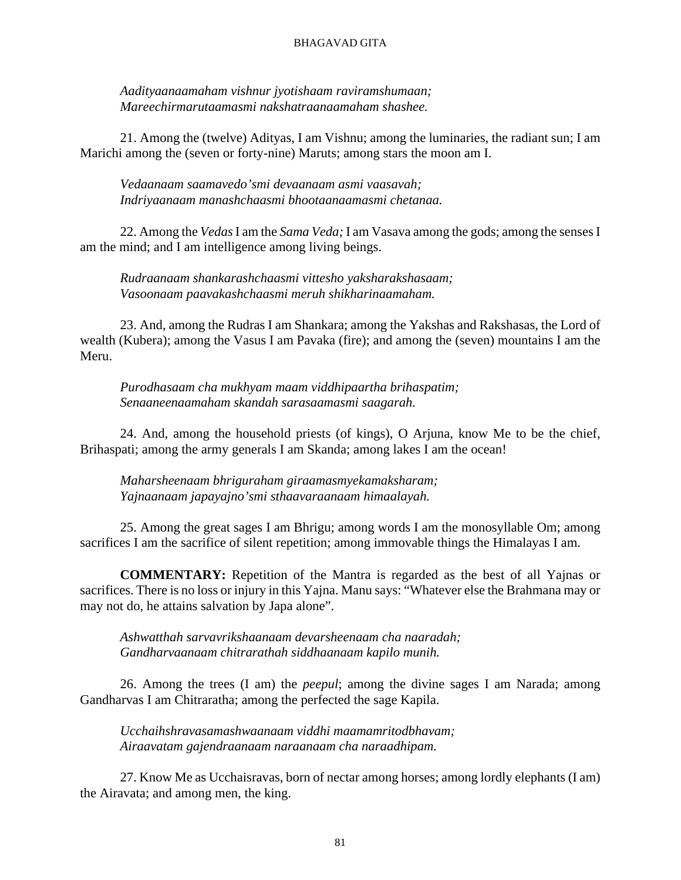*Aadityaanaamaham vishnur jyotishaam raviramshumaan;*
*Mareechirmarutaamasmi nakshatraanaamaham shashee.*

21. Among the (twelve) Adityas, I am Vishnu; among the luminaries, the radiant sun; I am Marichi among the (seven or forty-nine) Maruts; among stars the moon am I.

*Vedaanaam saamavedo'smi devaanaam asmi vaasavah;*
*Indriyaanaam manashchaasmi bhootaanaamasmi chetanaa.*

22. Among the *Vedas* I am the *Sama Veda;* I am Vasava among the gods; among the senses I am the mind; and I am intelligence among living beings.

*Rudraanaam shankarashchaasmi vittesho yaksharakshasaam;*
*Vasoonaam paavakashchaasmi meruh shikharinaamaham.*

23. And, among the Rudras I am Shankara; among the Yakshas and Rakshasas, the Lord of wealth (Kubera); among the Vasus I am Pavaka (fire); and among the (seven) mountains I am the Meru.

*Purodhasaam cha mukhyam maam viddhipaartha brihaspatim;*
*Senaaneenaamaham skandah sarasaamasmi saagarah.*

24. And, among the household priests (of kings), O Arjuna, know Me to be the chief, Brihaspati; among the army generals I am Skanda; among lakes I am the ocean!

*Maharsheenaam bhriguraham giraamasmyekamaksharam;*
*Yajnaanaam japayajno'smi sthaavaraanaam himaalayah.*

25. Among the great sages I am Bhrigu; among words I am the monosyllable Om; among sacrifices I am the sacrifice of silent repetition; among immovable things the Himalayas I am.

**COMMENTARY:** Repetition of the Mantra is regarded as the best of all Yajnas or sacrifices. There is no loss or injury in this Yajna. Manu says: "Whatever else the Brahmana may or may not do, he attains salvation by Japa alone".

*Ashwatthah sarvavrikshaanaam devarsheenaam cha naaradah;*
*Gandharvaanaam chitrarathah siddhaanaam kapilo munih.*

26. Among the trees (I am) the *peepul*; among the divine sages I am Narada; among Gandharvas I am Chitraratha; among the perfected the sage Kapila.

*Ucchaihshravasamashwaanaam viddhi maamamritodbhavam;*
*Airaavatam gajendraanaam naraanaam cha naraadhipam.*

27. Know Me as Ucchaisravas, born of nectar among horses; among lordly elephants (I am) the Airavata; and among men, the king.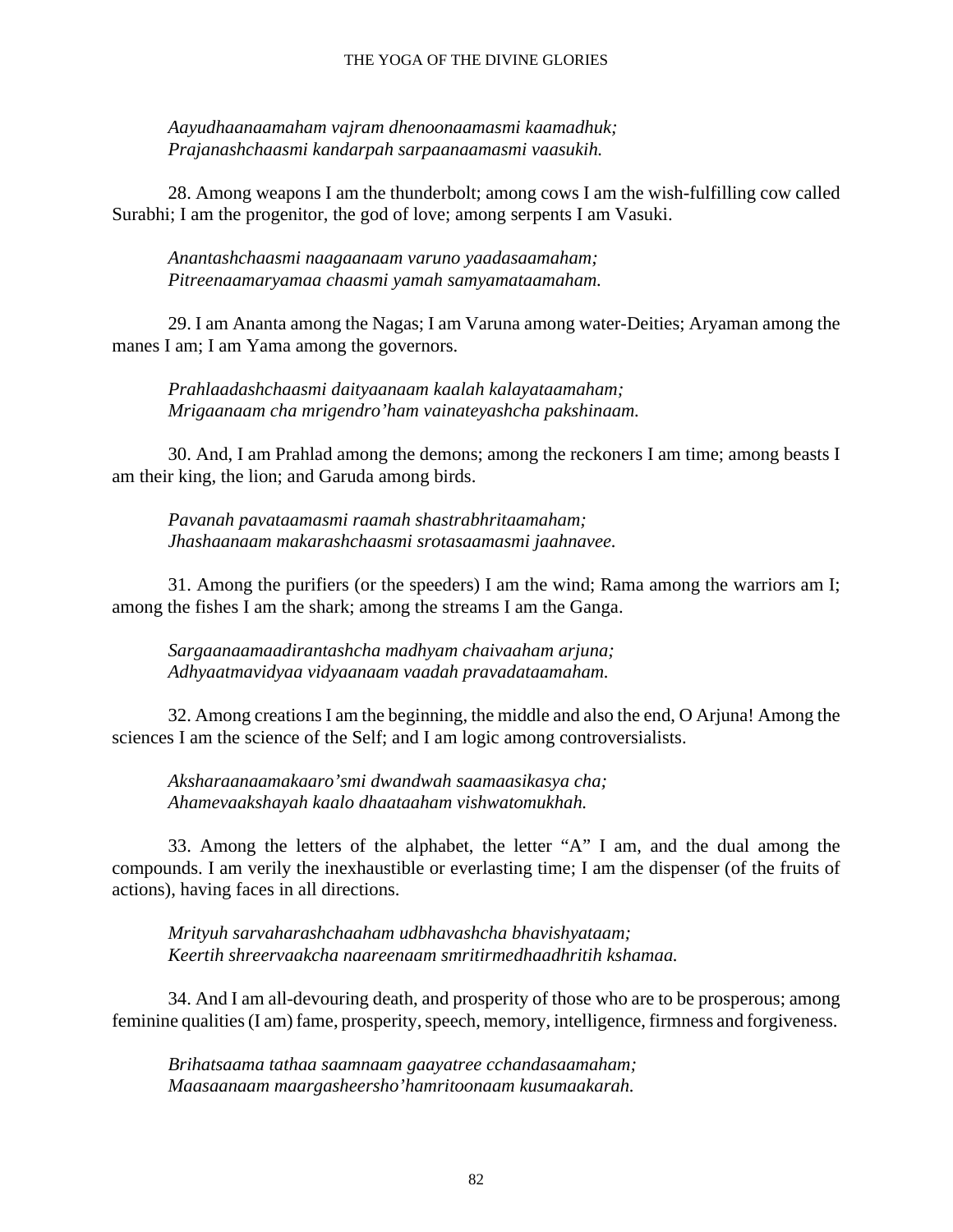*Aayudhaanaamaham vajram dhenoonaamasmi kaamadhuk;*
*Prajanashchaasmi kandarpah sarpaanaamasmi vaasukih.*

28. Among weapons I am the thunderbolt; among cows I am the wish-fulfilling cow called Surabhi; I am the progenitor, the god of love; among serpents I am Vasuki.

*Anantashchaasmi naagaanaam varuno yaadasaamaham;*
*Pitreenaamaryamaa chaasmi yamah samyamataamaham.*

29. I am Ananta among the Nagas; I am Varuna among water-Deities; Aryaman among the manes I am; I am Yama among the governors.

*Prahlaadashchaasmi daityaanaam kaalah kalayataamaham;*
*Mrigaanaam cha mrigendro'ham vainateyashcha pakshinaam.*

30. And, I am Prahlad among the demons; among the reckoners I am time; among beasts I am their king, the lion; and Garuda among birds.

*Pavanah pavataamasmi raamah shastrabhritaamaham;*
*Jhashaanaam makarashchaasmi srotasaamasmi jaahnavee.*

31. Among the purifiers (or the speeders) I am the wind; Rama among the warriors am I; among the fishes I am the shark; among the streams I am the Ganga.

*Sargaanaamaadirantashcha madhyam chaivaaham arjuna;*
*Adhyaatmavidyaa vidyaanaam vaadah pravadataamaham.*

32. Among creations I am the beginning, the middle and also the end, O Arjuna! Among the sciences I am the science of the Self; and I am logic among controversialists.

*Aksharaanaamakaaro'smi dwandwah saamaasikasya cha;*
*Ahamevaakshayah kaalo dhaataaham vishwatomukhah.*

33. Among the letters of the alphabet, the letter "A" I am, and the dual among the compounds. I am verily the inexhaustible or everlasting time; I am the dispenser (of the fruits of actions), having faces in all directions.

*Mrityuh sarvaharashchaaham udbhavashcha bhavishyataam;*
*Keertih shreervaakcha naareenaam smritirmedhaadhritih kshamaa.*

34. And I am all-devouring death, and prosperity of those who are to be prosperous; among feminine qualities (I am) fame, prosperity, speech, memory, intelligence, firmness and forgiveness.

*Brihatsaama tathaa saamnaam gaayatree cchandasaamaham;*
*Maasaanaam maargasheersho'hamritoonaam kusumaakarah.*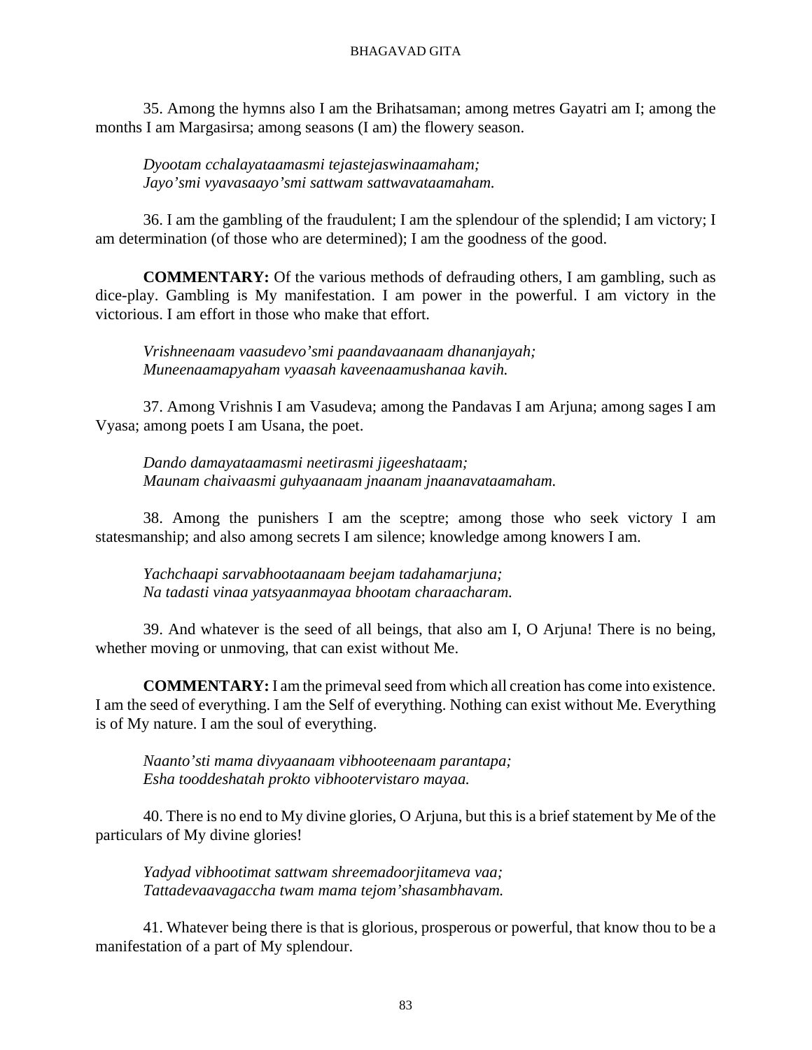35. Among the hymns also I am the Brihatsaman; among metres Gayatri am I; among the months I am Margasirsa; among seasons (I am) the flowery season.

*Dyootam cchalayataamasmi tejastejaswinaamaham;*
*Jayo'smi vyavasaayo'smi sattwam sattwavataamaham.*

36. I am the gambling of the fraudulent; I am the splendour of the splendid; I am victory; I am determination (of those who are determined); I am the goodness of the good.

**COMMENTARY:** Of the various methods of defrauding others, I am gambling, such as dice-play. Gambling is My manifestation. I am power in the powerful. I am victory in the victorious. I am effort in those who make that effort.

*Vrishneenaam vaasudevo'smi paandavaanaam dhananjayah;*
*Muneenaamapyaham vyaasah kaveenaamushanaa kavih.*

37. Among Vrishnis I am Vasudeva; among the Pandavas I am Arjuna; among sages I am Vyasa; among poets I am Usana, the poet.

*Dando damayataamasmi neetirasmi jigeeshataam;*
*Maunam chaivaasmi guhyaanaam jnaanam jnaanavataamaham.*

38. Among the punishers I am the sceptre; among those who seek victory I am statesmanship; and also among secrets I am silence; knowledge among knowers I am.

*Yachchaapi sarvabhootaanaam beejam tadahamarjuna;*
*Na tadasti vinaa yatsyaanmayaa bhootam charaacharam.*

39. And whatever is the seed of all beings, that also am I, O Arjuna! There is no being, whether moving or unmoving, that can exist without Me.

**COMMENTARY:** I am the primeval seed from which all creation has come into existence. I am the seed of everything. I am the Self of everything. Nothing can exist without Me. Everything is of My nature. I am the soul of everything.

*Naanto'sti mama divyaanaam vibhooteenaam parantapa;*
*Esha tooddeshatah prokto vibhootervistaro mayaa.*

40. There is no end to My divine glories, O Arjuna, but this is a brief statement by Me of the particulars of My divine glories!

*Yadyad vibhootimat sattwam shreemadoorjitameva vaa;*
*Tattadevaavagaccha twam mama tejom'shasambhavam.*

41. Whatever being there is that is glorious, prosperous or powerful, that know thou to be a manifestation of a part of My splendour.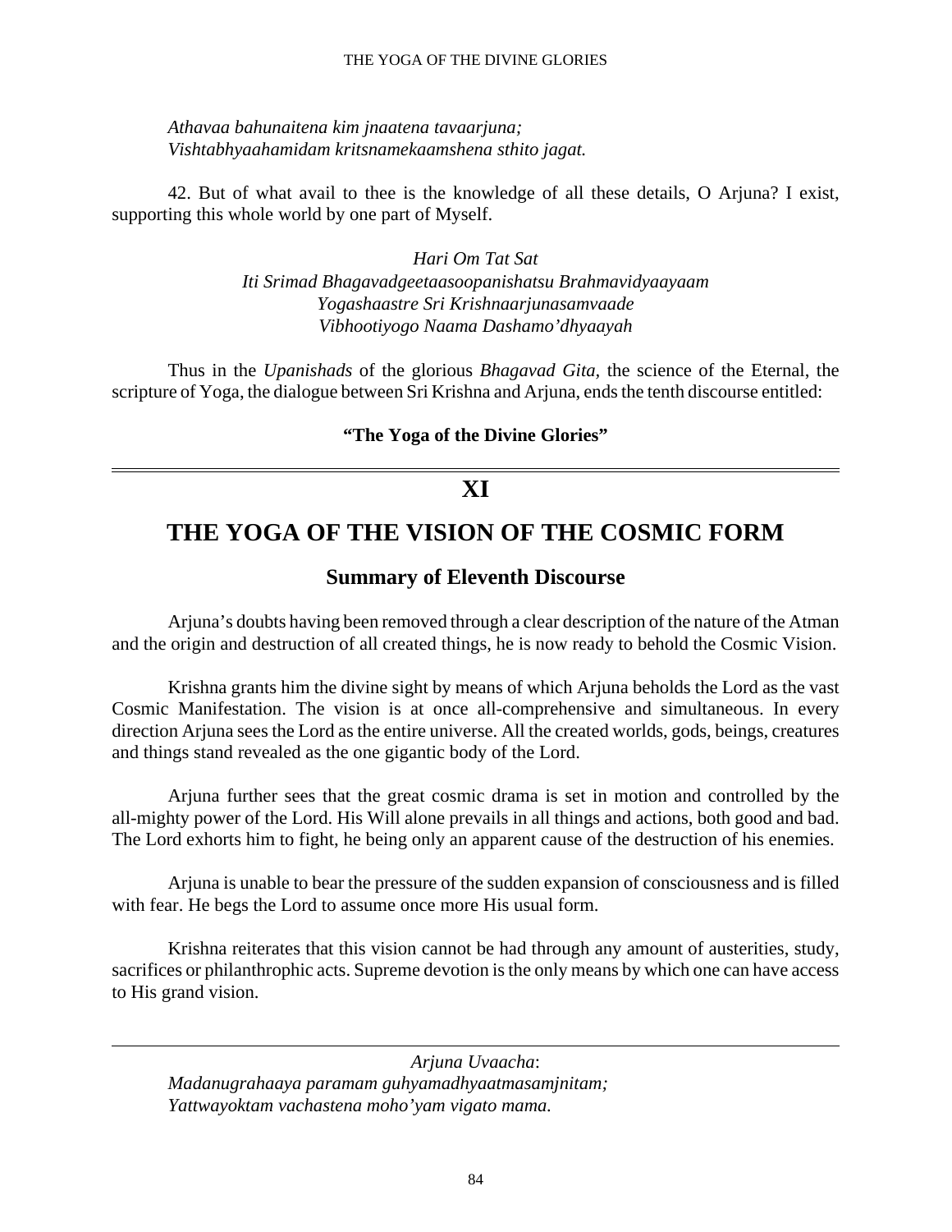*Athavaa bahunaitena kim jnaatena tavaarjuna;*
*Vishtabhyaahamidam kritsnamekaamshena sthito jagat.*

42. But of what avail to thee is the knowledge of all these details, O Arjuna? I exist, supporting this whole world by one part of Myself.

*Hari Om Tat Sat*
*Iti Srimad Bhagavadgeetaasoopanishatsu Brahmavidyaayaam*
*Yogashaastre Sri Krishnaarjunasamvaade*
*Vibhootiyogo Naama Dashamo'dhyaayah*

Thus in the *Upanishads* of the glorious *Bhagavad Gita,* the science of the Eternal, the scripture of Yoga, the dialogue between Sri Krishna and Arjuna, ends the tenth discourse entitled:

**"The Yoga of the Divine Glories"**

---

# XI

# THE YOGA OF THE VISION OF THE COSMIC FORM

## Summary of Eleventh Discourse

Arjuna's doubts having been removed through a clear description of the nature of the Atman and the origin and destruction of all created things, he is now ready to behold the Cosmic Vision.

Krishna grants him the divine sight by means of which Arjuna beholds the Lord as the vast Cosmic Manifestation. The vision is at once all-comprehensive and simultaneous. In every direction Arjuna sees the Lord as the entire universe. All the created worlds, gods, beings, creatures and things stand revealed as the one gigantic body of the Lord.

Arjuna further sees that the great cosmic drama is set in motion and controlled by the all-mighty power of the Lord. His Will alone prevails in all things and actions, both good and bad. The Lord exhorts him to fight, he being only an apparent cause of the destruction of his enemies.

Arjuna is unable to bear the pressure of the sudden expansion of consciousness and is filled with fear. He begs the Lord to assume once more His usual form.

Krishna reiterates that this vision cannot be had through any amount of austerities, study, sacrifices or philanthrophic acts. Supreme devotion is the only means by which one can have access to His grand vision.

---

*Arjuna Uvaacha*:
*Madanugrahaaya paramam guhyamadhyaatmasamjnitam;*
*Yattwayoktam vachastena moho'yam vigato mama.*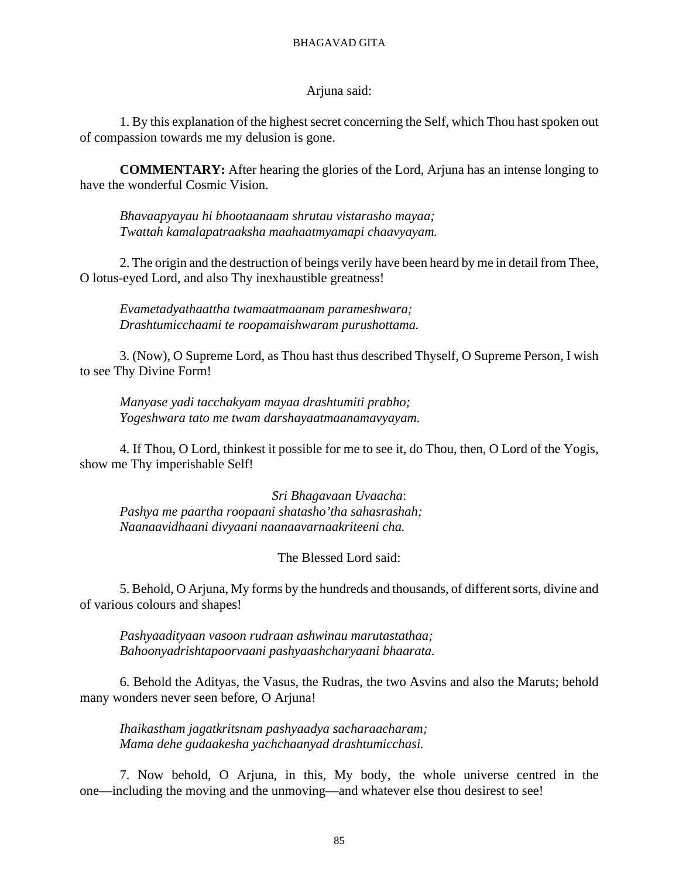Arjuna said:

1. By this explanation of the highest secret concerning the Self, which Thou hast spoken out of compassion towards me my delusion is gone.

**COMMENTARY:** After hearing the glories of the Lord, Arjuna has an intense longing to have the wonderful Cosmic Vision.

*Bhavaapyayau hi bhootaanaam shrutau vistarasho mayaa;*
*Twattah kamalapatraaksha maahaatmyamapi chaavyayam.*

2. The origin and the destruction of beings verily have been heard by me in detail from Thee, O lotus-eyed Lord, and also Thy inexhaustible greatness!

*Evametadyathaattha twamaatmaanam parameshwara;*
*Drashtumicchaami te roopamaishwaram purushottama.*

3. (Now), O Supreme Lord, as Thou hast thus described Thyself, O Supreme Person, I wish to see Thy Divine Form!

*Manyase yadi tacchakyam mayaa drashtumiti prabho;*
*Yogeshwara tato me twam darshayaatmaanamavyayam.*

4. If Thou, O Lord, thinkest it possible for me to see it, do Thou, then, O Lord of the Yogis, show me Thy imperishable Self!

*Sri Bhagavaan Uvaacha*:
*Pashya me paartha roopaani shatasho'tha sahasrashah;*
*Naanaavidhaani divyaani naanaavarnaakriteeni cha.*

The Blessed Lord said:

5. Behold, O Arjuna, My forms by the hundreds and thousands, of different sorts, divine and of various colours and shapes!

*Pashyaadityaan vasoon rudraan ashwinau marutastathaa;*
*Bahoonyadrishtapoorvaani pashyaashcharyaani bhaarata.*

6. Behold the Adityas, the Vasus, the Rudras, the two Asvins and also the Maruts; behold many wonders never seen before, O Arjuna!

*Ihaikastham jagatkritsnam pashyaadya sacharaacharam;*
*Mama dehe gudaakesha yachchaanyad drashtumicchasi.*

7. Now behold, O Arjuna, in this, My body, the whole universe centred in the one—including the moving and the unmoving—and whatever else thou desirest to see!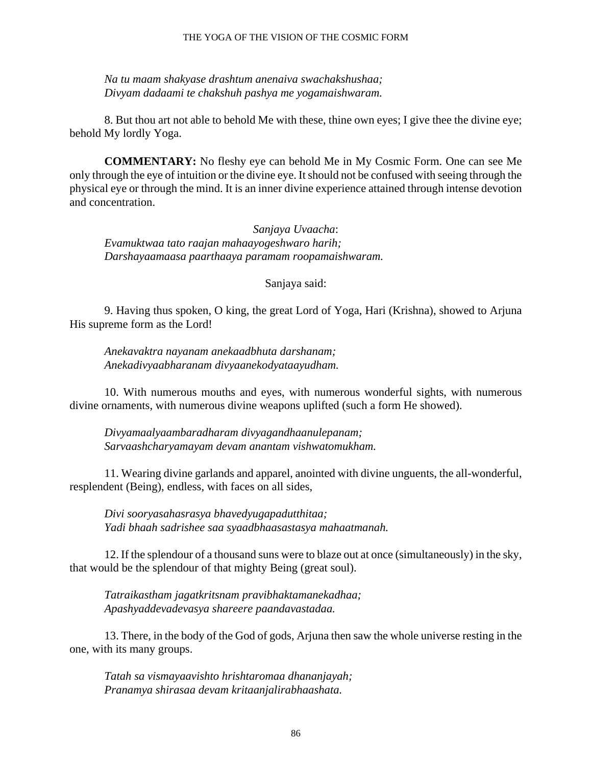*Na tu maam shakyase drashtum anenaiva swachakshushaa;*
*Divyam dadaami te chakshuh pashya me yogamaishwaram.*

8. But thou art not able to behold Me with these, thine own eyes; I give thee the divine eye; behold My lordly Yoga.

**COMMENTARY:** No fleshy eye can behold Me in My Cosmic Form. One can see Me only through the eye of intuition or the divine eye. It should not be confused with seeing through the physical eye or through the mind. It is an inner divine experience attained through intense devotion and concentration.

*Sanjaya Uvaacha*:
*Evamuktwaa tato raajan mahaayogeshwaro harih;*
*Darshayaamaasa paarthaaya paramam roopamaishwaram.*

Sanjaya said:

9. Having thus spoken, O king, the great Lord of Yoga, Hari (Krishna), showed to Arjuna His supreme form as the Lord!

*Anekavaktra nayanam anekaadbhuta darshanam;*
*Anekadivyaabharanam divyaanekodyataayudham.*

10. With numerous mouths and eyes, with numerous wonderful sights, with numerous divine ornaments, with numerous divine weapons uplifted (such a form He showed).

*Divyamaalyaambaradharam divyagandhaanulepanam;*
*Sarvaashcharyamayam devam anantam vishwatomukham.*

11. Wearing divine garlands and apparel, anointed with divine unguents, the all-wonderful, resplendent (Being), endless, with faces on all sides,

*Divi sooryasahasrasya bhavedyugapadutthitaa;*
*Yadi bhaah sadrishee saa syaadbhaasastasya mahaatmanah.*

12. If the splendour of a thousand suns were to blaze out at once (simultaneously) in the sky, that would be the splendour of that mighty Being (great soul).

*Tatraikastham jagatkritsnam pravibhaktamanekadhaa;*
*Apashyaddevadevasya shareere paandavastadaa.*

13. There, in the body of the God of gods, Arjuna then saw the whole universe resting in the one, with its many groups.

*Tatah sa vismayaavishto hrishtaromaa dhananjayah;*
*Pranamya shirasaa devam kritaanjalirabhaashata.*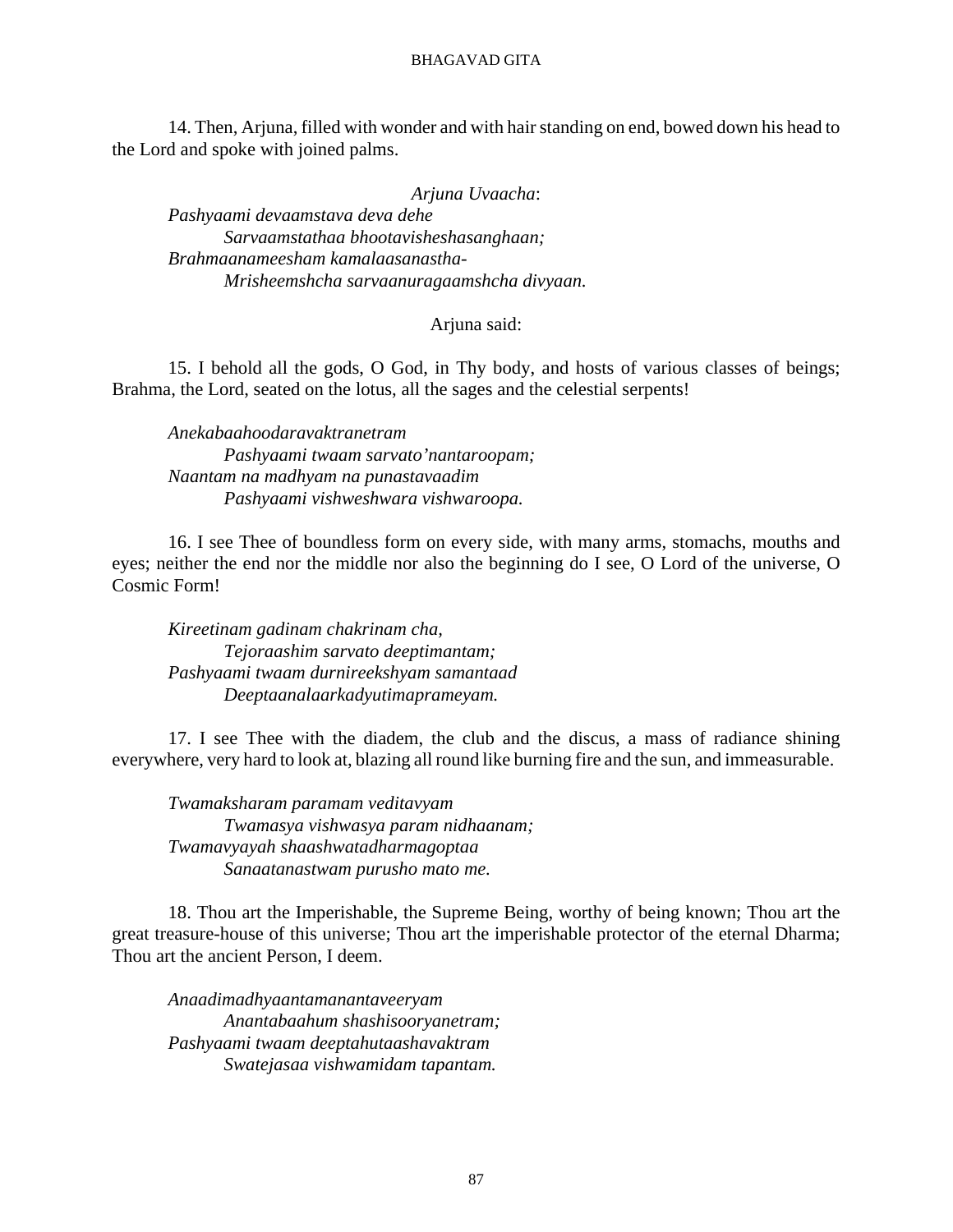14. Then, Arjuna, filled with wonder and with hair standing on end, bowed down his head to the Lord and spoke with joined palms.

*Arjuna Uvaacha*:

*Pashyaami devaamstava deva dehe*
*Sarvaamstathaa bhootavisheshasanghaan;*
*Brahmaanameesham kamalaasanastha-*
*Mrisheemshcha sarvaanuragaamshcha divyaan.*

Arjuna said:

15. I behold all the gods, O God, in Thy body, and hosts of various classes of beings; Brahma, the Lord, seated on the lotus, all the sages and the celestial serpents!

*Anekabaahoodaravaktranetram*
*Pashyaami twaam sarvato'nantaroopam;*
*Naantam na madhyam na punastavaadim*
*Pashyaami vishweshwara vishwaroopa.*

16. I see Thee of boundless form on every side, with many arms, stomachs, mouths and eyes; neither the end nor the middle nor also the beginning do I see, O Lord of the universe, O Cosmic Form!

*Kireetinam gadinam chakrinam cha,*
*Tejoraashim sarvato deeptimantam;*
*Pashyaami twaam durnireekshyam samantaad*
*Deeptaanalaarkadyutimaprameyam.*

17. I see Thee with the diadem, the club and the discus, a mass of radiance shining everywhere, very hard to look at, blazing all round like burning fire and the sun, and immeasurable.

*Twamaksharam paramam veditavyam*
*Twamasya vishwasya param nidhaanam;*
*Twamavyayah shaashwatadharmagoptaa*
*Sanaatanastwam purusho mato me.*

18. Thou art the Imperishable, the Supreme Being, worthy of being known; Thou art the great treasure-house of this universe; Thou art the imperishable protector of the eternal Dharma; Thou art the ancient Person, I deem.

*Anaadimadhyaantamanantaveeryam*
*Anantabaahum shashisooryanetram;*
*Pashyaami twaam deeptahutaashavaktram*
*Swatejasaa vishwamidam tapantam.*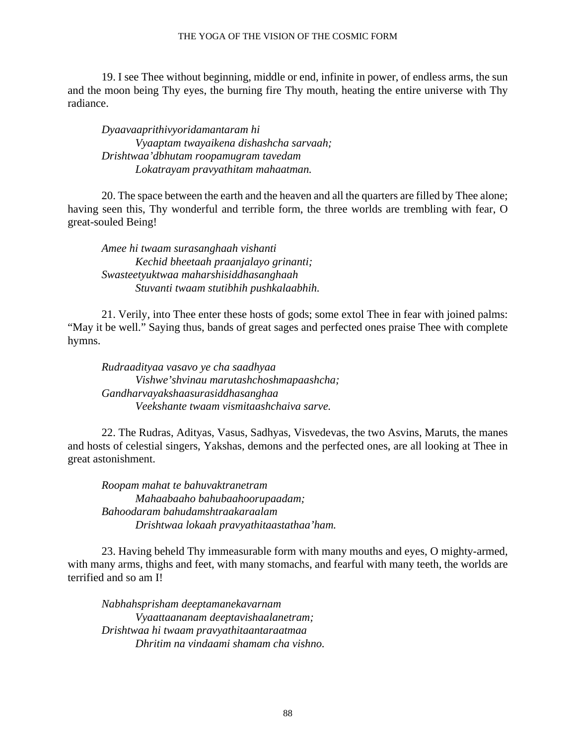19. I see Thee without beginning, middle or end, infinite in power, of endless arms, the sun and the moon being Thy eyes, the burning fire Thy mouth, heating the entire universe with Thy radiance.

*Dyaavaaprithivyoridamantaram hi*
*Vyaaptam twayaikena dishashcha sarvaah;*
*Drishtwaa'dbhutam roopamugram tavedam*
*Lokatrayam pravyathitam mahaatman.*

20. The space between the earth and the heaven and all the quarters are filled by Thee alone; having seen this, Thy wonderful and terrible form, the three worlds are trembling with fear, O great-souled Being!

*Amee hi twaam surasanghaah vishanti*
*Kechid bheetaah praanjalayo grinanti;*
*Swasteetyuktwaa maharshisiddhasanghaah*
*Stuvanti twaam stutibhih pushkalaabhih.*

21. Verily, into Thee enter these hosts of gods; some extol Thee in fear with joined palms: "May it be well." Saying thus, bands of great sages and perfected ones praise Thee with complete hymns.

*Rudraadityaa vasavo ye cha saadhyaa*
*Vishwe'shvinau marutashchoshmapaashcha;*
*Gandharvayakshaasurasiddhasanghaa*
*Veekshante twaam vismitaashchaiva sarve.*

22. The Rudras, Adityas, Vasus, Sadhyas, Visvedevas, the two Asvins, Maruts, the manes and hosts of celestial singers, Yakshas, demons and the perfected ones, are all looking at Thee in great astonishment.

*Roopam mahat te bahuvaktranetram*
*Mahaabaaho bahubaahoorupaadam;*
*Bahoodaram bahudamshtraakaraalam*
*Drishtwaa lokaah pravyathitaastathaa'ham.*

23. Having beheld Thy immeasurable form with many mouths and eyes, O mighty-armed, with many arms, thighs and feet, with many stomachs, and fearful with many teeth, the worlds are terrified and so am I!

*Nabhahsprisham deeptamanekavarnam*
*Vyaattaananam deeptavishaalanetram;*
*Drishtwaa hi twaam pravyathitaantaraatmaa*
*Dhritim na vindaami shamam cha vishno.*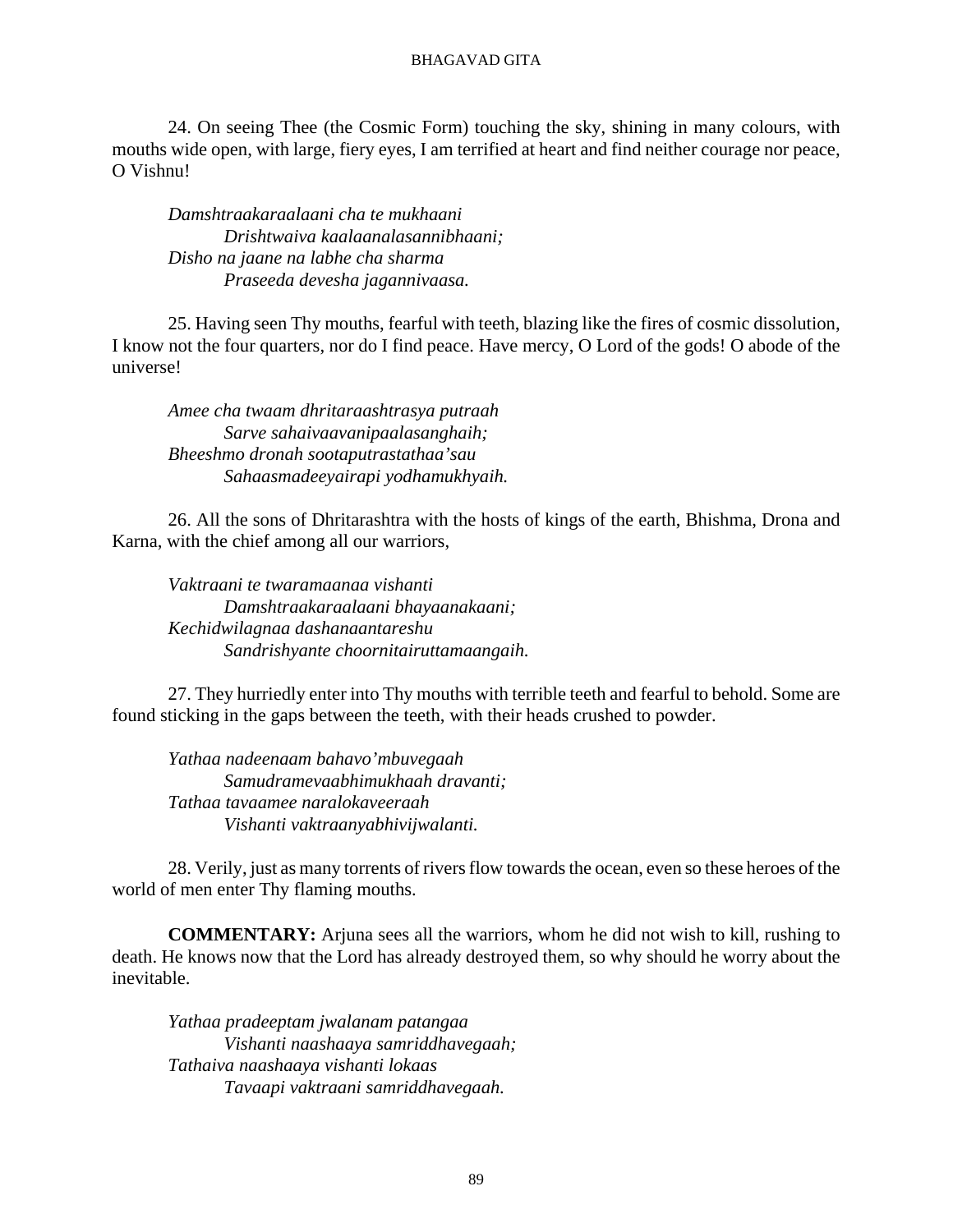24. On seeing Thee (the Cosmic Form) touching the sky, shining in many colours, with mouths wide open, with large, fiery eyes, I am terrified at heart and find neither courage nor peace, O Vishnu!

*Damshtraakaraalaani cha te mukhaani*
*Drishtwaiva kaalaanalasannibhaani;*
*Disho na jaane na labhe cha sharma*
*Praseeda devesha jagannivaasa.*

25. Having seen Thy mouths, fearful with teeth, blazing like the fires of cosmic dissolution, I know not the four quarters, nor do I find peace. Have mercy, O Lord of the gods! O abode of the universe!

*Amee cha twaam dhritaraashtrasya putraah*
*Sarve sahaivaavanipaalasanghaih;*
*Bheeshmo dronah sootaputrastathaa'sau*
*Sahaasmadeeyairapi yodhamukhyaih.*

26. All the sons of Dhritarashtra with the hosts of kings of the earth, Bhishma, Drona and Karna, with the chief among all our warriors,

*Vaktraani te twaramaanaa vishanti*
*Damshtraakaraalaani bhayaanakaani;*
*Kechidwilagnaa dashanaantareshu*
*Sandrishyante choornitairuttamaangaih.*

27. They hurriedly enter into Thy mouths with terrible teeth and fearful to behold. Some are found sticking in the gaps between the teeth, with their heads crushed to powder.

*Yathaa nadeenaam bahavo'mbuvegaah*
*Samudramevaabhimukhaah dravanti;*
*Tathaa tavaamee naralokaveeraah*
*Vishanti vaktraanyabhivijwalanti.*

28. Verily, just as many torrents of rivers flow towards the ocean, even so these heroes of the world of men enter Thy flaming mouths.

**COMMENTARY:** Arjuna sees all the warriors, whom he did not wish to kill, rushing to death. He knows now that the Lord has already destroyed them, so why should he worry about the inevitable.

*Yathaa pradeeptam jwalanam patangaa*
*Vishanti naashaaya samriddhavegaah;*
*Tathaiva naashaaya vishanti lokaas*
*Tavaapi vaktraani samriddhavegaah.*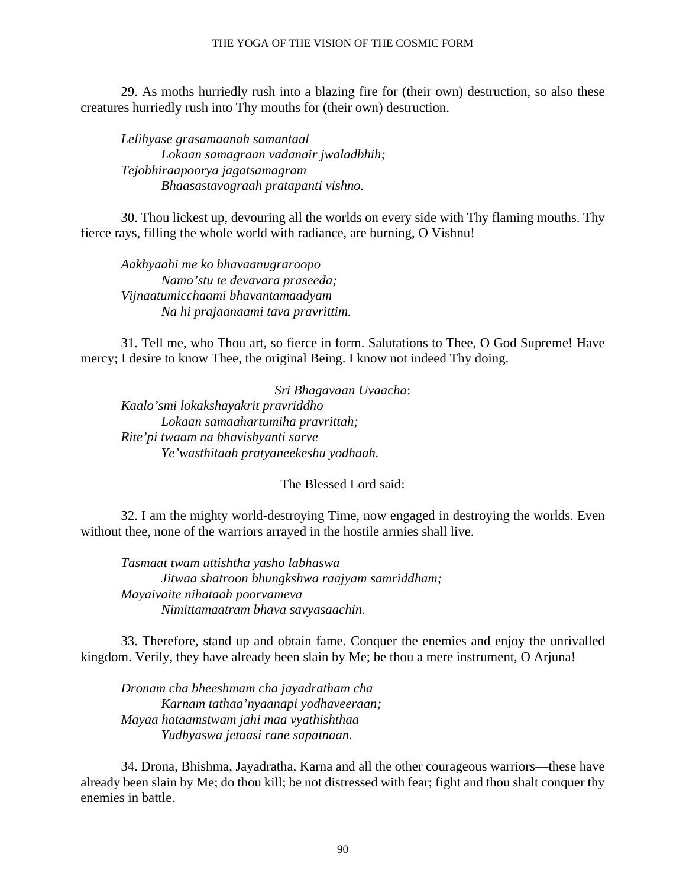29. As moths hurriedly rush into a blazing fire for (their own) destruction, so also these creatures hurriedly rush into Thy mouths for (their own) destruction.

*Lelihyase grasamaanah samantaal*
*Lokaan samagraan vadanair jwaladbhih;*
*Tejobhiraapoorya jagatsamagram*
*Bhaasastavograah pratapanti vishno.*

30. Thou lickest up, devouring all the worlds on every side with Thy flaming mouths. Thy fierce rays, filling the whole world with radiance, are burning, O Vishnu!

*Aakhyaahi me ko bhavaanugraroopo*
*Namo'stu te devavara praseeda;*
*Vijnaatumicchaami bhavantamaadyam*
*Na hi prajaanaami tava pravrittim.*

31. Tell me, who Thou art, so fierce in form. Salutations to Thee, O God Supreme! Have mercy; I desire to know Thee, the original Being. I know not indeed Thy doing.

*Sri Bhagavaan Uvaacha*:
*Kaalo'smi lokakshayakrit pravriddho*
*Lokaan samaahartumiha pravrittah;*
*Rite'pi twaam na bhavishyanti sarve*
*Ye'wasthitaah pratyaneekeshu yodhaah.*

The Blessed Lord said:

32. I am the mighty world-destroying Time, now engaged in destroying the worlds. Even without thee, none of the warriors arrayed in the hostile armies shall live.

*Tasmaat twam uttishtha yasho labhaswa*
*Jitwaa shatroon bhungkshwa raajyam samriddham;*
*Mayaivaite nihataah poorvameva*
*Nimittamaatram bhava savyasaachin.*

33. Therefore, stand up and obtain fame. Conquer the enemies and enjoy the unrivalled kingdom. Verily, they have already been slain by Me; be thou a mere instrument, O Arjuna!

*Dronam cha bheeshmam cha jayadratham cha*
*Karnam tathaa'nyaanapi yodhaveeraan;*
*Mayaa hataamstwam jahi maa vyathishthaa*
*Yudhyaswa jetaasi rane sapatnaan.*

34. Drona, Bhishma, Jayadratha, Karna and all the other courageous warriors—these have already been slain by Me; do thou kill; be not distressed with fear; fight and thou shalt conquer thy enemies in battle.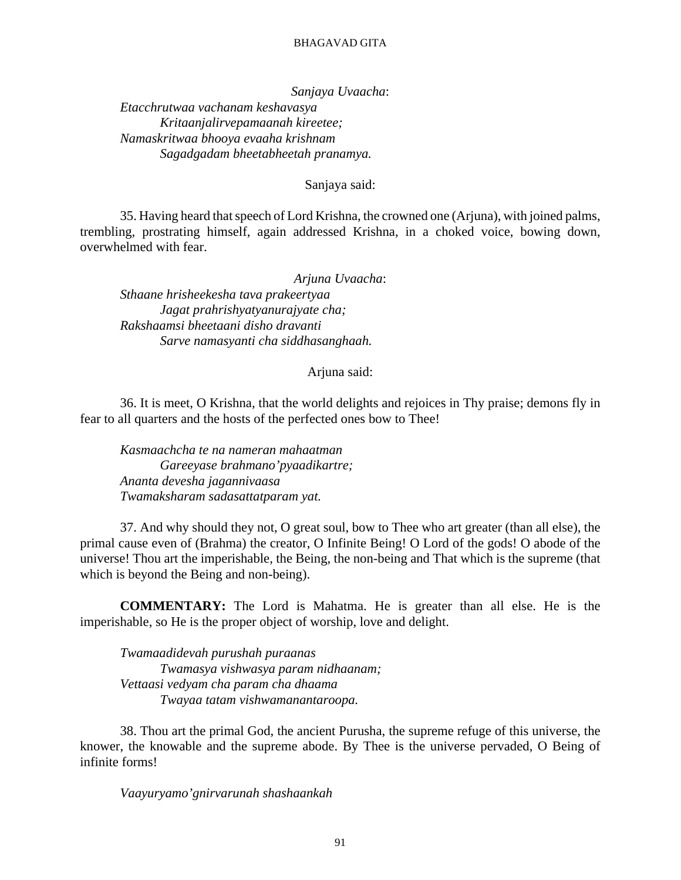*Sanjaya Uvaacha*:

*Etacchrutwaa vachanam keshavasya*
*Kritaanjalirvepamaanah kireetee;*
*Namaskritwaa bhooya evaaha krishnam*
*Sagadgadam bheetabheetah pranamya.*

Sanjaya said:

35. Having heard that speech of Lord Krishna, the crowned one (Arjuna), with joined palms, trembling, prostrating himself, again addressed Krishna, in a choked voice, bowing down, overwhelmed with fear.

*Arjuna Uvaacha*:

*Sthaane hrisheekesha tava prakeertyaa*
*Jagat prahrishyatyanurajyate cha;*
*Rakshaamsi bheetaani disho dravanti*
*Sarve namasyanti cha siddhasanghaah.*

Arjuna said:

36. It is meet, O Krishna, that the world delights and rejoices in Thy praise; demons fly in fear to all quarters and the hosts of the perfected ones bow to Thee!

*Kasmaachcha te na nameran mahaatman*
*Gareeyase brahmano'pyaadikartre;*
*Ananta devesha jagannivaasa*
*Twamaksharam sadasattatparam yat.*

37. And why should they not, O great soul, bow to Thee who art greater (than all else), the primal cause even of (Brahma) the creator, O Infinite Being! O Lord of the gods! O abode of the universe! Thou art the imperishable, the Being, the non-being and That which is the supreme (that which is beyond the Being and non-being).

**COMMENTARY:** The Lord is Mahatma. He is greater than all else. He is the imperishable, so He is the proper object of worship, love and delight.

*Twamaadidevah purushah puraanas*
*Twamasya vishwasya param nidhaanam;*
*Vettaasi vedyam cha param cha dhaama*
*Twayaa tatam vishwamanantaroopa.*

38. Thou art the primal God, the ancient Purusha, the supreme refuge of this universe, the knower, the knowable and the supreme abode. By Thee is the universe pervaded, O Being of infinite forms!

*Vaayuryamo'gnirvarunah shashaankah*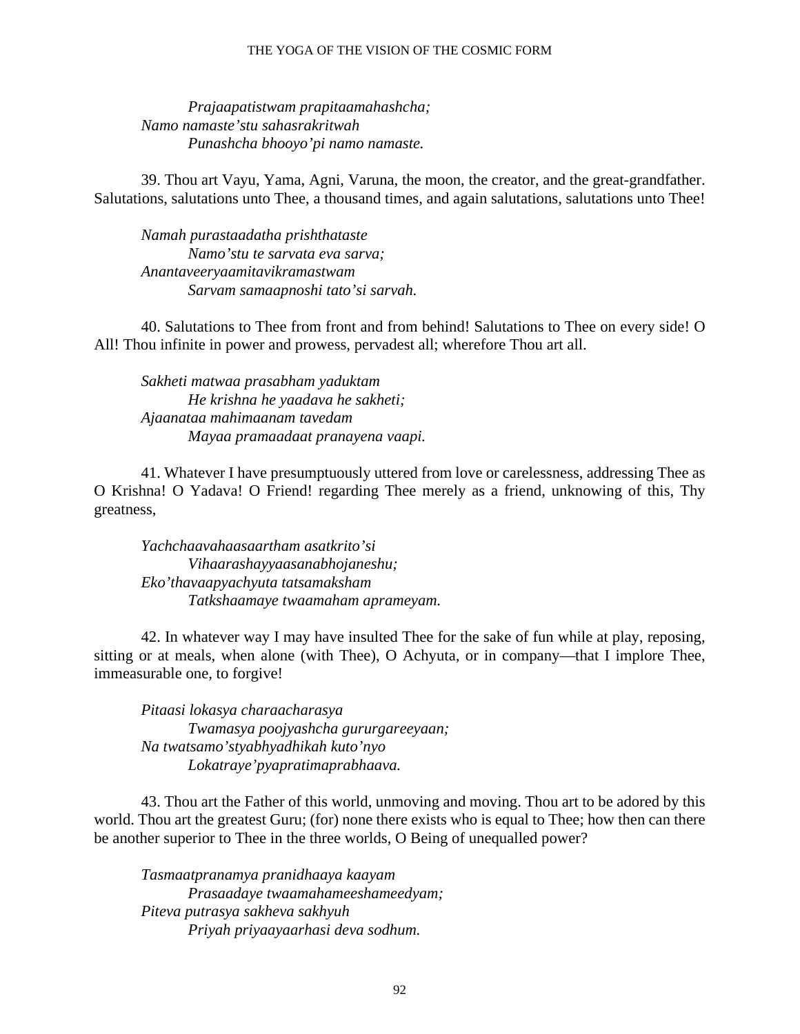*Prajaapatistwam prapitaamahashcha;*
*Namo namaste'stu sahasrakritwah*
*Punashcha bhooyo'pi namo namaste.*

39. Thou art Vayu, Yama, Agni, Varuna, the moon, the creator, and the great-grandfather. Salutations, salutations unto Thee, a thousand times, and again salutations, salutations unto Thee!

*Namah purastaadatha prishthataste*
*Namo'stu te sarvata eva sarva;*
*Anantaveeryaamitavikramastwam*
*Sarvam samaapnoshi tato'si sarvah.*

40. Salutations to Thee from front and from behind! Salutations to Thee on every side! O All! Thou infinite in power and prowess, pervadest all; wherefore Thou art all.

*Sakheti matwaa prasabham yaduktam*
*He krishna he yaadava he sakheti;*
*Ajaanataa mahimaanam tavedam*
*Mayaa pramaadaat pranayena vaapi.*

41. Whatever I have presumptuously uttered from love or carelessness, addressing Thee as O Krishna! O Yadava! O Friend! regarding Thee merely as a friend, unknowing of this, Thy greatness,

*Yachchaavahaasaartham asatkrito'si*
*Vihaarashayyaasanabhojaneshu;*
*Eko'thavaapyachyuta tatsamaksham*
*Tatkshaamaye twaamaham aprameyam.*

42. In whatever way I may have insulted Thee for the sake of fun while at play, reposing, sitting or at meals, when alone (with Thee), O Achyuta, or in company—that I implore Thee, immeasurable one, to forgive!

*Pitaasi lokasya charaacharasya*
*Twamasya poojyashcha gururgareeyaan;*
*Na twatsamo'styabhyadhikah kuto'nyo*
*Lokatraye'pyapratimaprabhaava.*

43. Thou art the Father of this world, unmoving and moving. Thou art to be adored by this world. Thou art the greatest Guru; (for) none there exists who is equal to Thee; how then can there be another superior to Thee in the three worlds, O Being of unequalled power?

*Tasmaatpranamya pranidhaaya kaayam*
*Prasaadaye twaamahameeshameedyam;*
*Piteva putrasya sakheva sakhyuh*
*Priyah priyaayaarhasi deva sodhum.*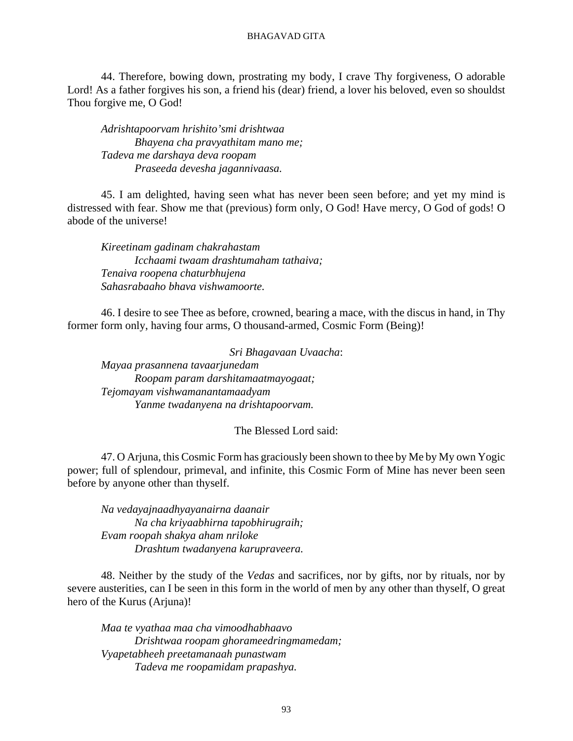44. Therefore, bowing down, prostrating my body, I crave Thy forgiveness, O adorable Lord! As a father forgives his son, a friend his (dear) friend, a lover his beloved, even so shouldst Thou forgive me, O God!

*Adrishtapoorvam hrishito'smi drishtwaa*
*Bhayena cha pravyathitam mano me;*
*Tadeva me darshaya deva roopam*
*Praseeda devesha jagannivaasa.*

45. I am delighted, having seen what has never been seen before; and yet my mind is distressed with fear. Show me that (previous) form only, O God! Have mercy, O God of gods! O abode of the universe!

*Kireetinam gadinam chakrahastam*
*Icchaami twaam drashtumaham tathaiva;*
*Tenaiva roopena chaturbhujena*
*Sahasrabaaho bhava vishwamoorte.*

46. I desire to see Thee as before, crowned, bearing a mace, with the discus in hand, in Thy former form only, having four arms, O thousand-armed, Cosmic Form (Being)!

*Sri Bhagavaan Uvaacha*:
*Mayaa prasannena tavaarjunedam*
*Roopam param darshitamaatmayogaat;*
*Tejomayam vishwamanantamaadyam*
*Yanme twadanyena na drishtapoorvam.*

The Blessed Lord said:

47. O Arjuna, this Cosmic Form has graciously been shown to thee by Me by My own Yogic power; full of splendour, primeval, and infinite, this Cosmic Form of Mine has never been seen before by anyone other than thyself.

*Na vedayajnaadhyayanairna daanair*
*Na cha kriyaabhirna tapobhirugraih;*
*Evam roopah shakya aham nriloke*
*Drashtum twadanyena karupraveera.*

48. Neither by the study of the *Vedas* and sacrifices, nor by gifts, nor by rituals, nor by severe austerities, can I be seen in this form in the world of men by any other than thyself, O great hero of the Kurus (Arjuna)!

*Maa te vyathaa maa cha vimoodhabhaavo*
*Drishtwaa roopam ghorameedringmamedam;*
*Vyapetabheeh preetamanaah punastwam*
*Tadeva me roopamidam prapashya.*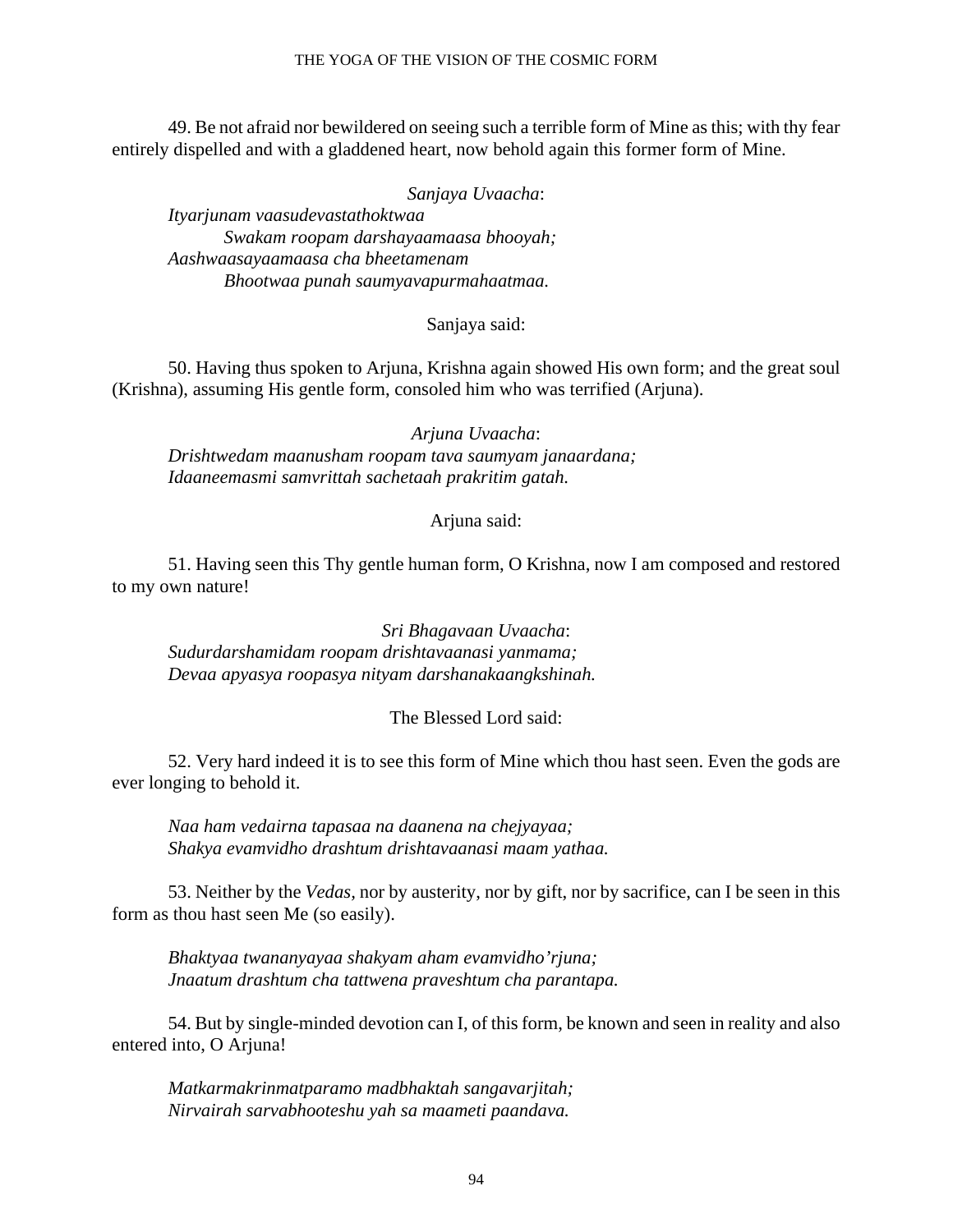49. Be not afraid nor bewildered on seeing such a terrible form of Mine as this; with thy fear entirely dispelled and with a gladdened heart, now behold again this former form of Mine.

*Sanjaya Uvaacha*:
*Ityarjunam vaasudevastathoktwaa*
*Swakam roopam darshayaamaasa bhooyah;*
*Aashwaasayaamaasa cha bheetamenam*
*Bhootwaa punah saumyavapurmahaatmaa.*

Sanjaya said:

50. Having thus spoken to Arjuna, Krishna again showed His own form; and the great soul (Krishna), assuming His gentle form, consoled him who was terrified (Arjuna).

*Arjuna Uvaacha*:
*Drishtwedam maanusham roopam tava saumyam janaardana;*
*Idaaneemasmi samvrittah sachetaah prakritim gatah.*

Arjuna said:

51. Having seen this Thy gentle human form, O Krishna, now I am composed and restored to my own nature!

*Sri Bhagavaan Uvaacha*:
*Sudurdarshamidam roopam drishtavaanasi yanmama;*
*Devaa apyasya roopasya nityam darshanakaangkshinah.*

The Blessed Lord said:

52. Very hard indeed it is to see this form of Mine which thou hast seen. Even the gods are ever longing to behold it.

*Naa ham vedairna tapasaa na daanena na chejyayaa;*
*Shakya evamvidho drashtum drishtavaanasi maam yathaa.*

53. Neither by the *Vedas,* nor by austerity, nor by gift, nor by sacrifice, can I be seen in this form as thou hast seen Me (so easily).

*Bhaktyaa twananyayaa shakyam aham evamvidho'rjuna;*
*Jnaatum drashtum cha tattwena praveshtum cha parantapa.*

54. But by single-minded devotion can I, of this form, be known and seen in reality and also entered into, O Arjuna!

*Matkarmakrinmatparamo madbhaktah sangavarjitah;*
*Nirvairah sarvabhooteshu yah sa maameti paandava.*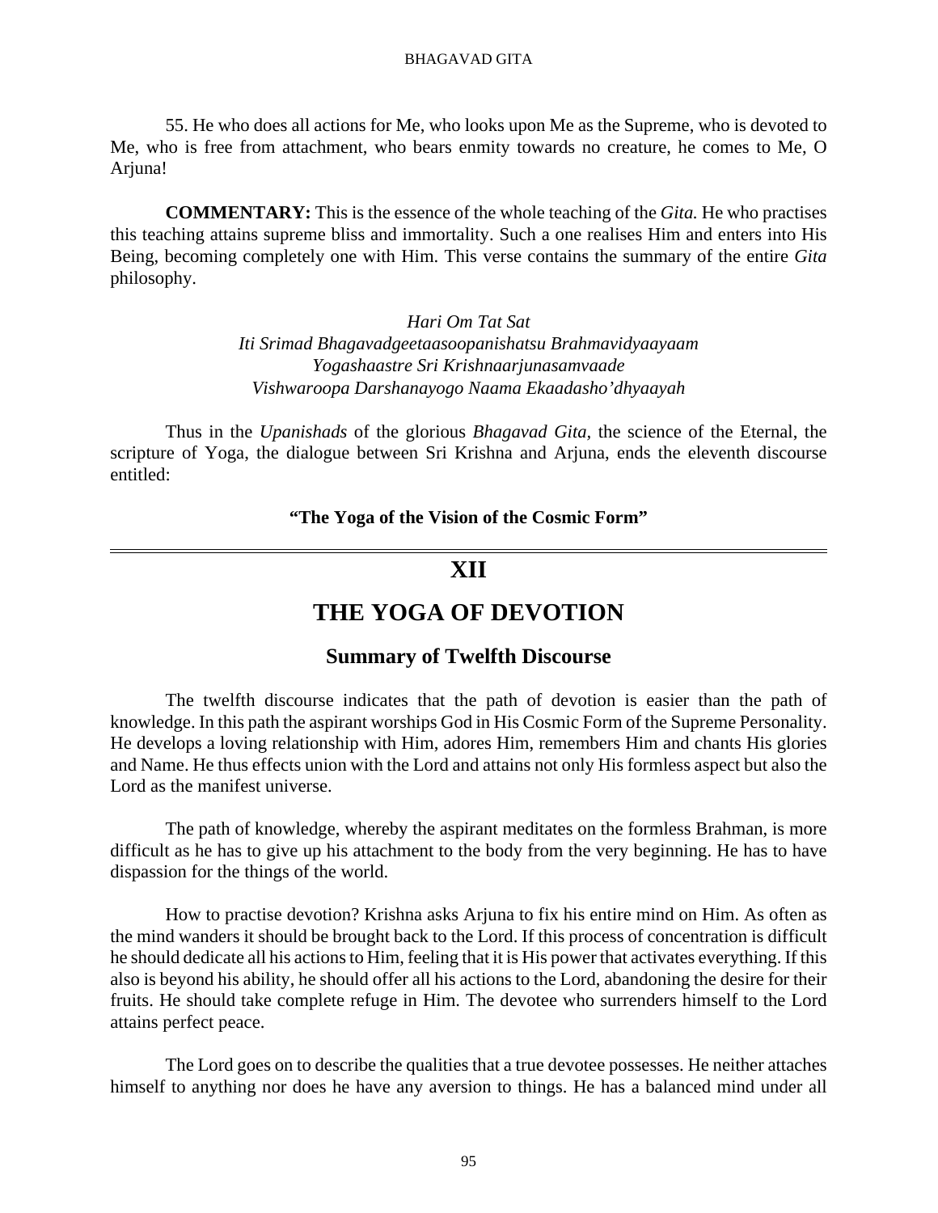55. He who does all actions for Me, who looks upon Me as the Supreme, who is devoted to Me, who is free from attachment, who bears enmity towards no creature, he comes to Me, O Arjuna!

**COMMENTARY:** This is the essence of the whole teaching of the *Gita.* He who practises this teaching attains supreme bliss and immortality. Such a one realises Him and enters into His Being, becoming completely one with Him. This verse contains the summary of the entire *Gita* philosophy.

*Hari Om Tat Sat*
*Iti Srimad Bhagavadgeetaasoopanishatsu Brahmavidyaayaam*
*Yogashaastre Sri Krishnaarjunasamvaade*
*Vishwaroopa Darshanayogo Naama Ekaadasho'dhyaayah*

Thus in the *Upanishads* of the glorious *Bhagavad Gita,* the science of the Eternal, the scripture of Yoga, the dialogue between Sri Krishna and Arjuna, ends the eleventh discourse entitled:

**"The Yoga of the Vision of the Cosmic Form"**

---

# XII

# THE YOGA OF DEVOTION

## Summary of Twelfth Discourse

The twelfth discourse indicates that the path of devotion is easier than the path of knowledge. In this path the aspirant worships God in His Cosmic Form of the Supreme Personality. He develops a loving relationship with Him, adores Him, remembers Him and chants His glories and Name. He thus effects union with the Lord and attains not only His formless aspect but also the Lord as the manifest universe.

The path of knowledge, whereby the aspirant meditates on the formless Brahman, is more difficult as he has to give up his attachment to the body from the very beginning. He has to have dispassion for the things of the world.

How to practise devotion? Krishna asks Arjuna to fix his entire mind on Him. As often as the mind wanders it should be brought back to the Lord. If this process of concentration is difficult he should dedicate all his actions to Him, feeling that it is His power that activates everything. If this also is beyond his ability, he should offer all his actions to the Lord, abandoning the desire for their fruits. He should take complete refuge in Him. The devotee who surrenders himself to the Lord attains perfect peace.

The Lord goes on to describe the qualities that a true devotee possesses. He neither attaches himself to anything nor does he have any aversion to things. He has a balanced mind under all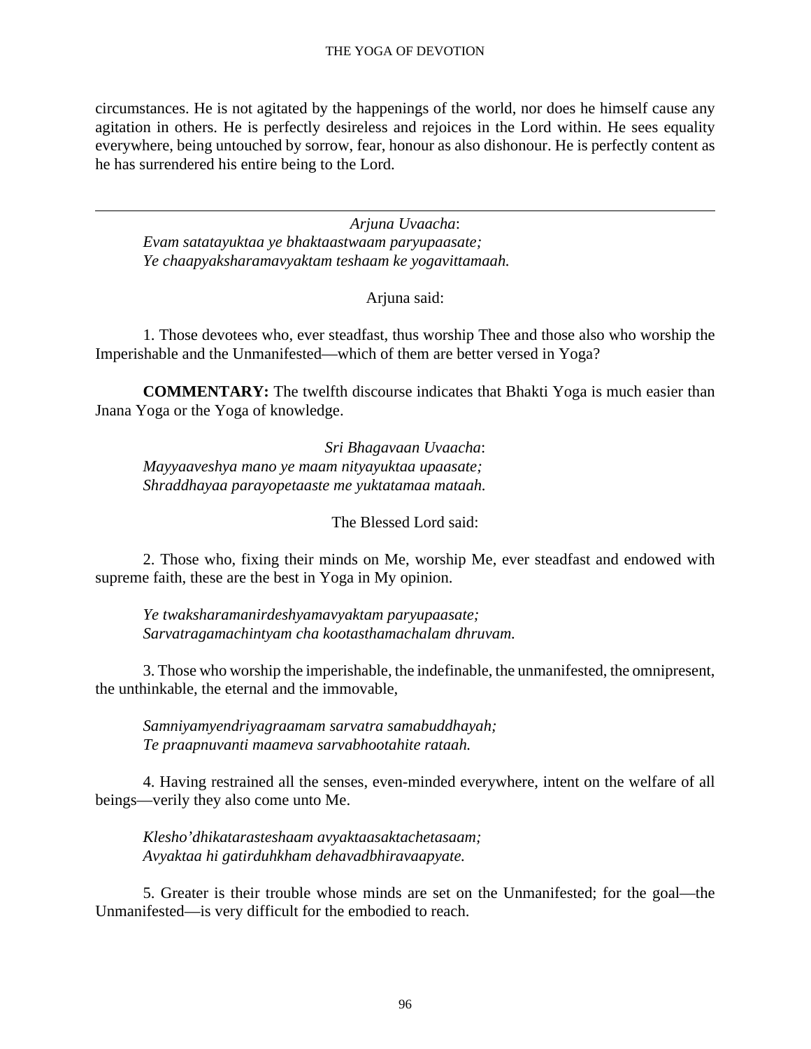circumstances. He is not agitated by the happenings of the world, nor does he himself cause any agitation in others. He is perfectly desireless and rejoices in the Lord within. He sees equality everywhere, being untouched by sorrow, fear, honour as also dishonour. He is perfectly content as he has surrendered his entire being to the Lord.

---

*Arjuna Uvaacha*:
*Evam satatayuktaa ye bhaktaastwaam paryupaasate;*
*Ye chaapyaksharamavyaktam teshaam ke yogavittamaah.*

Arjuna said:

1. Those devotees who, ever steadfast, thus worship Thee and those also who worship the Imperishable and the Unmanifested—which of them are better versed in Yoga?

**COMMENTARY:** The twelfth discourse indicates that Bhakti Yoga is much easier than Jnana Yoga or the Yoga of knowledge.

*Sri Bhagavaan Uvaacha*:
*Mayyaaveshya mano ye maam nityayuktaa upaasate;*
*Shraddhayaa parayopetaaste me yuktatamaa mataah.*

The Blessed Lord said:

2. Those who, fixing their minds on Me, worship Me, ever steadfast and endowed with supreme faith, these are the best in Yoga in My opinion.

*Ye twaksharamanirdeshyamavyaktam paryupaasate;*
*Sarvatragamachintyam cha kootasthamachalam dhruvam.*

3. Those who worship the imperishable, the indefinable, the unmanifested, the omnipresent, the unthinkable, the eternal and the immovable,

*Samniyamyendriyagraamam sarvatra samabuddhayah;*
*Te praapnuvanti maameva sarvabhootahite rataah.*

4. Having restrained all the senses, even-minded everywhere, intent on the welfare of all beings—verily they also come unto Me.

*Klesho'dhikatarasteshaam avyaktaasaktachetasaam;*
*Avyaktaa hi gatirduhkham dehavadbhiravaapyate.*

5. Greater is their trouble whose minds are set on the Unmanifested; for the goal—the Unmanifested—is very difficult for the embodied to reach.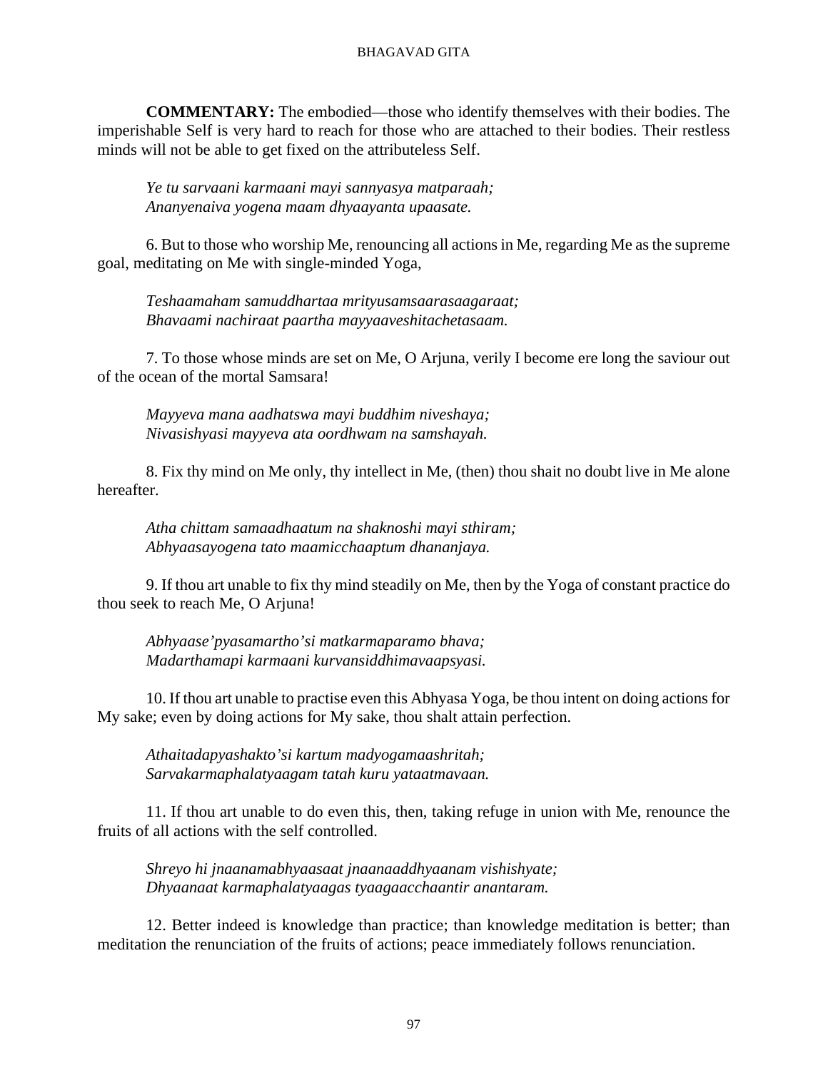**COMMENTARY:** The embodied—those who identify themselves with their bodies. The imperishable Self is very hard to reach for those who are attached to their bodies. Their restless minds will not be able to get fixed on the attributeless Self.

*Ye tu sarvaani karmaani mayi sannyasya matparaah;*
*Ananyenaiva yogena maam dhyaayanta upaasate.*

6. But to those who worship Me, renouncing all actions in Me, regarding Me as the supreme goal, meditating on Me with single-minded Yoga,

*Teshaamaham samuddhartaa mrityusamsaarasaagaraat;*
*Bhavaami nachiraat paartha mayyaaveshitachetasaam.*

7. To those whose minds are set on Me, O Arjuna, verily I become ere long the saviour out of the ocean of the mortal Samsara!

*Mayyeva mana aadhatswa mayi buddhim niveshaya;*
*Nivasishyasi mayyeva ata oordhwam na samshayah.*

8. Fix thy mind on Me only, thy intellect in Me, (then) thou shait no doubt live in Me alone hereafter.

*Atha chittam samaadhaatum na shaknoshi mayi sthiram;*
*Abhyaasayogena tato maamicchaaptum dhananjaya.*

9. If thou art unable to fix thy mind steadily on Me, then by the Yoga of constant practice do thou seek to reach Me, O Arjuna!

*Abhyaase'pyasamartho'si matkarmaparamo bhava;*
*Madarthamapi karmaani kurvansiddhimavaapsyasi.*

10. If thou art unable to practise even this Abhyasa Yoga, be thou intent on doing actions for My sake; even by doing actions for My sake, thou shalt attain perfection.

*Athaitadapyashakto'si kartum madyogamaashritah;*
*Sarvakarmaphalatyaagam tatah kuru yataatmavaan.*

11. If thou art unable to do even this, then, taking refuge in union with Me, renounce the fruits of all actions with the self controlled.

*Shreyo hi jnaanamabhyaasaat jnaanaaddhyaanam vishishyate;*
*Dhyaanaat karmaphalatyaagas tyaagaacchaantir anantaram.*

12. Better indeed is knowledge than practice; than knowledge meditation is better; than meditation the renunciation of the fruits of actions; peace immediately follows renunciation.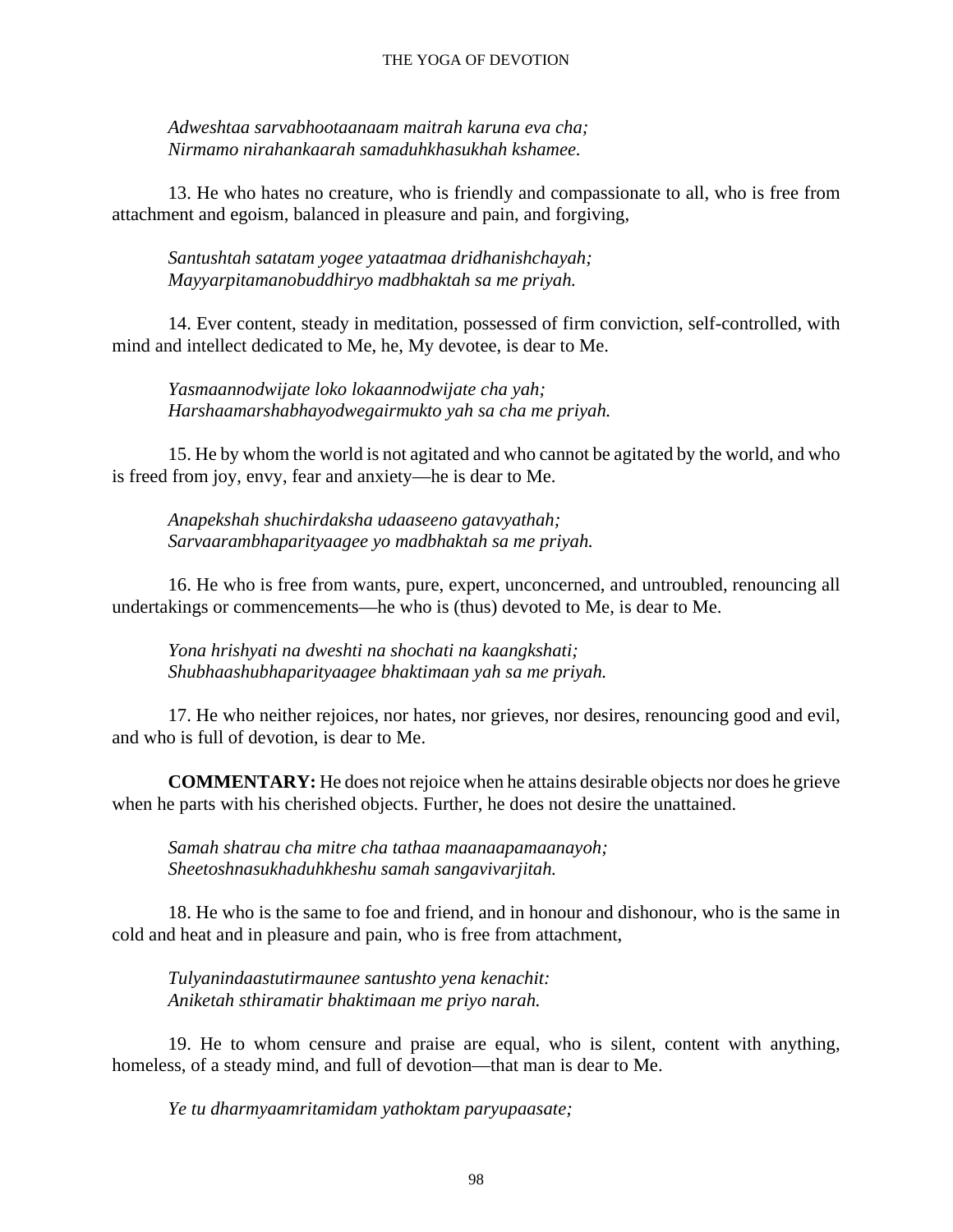*Adweshtaa sarvabhootaanaam maitrah karuna eva cha;*
*Nirmamo nirahankaarah samaduhkhasukhah kshamee.*

13. He who hates no creature, who is friendly and compassionate to all, who is free from attachment and egoism, balanced in pleasure and pain, and forgiving,

*Santushtah satatam yogee yataatmaa dridhanishchayah;*
*Mayyarpitamanobuddhiryo madbhaktah sa me priyah.*

14. Ever content, steady in meditation, possessed of firm conviction, self-controlled, with mind and intellect dedicated to Me, he, My devotee, is dear to Me.

*Yasmaannodwijate loko lokaannodwijate cha yah;*
*Harshaamarshabhayodwegairmukto yah sa cha me priyah.*

15. He by whom the world is not agitated and who cannot be agitated by the world, and who is freed from joy, envy, fear and anxiety—he is dear to Me.

*Anapekshah shuchirdaksha udaaseeno gatavyathah;*
*Sarvaarambhaparityaagee yo madbhaktah sa me priyah.*

16. He who is free from wants, pure, expert, unconcerned, and untroubled, renouncing all undertakings or commencements—he who is (thus) devoted to Me, is dear to Me.

*Yona hrishyati na dweshti na shochati na kaangkshati;*
*Shubhaashubhaparityaagee bhaktimaan yah sa me priyah.*

17. He who neither rejoices, nor hates, nor grieves, nor desires, renouncing good and evil, and who is full of devotion, is dear to Me.

**COMMENTARY:** He does not rejoice when he attains desirable objects nor does he grieve when he parts with his cherished objects. Further, he does not desire the unattained.

*Samah shatrau cha mitre cha tathaa maanaapamaanayoh;*
*Sheetoshnasukhaduhkheshu samah sangavivarjitah.*

18. He who is the same to foe and friend, and in honour and dishonour, who is the same in cold and heat and in pleasure and pain, who is free from attachment,

*Tulyanindaastutirmaunee santushto yena kenachit:*
*Aniketah sthiramatir bhaktimaan me priyo narah.*

19. He to whom censure and praise are equal, who is silent, content with anything, homeless, of a steady mind, and full of devotion—that man is dear to Me.

*Ye tu dharmyaamritamidam yathoktam paryupaasate;*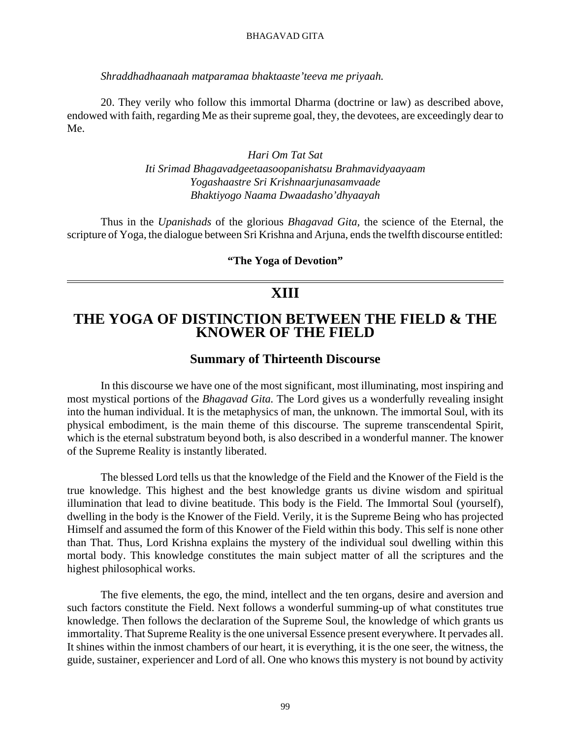*Shraddhadhaanaah matparamaa bhaktaaste'teeva me priyaah.*

20. They verily who follow this immortal Dharma (doctrine or law) as described above, endowed with faith, regarding Me as their supreme goal, they, the devotees, are exceedingly dear to Me.

*Hari Om Tat Sat*
*Iti Srimad Bhagavadgeetaasoopanishatsu Brahmavidyaayaam*
*Yogashaastre Sri Krishnaarjunasamvaade*
*Bhaktiyogo Naama Dwaadasho'dhyaayah*

Thus in the *Upanishads* of the glorious *Bhagavad Gita,* the science of the Eternal, the scripture of Yoga, the dialogue between Sri Krishna and Arjuna, ends the twelfth discourse entitled:

**"The Yoga of Devotion"**

---

# XIII

# THE YOGA OF DISTINCTION BETWEEN THE FIELD & THE KNOWER OF THE FIELD

## Summary of Thirteenth Discourse

In this discourse we have one of the most significant, most illuminating, most inspiring and most mystical portions of the *Bhagavad Gita.* The Lord gives us a wonderfully revealing insight into the human individual. It is the metaphysics of man, the unknown. The immortal Soul, with its physical embodiment, is the main theme of this discourse. The supreme transcendental Spirit, which is the eternal substratum beyond both, is also described in a wonderful manner. The knower of the Supreme Reality is instantly liberated.

The blessed Lord tells us that the knowledge of the Field and the Knower of the Field is the true knowledge. This highest and the best knowledge grants us divine wisdom and spiritual illumination that lead to divine beatitude. This body is the Field. The Immortal Soul (yourself), dwelling in the body is the Knower of the Field. Verily, it is the Supreme Being who has projected Himself and assumed the form of this Knower of the Field within this body. This self is none other than That. Thus, Lord Krishna explains the mystery of the individual soul dwelling within this mortal body. This knowledge constitutes the main subject matter of all the scriptures and the highest philosophical works.

The five elements, the ego, the mind, intellect and the ten organs, desire and aversion and such factors constitute the Field. Next follows a wonderful summing-up of what constitutes true knowledge. Then follows the declaration of the Supreme Soul, the knowledge of which grants us immortality. That Supreme Reality is the one universal Essence present everywhere. It pervades all. It shines within the inmost chambers of our heart, it is everything, it is the one seer, the witness, the guide, sustainer, experiencer and Lord of all. One who knows this mystery is not bound by activity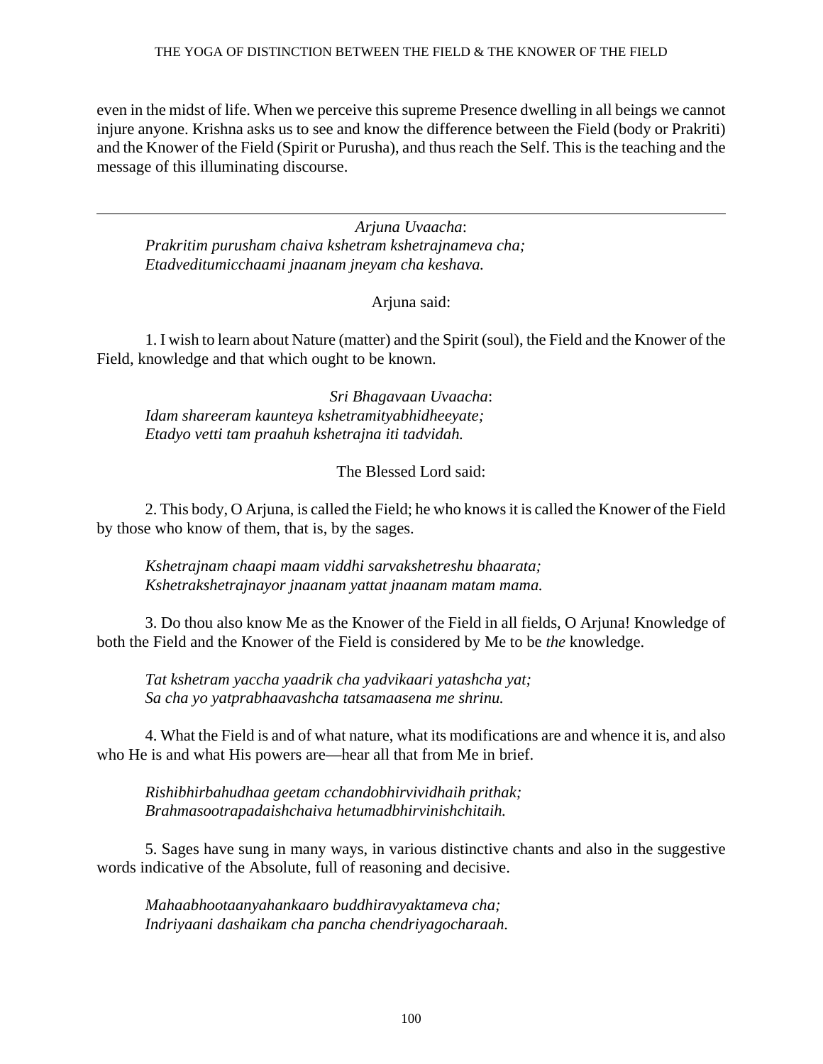even in the midst of life. When we perceive this supreme Presence dwelling in all beings we cannot injure anyone. Krishna asks us to see and know the difference between the Field (body or Prakriti) and the Knower of the Field (Spirit or Purusha), and thus reach the Self. This is the teaching and the message of this illuminating discourse.

---

*Arjuna Uvaacha*:
*Prakritim purusham chaiva kshetram kshetrajnameva cha;*
*Etadveditumicchaami jnaanam jneyam cha keshava.*

Arjuna said:

1. I wish to learn about Nature (matter) and the Spirit (soul), the Field and the Knower of the Field, knowledge and that which ought to be known.

*Sri Bhagavaan Uvaacha*:
*Idam shareeram kaunteya kshetramityabhidheeyate;*
*Etadyo vetti tam praahuh kshetrajna iti tadvidah.*

The Blessed Lord said:

2. This body, O Arjuna, is called the Field; he who knows it is called the Knower of the Field by those who know of them, that is, by the sages.

*Kshetrajnam chaapi maam viddhi sarvakshetreshu bhaarata;*
*Kshetrakshetrajnayor jnaanam yattat jnaanam matam mama.*

3. Do thou also know Me as the Knower of the Field in all fields, O Arjuna! Knowledge of both the Field and the Knower of the Field is considered by Me to be *the* knowledge.

*Tat kshetram yaccha yaadrik cha yadvikaari yatashcha yat;*
*Sa cha yo yatprabhaavashcha tatsamaasena me shrinu.*

4. What the Field is and of what nature, what its modifications are and whence it is, and also who He is and what His powers are—hear all that from Me in brief.

*Rishibhirbahudhaa geetam cchandobhirvividhaih prithak;*
*Brahmasootrapadaishchaiva hetumadbhirvinishchitaih.*

5. Sages have sung in many ways, in various distinctive chants and also in the suggestive words indicative of the Absolute, full of reasoning and decisive.

*Mahaabhootaanyahankaaro buddhiravyaktameva cha;*
*Indriyaani dashaikam cha pancha chendriyagocharaah.*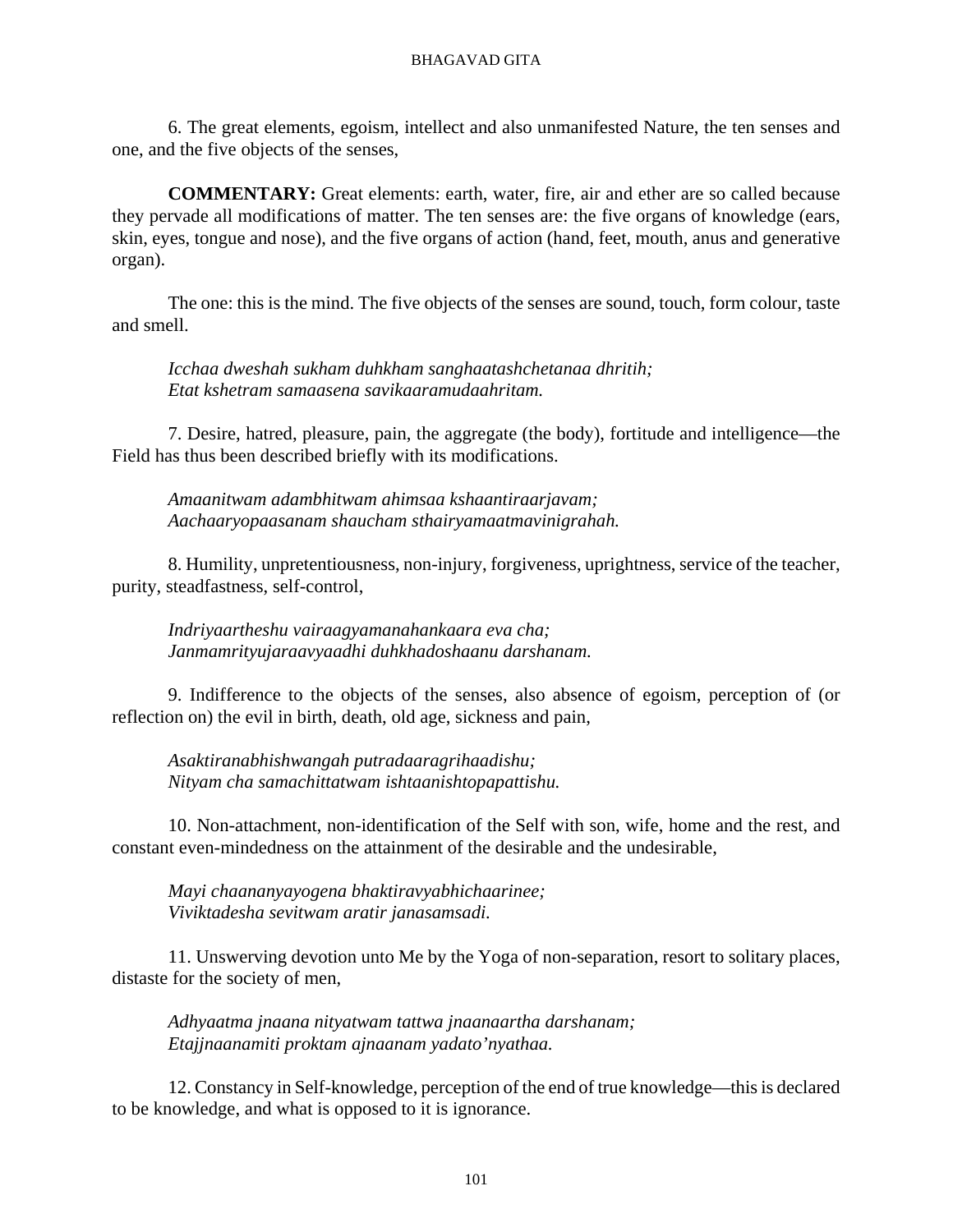6. The great elements, egoism, intellect and also unmanifested Nature, the ten senses and one, and the five objects of the senses,

**COMMENTARY:** Great elements: earth, water, fire, air and ether are so called because they pervade all modifications of matter. The ten senses are: the five organs of knowledge (ears, skin, eyes, tongue and nose), and the five organs of action (hand, feet, mouth, anus and generative organ).

The one: this is the mind. The five objects of the senses are sound, touch, form colour, taste and smell.

*Icchaa dweshah sukham duhkham sanghaatashchetanaa dhritih;*
*Etat kshetram samaasena savikaaramudaahritam.*

7. Desire, hatred, pleasure, pain, the aggregate (the body), fortitude and intelligence—the Field has thus been described briefly with its modifications.

*Amaanitwam adambhitwam ahimsaa kshaantiraarjavam;*
*Aachaaryopaasanam shaucham sthairyamaatmavinigrahah.*

8. Humility, unpretentiousness, non-injury, forgiveness, uprightness, service of the teacher, purity, steadfastness, self-control,

*Indriyaartheshu vairaagyamanahankaara eva cha;*
*Janmamrityujaraavyaadhi duhkhadoshaanu darshanam.*

9. Indifference to the objects of the senses, also absence of egoism, perception of (or reflection on) the evil in birth, death, old age, sickness and pain,

*Asaktiranabhishwangah putradaaragrihaadishu;*
*Nityam cha samachittatwam ishtaanishtopapattishu.*

10. Non-attachment, non-identification of the Self with son, wife, home and the rest, and constant even-mindedness on the attainment of the desirable and the undesirable,

*Mayi chaananyayogena bhaktiravyabhichaarinee;*
*Viviktadesha sevitwam aratir janasamsadi.*

11. Unswerving devotion unto Me by the Yoga of non-separation, resort to solitary places, distaste for the society of men,

*Adhyaatma jnaana nityatwam tattwa jnaanaartha darshanam;*
*Etajjnaanamiti proktam ajnaanam yadato'nyathaa.*

12. Constancy in Self-knowledge, perception of the end of true knowledge—this is declared to be knowledge, and what is opposed to it is ignorance.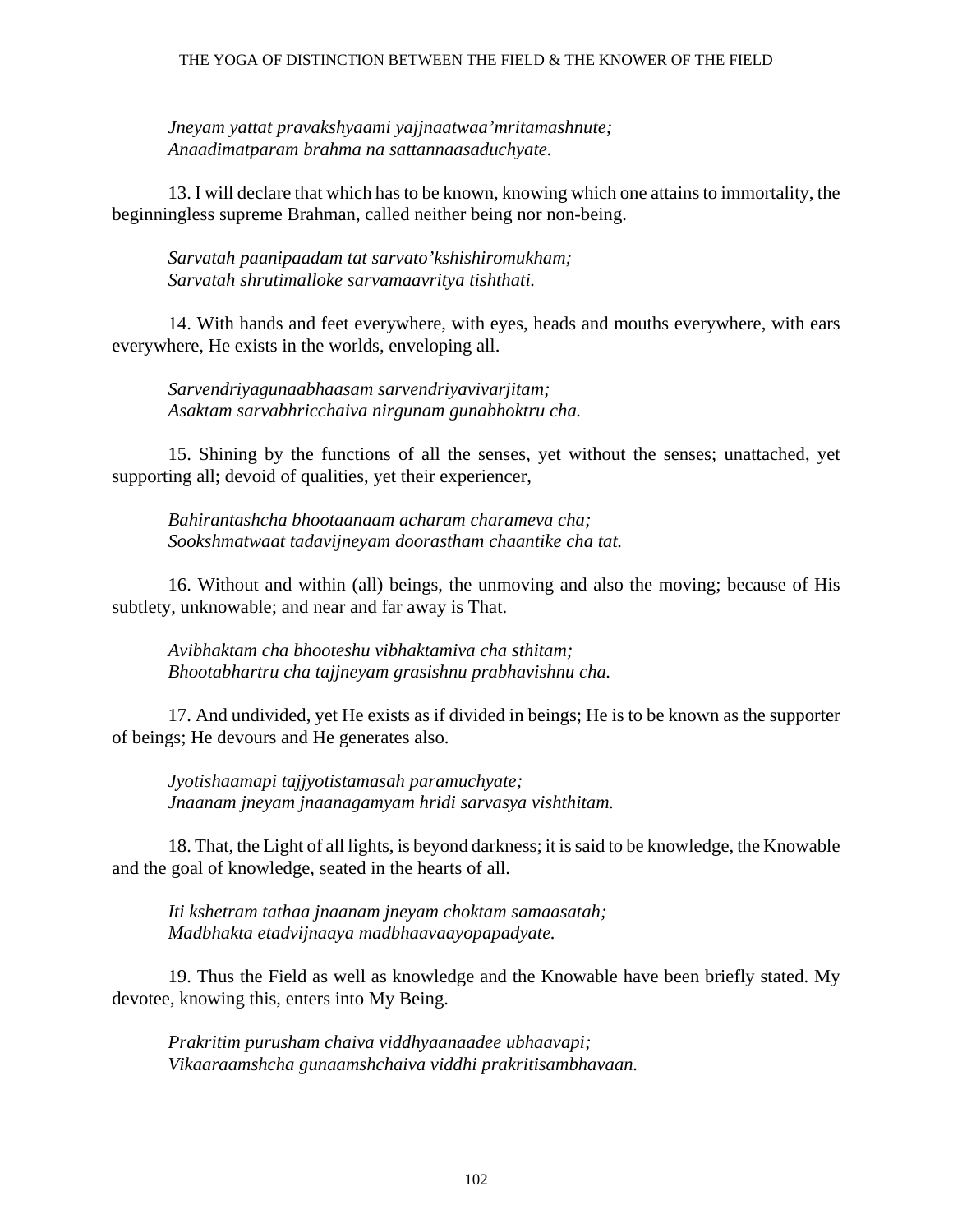*Jneyam yattat pravakshyaami yajjnaatwaa'mritamashnute;*
*Anaadimatparam brahma na sattannaasaduchyate.*

13. I will declare that which has to be known, knowing which one attains to immortality, the beginningless supreme Brahman, called neither being nor non-being.

*Sarvatah paanipaadam tat sarvato'kshishiromukham;*
*Sarvatah shrutimalloke sarvamaavritya tishthati.*

14. With hands and feet everywhere, with eyes, heads and mouths everywhere, with ears everywhere, He exists in the worlds, enveloping all.

*Sarvendriyagunaabhaasam sarvendriyavivarjitam;*
*Asaktam sarvabhricchaiva nirgunam gunabhoktru cha.*

15. Shining by the functions of all the senses, yet without the senses; unattached, yet supporting all; devoid of qualities, yet their experiencer,

*Bahirantashcha bhootaanaam acharam charameva cha;*
*Sookshmatwaat tadavijneyam doorastham chaantike cha tat.*

16. Without and within (all) beings, the unmoving and also the moving; because of His subtlety, unknowable; and near and far away is That.

*Avibhaktam cha bhooteshu vibhaktamiva cha sthitam;*
*Bhootabhartru cha tajjneyam grasishnu prabhavishnu cha.*

17. And undivided, yet He exists as if divided in beings; He is to be known as the supporter of beings; He devours and He generates also.

*Jyotishaamapi tajjyotistamasah paramuchyate;*
*Jnaanam jneyam jnaanagamyam hridi sarvasya vishthitam.*

18. That, the Light of all lights, is beyond darkness; it is said to be knowledge, the Knowable and the goal of knowledge, seated in the hearts of all.

*Iti kshetram tathaa jnaanam jneyam choktam samaasatah;*
*Madbhakta etadvijnaaya madbhaavaayopapadyate.*

19. Thus the Field as well as knowledge and the Knowable have been briefly stated. My devotee, knowing this, enters into My Being.

*Prakritim purusham chaiva viddhyaanaadee ubhaavapi;*
*Vikaaraamshcha gunaamshchaiva viddhi prakritisambhavaan.*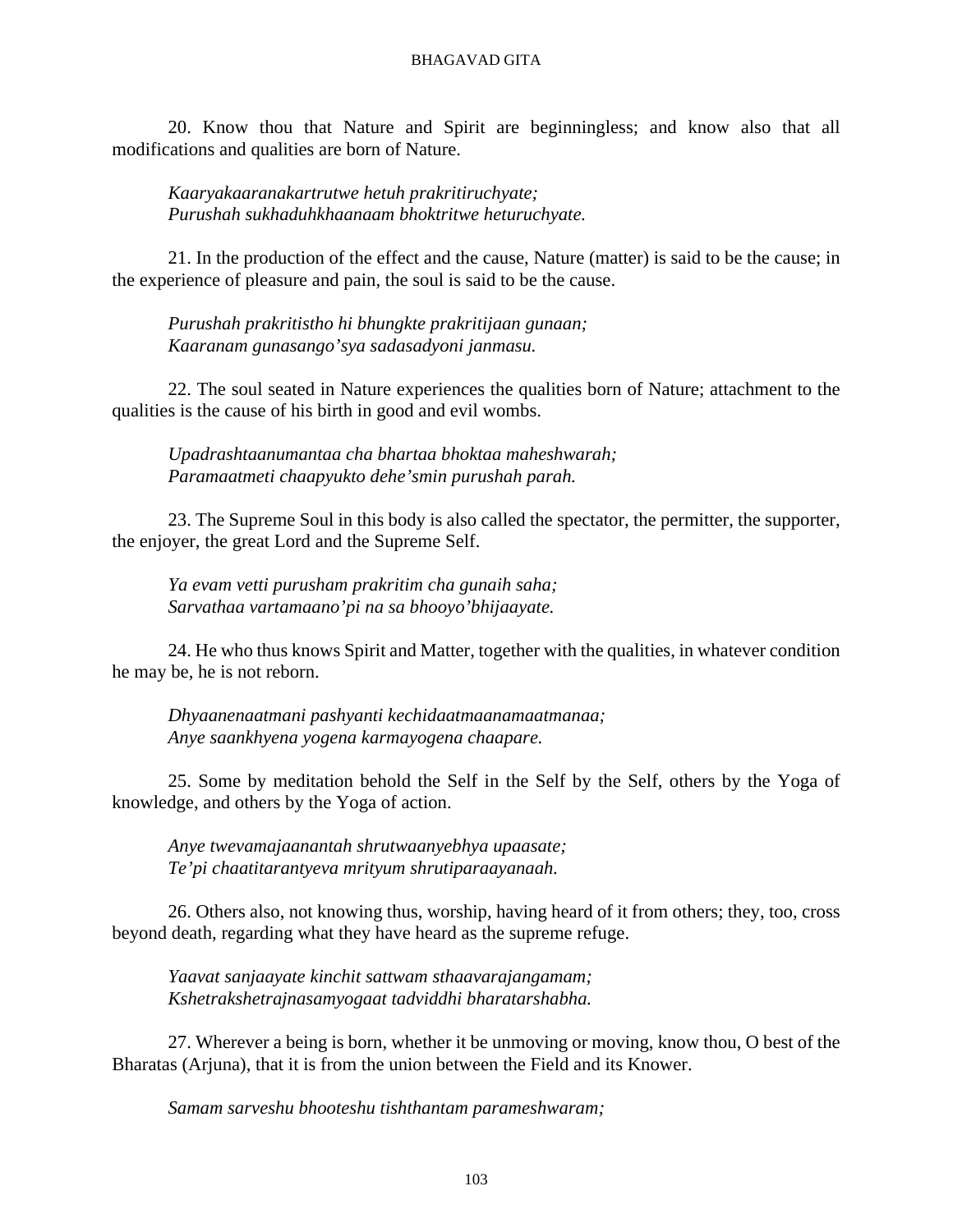20. Know thou that Nature and Spirit are beginningless; and know also that all modifications and qualities are born of Nature.

*Kaaryakaaranakartrutwe hetuh prakritiruchyate;*
*Purushah sukhaduhkhaanaam bhoktritwe heturuchyate.*

21. In the production of the effect and the cause, Nature (matter) is said to be the cause; in the experience of pleasure and pain, the soul is said to be the cause.

*Purushah prakritistho hi bhungkte prakritijaan gunaan;*
*Kaaranam gunasango'sya sadasadyoni janmasu.*

22. The soul seated in Nature experiences the qualities born of Nature; attachment to the qualities is the cause of his birth in good and evil wombs.

*Upadrashtaanumantaa cha bhartaa bhoktaa maheshwarah;*
*Paramaatmeti chaapyukto dehe'smin purushah parah.*

23. The Supreme Soul in this body is also called the spectator, the permitter, the supporter, the enjoyer, the great Lord and the Supreme Self.

*Ya evam vetti purusham prakritim cha gunaih saha;*
*Sarvathaa vartamaano'pi na sa bhooyo'bhijaayate.*

24. He who thus knows Spirit and Matter, together with the qualities, in whatever condition he may be, he is not reborn.

*Dhyaanenaatmani pashyanti kechidaatmaanamaatmanaa;*
*Anye saankhyena yogena karmayogena chaapare.*

25. Some by meditation behold the Self in the Self by the Self, others by the Yoga of knowledge, and others by the Yoga of action.

*Anye twevamajaanantah shrutwaanyebhya upaasate;*
*Te'pi chaatitarantyeva mrityum shrutiparaayanaah.*

26. Others also, not knowing thus, worship, having heard of it from others; they, too, cross beyond death, regarding what they have heard as the supreme refuge.

*Yaavat sanjaayate kinchit sattwam sthaavarajangamam;*
*Kshetrakshetrajnasamyogaat tadviddhi bharatarshabha.*

27. Wherever a being is born, whether it be unmoving or moving, know thou, O best of the Bharatas (Arjuna), that it is from the union between the Field and its Knower.

*Samam sarveshu bhooteshu tishthantam parameshwaram;*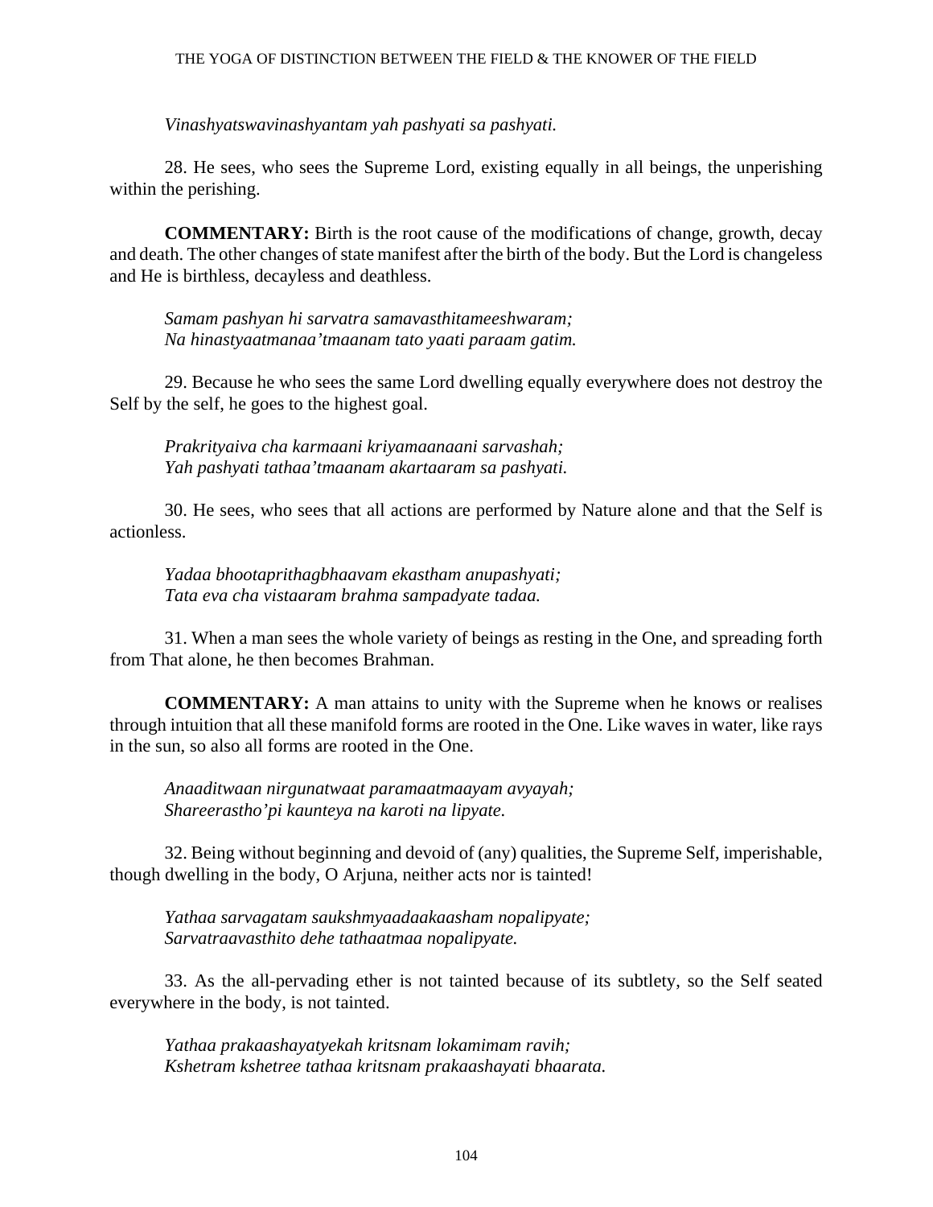*Vinashyatswavinashyantam yah pashyati sa pashyati.*

28. He sees, who sees the Supreme Lord, existing equally in all beings, the unperishing within the perishing.

**COMMENTARY:** Birth is the root cause of the modifications of change, growth, decay and death. The other changes of state manifest after the birth of the body. But the Lord is changeless and He is birthless, decayless and deathless.

*Samam pashyan hi sarvatra samavasthitameeshwaram;*
*Na hinastyaatmanaa'tmaanam tato yaati paraam gatim.*

29. Because he who sees the same Lord dwelling equally everywhere does not destroy the Self by the self, he goes to the highest goal.

*Prakrityaiva cha karmaani kriyamaanaani sarvashah;*
*Yah pashyati tathaa'tmaanam akartaaram sa pashyati.*

30. He sees, who sees that all actions are performed by Nature alone and that the Self is actionless.

*Yadaa bhootaprithagbhaavam ekastham anupashyati;*
*Tata eva cha vistaaram brahma sampadyate tadaa.*

31. When a man sees the whole variety of beings as resting in the One, and spreading forth from That alone, he then becomes Brahman.

**COMMENTARY:** A man attains to unity with the Supreme when he knows or realises through intuition that all these manifold forms are rooted in the One. Like waves in water, like rays in the sun, so also all forms are rooted in the One.

*Anaaditwaan nirgunatwaat paramaatmaayam avyayah;*
*Shareerastho'pi kaunteya na karoti na lipyate.*

32. Being without beginning and devoid of (any) qualities, the Supreme Self, imperishable, though dwelling in the body, O Arjuna, neither acts nor is tainted!

*Yathaa sarvagatam saukshmyaadaakaasham nopalipyate;*
*Sarvatraavasthito dehe tathaatmaa nopalipyate.*

33. As the all-pervading ether is not tainted because of its subtlety, so the Self seated everywhere in the body, is not tainted.

*Yathaa prakaashayatyekah kritsnam lokamimam ravih;*
*Kshetram kshetree tathaa kritsnam prakaashayati bhaarata.*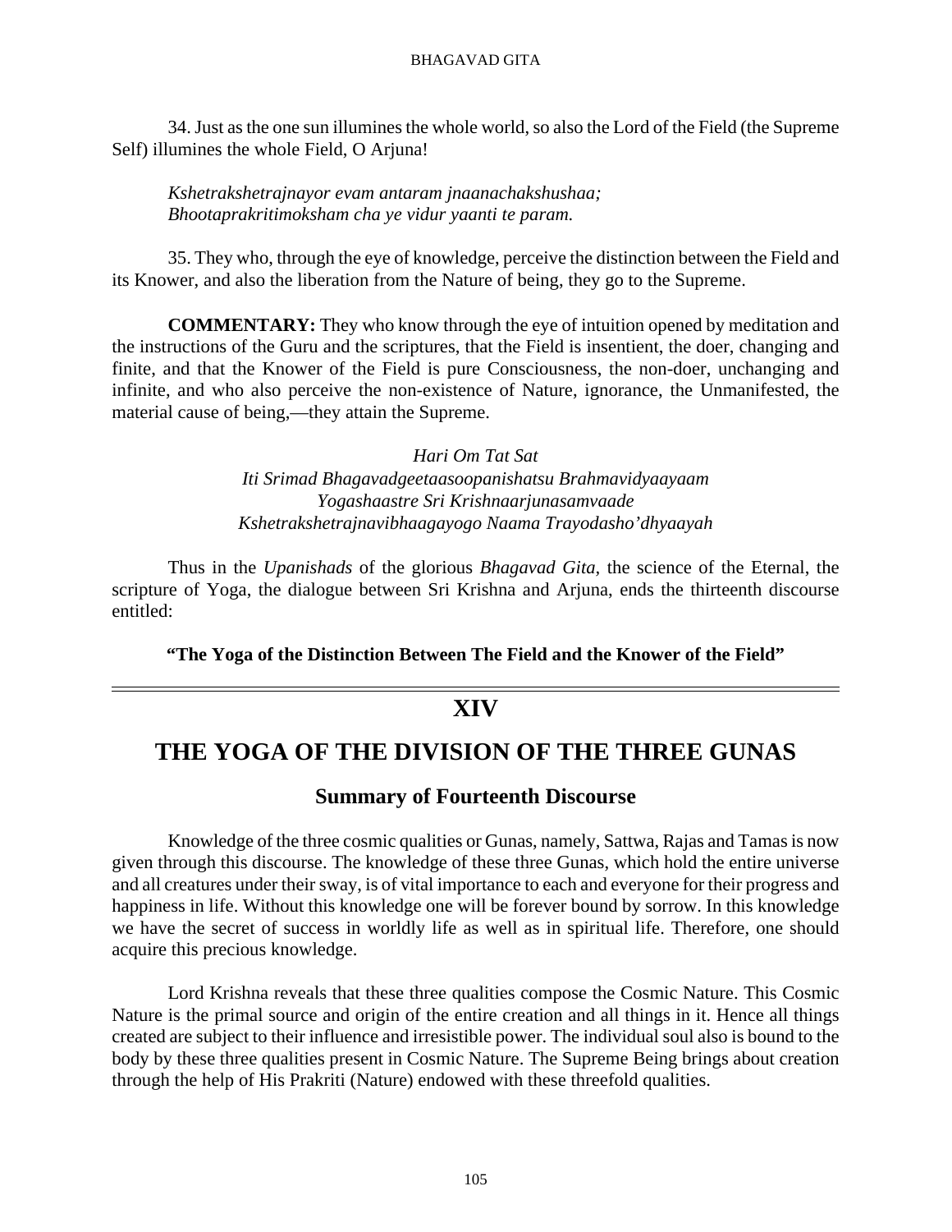34. Just as the one sun illumines the whole world, so also the Lord of the Field (the Supreme Self) illumines the whole Field, O Arjuna!

*Kshetrakshetrajnayor evam antaram jnaanachakshushaa;*
*Bhootaprakritimoksham cha ye vidur yaanti te param.*

35. They who, through the eye of knowledge, perceive the distinction between the Field and its Knower, and also the liberation from the Nature of being, they go to the Supreme.

**COMMENTARY:** They who know through the eye of intuition opened by meditation and the instructions of the Guru and the scriptures, that the Field is insentient, the doer, changing and finite, and that the Knower of the Field is pure Consciousness, the non-doer, unchanging and infinite, and who also perceive the non-existence of Nature, ignorance, the Unmanifested, the material cause of being,—they attain the Supreme.

*Hari Om Tat Sat*
*Iti Srimad Bhagavadgeetaasoopanishatsu Brahmavidyaayaam*
*Yogashaastre Sri Krishnaarjunasamvaade*
*Kshetrakshetrajnavibhaagayogo Naama Trayodasho'dhyaayah*

Thus in the *Upanishads* of the glorious *Bhagavad Gita,* the science of the Eternal, the scripture of Yoga, the dialogue between Sri Krishna and Arjuna, ends the thirteenth discourse entitled:

**"The Yoga of the Distinction Between The Field and the Knower of the Field"**

---

# XIV

# THE YOGA OF THE DIVISION OF THE THREE GUNAS

## Summary of Fourteenth Discourse

Knowledge of the three cosmic qualities or Gunas, namely, Sattwa, Rajas and Tamas is now given through this discourse. The knowledge of these three Gunas, which hold the entire universe and all creatures under their sway, is of vital importance to each and everyone for their progress and happiness in life. Without this knowledge one will be forever bound by sorrow. In this knowledge we have the secret of success in worldly life as well as in spiritual life. Therefore, one should acquire this precious knowledge.

Lord Krishna reveals that these three qualities compose the Cosmic Nature. This Cosmic Nature is the primal source and origin of the entire creation and all things in it. Hence all things created are subject to their influence and irresistible power. The individual soul also is bound to the body by these three qualities present in Cosmic Nature. The Supreme Being brings about creation through the help of His Prakriti (Nature) endowed with these threefold qualities.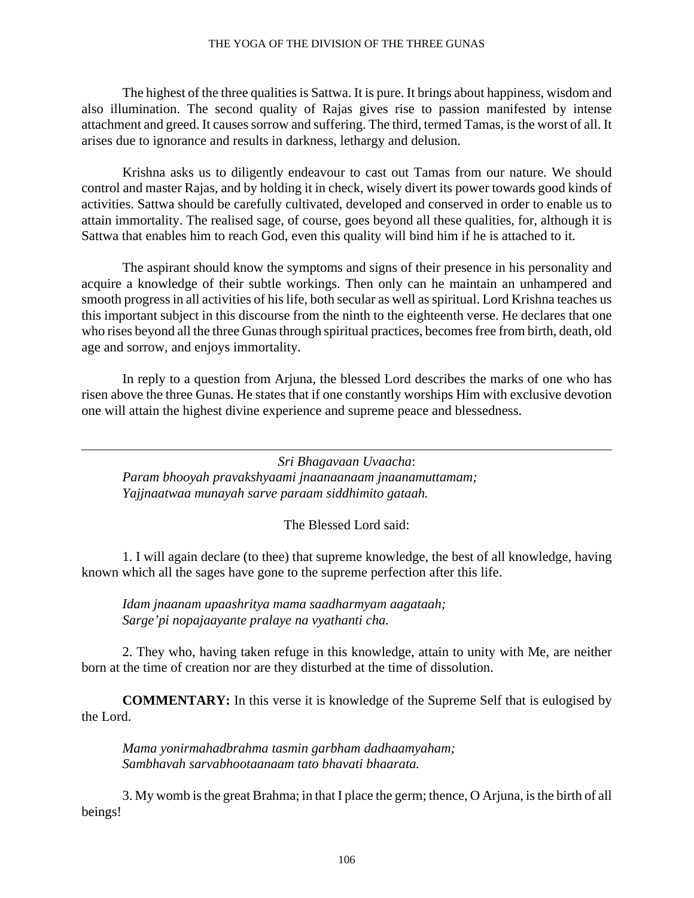The highest of the three qualities is Sattwa. It is pure. It brings about happiness, wisdom and also illumination. The second quality of Rajas gives rise to passion manifested by intense attachment and greed. It causes sorrow and suffering. The third, termed Tamas, is the worst of all. It arises due to ignorance and results in darkness, lethargy and delusion.

Krishna asks us to diligently endeavour to cast out Tamas from our nature. We should control and master Rajas, and by holding it in check, wisely divert its power towards good kinds of activities. Sattwa should be carefully cultivated, developed and conserved in order to enable us to attain immortality. The realised sage, of course, goes beyond all these qualities, for, although it is Sattwa that enables him to reach God, even this quality will bind him if he is attached to it.

The aspirant should know the symptoms and signs of their presence in his personality and acquire a knowledge of their subtle workings. Then only can he maintain an unhampered and smooth progress in all activities of his life, both secular as well as spiritual. Lord Krishna teaches us this important subject in this discourse from the ninth to the eighteenth verse. He declares that one who rises beyond all the three Gunas through spiritual practices, becomes free from birth, death, old age and sorrow, and enjoys immortality.

In reply to a question from Arjuna, the blessed Lord describes the marks of one who has risen above the three Gunas. He states that if one constantly worships Him with exclusive devotion one will attain the highest divine experience and supreme peace and blessedness.

---

*Sri Bhagavaan Uvaacha*:
*Param bhooyah pravakshyaami jnaanaanaam jnaanamuttamam;*
*Yajjnaatwaa munayah sarve paraam siddhimito gataah.*

The Blessed Lord said:

1. I will again declare (to thee) that supreme knowledge, the best of all knowledge, having known which all the sages have gone to the supreme perfection after this life.

*Idam jnaanam upaashritya mama saadharmyam aagataah;*
*Sarge'pi nopajaayante pralaye na vyathanti cha.*

2. They who, having taken refuge in this knowledge, attain to unity with Me, are neither born at the time of creation nor are they disturbed at the time of dissolution.

**COMMENTARY:** In this verse it is knowledge of the Supreme Self that is eulogised by the Lord.

*Mama yonirmahadbrahma tasmin garbham dadhaamyaham;*
*Sambhavah sarvabhootaanaam tato bhavati bhaarata.*

3. My womb is the great Brahma; in that I place the germ; thence, O Arjuna, is the birth of all beings!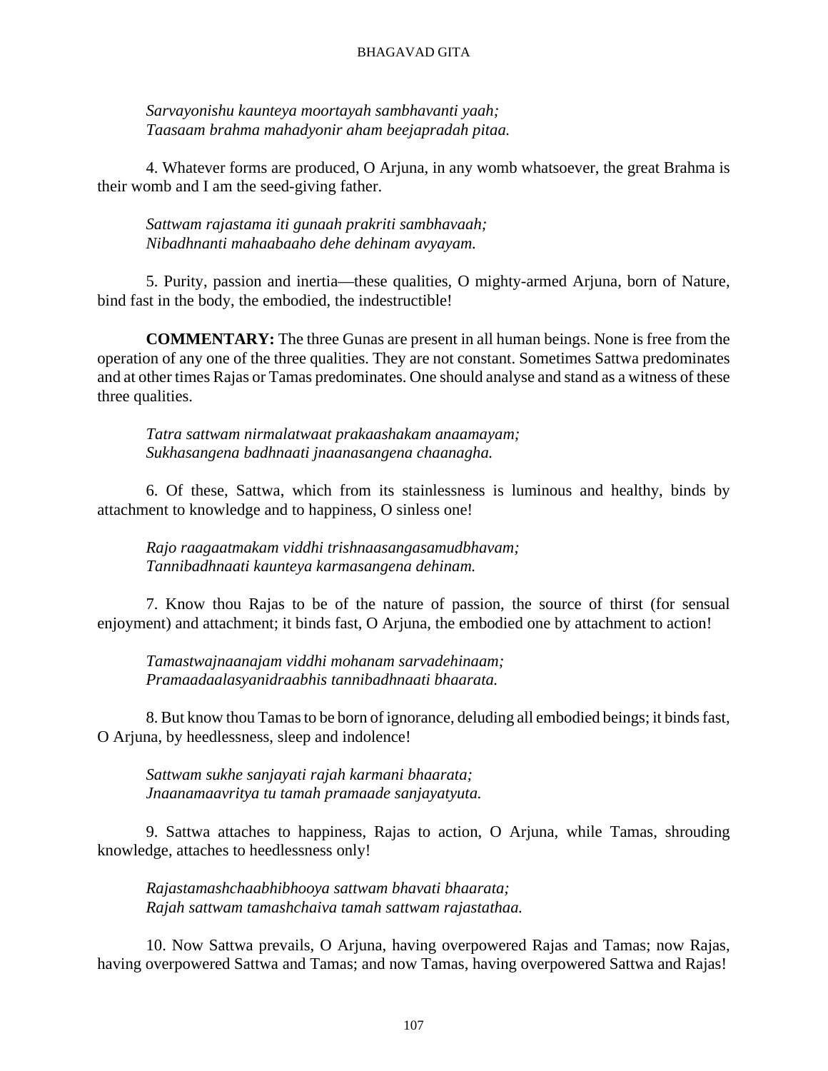*Sarvayonishu kaunteya moortayah sambhavanti yaah;*
*Taasaam brahma mahadyonir aham beejapradah pitaa.*

4. Whatever forms are produced, O Arjuna, in any womb whatsoever, the great Brahma is their womb and I am the seed-giving father.

*Sattwam rajastama iti gunaah prakriti sambhavaah;*
*Nibadhnanti mahaabaaho dehe dehinam avyayam.*

5. Purity, passion and inertia—these qualities, O mighty-armed Arjuna, born of Nature, bind fast in the body, the embodied, the indestructible!

**COMMENTARY:** The three Gunas are present in all human beings. None is free from the operation of any one of the three qualities. They are not constant. Sometimes Sattwa predominates and at other times Rajas or Tamas predominates. One should analyse and stand as a witness of these three qualities.

*Tatra sattwam nirmalatwaat prakaashakam anaamayam;*
*Sukhasangena badhnaati jnaanasangena chaanagha.*

6. Of these, Sattwa, which from its stainlessness is luminous and healthy, binds by attachment to knowledge and to happiness, O sinless one!

*Rajo raagaatmakam viddhi trishnaasangasamudbhavam;*
*Tannibadhnaati kaunteya karmasangena dehinam.*

7. Know thou Rajas to be of the nature of passion, the source of thirst (for sensual enjoyment) and attachment; it binds fast, O Arjuna, the embodied one by attachment to action!

*Tamastwajnaanajam viddhi mohanam sarvadehinaam;*
*Pramaadaalasyanidraabhis tannibadhnaati bhaarata.*

8. But know thou Tamas to be born of ignorance, deluding all embodied beings; it binds fast, O Arjuna, by heedlessness, sleep and indolence!

*Sattwam sukhe sanjayati rajah karmani bhaarata;*
*Jnaanamaavritya tu tamah pramaade sanjayatyuta.*

9. Sattwa attaches to happiness, Rajas to action, O Arjuna, while Tamas, shrouding knowledge, attaches to heedlessness only!

*Rajastamashchaabhibhooya sattwam bhavati bhaarata;*
*Rajah sattwam tamashchaiva tamah sattwam rajastathaa.*

10. Now Sattwa prevails, O Arjuna, having overpowered Rajas and Tamas; now Rajas, having overpowered Sattwa and Tamas; and now Tamas, having overpowered Sattwa and Rajas!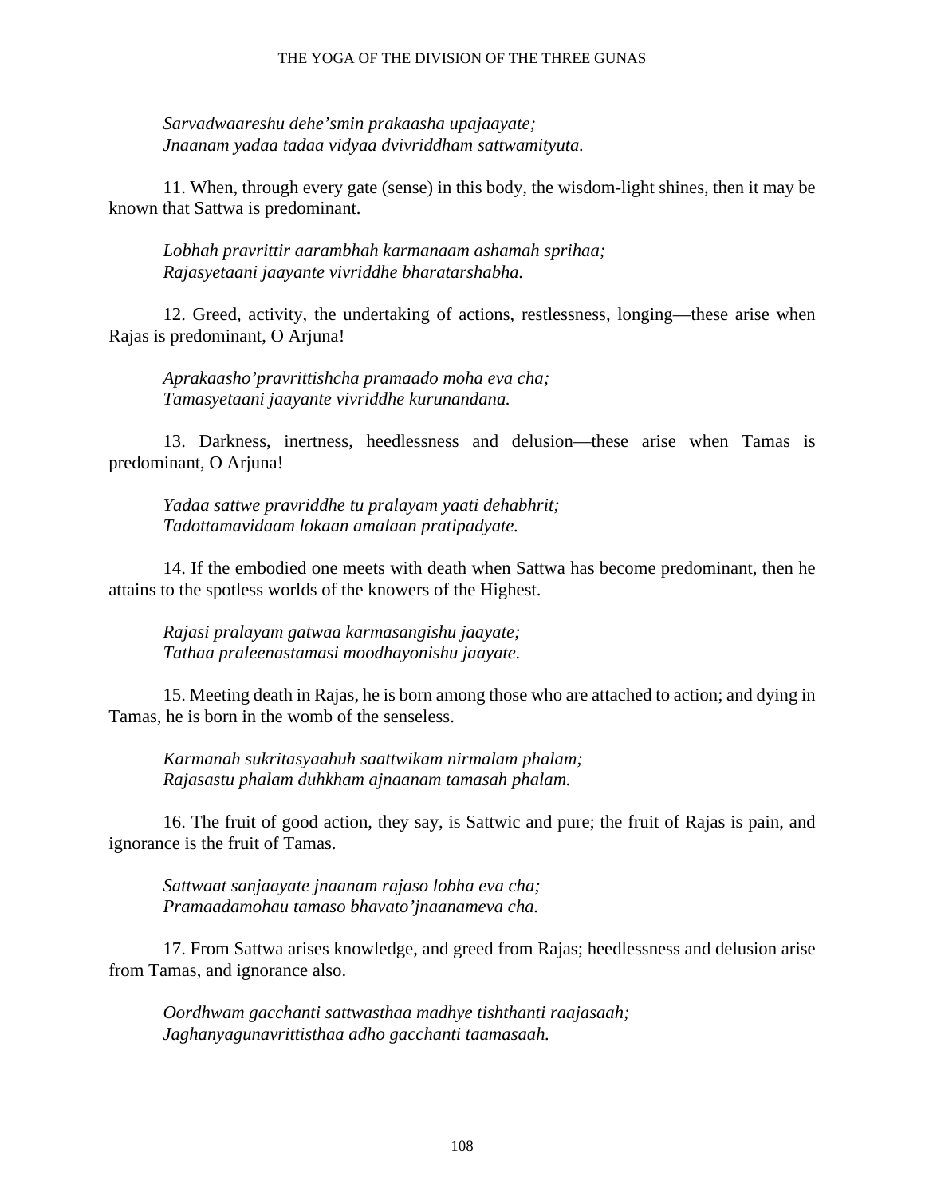*Sarvadwaareshu dehe'smin prakaasha upajaayate;*
*Jnaanam yadaa tadaa vidyaa dvivriddham sattwamityuta.*

11. When, through every gate (sense) in this body, the wisdom-light shines, then it may be known that Sattwa is predominant.

*Lobhah pravrittir aarambhah karmanaam ashamah sprihaa;*
*Rajasyetaani jaayante vivriddhe bharatarshabha.*

12. Greed, activity, the undertaking of actions, restlessness, longing—these arise when Rajas is predominant, O Arjuna!

*Aprakaasho'pravrittishcha pramaado moha eva cha;*
*Tamasyetaani jaayante vivriddhe kurunandana.*

13. Darkness, inertness, heedlessness and delusion—these arise when Tamas is predominant, O Arjuna!

*Yadaa sattwe pravriddhe tu pralayam yaati dehabhrit;*
*Tadottamavidaam lokaan amalaan pratipadyate.*

14. If the embodied one meets with death when Sattwa has become predominant, then he attains to the spotless worlds of the knowers of the Highest.

*Rajasi pralayam gatwaa karmasangishu jaayate;*
*Tathaa praleenastamasi moodhayonishu jaayate.*

15. Meeting death in Rajas, he is born among those who are attached to action; and dying in Tamas, he is born in the womb of the senseless.

*Karmanah sukritasyaahuh saattwikam nirmalam phalam;*
*Rajasastu phalam duhkham ajnaanam tamasah phalam.*

16. The fruit of good action, they say, is Sattwic and pure; the fruit of Rajas is pain, and ignorance is the fruit of Tamas.

*Sattwaat sanjaayate jnaanam rajaso lobha eva cha;*
*Pramaadamohau tamaso bhavato'jnaanameva cha.*

17. From Sattwa arises knowledge, and greed from Rajas; heedlessness and delusion arise from Tamas, and ignorance also.

*Oordhwam gacchanti sattwasthaa madhye tishthanti raajasaah;*
*Jaghanyagunavrittisthaa adho gacchanti taamasaah.*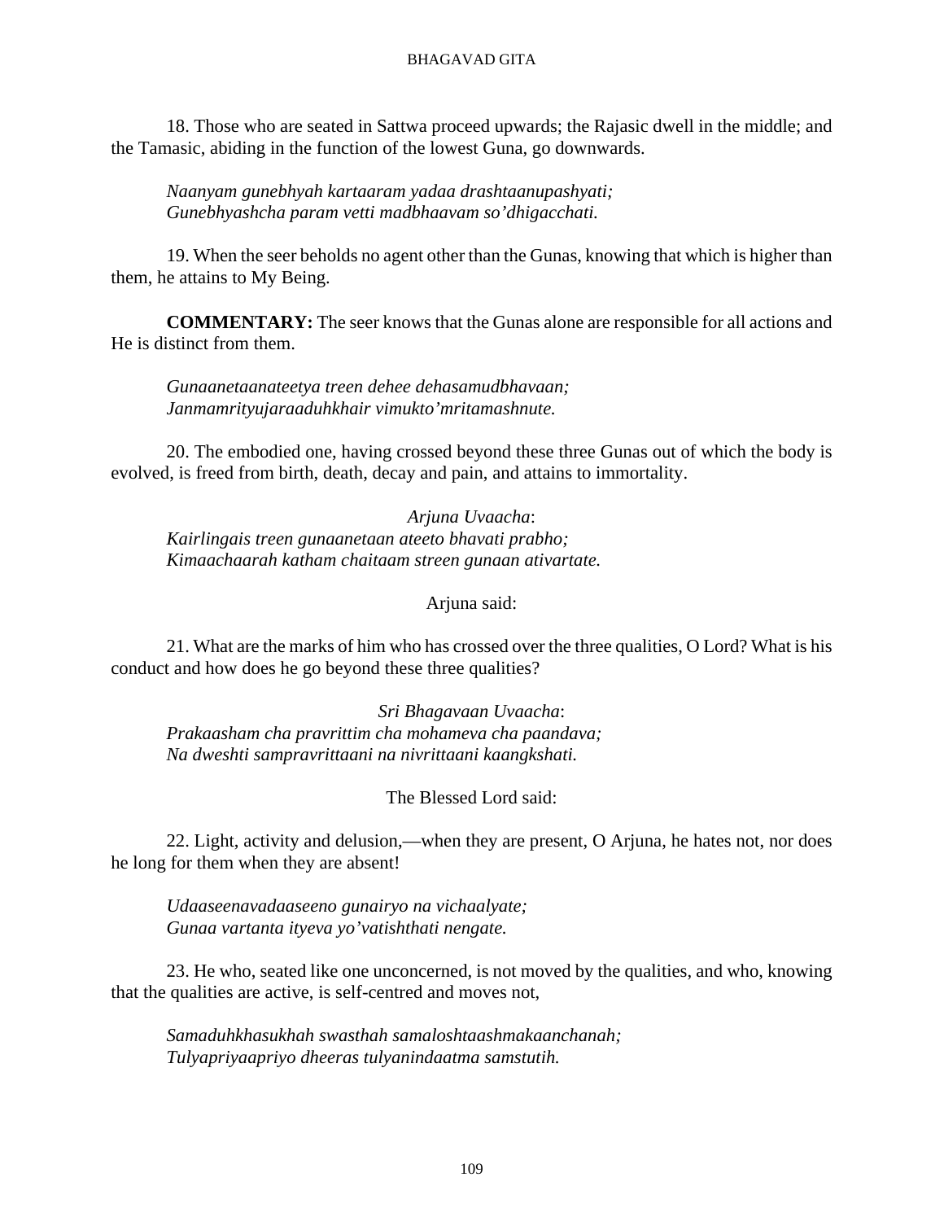18. Those who are seated in Sattwa proceed upwards; the Rajasic dwell in the middle; and the Tamasic, abiding in the function of the lowest Guna, go downwards.

*Naanyam gunebhyah kartaaram yadaa drashtaanupashyati;*
*Gunebhyashcha param vetti madbhaavam so'dhigacchati.*

19. When the seer beholds no agent other than the Gunas, knowing that which is higher than them, he attains to My Being.

**COMMENTARY:** The seer knows that the Gunas alone are responsible for all actions and He is distinct from them.

*Gunaanetaanateetya treen dehee dehasamudbhavaan;*
*Janmamrityujaraaduhkhair vimukto'mritamashnute.*

20. The embodied one, having crossed beyond these three Gunas out of which the body is evolved, is freed from birth, death, decay and pain, and attains to immortality.

*Arjuna Uvaacha*:
*Kairlingais treen gunaanetaan ateeto bhavati prabho;*
*Kimaachaarah katham chaitaam streen gunaan ativartate.*

Arjuna said:

21. What are the marks of him who has crossed over the three qualities, O Lord? What is his conduct and how does he go beyond these three qualities?

*Sri Bhagavaan Uvaacha*:
*Prakaasham cha pravrittim cha mohameva cha paandava;*
*Na dweshti sampravrittaani na nivrittaani kaangkshati.*

The Blessed Lord said:

22. Light, activity and delusion,—when they are present, O Arjuna, he hates not, nor does he long for them when they are absent!

*Udaaseenavadaaseeno gunairyo na vichaalyate;*
*Gunaa vartanta ityeva yo'vatishthati nengate.*

23. He who, seated like one unconcerned, is not moved by the qualities, and who, knowing that the qualities are active, is self-centred and moves not,

*Samaduhkhasukhah swasthah samaloshtaashmakaanchanah;*
*Tulyapriyaapriyo dheeras tulyanindaatma samstutih.*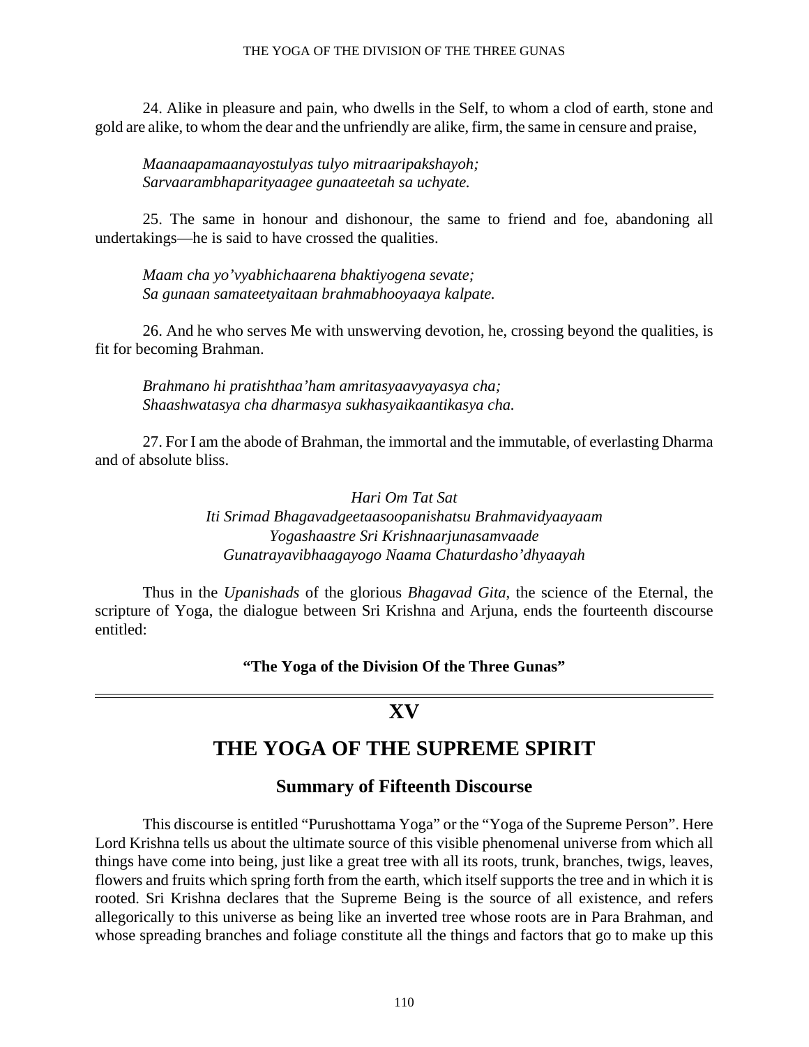24. Alike in pleasure and pain, who dwells in the Self, to whom a clod of earth, stone and gold are alike, to whom the dear and the unfriendly are alike, firm, the same in censure and praise,

*Maanaapamaanayostulyas tulyo mitraaripakshayoh;*
*Sarvaarambhaparityaagee gunaateetah sa uchyate.*

25. The same in honour and dishonour, the same to friend and foe, abandoning all undertakings—he is said to have crossed the qualities.

*Maam cha yo'vyabhichaarena bhaktiyogena sevate;*
*Sa gunaan samateetyaitaan brahmabhooyaaya kalpate.*

26. And he who serves Me with unswerving devotion, he, crossing beyond the qualities, is fit for becoming Brahman.

*Brahmano hi pratishthaa'ham amritasyaavyayasya cha;*
*Shaashwatasya cha dharmasya sukhasyaikaantikasya cha.*

27. For I am the abode of Brahman, the immortal and the immutable, of everlasting Dharma and of absolute bliss.

*Hari Om Tat Sat*
*Iti Srimad Bhagavadgeetaasoopanishatsu Brahmavidyaayaam*
*Yogashaastre Sri Krishnaarjunasamvaade*
*Gunatrayavibhaagayogo Naama Chaturdasho'dhyaayah*

Thus in the *Upanishads* of the glorious *Bhagavad Gita*, the science of the Eternal, the scripture of Yoga, the dialogue between Sri Krishna and Arjuna, ends the fourteenth discourse entitled:

**"The Yoga of the Division Of the Three Gunas"**

---

# XV

# THE YOGA OF THE SUPREME SPIRIT

## Summary of Fifteenth Discourse

This discourse is entitled "Purushottama Yoga" or the "Yoga of the Supreme Person". Here Lord Krishna tells us about the ultimate source of this visible phenomenal universe from which all things have come into being, just like a great tree with all its roots, trunk, branches, twigs, leaves, flowers and fruits which spring forth from the earth, which itself supports the tree and in which it is rooted. Sri Krishna declares that the Supreme Being is the source of all existence, and refers allegorically to this universe as being like an inverted tree whose roots are in Para Brahman, and whose spreading branches and foliage constitute all the things and factors that go to make up this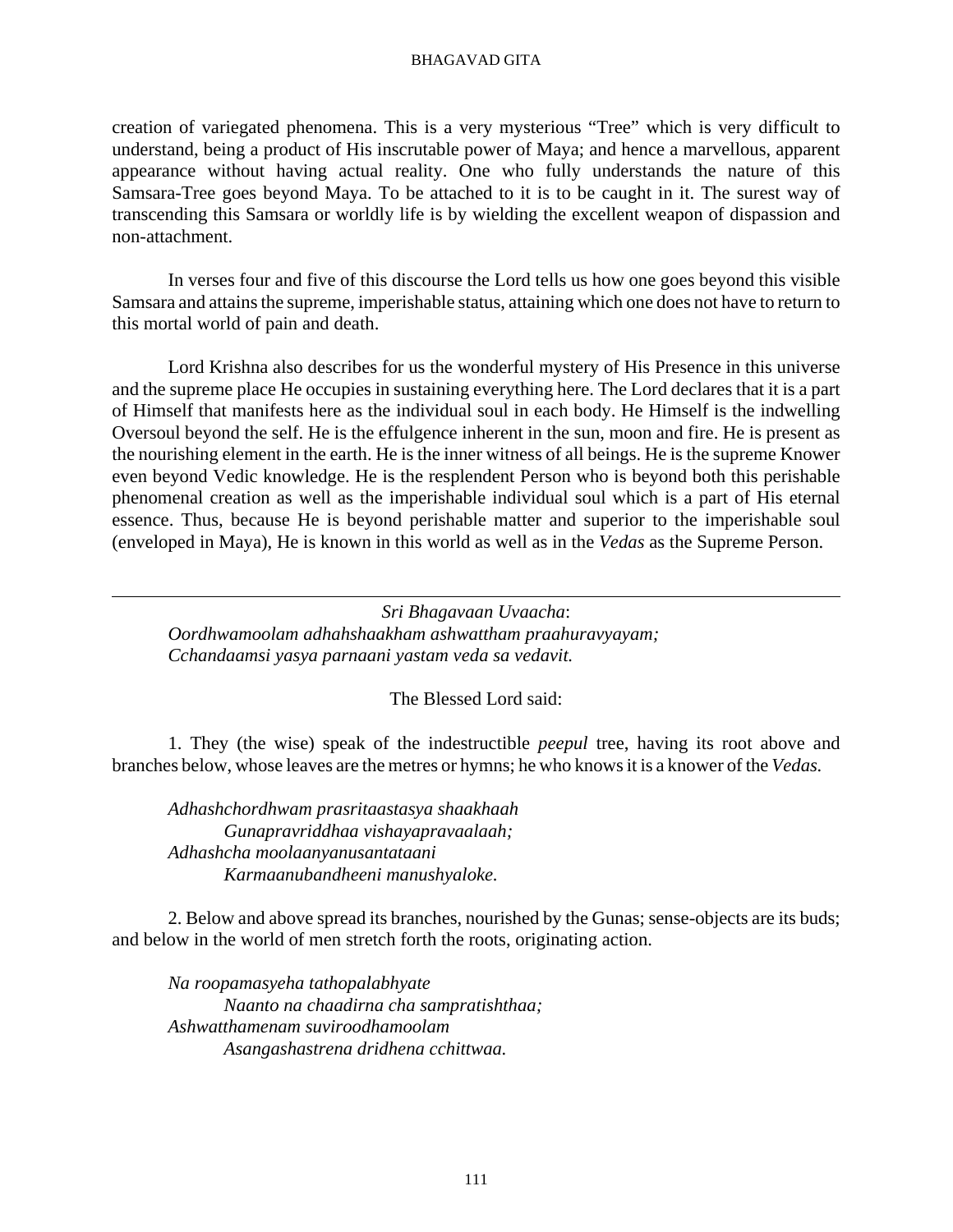creation of variegated phenomena. This is a very mysterious "Tree" which is very difficult to understand, being a product of His inscrutable power of Maya; and hence a marvellous, apparent appearance without having actual reality. One who fully understands the nature of this Samsara-Tree goes beyond Maya. To be attached to it is to be caught in it. The surest way of transcending this Samsara or worldly life is by wielding the excellent weapon of dispassion and non-attachment.

In verses four and five of this discourse the Lord tells us how one goes beyond this visible Samsara and attains the supreme, imperishable status, attaining which one does not have to return to this mortal world of pain and death.

Lord Krishna also describes for us the wonderful mystery of His Presence in this universe and the supreme place He occupies in sustaining everything here. The Lord declares that it is a part of Himself that manifests here as the individual soul in each body. He Himself is the indwelling Oversoul beyond the self. He is the effulgence inherent in the sun, moon and fire. He is present as the nourishing element in the earth. He is the inner witness of all beings. He is the supreme Knower even beyond Vedic knowledge. He is the resplendent Person who is beyond both this perishable phenomenal creation as well as the imperishable individual soul which is a part of His eternal essence. Thus, because He is beyond perishable matter and superior to the imperishable soul (enveloped in Maya), He is known in this world as well as in the *Vedas* as the Supreme Person.

---

*Sri Bhagavaan Uvaacha*:
*Oordhwamoolam adhahshaakham ashwattham praahuravyayam;*
*Cchandaamsi yasya parnaani yastam veda sa vedavit.*

The Blessed Lord said:

1. They (the wise) speak of the indestructible *peepul* tree, having its root above and branches below, whose leaves are the metres or hymns; he who knows it is a knower of the *Vedas*.

*Adhashchordhwam prasritaastasya shaakhaah*
*Gunapravriddhaa vishayapravaalaah;*
*Adhashcha moolaanyanusantataani*
*Karmaanubandheeni manushyaloke.*

2. Below and above spread its branches, nourished by the Gunas; sense-objects are its buds; and below in the world of men stretch forth the roots, originating action.

*Na roopamasyeha tathopalabhyate*
*Naanto na chaadirna cha sampratishthaa;*
*Ashwatthamenam suviroodhamoolam*
*Asangashastrena dridhena cchittwaa.*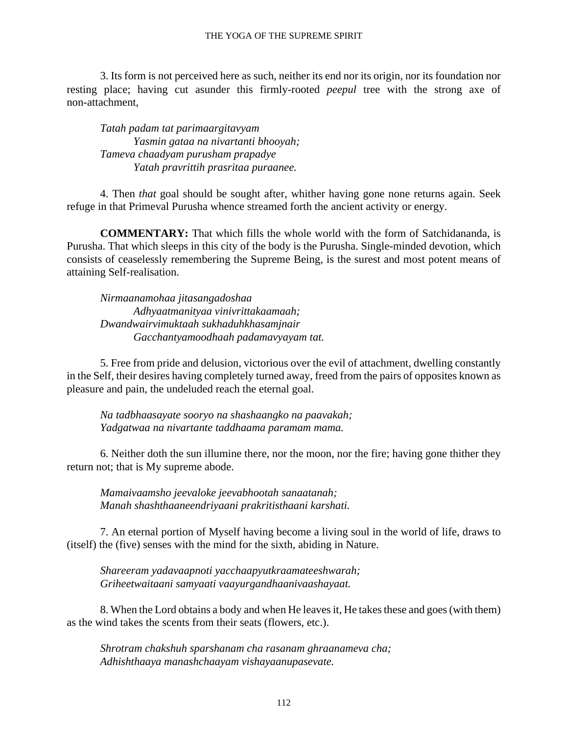3. Its form is not perceived here as such, neither its end nor its origin, nor its foundation nor resting place; having cut asunder this firmly-rooted *peepul* tree with the strong axe of non-attachment,

*Tatah padam tat parimaargitavyam*
*Yasmin gataa na nivartanti bhooyah;*
*Tameva chaadyam purusham prapadye*
*Yatah pravrittih prasritaa puraanee.*

4. Then *that* goal should be sought after, whither having gone none returns again. Seek refuge in that Primeval Purusha whence streamed forth the ancient activity or energy.

**COMMENTARY:** That which fills the whole world with the form of Satchidananda, is Purusha. That which sleeps in this city of the body is the Purusha. Single-minded devotion, which consists of ceaselessly remembering the Supreme Being, is the surest and most potent means of attaining Self-realisation.

*Nirmaanamohaa jitasangadoshaa*
*Adhyaatmanityaa vinivrittakaamaah;*
*Dwandwairvimuktaah sukhaduhkhasamjnair*
*Gacchantyamoodhaah padamavyayam tat.*

5. Free from pride and delusion, victorious over the evil of attachment, dwelling constantly in the Self, their desires having completely turned away, freed from the pairs of opposites known as pleasure and pain, the undeluded reach the eternal goal.

*Na tadbhaasayate sooryo na shashaangko na paavakah;*
*Yadgatwaa na nivartante taddhaama paramam mama.*

6. Neither doth the sun illumine there, nor the moon, nor the fire; having gone thither they return not; that is My supreme abode.

*Mamaivaamsho jeevaloke jeevabhootah sanaatanah;*
*Manah shashthaaneendriyaani prakritisthaani karshati.*

7. An eternal portion of Myself having become a living soul in the world of life, draws to (itself) the (five) senses with the mind for the sixth, abiding in Nature.

*Shareeram yadavaapnoti yacchaapyutkraamateeshwarah;*
*Griheetwaitaani samyaati vaayurgandhaanivaashayaat.*

8. When the Lord obtains a body and when He leaves it, He takes these and goes (with them) as the wind takes the scents from their seats (flowers, etc.).

*Shrotram chakshuh sparshanam cha rasanam ghraanameva cha;*
*Adhishthaaya manashchaayam vishayaanupasevate.*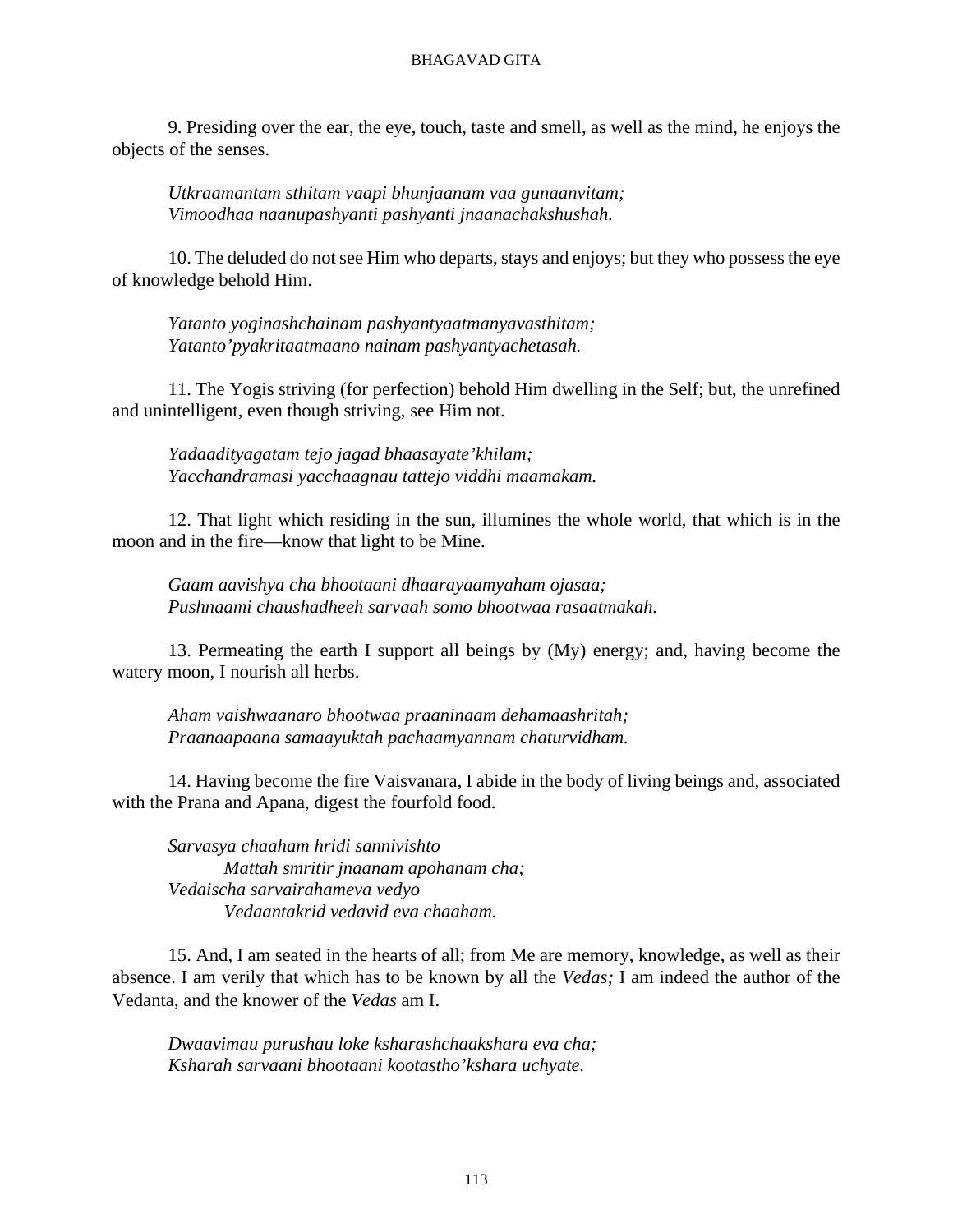9. Presiding over the ear, the eye, touch, taste and smell, as well as the mind, he enjoys the objects of the senses.

*Utkraamantam sthitam vaapi bhunjaanam vaa gunaanvitam;*
*Vimoodhaa naanupashyanti pashyanti jnaanachakshushah.*

10. The deluded do not see Him who departs, stays and enjoys; but they who possess the eye of knowledge behold Him.

*Yatanto yoginashchainam pashyantyaatmanyavasthitam;*
*Yatanto'pyakritaatmaano nainam pashyantyachetasah.*

11. The Yogis striving (for perfection) behold Him dwelling in the Self; but, the unrefined and unintelligent, even though striving, see Him not.

*Yadaadityagatam tejo jagad bhaasayate'khilam;*
*Yacchandramasi yacchaagnau tattejo viddhi maamakam.*

12. That light which residing in the sun, illumines the whole world, that which is in the moon and in the fire—know that light to be Mine.

*Gaam aavishya cha bhootaani dhaarayaamyaham ojasaa;*
*Pushnaami chaushadheeh sarvaah somo bhootwaa rasaatmakah.*

13. Permeating the earth I support all beings by (My) energy; and, having become the watery moon, I nourish all herbs.

*Aham vaishwaanaro bhootwaa praaninaam dehamaashritah;*
*Praanaapaana samaayuktah pachaamyannam chaturvidham.*

14. Having become the fire Vaisvanara, I abide in the body of living beings and, associated with the Prana and Apana, digest the fourfold food.

*Sarvasya chaaham hridi sannivishto*
*Mattah smritir jnaanam apohanam cha;*
*Vedaischa sarvairahameva vedyo*
*Vedaantakrid vedavid eva chaaham.*

15. And, I am seated in the hearts of all; from Me are memory, knowledge, as well as their absence. I am verily that which has to be known by all the *Vedas;* I am indeed the author of the Vedanta, and the knower of the *Vedas* am I.

*Dwaavimau purushau loke ksharashchaakshara eva cha;*
*Ksharah sarvaani bhootaani kootastho'kshara uchyate.*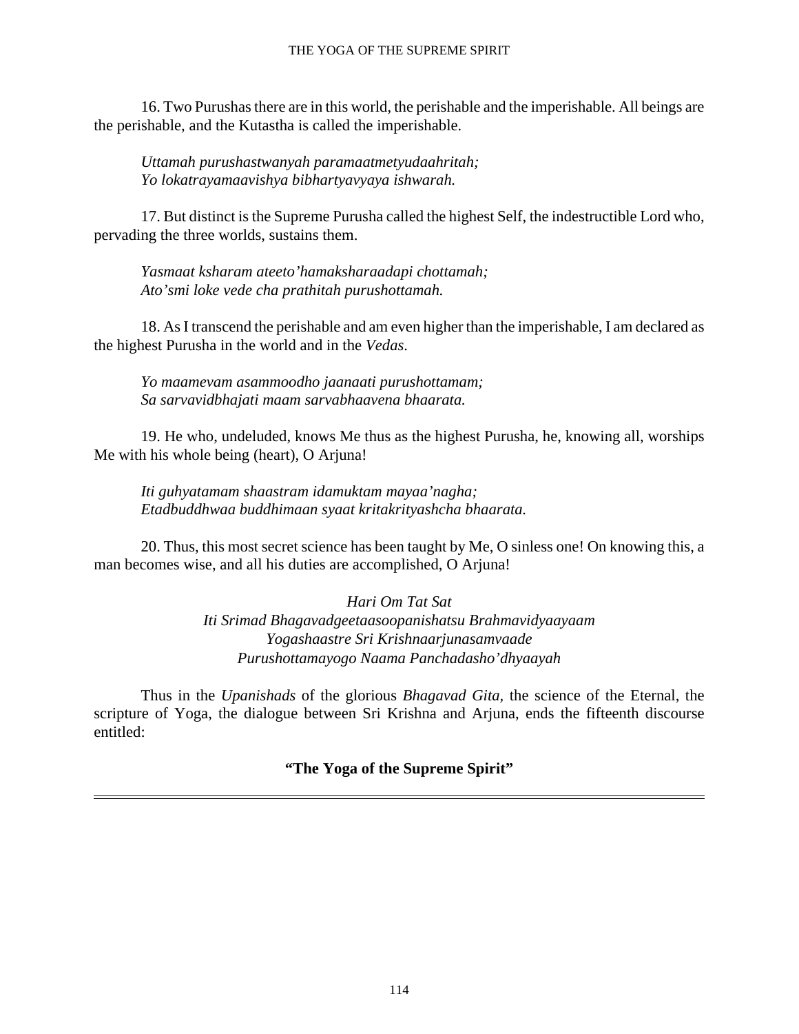16. Two Purushas there are in this world, the perishable and the imperishable. All beings are the perishable, and the Kutastha is called the imperishable.

*Uttamah purushastwanyah paramaatmetyudaahritah;*
*Yo lokatrayamaavishya bibhartyavyaya ishwarah.*

17. But distinct is the Supreme Purusha called the highest Self, the indestructible Lord who, pervading the three worlds, sustains them.

*Yasmaat ksharam ateeto'hamaksharaadapi chottamah;*
*Ato'smi loke vede cha prathitah purushottamah.*

18. As I transcend the perishable and am even higher than the imperishable, I am declared as the highest Purusha in the world and in the *Vedas*.

*Yo maamevam asammoodho jaanaati purushottamam;*
*Sa sarvavidbhajati maam sarvabhaavena bhaarata.*

19. He who, undeluded, knows Me thus as the highest Purusha, he, knowing all, worships Me with his whole being (heart), O Arjuna!

*Iti guhyatamam shaastram idamuktam mayaa'nagha;*
*Etadbuddhwaa buddhimaan syaat kritakrityashcha bhaarata.*

20. Thus, this most secret science has been taught by Me, O sinless one! On knowing this, a man becomes wise, and all his duties are accomplished, O Arjuna!

*Hari Om Tat Sat*
*Iti Srimad Bhagavadgeetaasoopanishatsu Brahmavidyaayaam*
*Yogashaastre Sri Krishnaarjunasamvaade*
*Purushottamayogo Naama Panchadasho'dhyaayah*

Thus in the *Upanishads* of the glorious *Bhagavad Gita*, the science of the Eternal, the scripture of Yoga, the dialogue between Sri Krishna and Arjuna, ends the fifteenth discourse entitled:

**"The Yoga of the Supreme Spirit"**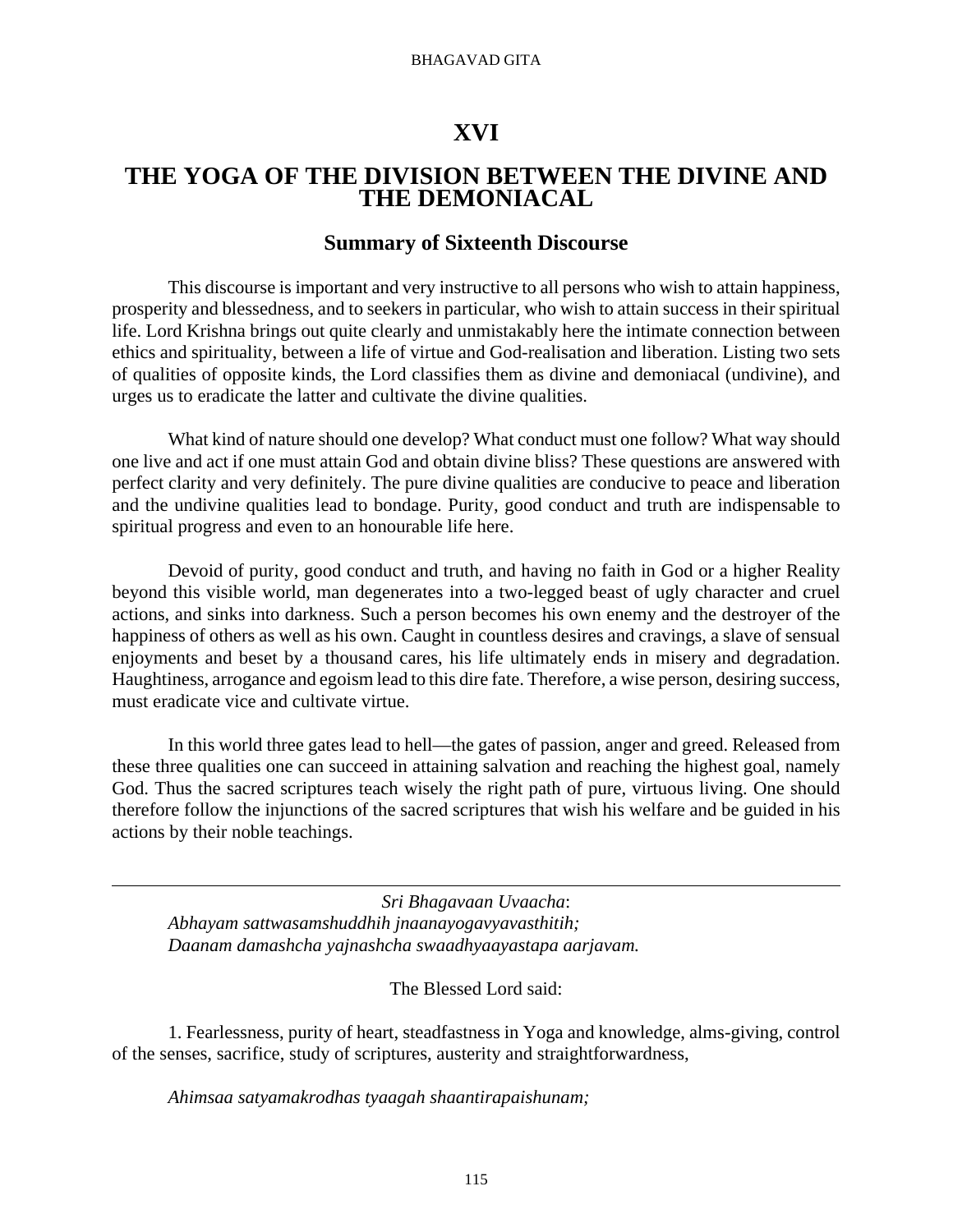# XVI

# THE YOGA OF THE DIVISION BETWEEN THE DIVINE AND THE DEMONIACAL

## Summary of Sixteenth Discourse

This discourse is important and very instructive to all persons who wish to attain happiness, prosperity and blessedness, and to seekers in particular, who wish to attain success in their spiritual life. Lord Krishna brings out quite clearly and unmistakably here the intimate connection between ethics and spirituality, between a life of virtue and God-realisation and liberation. Listing two sets of qualities of opposite kinds, the Lord classifies them as divine and demoniacal (undivine), and urges us to eradicate the latter and cultivate the divine qualities.

What kind of nature should one develop? What conduct must one follow? What way should one live and act if one must attain God and obtain divine bliss? These questions are answered with perfect clarity and very definitely. The pure divine qualities are conducive to peace and liberation and the undivine qualities lead to bondage. Purity, good conduct and truth are indispensable to spiritual progress and even to an honourable life here.

Devoid of purity, good conduct and truth, and having no faith in God or a higher Reality beyond this visible world, man degenerates into a two-legged beast of ugly character and cruel actions, and sinks into darkness. Such a person becomes his own enemy and the destroyer of the happiness of others as well as his own. Caught in countless desires and cravings, a slave of sensual enjoyments and beset by a thousand cares, his life ultimately ends in misery and degradation. Haughtiness, arrogance and egoism lead to this dire fate. Therefore, a wise person, desiring success, must eradicate vice and cultivate virtue.

In this world three gates lead to hell—the gates of passion, anger and greed. Released from these three qualities one can succeed in attaining salvation and reaching the highest goal, namely God. Thus the sacred scriptures teach wisely the right path of pure, virtuous living. One should therefore follow the injunctions of the sacred scriptures that wish his welfare and be guided in his actions by their noble teachings.

---

*Sri Bhagavaan Uvaacha*:
*Abhayam sattwasamshuddhih jnaanayogavyavasthitih;*
*Daanam damashcha yajnashcha swaadhyaayastapa aarjavam.*

The Blessed Lord said:

1. Fearlessness, purity of heart, steadfastness in Yoga and knowledge, alms-giving, control of the senses, sacrifice, study of scriptures, austerity and straightforwardness,

*Ahimsaa satyamakrodhas tyaagah shaantirapaishunam;*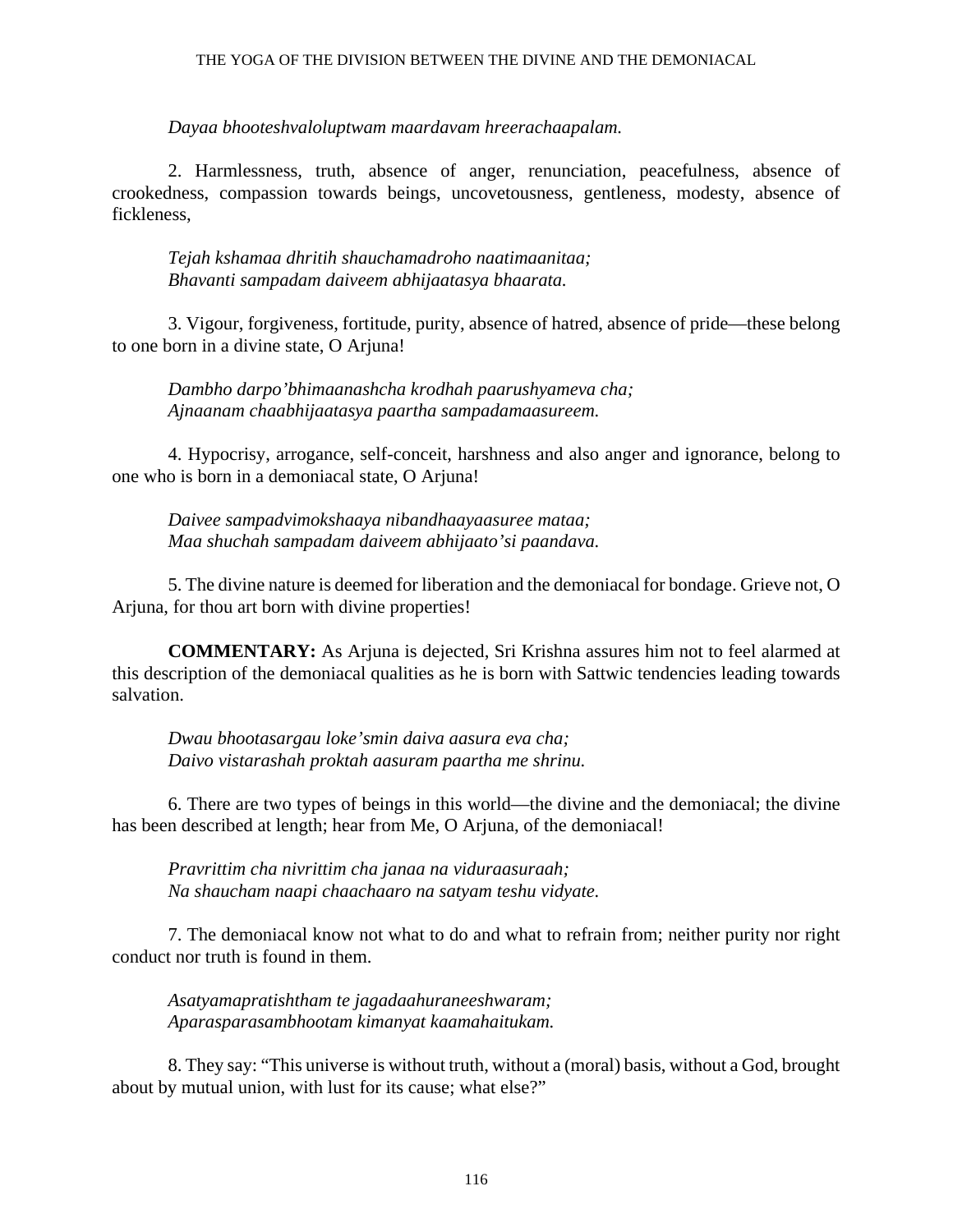*Dayaa bhooteshvaloluptwam maardavam hreerachaapalam.*

2. Harmlessness, truth, absence of anger, renunciation, peacefulness, absence of crookedness, compassion towards beings, uncovetousness, gentleness, modesty, absence of fickleness,

*Tejah kshamaa dhritih shauchamadroho naatimaanitaa;*
*Bhavanti sampadam daiveem abhijaatasya bhaarata.*

3. Vigour, forgiveness, fortitude, purity, absence of hatred, absence of pride—these belong to one born in a divine state, O Arjuna!

*Dambho darpo'bhimaanashcha krodhah paarushyameva cha;*
*Ajnaanam chaabhijaatasya paartha sampadamaasureem.*

4. Hypocrisy, arrogance, self-conceit, harshness and also anger and ignorance, belong to one who is born in a demoniacal state, O Arjuna!

*Daivee sampadvimokshaaya nibandhaayaasuree mataa;*
*Maa shuchah sampadam daiveem abhijaato'si paandava.*

5. The divine nature is deemed for liberation and the demoniacal for bondage. Grieve not, O Arjuna, for thou art born with divine properties!

**COMMENTARY:** As Arjuna is dejected, Sri Krishna assures him not to feel alarmed at this description of the demoniacal qualities as he is born with Sattwic tendencies leading towards salvation.

*Dwau bhootasargau loke'smin daiva aasura eva cha;*
*Daivo vistarashah proktah aasuram paartha me shrinu.*

6. There are two types of beings in this world—the divine and the demoniacal; the divine has been described at length; hear from Me, O Arjuna, of the demoniacal!

*Pravrittim cha nivrittim cha janaa na viduraasuraah;*
*Na shaucham naapi chaachaaro na satyam teshu vidyate.*

7. The demoniacal know not what to do and what to refrain from; neither purity nor right conduct nor truth is found in them.

*Asatyamapratishtham te jagadaahuraneeshwaram;*
*Aparasparasambhootam kimanyat kaamahaitukam.*

8. They say: "This universe is without truth, without a (moral) basis, without a God, brought about by mutual union, with lust for its cause; what else?"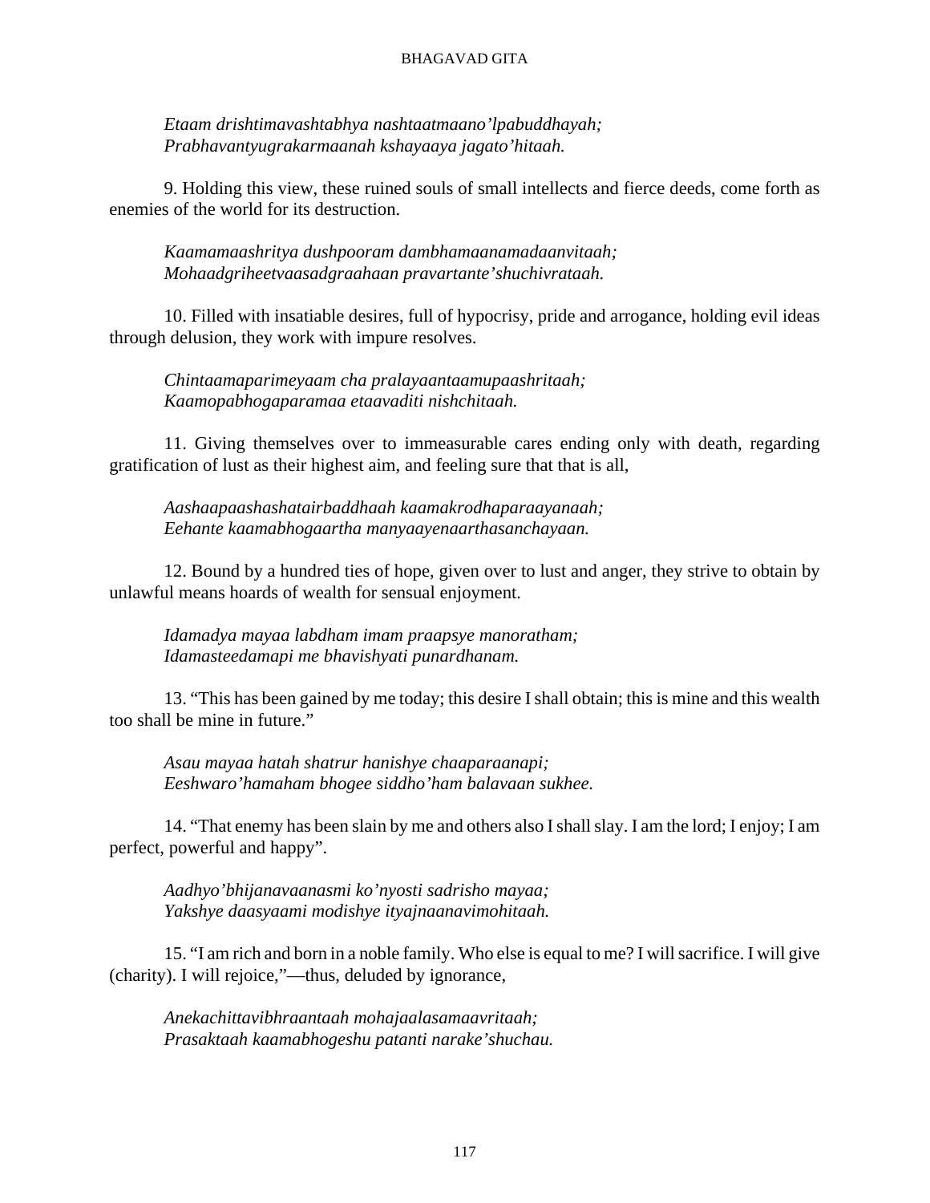*Etaam drishtimavashtabhya nashtaatmaano'lpabuddhayah;*
*Prabhavantyugrakarmaanah kshayaaya jagato'hitaah.*

9. Holding this view, these ruined souls of small intellects and fierce deeds, come forth as enemies of the world for its destruction.

*Kaamamaashritya dushpooram dambhamaanamadaanvitaah;*
*Mohaadgriheetvaasadgraahaan pravartante'shuchivrataah.*

10. Filled with insatiable desires, full of hypocrisy, pride and arrogance, holding evil ideas through delusion, they work with impure resolves.

*Chintaamaparimeyaam cha pralayaantaamupaashritaah;*
*Kaamopabhogaparamaa etaavaditi nishchitaah.*

11. Giving themselves over to immeasurable cares ending only with death, regarding gratification of lust as their highest aim, and feeling sure that that is all,

*Aashaapaashashataairbaddhaah kaamakrodhaparaayanaah;*
*Eehante kaamabhogaartha manyaayenaarthasanchayaan.*

12. Bound by a hundred ties of hope, given over to lust and anger, they strive to obtain by unlawful means hoards of wealth for sensual enjoyment.

*Idamadya mayaa labdham imam praapsye manoratham;*
*Idamasteedamapi me bhavishyati punardhanam.*

13. "This has been gained by me today; this desire I shall obtain; this is mine and this wealth too shall be mine in future."

*Asau mayaa hatah shatrur hanishye chaaparaanapi;*
*Eeshwaro'hamaham bhogee siddho'ham balavaan sukhee.*

14. "That enemy has been slain by me and others also I shall slay. I am the lord; I enjoy; I am perfect, powerful and happy".

*Aadhyo'bhijanavaanasmi ko'nyosti sadrisho mayaa;*
*Yakshye daasyaami modishye ityajnaanavimohitaah.*

15. "I am rich and born in a noble family. Who else is equal to me? I will sacrifice. I will give (charity). I will rejoice,"—thus, deluded by ignorance,

*Anekachittavibhraantaah mohajaalasamaavritaah;*
*Prasaktaah kaamabhogeshu patanti narake'shuchau.*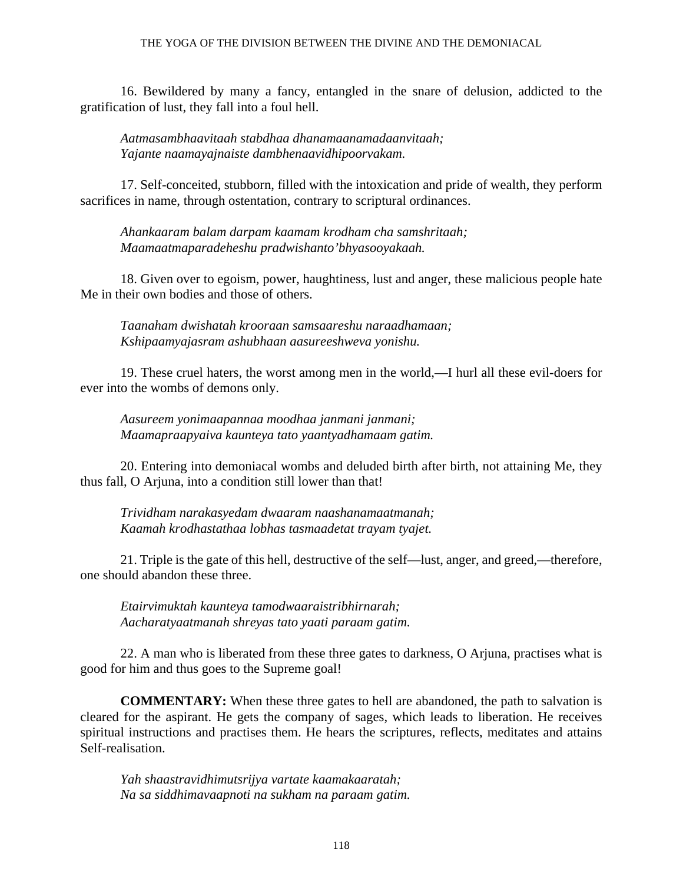16. Bewildered by many a fancy, entangled in the snare of delusion, addicted to the gratification of lust, they fall into a foul hell.

*Aatmasambhaavitaah stabdhaa dhanamaanamadaanvitaah;*
*Yajante naamayajnaiste dambhenaavidhipoorvakam.*

17. Self-conceited, stubborn, filled with the intoxication and pride of wealth, they perform sacrifices in name, through ostentation, contrary to scriptural ordinances.

*Ahankaaram balam darpam kaamam krodham cha samshritaah;*
*Maamaatmaparadeheshu pradwishanto'bhyasooyakaah.*

18. Given over to egoism, power, haughtiness, lust and anger, these malicious people hate Me in their own bodies and those of others.

*Taanaham dwishatah krooraan samsaareshu naraadhamaan;*
*Kshipaamyajasram ashubhaan aasureeshweva yonishu.*

19. These cruel haters, the worst among men in the world,—I hurl all these evil-doers for ever into the wombs of demons only.

*Aasureem yonimaapannaa moodhaa janmani janmani;*
*Maamapraapyaiva kaunteya tato yaantyadhamaam gatim.*

20. Entering into demoniacal wombs and deluded birth after birth, not attaining Me, they thus fall, O Arjuna, into a condition still lower than that!

*Trividham narakasyedam dwaaram naashanamaatmanah;*
*Kaamah krodhastathaa lobhas tasmaadetat trayam tyajet.*

21. Triple is the gate of this hell, destructive of the self—lust, anger, and greed,—therefore, one should abandon these three.

*Etairvimuktah kaunteya tamodwaaraistribhirnarah;*
*Aacharatyaatmanah shreyas tato yaati paraam gatim.*

22. A man who is liberated from these three gates to darkness, O Arjuna, practises what is good for him and thus goes to the Supreme goal!

**COMMENTARY:** When these three gates to hell are abandoned, the path to salvation is cleared for the aspirant. He gets the company of sages, which leads to liberation. He receives spiritual instructions and practises them. He hears the scriptures, reflects, meditates and attains Self-realisation.

*Yah shaastravidhimutsrijya vartate kaamakaaratah;*
*Na sa siddhimavaapnoti na sukham na paraam gatim.*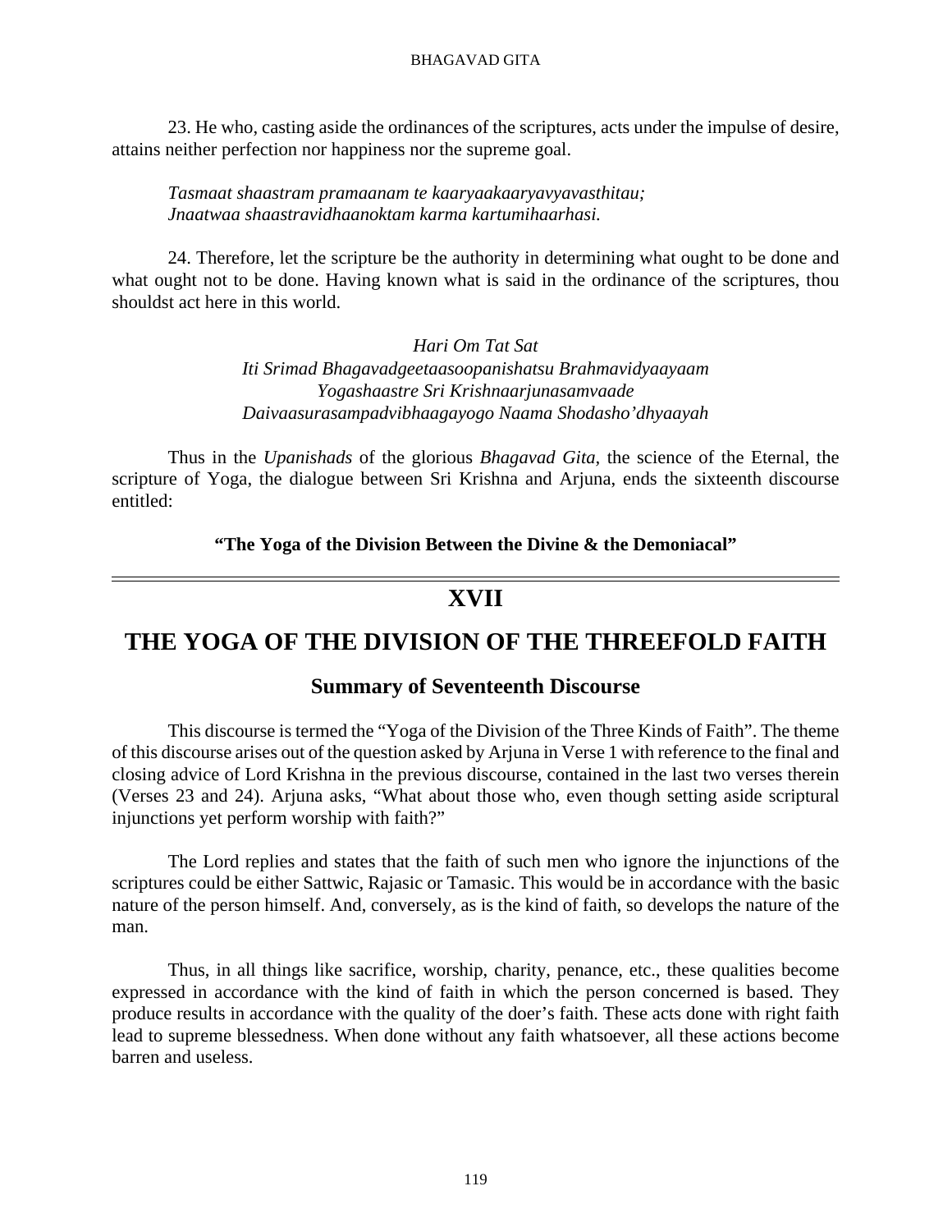23. He who, casting aside the ordinances of the scriptures, acts under the impulse of desire, attains neither perfection nor happiness nor the supreme goal.

*Tasmaat shaastram pramaanam te kaaryaakaaryavyavasthitau;*
*Jnaatwaa shaastravidhaanoktam karma kartumihaarhasi.*

24. Therefore, let the scripture be the authority in determining what ought to be done and what ought not to be done. Having known what is said in the ordinance of the scriptures, thou shouldst act here in this world.

*Hari Om Tat Sat*
*Iti Srimad Bhagavadgeetaasoopanishatsu Brahmavidyaayaam*
*Yogashaastre Sri Krishnaarjunasamvaade*
*Daivaasurasampadvibhaagayogo Naama Shodasho'dhyaayah*

Thus in the *Upanishads* of the glorious *Bhagavad Gita,* the science of the Eternal, the scripture of Yoga, the dialogue between Sri Krishna and Arjuna, ends the sixteenth discourse entitled:

**"The Yoga of the Division Between the Divine & the Demoniacal"**

---

# XVII

# THE YOGA OF THE DIVISION OF THE THREEFOLD FAITH

## Summary of Seventeenth Discourse

This discourse is termed the "Yoga of the Division of the Three Kinds of Faith". The theme of this discourse arises out of the question asked by Arjuna in Verse 1 with reference to the final and closing advice of Lord Krishna in the previous discourse, contained in the last two verses therein (Verses 23 and 24). Arjuna asks, "What about those who, even though setting aside scriptural injunctions yet perform worship with faith?"

The Lord replies and states that the faith of such men who ignore the injunctions of the scriptures could be either Sattwic, Rajasic or Tamasic. This would be in accordance with the basic nature of the person himself. And, conversely, as is the kind of faith, so develops the nature of the man.

Thus, in all things like sacrifice, worship, charity, penance, etc., these qualities become expressed in accordance with the kind of faith in which the person concerned is based. They produce results in accordance with the quality of the doer's faith. These acts done with right faith lead to supreme blessedness. When done without any faith whatsoever, all these actions become barren and useless.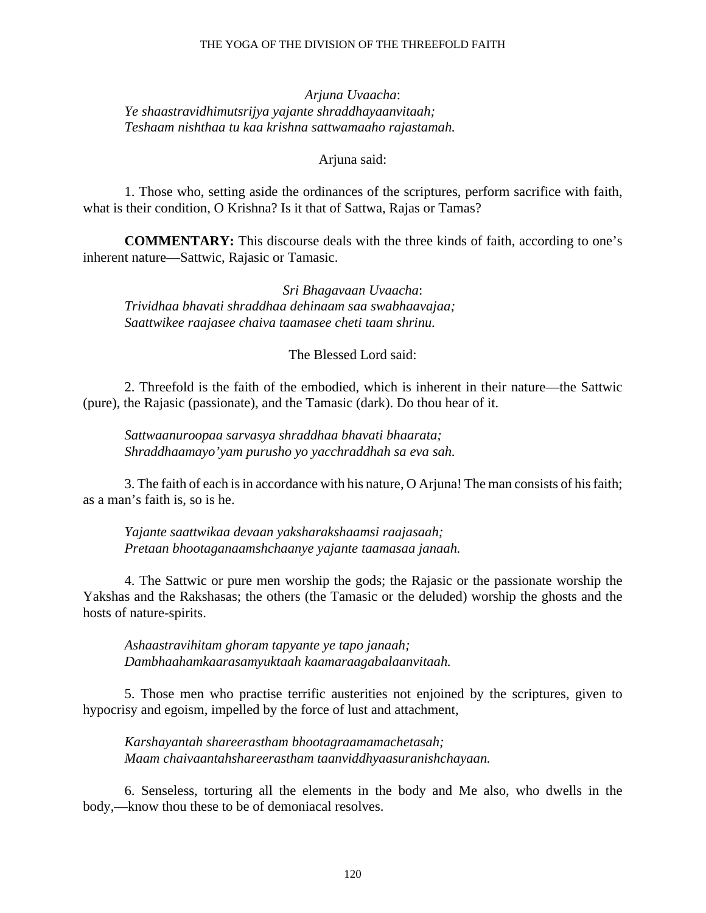*Arjuna Uvaacha*:

*Ye shaastravidhimutsrijya yajante shraddhayaanvitaah;*
*Teshaam nishthaa tu kaa krishna sattwamaaho rajastamah.*

Arjuna said:

1. Those who, setting aside the ordinances of the scriptures, perform sacrifice with faith, what is their condition, O Krishna? Is it that of Sattwa, Rajas or Tamas?

**COMMENTARY:** This discourse deals with the three kinds of faith, according to one's inherent nature—Sattwic, Rajasic or Tamasic.

*Sri Bhagavaan Uvaacha*:

*Trividhaa bhavati shraddhaa dehinaam saa swabhaavajaa;*
*Saattwikee raajasee chaiva taamasee cheti taam shrinu.*

The Blessed Lord said:

2. Threefold is the faith of the embodied, which is inherent in their nature—the Sattwic (pure), the Rajasic (passionate), and the Tamasic (dark). Do thou hear of it.

*Sattwaanuroopaa sarvasya shraddhaa bhavati bhaarata;*
*Shraddhaamayo'yam purusho yo yacchraddhah sa eva sah.*

3. The faith of each is in accordance with his nature, O Arjuna! The man consists of his faith; as a man's faith is, so is he.

*Yajante saattwikaa devaan yaksharakshaamsi raajasaah;*
*Pretaan bhootaganaamshchaanye yajante taamasaa janaah.*

4. The Sattwic or pure men worship the gods; the Rajasic or the passionate worship the Yakshas and the Rakshasas; the others (the Tamasic or the deluded) worship the ghosts and the hosts of nature-spirits.

*Ashaastravihitam ghoram tapyante ye tapo janaah;*
*Dambhaahamkaarasamyuktaah kaamaraagabalaanvitaah.*

5. Those men who practise terrific austerities not enjoined by the scriptures, given to hypocrisy and egoism, impelled by the force of lust and attachment,

*Karshayantah shareerastham bhootagraamamachetasah;*
*Maam chaivaantahshareerastham taanviddhyaasuranishchayaan.*

6. Senseless, torturing all the elements in the body and Me also, who dwells in the body,—know thou these to be of demoniacal resolves.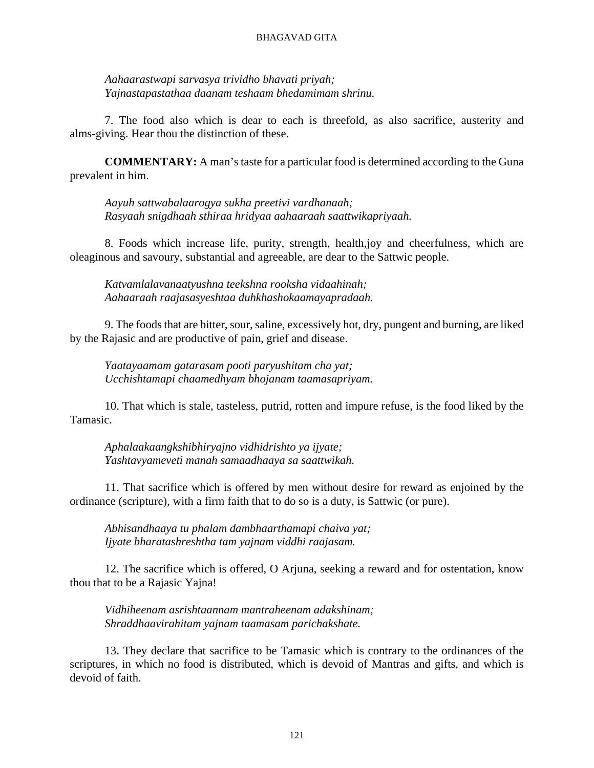*Aahaarastwapi sarvasya trividho bhavati priyah;*
*Yajnastapastathaa daanam teshaam bhedamimam shrinu.*

7. The food also which is dear to each is threefold, as also sacrifice, austerity and alms-giving. Hear thou the distinction of these.

**COMMENTARY:** A man's taste for a particular food is determined according to the Guna prevalent in him.

*Aayuh sattwabalaarogya sukha preetivi vardhanaah;*
*Rasyaah snigdhaah sthiraa hridyaa aahaaraah saattwikapriyaah.*

8. Foods which increase life, purity, strength, health,joy and cheerfulness, which are oleaginous and savoury, substantial and agreeable, are dear to the Sattwic people.

*Katvamlalavanaatyushna teekshna rooksha vidaahinah;*
*Aahaaraah raajasasyeshtaa duhkhashokaamayapradaah.*

9. The foods that are bitter, sour, saline, excessively hot, dry, pungent and burning, are liked by the Rajasic and are productive of pain, grief and disease.

*Yaatayaamam gatarasam pooti paryushitam cha yat;*
*Ucchishtamapi chaamedhyam bhojanam taamasapriyam.*

10. That which is stale, tasteless, putrid, rotten and impure refuse, is the food liked by the Tamasic.

*Aphalaakaangkshibhiryajno vidhidrishto ya ijyate;*
*Yashtavyameveti manah samaadhaaya sa saattwikah.*

11. That sacrifice which is offered by men without desire for reward as enjoined by the ordinance (scripture), with a firm faith that to do so is a duty, is Sattwic (or pure).

*Abhisandhaaya tu phalam dambhaarthamapi chaiva yat;*
*Ijyate bharatashreshtha tam yajnam viddhi raajasam.*

12. The sacrifice which is offered, O Arjuna, seeking a reward and for ostentation, know thou that to be a Rajasic Yajna!

*Vidhiheenam asrishtaannam mantraheenam adakshinam;*
*Shraddhaavirahitam yajnam taamasam parichakshate.*

13. They declare that sacrifice to be Tamasic which is contrary to the ordinances of the scriptures, in which no food is distributed, which is devoid of Mantras and gifts, and which is devoid of faith.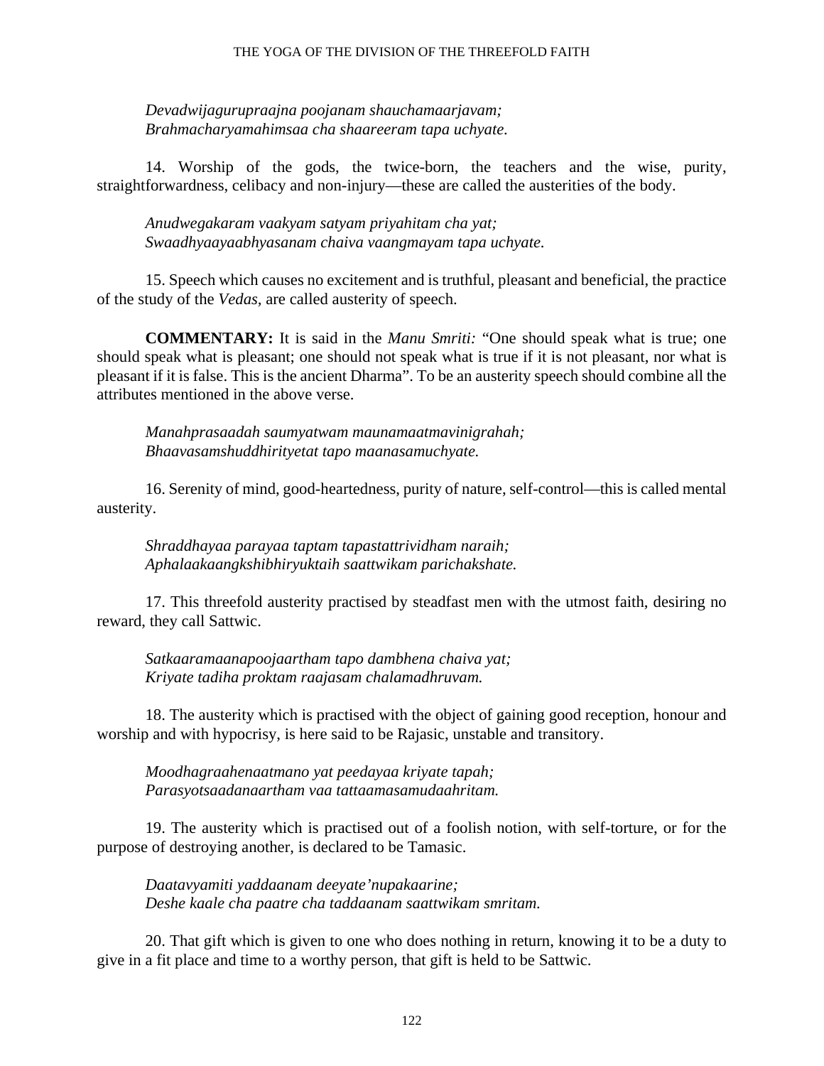*Devadwijagurupraajna poojanam shauchamaarjavam;*
*Brahmacharyamahimsaa cha shaareeram tapa uchyate.*

14. Worship of the gods, the twice-born, the teachers and the wise, purity, straightforwardness, celibacy and non-injury—these are called the austerities of the body.

*Anudwegakaram vaakyam satyam priyahitam cha yat;*
*Swaadhyaayaabhyasanam chaiva vaangmayam tapa uchyate.*

15. Speech which causes no excitement and is truthful, pleasant and beneficial, the practice of the study of the *Vedas*, are called austerity of speech.

**COMMENTARY:** It is said in the *Manu Smriti:* "One should speak what is true; one should speak what is pleasant; one should not speak what is true if it is not pleasant, nor what is pleasant if it is false. This is the ancient Dharma". To be an austerity speech should combine all the attributes mentioned in the above verse.

*Manahprasaadah saumyatwam maunamaatmavinigrahah;*
*Bhaavasamshuddhirityetat tapo maanasamuchyate.*

16. Serenity of mind, good-heartedness, purity of nature, self-control—this is called mental austerity.

*Shraddhayaa parayaa taptam tapastattrividham naraih;*
*Aphalaakaangkshibhiryuktaih saattwikam parichakshate.*

17. This threefold austerity practised by steadfast men with the utmost faith, desiring no reward, they call Sattwic.

*Satkaaramaanapoojaartham tapo dambhena chaiva yat;*
*Kriyate tadiha proktam raajasam chalamadhruvam.*

18. The austerity which is practised with the object of gaining good reception, honour and worship and with hypocrisy, is here said to be Rajasic, unstable and transitory.

*Moodhagraahenaatmano yat peedayaa kriyate tapah;*
*Parasyotsaadanaartham vaa tattaamasamudaahritam.*

19. The austerity which is practised out of a foolish notion, with self-torture, or for the purpose of destroying another, is declared to be Tamasic.

*Daatavyamiti yaddaanam deeyate'nupakaarine;*
*Deshe kaale cha paatre cha taddaanam saattwikam smritam.*

20. That gift which is given to one who does nothing in return, knowing it to be a duty to give in a fit place and time to a worthy person, that gift is held to be Sattwic.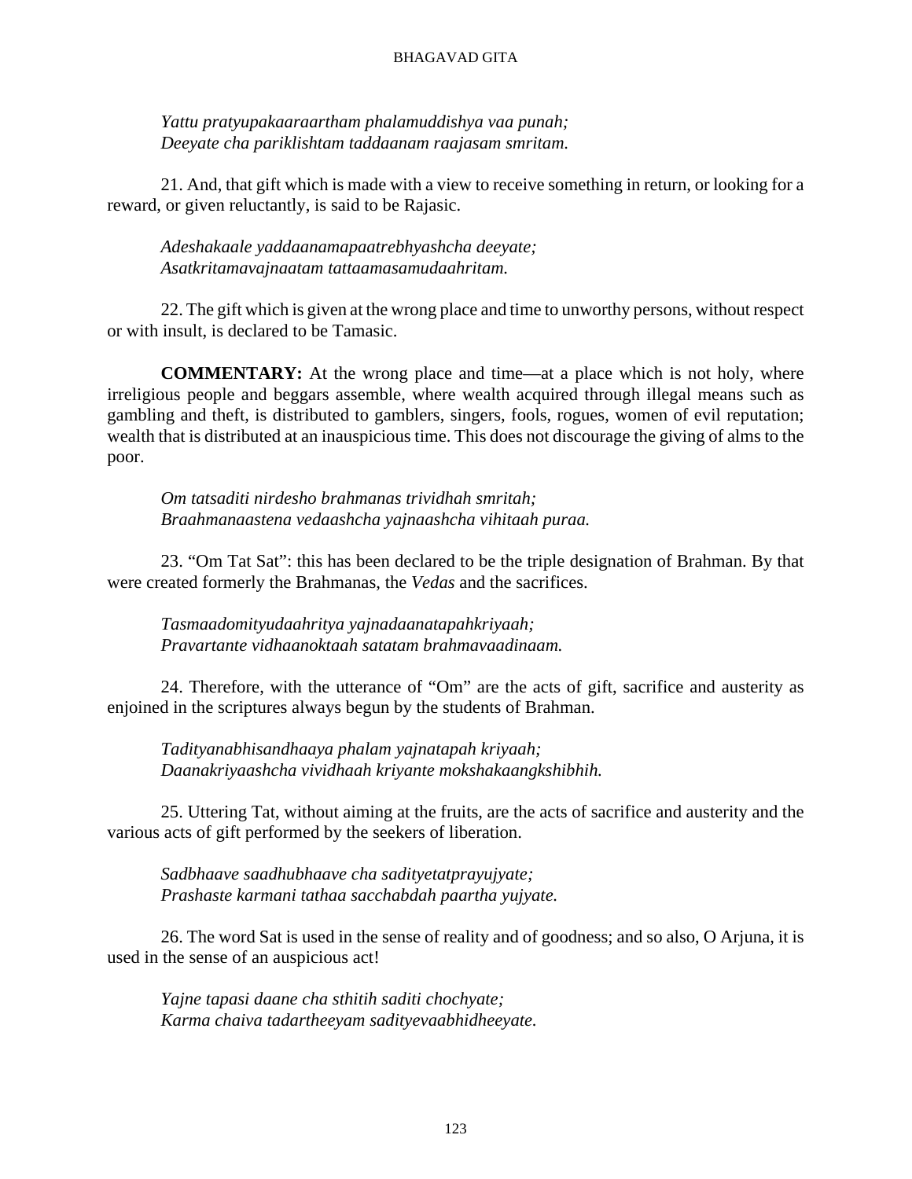*Yattu pratyupakaaraartham phalamuddishya vaa punah;*
*Deeyate cha pariklishtam taddaanam raajasam smritam.*

21. And, that gift which is made with a view to receive something in return, or looking for a reward, or given reluctantly, is said to be Rajasic.

*Adeshakaale yaddaanamapaatrebhyashcha deeyate;*
*Asatkritamavajnaatam tattaamasamudaahritam.*

22. The gift which is given at the wrong place and time to unworthy persons, without respect or with insult, is declared to be Tamasic.

**COMMENTARY:** At the wrong place and time—at a place which is not holy, where irreligious people and beggars assemble, where wealth acquired through illegal means such as gambling and theft, is distributed to gamblers, singers, fools, rogues, women of evil reputation; wealth that is distributed at an inauspicious time. This does not discourage the giving of alms to the poor.

*Om tatsaditi nirdesho brahmanas trividhah smritah;*
*Braahmanaastena vedaashcha yajnaashcha vihitaah puraa.*

23. "Om Tat Sat": this has been declared to be the triple designation of Brahman. By that were created formerly the Brahmanas, the *Vedas* and the sacrifices.

*Tasmaadomityudaahritya yajnadaanatapahkriyaah;*
*Pravartante vidhaanoktaah satatam brahmavaadinaam.*

24. Therefore, with the utterance of "Om" are the acts of gift, sacrifice and austerity as enjoined in the scriptures always begun by the students of Brahman.

*Tadityanabhisandhaaya phalam yajnatapah kriyaah;*
*Daanakriyaashcha vividhaah kriyante mokshakaangkshibhih.*

25. Uttering Tat, without aiming at the fruits, are the acts of sacrifice and austerity and the various acts of gift performed by the seekers of liberation.

*Sadbhaave saadhubhaave cha sadityetatprayujyate;*
*Prashaste karmani tathaa sacchabdah paartha yujyate.*

26. The word Sat is used in the sense of reality and of goodness; and so also, O Arjuna, it is used in the sense of an auspicious act!

*Yajne tapasi daane cha sthitih saditi chochyate;*
*Karma chaiva tadartheeyam sadityevaabhidheeyate.*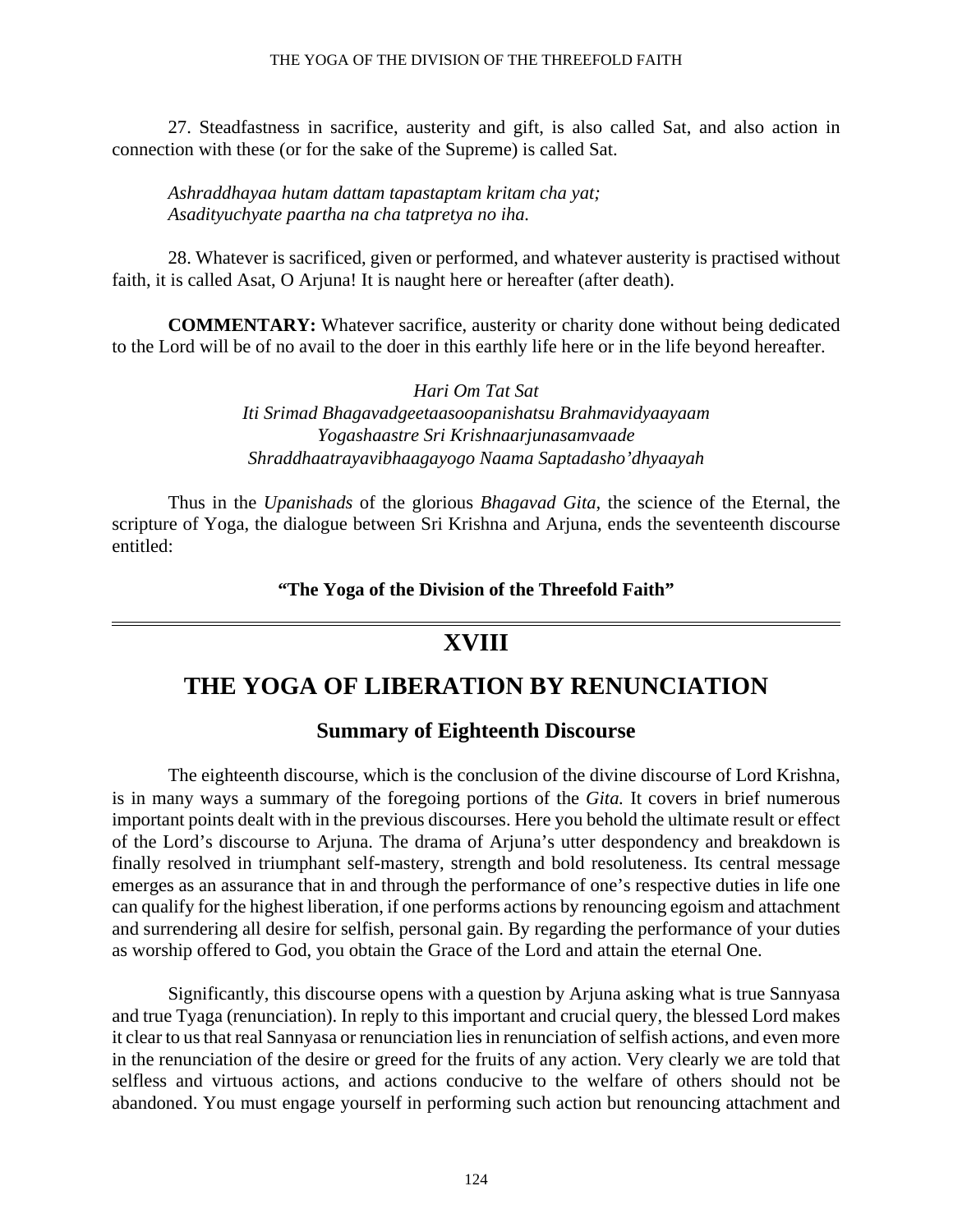27. Steadfastness in sacrifice, austerity and gift, is also called Sat, and also action in connection with these (or for the sake of the Supreme) is called Sat.

*Ashraddhayaa hutam dattam tapastaptam kritam cha yat;*
*Asadityuchyate paartha na cha tatpretya no iha.*

28. Whatever is sacrificed, given or performed, and whatever austerity is practised without faith, it is called Asat, O Arjuna! It is naught here or hereafter (after death).

**COMMENTARY:** Whatever sacrifice, austerity or charity done without being dedicated to the Lord will be of no avail to the doer in this earthly life here or in the life beyond hereafter.

*Hari Om Tat Sat*
*Iti Srimad Bhagavadgeetaasoopanishatsu Brahmavidyaayaam*
*Yogashaastre Sri Krishnaarjunasamvaade*
*Shraddhaatrayavibhaagayogo Naama Saptadasho'dhyaayah*

Thus in the *Upanishads* of the glorious *Bhagavad Gita,* the science of the Eternal, the scripture of Yoga, the dialogue between Sri Krishna and Arjuna, ends the seventeenth discourse entitled:

**"The Yoga of the Division of the Threefold Faith"**

---

# XVIII

# THE YOGA OF LIBERATION BY RENUNCIATION

## Summary of Eighteenth Discourse

The eighteenth discourse, which is the conclusion of the divine discourse of Lord Krishna, is in many ways a summary of the foregoing portions of the *Gita.* It covers in brief numerous important points dealt with in the previous discourses. Here you behold the ultimate result or effect of the Lord's discourse to Arjuna. The drama of Arjuna's utter despondency and breakdown is finally resolved in triumphant self-mastery, strength and bold resoluteness. Its central message emerges as an assurance that in and through the performance of one's respective duties in life one can qualify for the highest liberation, if one performs actions by renouncing egoism and attachment and surrendering all desire for selfish, personal gain. By regarding the performance of your duties as worship offered to God, you obtain the Grace of the Lord and attain the eternal One.

Significantly, this discourse opens with a question by Arjuna asking what is true Sannyasa and true Tyaga (renunciation). In reply to this important and crucial query, the blessed Lord makes it clear to us that real Sannyasa or renunciation lies in renunciation of selfish actions, and even more in the renunciation of the desire or greed for the fruits of any action. Very clearly we are told that selfless and virtuous actions, and actions conducive to the welfare of others should not be abandoned. You must engage yourself in performing such action but renouncing attachment and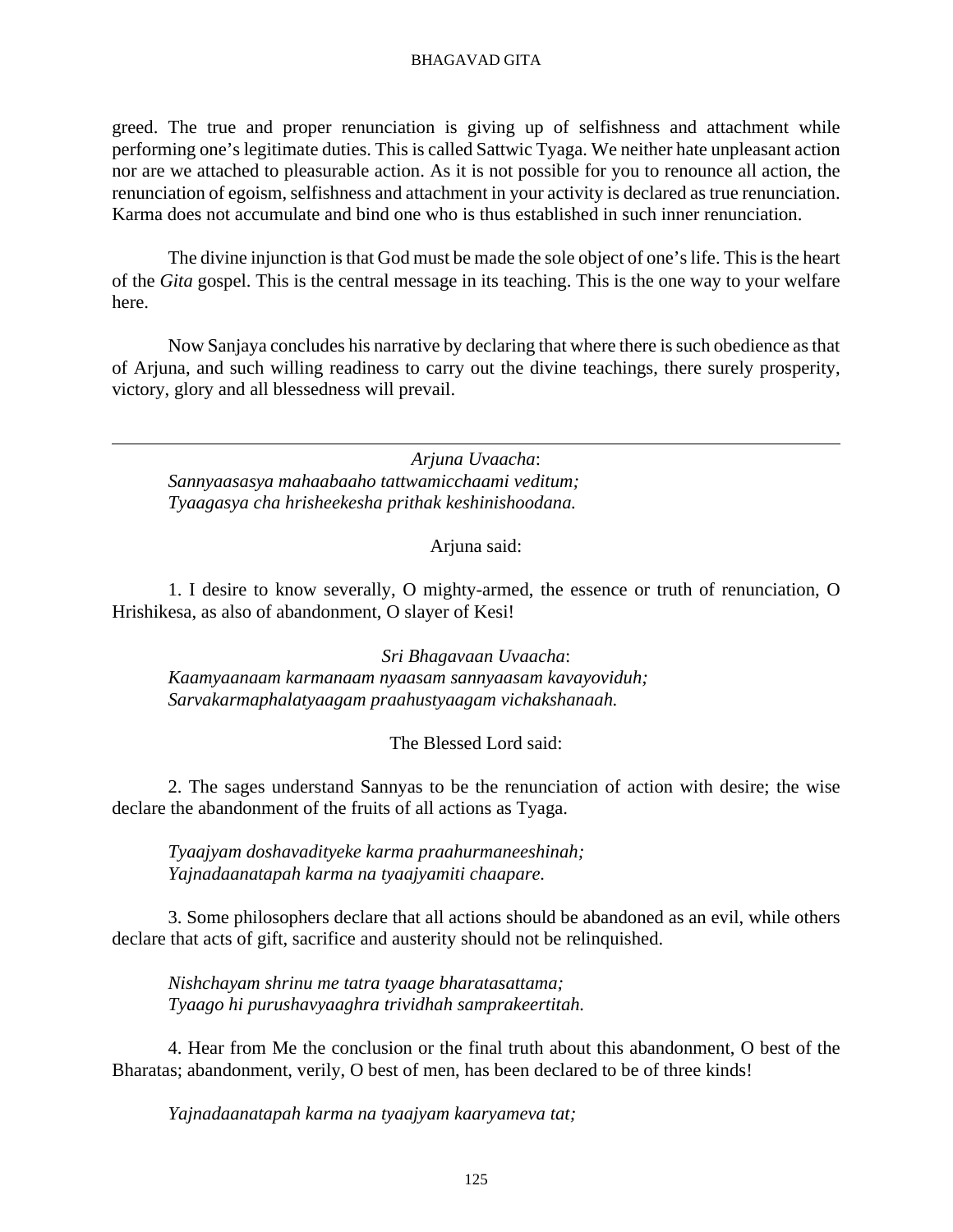greed. The true and proper renunciation is giving up of selfishness and attachment while performing one's legitimate duties. This is called Sattwic Tyaga. We neither hate unpleasant action nor are we attached to pleasurable action. As it is not possible for you to renounce all action, the renunciation of egoism, selfishness and attachment in your activity is declared as true renunciation. Karma does not accumulate and bind one who is thus established in such inner renunciation.

The divine injunction is that God must be made the sole object of one's life. This is the heart of the *Gita* gospel. This is the central message in its teaching. This is the one way to your welfare here.

Now Sanjaya concludes his narrative by declaring that where there is such obedience as that of Arjuna, and such willing readiness to carry out the divine teachings, there surely prosperity, victory, glory and all blessedness will prevail.

---

*Arjuna Uvaacha*:
*Sannyaasasya mahaabaaho tattwamicchaami veditum;*
*Tyaagasya cha hrisheekesha prithak keshinishoodana.*

Arjuna said:

1. I desire to know severally, O mighty-armed, the essence or truth of renunciation, O Hrishikesa, as also of abandonment, O slayer of Kesi!

*Sri Bhagavaan Uvaacha*:
*Kaamyaanaam karmanaam nyaasam sannyaasam kavayoviduh;*
*Sarvakarmaphalatyaagam praahustyaagam vichakshanaah.*

The Blessed Lord said:

2. The sages understand Sannyas to be the renunciation of action with desire; the wise declare the abandonment of the fruits of all actions as Tyaga.

*Tyaajyam doshavadityeke karma praahurmaneeshinah;*
*Yajnadaanatapah karma na tyaajyamiti chaapare.*

3. Some philosophers declare that all actions should be abandoned as an evil, while others declare that acts of gift, sacrifice and austerity should not be relinquished.

*Nishchayam shrinu me tatra tyaage bharatasattama;*
*Tyaago hi purushavyaaghra trividhah samprakeertitah.*

4. Hear from Me the conclusion or the final truth about this abandonment, O best of the Bharatas; abandonment, verily, O best of men, has been declared to be of three kinds!

*Yajnadaanatapah karma na tyaajyam kaaryameva tat;*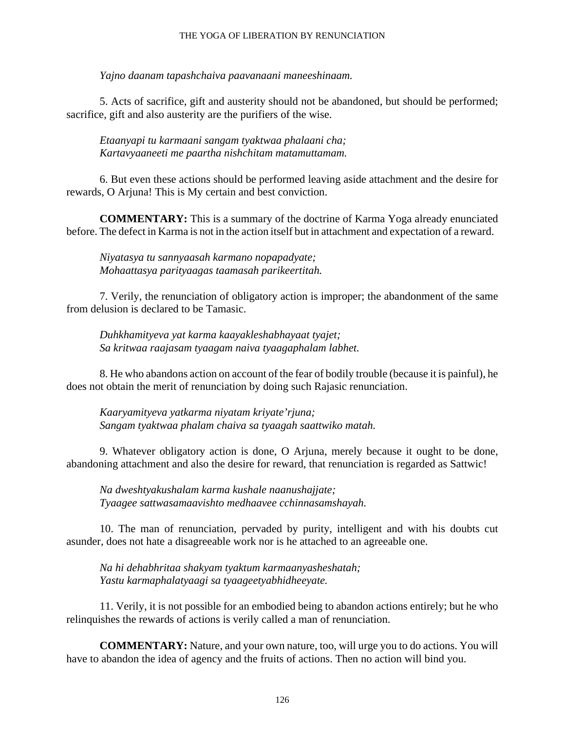*Yajno daanam tapashchaiva paavanaani maneeshinaam.*

5. Acts of sacrifice, gift and austerity should not be abandoned, but should be performed; sacrifice, gift and also austerity are the purifiers of the wise.

*Etaanyapi tu karmaani sangam tyaktwaa phalaani cha;*
*Kartavyaaneeti me paartha nishchitam matamuttamam.*

6. But even these actions should be performed leaving aside attachment and the desire for rewards, O Arjuna! This is My certain and best conviction.

**COMMENTARY:** This is a summary of the doctrine of Karma Yoga already enunciated before. The defect in Karma is not in the action itself but in attachment and expectation of a reward.

*Niyatasya tu sannyaasah karmano nopapadyate;*
*Mohaattasya parityaagas taamasah parikeertitah.*

7. Verily, the renunciation of obligatory action is improper; the abandonment of the same from delusion is declared to be Tamasic.

*Duhkhamityeva yat karma kaayakleshabhayaat tyajet;*
*Sa kritwaa raajasam tyaagam naiva tyaagaphalam labhet.*

8. He who abandons action on account of the fear of bodily trouble (because it is painful), he does not obtain the merit of renunciation by doing such Rajasic renunciation.

*Kaaryamityeva yatkarma niyatam kriyate'rjuna;*
*Sangam tyaktwaa phalam chaiva sa tyaagah saattwiko matah.*

9. Whatever obligatory action is done, O Arjuna, merely because it ought to be done, abandoning attachment and also the desire for reward, that renunciation is regarded as Sattwic!

*Na dweshtyakushalam karma kushale naanushajjate;*
*Tyaagee sattwasamaavishto medhaavee cchinnasamshayah.*

10. The man of renunciation, pervaded by purity, intelligent and with his doubts cut asunder, does not hate a disagreeable work nor is he attached to an agreeable one.

*Na hi dehabhritaa shakyam tyaktum karmaanyasheshatah;*
*Yastu karmaphalatyaagi sa tyaageetyabhidheeyate.*

11. Verily, it is not possible for an embodied being to abandon actions entirely; but he who relinquishes the rewards of actions is verily called a man of renunciation.

**COMMENTARY:** Nature, and your own nature, too, will urge you to do actions. You will have to abandon the idea of agency and the fruits of actions. Then no action will bind you.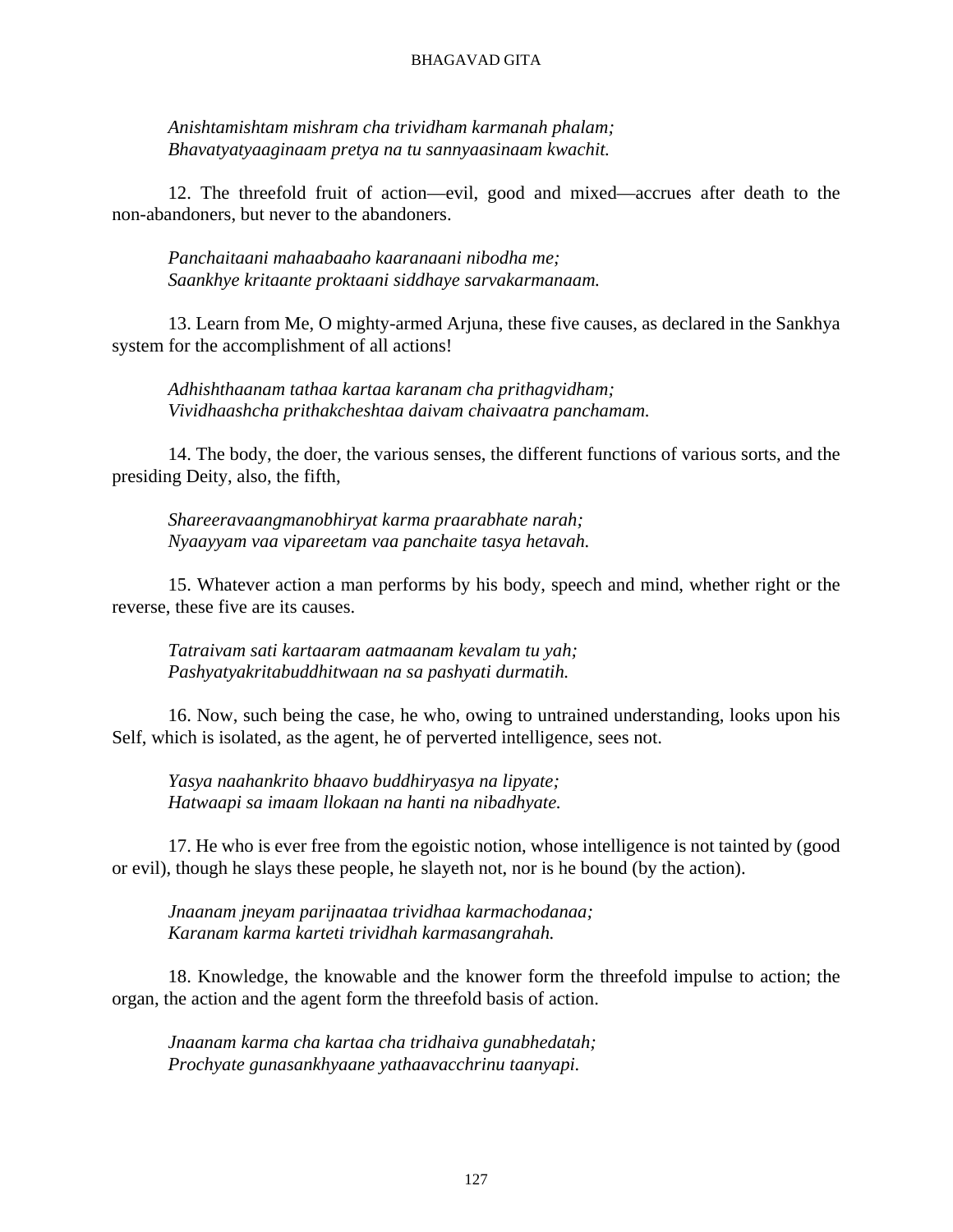*Anishtamishtam mishram cha trividham karmanah phalam;*
*Bhavatyatyaaginaam pretya na tu sannyaasinaam kwachit.*

12. The threefold fruit of action—evil, good and mixed—accrues after death to the non-abandoners, but never to the abandoners.

*Panchaitaani mahaabaaho kaaranaani nibodha me;*
*Saankhye kritaante proktaani siddhaye sarvakarmanaam.*

13. Learn from Me, O mighty-armed Arjuna, these five causes, as declared in the Sankhya system for the accomplishment of all actions!

*Adhishthaanam tathaa kartaa karanam cha prithagvidham;*
*Vividhaashcha prithakcheshtaa daivam chaivaatra panchamam.*

14. The body, the doer, the various senses, the different functions of various sorts, and the presiding Deity, also, the fifth,

*Shareeravaangmanobhiryat karma praarabhate narah;*
*Nyaayyam vaa vipareetam vaa panchaite tasya hetavah.*

15. Whatever action a man performs by his body, speech and mind, whether right or the reverse, these five are its causes.

*Tatraivam sati kartaaram aatmaanam kevalam tu yah;*
*Pashyatyakritabuddhitwaan na sa pashyati durmatih.*

16. Now, such being the case, he who, owing to untrained understanding, looks upon his Self, which is isolated, as the agent, he of perverted intelligence, sees not.

*Yasya naahankrito bhaavo buddhiryasya na lipyate;*
*Hatwaapi sa imaam llokaan na hanti na nibadhyate.*

17. He who is ever free from the egoistic notion, whose intelligence is not tainted by (good or evil), though he slays these people, he slayeth not, nor is he bound (by the action).

*Jnaanam jneyam parijnaataa trividhaa karmachodanaa;*
*Karanam karma karteti trividhah karmasangrahah.*

18. Knowledge, the knowable and the knower form the threefold impulse to action; the organ, the action and the agent form the threefold basis of action.

*Jnaanam karma cha kartaa cha tridhaiva gunabhedatah;*
*Prochyate gunasankhyaane yathaavacchrinu taanyapi.*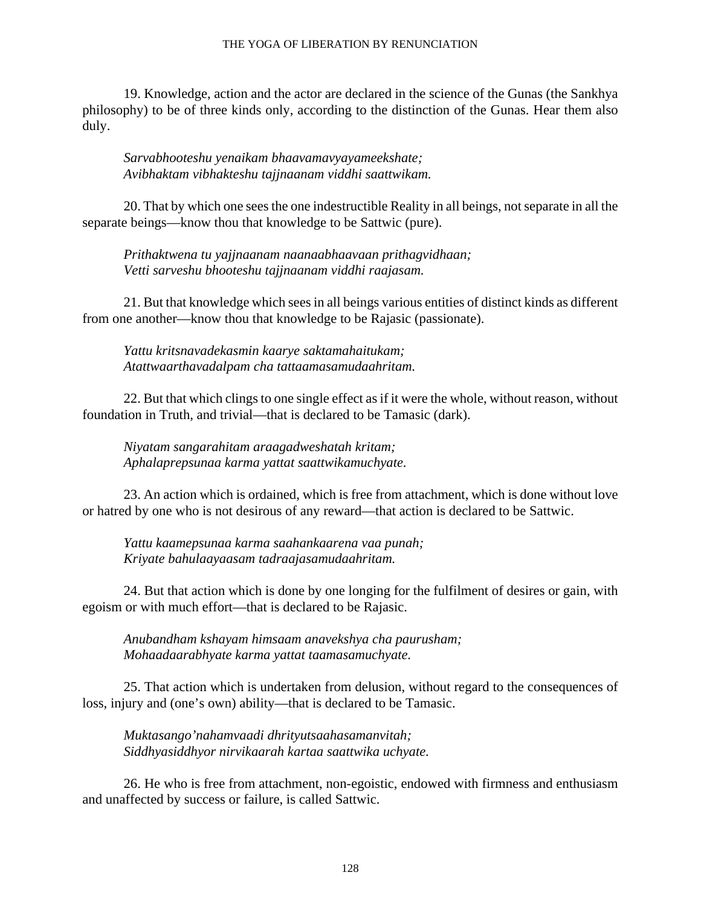19. Knowledge, action and the actor are declared in the science of the Gunas (the Sankhya philosophy) to be of three kinds only, according to the distinction of the Gunas. Hear them also duly.

*Sarvabhooteshu yenaikam bhaavamavyayameekshate;*
*Avibhaktam vibhakteshu tajjnaanam viddhi saattwikam.*

20. That by which one sees the one indestructible Reality in all beings, not separate in all the separate beings—know thou that knowledge to be Sattwic (pure).

*Prithaktwena tu yajjnaanam naanaabhaavaan prithagvidhaan;*
*Vetti sarveshu bhooteshu tajjnaanam viddhi raajasam.*

21. But that knowledge which sees in all beings various entities of distinct kinds as different from one another—know thou that knowledge to be Rajasic (passionate).

*Yattu kritsnavadekasmin kaarye saktamahaitukam;*
*Atattwaarthavadalpam cha tattaamasamudaahritam.*

22. But that which clings to one single effect as if it were the whole, without reason, without foundation in Truth, and trivial—that is declared to be Tamasic (dark).

*Niyatam sangarahitam araagadweshatah kritam;*
*Aphalaprepsunaa karma yattat saattwikamuchyate.*

23. An action which is ordained, which is free from attachment, which is done without love or hatred by one who is not desirous of any reward—that action is declared to be Sattwic.

*Yattu kaamepsunaa karma saahankaarena vaa punah;*
*Kriyate bahulaayaasam tadraajasamudaahritam.*

24. But that action which is done by one longing for the fulfilment of desires or gain, with egoism or with much effort—that is declared to be Rajasic.

*Anubandham kshayam himsaam anavekshya cha paurusham;*
*Mohaadaarabhyate karma yattat taamasamuchyate.*

25. That action which is undertaken from delusion, without regard to the consequences of loss, injury and (one's own) ability—that is declared to be Tamasic.

*Muktasango'nahamvaadi dhrityutsaahasamanvitah;*
*Siddhyasiddhyor nirvikaarah kartaa saattwika uchyate.*

26. He who is free from attachment, non-egoistic, endowed with firmness and enthusiasm and unaffected by success or failure, is called Sattwic.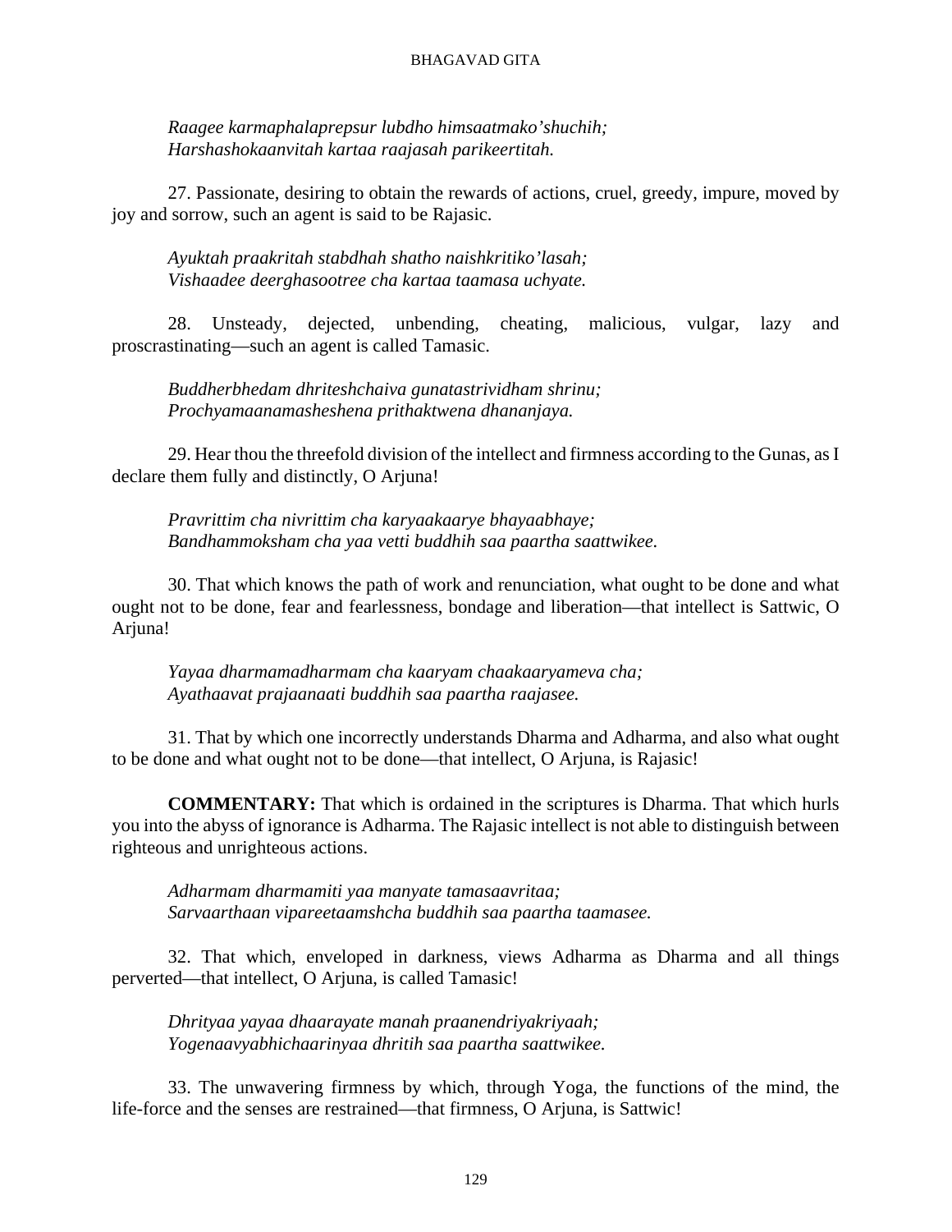*Raagee karmaphalaprepsur lubdho himsaatmako'shuchih;*
*Harshashokaanvitah kartaa raajasah parikeertitah.*

27. Passionate, desiring to obtain the rewards of actions, cruel, greedy, impure, moved by joy and sorrow, such an agent is said to be Rajasic.

*Ayuktah praakritah stabdhah shatho naishkritiko'lasah;*
*Vishaadee deerghasootree cha kartaa taamasa uchyate.*

28. Unsteady, dejected, unbending, cheating, malicious, vulgar, lazy and proscrastinating—such an agent is called Tamasic.

*Buddherbhedam dhriteshchaiva gunatastrividham shrinu;*
*Prochyamaanamasheshena prithaktwena dhananjaya.*

29. Hear thou the threefold division of the intellect and firmness according to the Gunas, as I declare them fully and distinctly, O Arjuna!

*Pravrittim cha nivrittim cha karyaakaarye bhayaabhaye;*
*Bandhammoksham cha yaa vetti buddhih saa paartha saattwikee.*

30. That which knows the path of work and renunciation, what ought to be done and what ought not to be done, fear and fearlessness, bondage and liberation—that intellect is Sattwic, O Arjuna!

*Yayaa dharmamadharmam cha kaaryam chaakaaryameva cha;*
*Ayathaavat prajaanaati buddhih saa paartha raajasee.*

31. That by which one incorrectly understands Dharma and Adharma, and also what ought to be done and what ought not to be done—that intellect, O Arjuna, is Rajasic!

**COMMENTARY:** That which is ordained in the scriptures is Dharma. That which hurls you into the abyss of ignorance is Adharma. The Rajasic intellect is not able to distinguish between righteous and unrighteous actions.

*Adharmam dharmamiti yaa manyate tamasaavritaa;*
*Sarvaarthaan vipareetaamshcha buddhih saa paartha taamasee.*

32. That which, enveloped in darkness, views Adharma as Dharma and all things perverted—that intellect, O Arjuna, is called Tamasic!

*Dhrityaa yayaa dhaarayate manah praanendriyakriyaah;*
*Yogenaavyabhichaarinyaa dhritih saa paartha saattwikee.*

33. The unwavering firmness by which, through Yoga, the functions of the mind, the life-force and the senses are restrained—that firmness, O Arjuna, is Sattwic!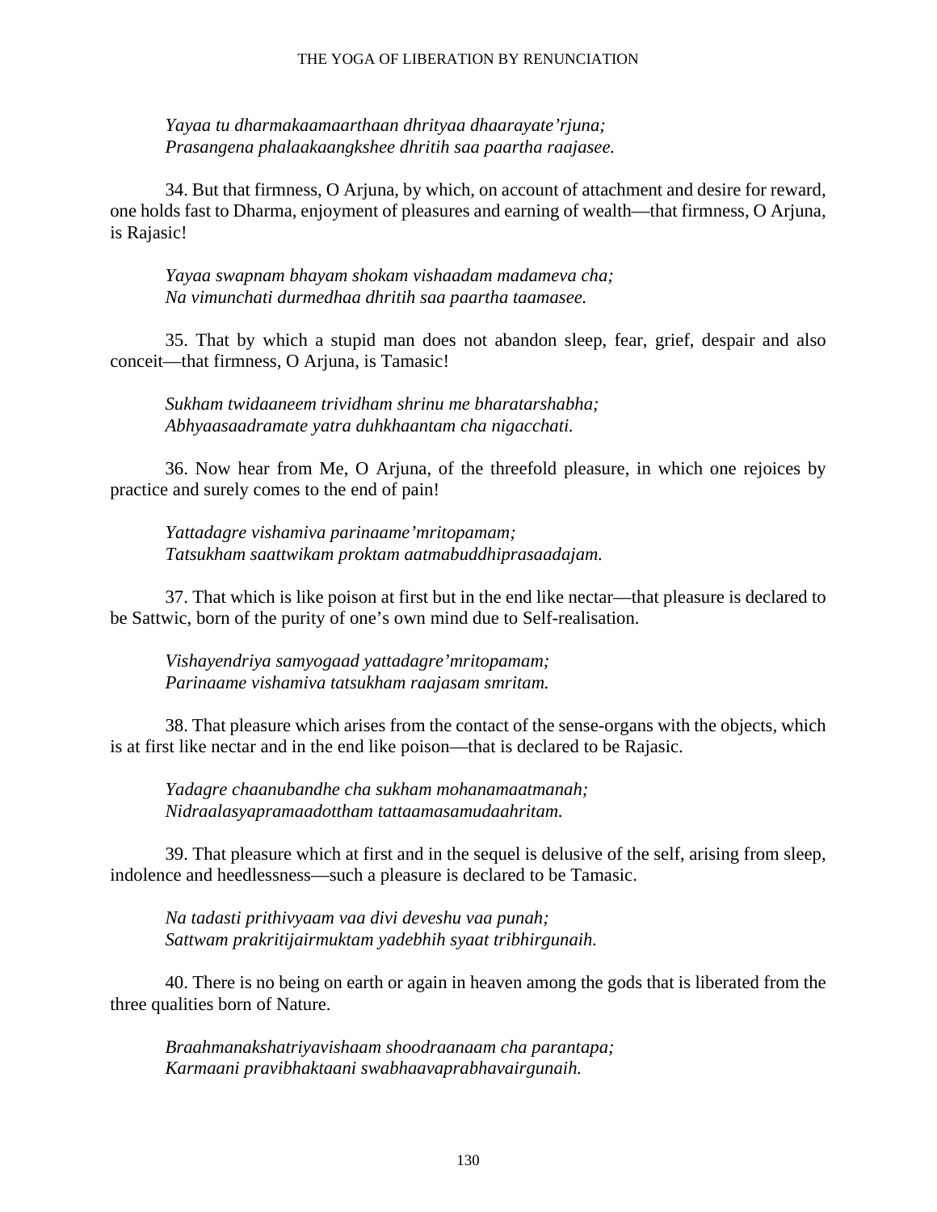*Yayaa tu dharmakaamaarthaan dhrityaa dhaarayate'rjuna;*
*Prasangena phalaakaangkshee dhritih saa paartha raajasee.*

34. But that firmness, O Arjuna, by which, on account of attachment and desire for reward, one holds fast to Dharma, enjoyment of pleasures and earning of wealth—that firmness, O Arjuna, is Rajasic!

*Yayaa swapnam bhayam shokam vishaadam madameva cha;*
*Na vimunchati durmedhaa dhritih saa paartha taamasee.*

35. That by which a stupid man does not abandon sleep, fear, grief, despair and also conceit—that firmness, O Arjuna, is Tamasic!

*Sukham twidaaneem trividham shrinu me bharatarshabha;*
*Abhyaasaadramate yatra duhkhaantam cha nigacchati.*

36. Now hear from Me, O Arjuna, of the threefold pleasure, in which one rejoices by practice and surely comes to the end of pain!

*Yattadagre vishamiva parinaame'mritopamam;*
*Tatsukham saattwikam proktam aatmabuddhiprasaadajam.*

37. That which is like poison at first but in the end like nectar—that pleasure is declared to be Sattwic, born of the purity of one's own mind due to Self-realisation.

*Vishayendriya samyogaad yattadagre'mritopamam;*
*Parinaame vishamiva tatsukham raajasam smritam.*

38. That pleasure which arises from the contact of the sense-organs with the objects, which is at first like nectar and in the end like poison—that is declared to be Rajasic.

*Yadagre chaanubandhe cha sukham mohanamaatmanah;*
*Nidraalasyapramaadottham tattaamasamudaahritam.*

39. That pleasure which at first and in the sequel is delusive of the self, arising from sleep, indolence and heedlessness—such a pleasure is declared to be Tamasic.

*Na tadasti prithivyaam vaa divi deveshu vaa punah;*
*Sattwam prakritijairmuktam yadebhih syaat tribhirgunaih.*

40. There is no being on earth or again in heaven among the gods that is liberated from the three qualities born of Nature.

*Braahmanakshatriyavishaam shoodraanaam cha parantapa;*
*Karmaani pravibhaktaani swabhaavaprabhavairgunaih.*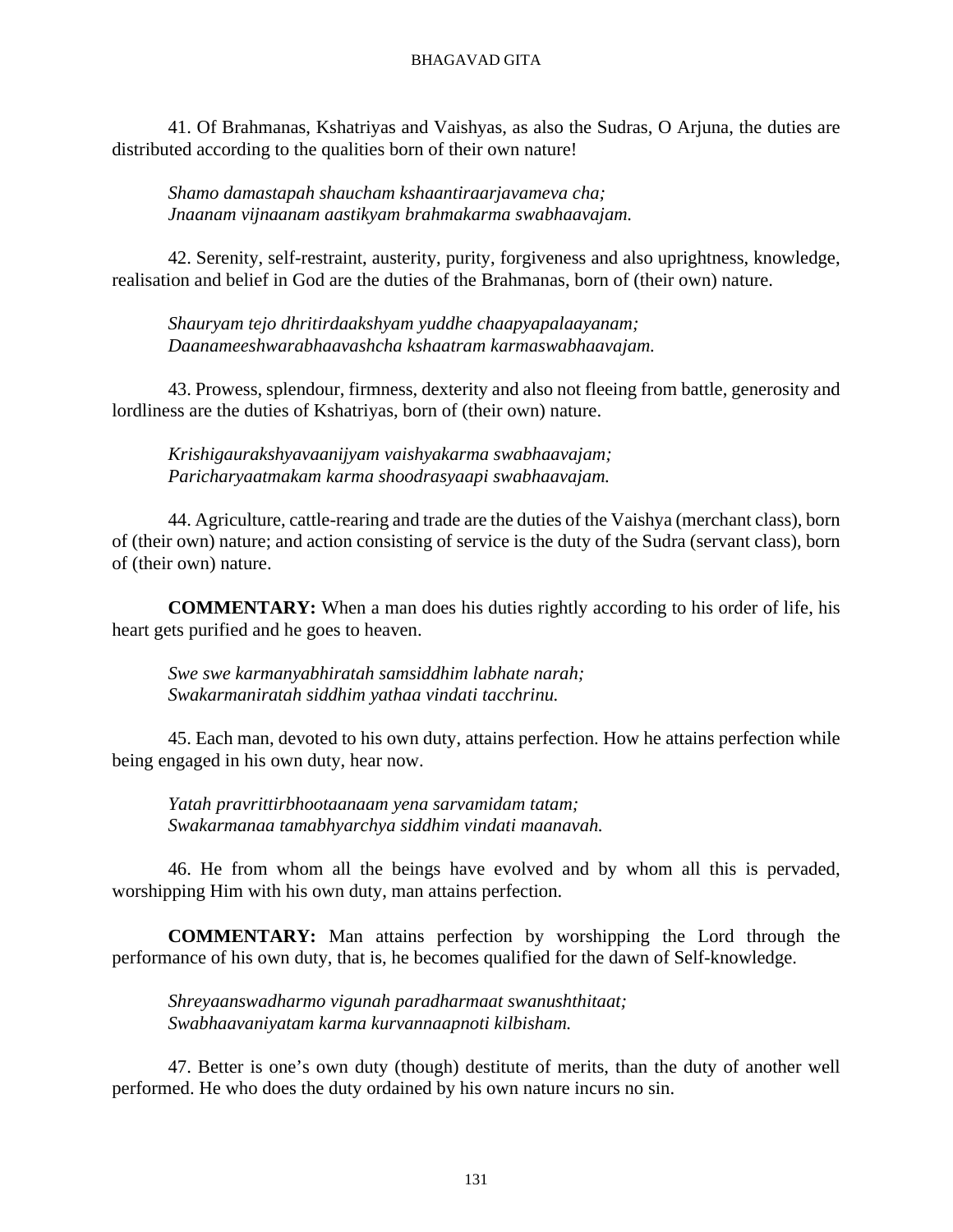41. Of Brahmanas, Kshatriyas and Vaishyas, as also the Sudras, O Arjuna, the duties are distributed according to the qualities born of their own nature!

*Shamo damastapah shaucham kshaantiraarjavameva cha;*
*Jnaanam vijnaanam aastikyam brahmakarma swabhaavajam.*

42. Serenity, self-restraint, austerity, purity, forgiveness and also uprightness, knowledge, realisation and belief in God are the duties of the Brahmanas, born of (their own) nature.

*Shauryam tejo dhritirdaakshyam yuddhe chaapyapalaayanam;*
*Daanameeshwarabhaavashcha kshaatram karmaswabhaavajam.*

43. Prowess, splendour, firmness, dexterity and also not fleeing from battle, generosity and lordliness are the duties of Kshatriyas, born of (their own) nature.

*Krishigaurakshyavaanijyam vaishyakarma swabhaavajam;*
*Paricharyaatmakam karma shoodrasyaapi swabhaavajam.*

44. Agriculture, cattle-rearing and trade are the duties of the Vaishya (merchant class), born of (their own) nature; and action consisting of service is the duty of the Sudra (servant class), born of (their own) nature.

**COMMENTARY:** When a man does his duties rightly according to his order of life, his heart gets purified and he goes to heaven.

*Swe swe karmanyabhiratah samsiddhim labhate narah;*
*Swakarmaniratah siddhim yathaa vindati tacchrinu.*

45. Each man, devoted to his own duty, attains perfection. How he attains perfection while being engaged in his own duty, hear now.

*Yatah pravrittirbhootaanaam yena sarvamidam tatam;*
*Swakarmanaa tamabhyarchya siddhim vindati maanavah.*

46. He from whom all the beings have evolved and by whom all this is pervaded, worshipping Him with his own duty, man attains perfection.

**COMMENTARY:** Man attains perfection by worshipping the Lord through the performance of his own duty, that is, he becomes qualified for the dawn of Self-knowledge.

*Shreyaanswadharmo vigunah paradharmaat swanushthitaat;*
*Swabhaavaniyatam karma kurvannaapnoti kilbisham.*

47. Better is one's own duty (though) destitute of merits, than the duty of another well performed. He who does the duty ordained by his own nature incurs no sin.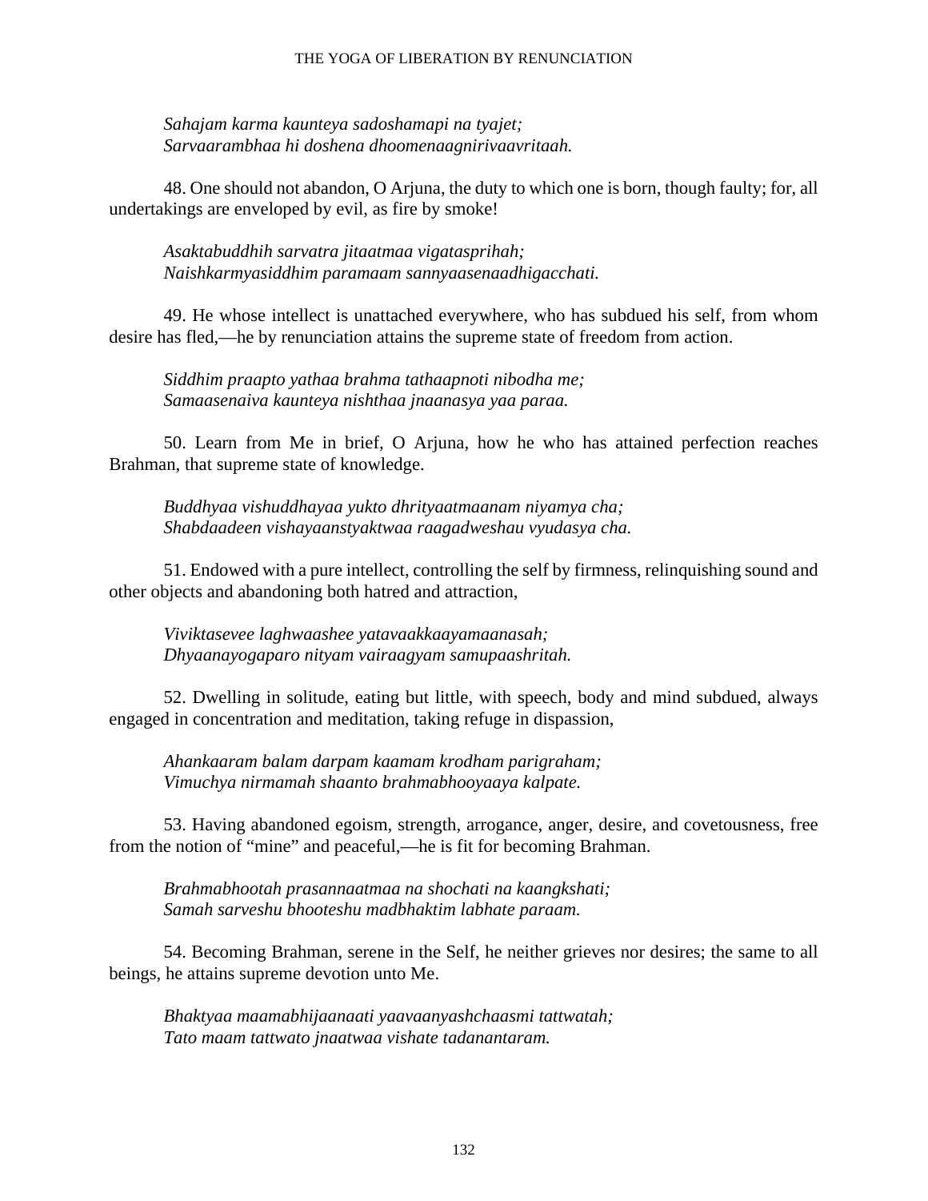*Sahajam karma kaunteya sadoshamapi na tyajet;*
*Sarvaarambhaa hi doshena dhoomenaagnirivaavritaah.*

48. One should not abandon, O Arjuna, the duty to which one is born, though faulty; for, all undertakings are enveloped by evil, as fire by smoke!

*Asaktabuddhih sarvatra jitaatmaa vigatasprihah;*
*Naishkarmyasiddhim paramaam sannyaasenaadhigacchati.*

49. He whose intellect is unattached everywhere, who has subdued his self, from whom desire has fled,—he by renunciation attains the supreme state of freedom from action.

*Siddhim praapto yathaa brahma tathaapnoti nibodha me;*
*Samaasenaiva kaunteya nishthaa jnaanasya yaa paraa.*

50. Learn from Me in brief, O Arjuna, how he who has attained perfection reaches Brahman, that supreme state of knowledge.

*Buddhyaa vishuddhayaa yukto dhrityaatmaanam niyamya cha;*
*Shabdaadeen vishayaanstyaktwaa raagadweshau vyudasya cha.*

51. Endowed with a pure intellect, controlling the self by firmness, relinquishing sound and other objects and abandoning both hatred and attraction,

*Viviktasevee laghwaashee yatavaakkaayamaanasah;*
*Dhyaanayogaparo nityam vairaagyam samupaashritah.*

52. Dwelling in solitude, eating but little, with speech, body and mind subdued, always engaged in concentration and meditation, taking refuge in dispassion,

*Ahankaaram balam darpam kaamam krodham parigraham;*
*Vimuchya nirmamah shaanto brahmabhooyaaya kalpate.*

53. Having abandoned egoism, strength, arrogance, anger, desire, and covetousness, free from the notion of "mine" and peaceful,—he is fit for becoming Brahman.

*Brahmabhootah prasannaatmaa na shochati na kaangkshati;*
*Samah sarveshu bhooteshu madbhaktim labhate paraam.*

54. Becoming Brahman, serene in the Self, he neither grieves nor desires; the same to all beings, he attains supreme devotion unto Me.

*Bhaktyaa maamabhijaanaati yaavaanyashchaasmi tattwatah;*
*Tato maam tattwato jnaatwaa vishate tadanantaram.*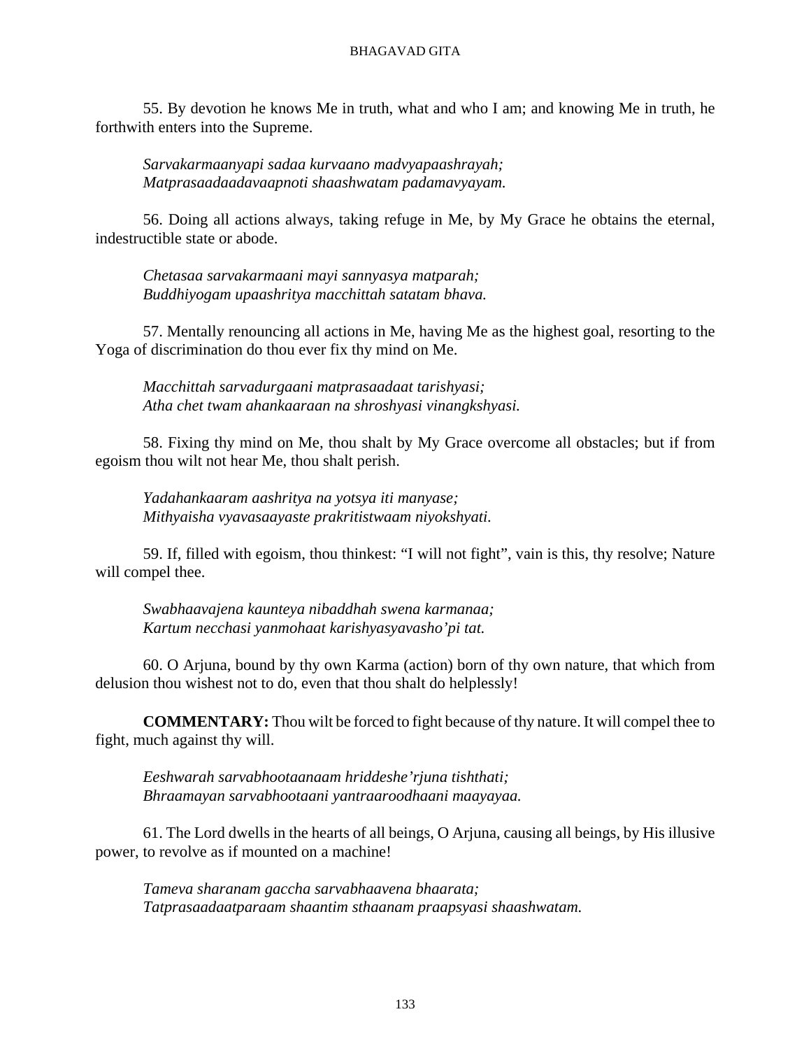55. By devotion he knows Me in truth, what and who I am; and knowing Me in truth, he forthwith enters into the Supreme.

*Sarvakarmaanyapi sadaa kurvaano madvyapaashrayah;*
*Matprasaadaadavaapnoti shaashwatam padamavyayam.*

56. Doing all actions always, taking refuge in Me, by My Grace he obtains the eternal, indestructible state or abode.

*Chetasaa sarvakarmaani mayi sannyasya matparah;*
*Buddhiyogam upaashritya macchittah satatam bhava.*

57. Mentally renouncing all actions in Me, having Me as the highest goal, resorting to the Yoga of discrimination do thou ever fix thy mind on Me.

*Macchittah sarvadurgaani matprasaadaat tarishyasi;*
*Atha chet twam ahankaaraan na shroshyasi vinangkshyasi.*

58. Fixing thy mind on Me, thou shalt by My Grace overcome all obstacles; but if from egoism thou wilt not hear Me, thou shalt perish.

*Yadahankaaram aashritya na yotsya iti manyase;*
*Mithyaisha vyavasaayaste prakritistwaam niyokshyati.*

59. If, filled with egoism, thou thinkest: “I will not fight”, vain is this, thy resolve; Nature will compel thee.

*Swabhaavajena kaunteya nibaddhah swena karmanaa;*
*Kartum necchasi yanmohaat karishyasyavasho’pi tat.*

60. O Arjuna, bound by thy own Karma (action) born of thy own nature, that which from delusion thou wishest not to do, even that thou shalt do helplessly!

**COMMENTARY:** Thou wilt be forced to fight because of thy nature. It will compel thee to fight, much against thy will.

*Eeshwarah sarvabhootaanaam hriddeshe’rjuna tishthati;*
*Bhraamayan sarvabhootaani yantraaroodhaani maayayaa.*

61. The Lord dwells in the hearts of all beings, O Arjuna, causing all beings, by His illusive power, to revolve as if mounted on a machine!

*Tameva sharanam gaccha sarvabhaavena bhaarata;*
*Tatprasaadaatparaam shaantim sthaanam praapsyasi shaashwatam.*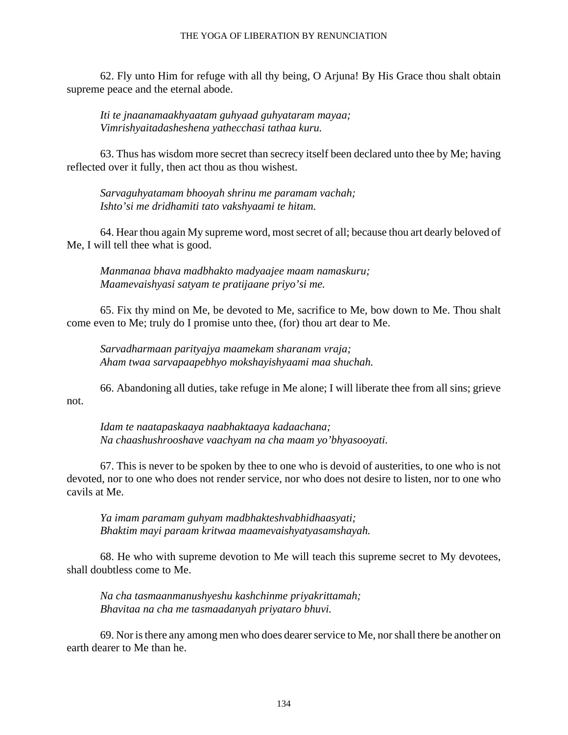62. Fly unto Him for refuge with all thy being, O Arjuna! By His Grace thou shalt obtain supreme peace and the eternal abode.

*Iti te jnaanamaakhyaatam guhyaad guhyataram mayaa;*
*Vimrishyaitadasheshena yathecchasi tathaa kuru.*

63. Thus has wisdom more secret than secrecy itself been declared unto thee by Me; having reflected over it fully, then act thou as thou wishest.

*Sarvaguhyatamam bhooyah shrinu me paramam vachah;*
*Ishto'si me dridhamiti tato vakshyaami te hitam.*

64. Hear thou again My supreme word, most secret of all; because thou art dearly beloved of Me, I will tell thee what is good.

*Manmanaa bhava madbhakto madyaajee maam namaskuru;*
*Maamevaishyasi satyam te pratijaane priyo'si me.*

65. Fix thy mind on Me, be devoted to Me, sacrifice to Me, bow down to Me. Thou shalt come even to Me; truly do I promise unto thee, (for) thou art dear to Me.

*Sarvadharmaan parityajya maamekam sharanam vraja;*
*Aham twaa sarvapaapebhyo mokshayishyaami maa shuchah.*

66. Abandoning all duties, take refuge in Me alone; I will liberate thee from all sins; grieve not.

*Idam te naatapaskaaya naabhaktaaya kadaachana;*
*Na chaashushrooshave vaachyam na cha maam yo'bhyasooyati.*

67. This is never to be spoken by thee to one who is devoid of austerities, to one who is not devoted, nor to one who does not render service, nor who does not desire to listen, nor to one who cavils at Me.

*Ya imam paramam guhyam madbhakteshvabhidhaasyati;*
*Bhaktim mayi paraam kritwaa maamevaishyatyasamshayah.*

68. He who with supreme devotion to Me will teach this supreme secret to My devotees, shall doubtless come to Me.

*Na cha tasmaanmanushyeshu kashchinme priyakrittamah;*
*Bhavitaa na cha me tasmaadanyah priyataro bhuvi.*

69. Nor is there any among men who does dearer service to Me, nor shall there be another on earth dearer to Me than he.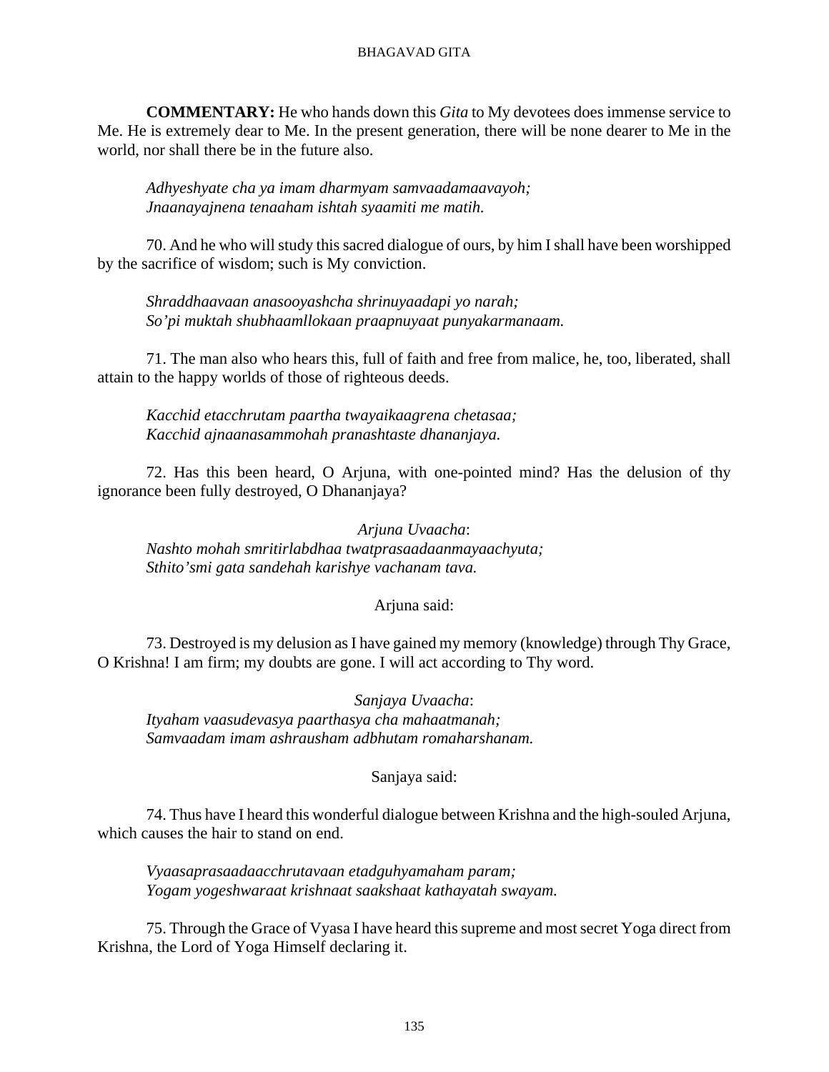**COMMENTARY:** He who hands down this *Gita* to My devotees does immense service to Me. He is extremely dear to Me. In the present generation, there will be none dearer to Me in the world, nor shall there be in the future also.

*Adhyeshyate cha ya imam dharmyam samvaadamaavayoh;*
*Jnaanayajnena tenaaham ishtah syaamiti me matih.*

70. And he who will study this sacred dialogue of ours, by him I shall have been worshipped by the sacrifice of wisdom; such is My conviction.

*Shraddhaavaan anasooyashcha shrinuyaadapi yo narah;*
*So'pi muktah shubhaamllokaan praapnuyaat punyakarmanaam.*

71. The man also who hears this, full of faith and free from malice, he, too, liberated, shall attain to the happy worlds of those of righteous deeds.

*Kacchid etacchrutam paartha twayaikaagrena chetasaa;*
*Kacchid ajnaanasammohah pranashtaste dhananjaya.*

72. Has this been heard, O Arjuna, with one-pointed mind? Has the delusion of thy ignorance been fully destroyed, O Dhananjaya?

*Arjuna Uvaacha*:
*Nashto mohah smritirlabdhaa twatprasaadaanmayaachyuta;*
*Sthito'smi gata sandehah karishye vachanam tava.*

Arjuna said:

73. Destroyed is my delusion as I have gained my memory (knowledge) through Thy Grace, O Krishna! I am firm; my doubts are gone. I will act according to Thy word.

*Sanjaya Uvaacha*:
*Ityaham vaasudevasya paarthasya cha mahaatmanah;*
*Samvaadam imam ashrausham adbhutam romaharshanam.*

Sanjaya said:

74. Thus have I heard this wonderful dialogue between Krishna and the high-souled Arjuna, which causes the hair to stand on end.

*Vyaasaprasaadaacchrutavaan etadguhyamaham param;*
*Yogam yogeshwaraat krishnaat saakshaat kathayatah swayam.*

75. Through the Grace of Vyasa I have heard this supreme and most secret Yoga direct from Krishna, the Lord of Yoga Himself declaring it.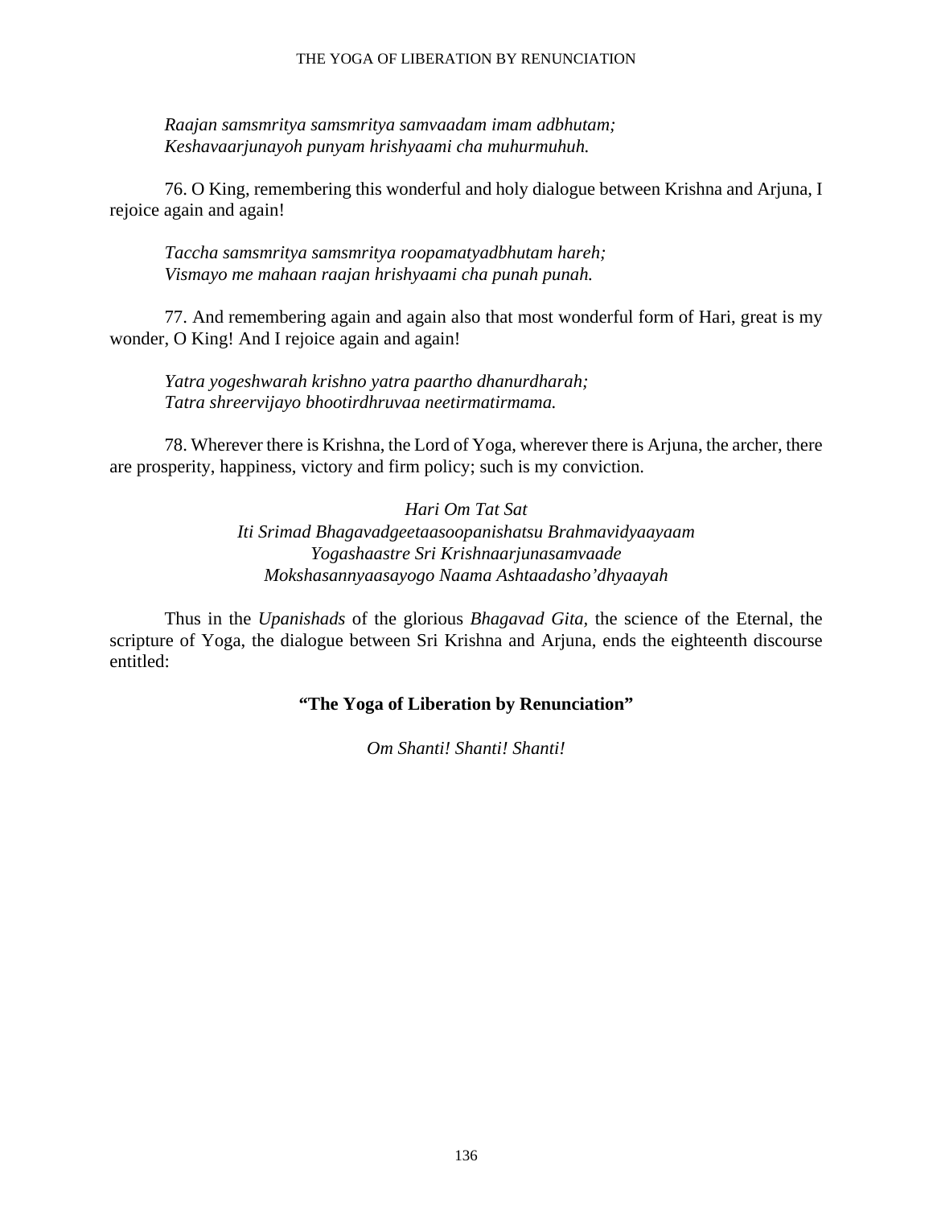*Raajan samsmritya samsmritya samvaadam imam adbhutam;*
*Keshavaarjunayoh punyam hrishyaami cha muhurmuhuh.*

76. O King, remembering this wonderful and holy dialogue between Krishna and Arjuna, I rejoice again and again!

*Taccha samsmritya samsmritya roopamatyadbhutam hareh;*
*Vismayo me mahaan raajan hrishyaami cha punah punah.*

77. And remembering again and again also that most wonderful form of Hari, great is my wonder, O King! And I rejoice again and again!

*Yatra yogeshwarah krishno yatra paartho dhanurdharah;*
*Tatra shreervijayo bhootirdhruvaa neetirmatirmama.*

78. Wherever there is Krishna, the Lord of Yoga, wherever there is Arjuna, the archer, there are prosperity, happiness, victory and firm policy; such is my conviction.

*Hari Om Tat Sat*
*Iti Srimad Bhagavadgeetaasoopanishatsu Brahmavidyaayaam*
*Yogashaastre Sri Krishnaarjunasamvaade*
*Mokshasannyaasayogo Naama Ashtaadasho'dhyaayah*

Thus in the *Upanishads* of the glorious *Bhagavad Gita,* the science of the Eternal, the scripture of Yoga, the dialogue between Sri Krishna and Arjuna, ends the eighteenth discourse entitled:

**"The Yoga of Liberation by Renunciation"**

*Om Shanti! Shanti! Shanti!*